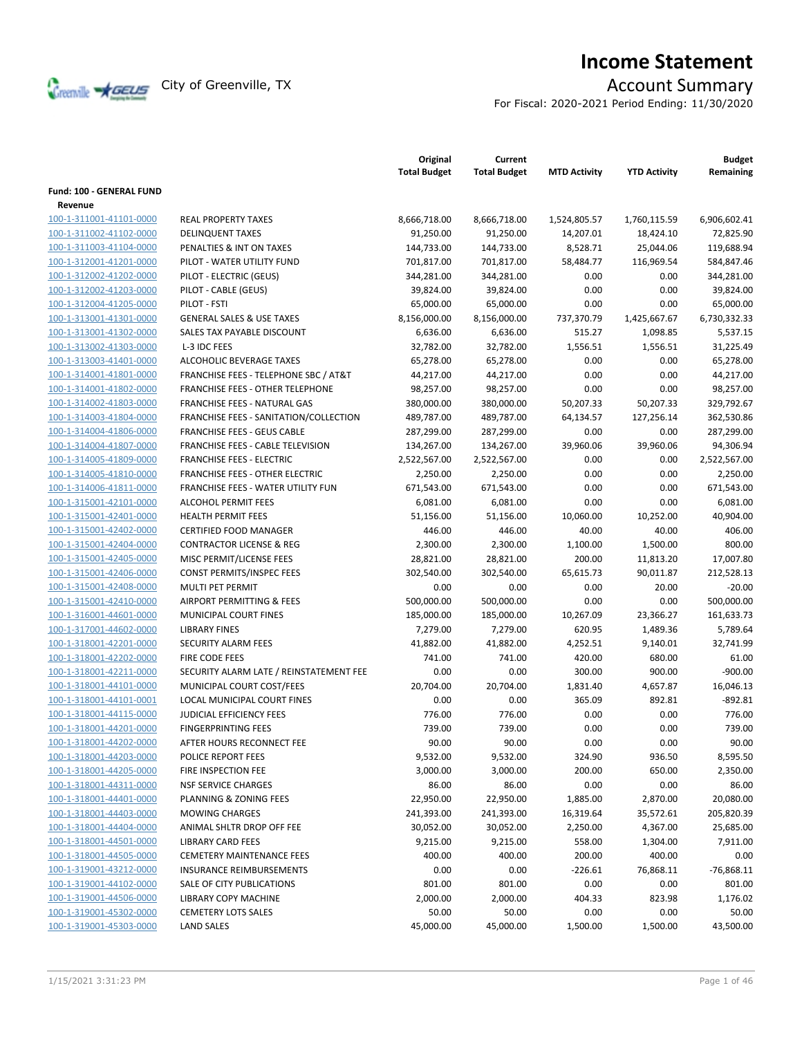# Income Statement

City of Greenville, TX

## Account Summary

For Fiscal: 2020-2021 Period Ending: 11/30/2020

| | | Original Total Budget | Current Total Budget | MTD Activity | YTD Activity | Budget Remaining |
|---|---|---|---|---|---|---|
| **Fund: 100 - GENERAL FUND** | | | | | | |
| **Revenue** | | | | | | |
| 100-1-311001-41101-0000 | REAL PROPERTY TAXES | 8,666,718.00 | 8,666,718.00 | 1,524,805.57 | 1,760,115.59 | 6,906,602.41 |
| 100-1-311002-41102-0000 | DELINQUENT TAXES | 91,250.00 | 91,250.00 | 14,207.01 | 18,424.10 | 72,825.90 |
| 100-1-311003-41104-0000 | PENALTIES & INT ON TAXES | 144,733.00 | 144,733.00 | 8,528.71 | 25,044.06 | 119,688.94 |
| 100-1-312001-41201-0000 | PILOT - WATER UTILITY FUND | 701,817.00 | 701,817.00 | 58,484.77 | 116,969.54 | 584,847.46 |
| 100-1-312002-41202-0000 | PILOT - ELECTRIC (GEUS) | 344,281.00 | 344,281.00 | 0.00 | 0.00 | 344,281.00 |
| 100-1-312002-41203-0000 | PILOT - CABLE (GEUS) | 39,824.00 | 39,824.00 | 0.00 | 0.00 | 39,824.00 |
| 100-1-312004-41205-0000 | PILOT - FSTI | 65,000.00 | 65,000.00 | 0.00 | 0.00 | 65,000.00 |
| 100-1-313001-41301-0000 | GENERAL SALES & USE TAXES | 8,156,000.00 | 8,156,000.00 | 737,370.79 | 1,425,667.67 | 6,730,332.33 |
| 100-1-313001-41302-0000 | SALES TAX PAYABLE DISCOUNT | 6,636.00 | 6,636.00 | 515.27 | 1,098.85 | 5,537.15 |
| 100-1-313002-41303-0000 | L-3 IDC FEES | 32,782.00 | 32,782.00 | 1,556.51 | 1,556.51 | 31,225.49 |
| 100-1-313003-41401-0000 | ALCOHOLIC BEVERAGE TAXES | 65,278.00 | 65,278.00 | 0.00 | 0.00 | 65,278.00 |
| 100-1-314001-41801-0000 | FRANCHISE FEES - TELEPHONE SBC / AT&T | 44,217.00 | 44,217.00 | 0.00 | 0.00 | 44,217.00 |
| 100-1-314001-41802-0000 | FRANCHISE FEES - OTHER TELEPHONE | 98,257.00 | 98,257.00 | 0.00 | 0.00 | 98,257.00 |
| 100-1-314002-41803-0000 | FRANCHISE FEES - NATURAL GAS | 380,000.00 | 380,000.00 | 50,207.33 | 50,207.33 | 329,792.67 |
| 100-1-314003-41804-0000 | FRANCHISE FEES - SANITATION/COLLECTION | 489,787.00 | 489,787.00 | 64,134.57 | 127,256.14 | 362,530.86 |
| 100-1-314004-41806-0000 | FRANCHISE FEES - GEUS CABLE | 287,299.00 | 287,299.00 | 0.00 | 0.00 | 287,299.00 |
| 100-1-314004-41807-0000 | FRANCHISE FEES - CABLE TELEVISION | 134,267.00 | 134,267.00 | 39,960.06 | 39,960.06 | 94,306.94 |
| 100-1-314005-41809-0000 | FRANCHISE FEES - ELECTRIC | 2,522,567.00 | 2,522,567.00 | 0.00 | 0.00 | 2,522,567.00 |
| 100-1-314005-41810-0000 | FRANCHISE FEES - OTHER ELECTRIC | 2,250.00 | 2,250.00 | 0.00 | 0.00 | 2,250.00 |
| 100-1-314006-41811-0000 | FRANCHISE FEES - WATER UTILITY FUN | 671,543.00 | 671,543.00 | 0.00 | 0.00 | 671,543.00 |
| 100-1-315001-42101-0000 | ALCOHOL PERMIT FEES | 6,081.00 | 6,081.00 | 0.00 | 0.00 | 6,081.00 |
| 100-1-315001-42401-0000 | HEALTH PERMIT FEES | 51,156.00 | 51,156.00 | 10,060.00 | 10,252.00 | 40,904.00 |
| 100-1-315001-42402-0000 | CERTIFIED FOOD MANAGER | 446.00 | 446.00 | 40.00 | 40.00 | 406.00 |
| 100-1-315001-42404-0000 | CONTRACTOR LICENSE & REG | 2,300.00 | 2,300.00 | 1,100.00 | 1,500.00 | 800.00 |
| 100-1-315001-42405-0000 | MISC PERMIT/LICENSE FEES | 28,821.00 | 28,821.00 | 200.00 | 11,813.20 | 17,007.80 |
| 100-1-315001-42406-0000 | CONST PERMITS/INSPEC FEES | 302,540.00 | 302,540.00 | 65,615.73 | 90,011.87 | 212,528.13 |
| 100-1-315001-42408-0000 | MULTI PET PERMIT | 0.00 | 0.00 | 0.00 | 20.00 | -20.00 |
| 100-1-315001-42410-0000 | AIRPORT PERMITTING & FEES | 500,000.00 | 500,000.00 | 0.00 | 0.00 | 500,000.00 |
| 100-1-316001-44601-0000 | MUNICIPAL COURT FINES | 185,000.00 | 185,000.00 | 10,267.09 | 23,366.27 | 161,633.73 |
| 100-1-317001-44602-0000 | LIBRARY FINES | 7,279.00 | 7,279.00 | 620.95 | 1,489.36 | 5,789.64 |
| 100-1-318001-42201-0000 | SECURITY ALARM FEES | 41,882.00 | 41,882.00 | 4,252.51 | 9,140.01 | 32,741.99 |
| 100-1-318001-42202-0000 | FIRE CODE FEES | 741.00 | 741.00 | 420.00 | 680.00 | 61.00 |
| 100-1-318001-42211-0000 | SECURITY ALARM LATE / REINSTATEMENT FEE | 0.00 | 0.00 | 300.00 | 900.00 | -900.00 |
| 100-1-318001-44101-0000 | MUNICIPAL COURT COST/FEES | 20,704.00 | 20,704.00 | 1,831.40 | 4,657.87 | 16,046.13 |
| 100-1-318001-44101-0001 | LOCAL MUNICIPAL COURT FINES | 0.00 | 0.00 | 365.09 | 892.81 | -892.81 |
| 100-1-318001-44115-0000 | JUDICIAL EFFICIENCY FEES | 776.00 | 776.00 | 0.00 | 0.00 | 776.00 |
| 100-1-318001-44201-0000 | FINGERPRINTING FEES | 739.00 | 739.00 | 0.00 | 0.00 | 739.00 |
| 100-1-318001-44202-0000 | AFTER HOURS RECONNECT FEE | 90.00 | 90.00 | 0.00 | 0.00 | 90.00 |
| 100-1-318001-44203-0000 | POLICE REPORT FEES | 9,532.00 | 9,532.00 | 324.90 | 936.50 | 8,595.50 |
| 100-1-318001-44205-0000 | FIRE INSPECTION FEE | 3,000.00 | 3,000.00 | 200.00 | 650.00 | 2,350.00 |
| 100-1-318001-44311-0000 | NSF SERVICE CHARGES | 86.00 | 86.00 | 0.00 | 0.00 | 86.00 |
| 100-1-318001-44401-0000 | PLANNING & ZONING FEES | 22,950.00 | 22,950.00 | 1,885.00 | 2,870.00 | 20,080.00 |
| 100-1-318001-44403-0000 | MOWING CHARGES | 241,393.00 | 241,393.00 | 16,319.64 | 35,572.61 | 205,820.39 |
| 100-1-318001-44404-0000 | ANIMAL SHLTR DROP OFF FEE | 30,052.00 | 30,052.00 | 2,250.00 | 4,367.00 | 25,685.00 |
| 100-1-318001-44501-0000 | LIBRARY CARD FEES | 9,215.00 | 9,215.00 | 558.00 | 1,304.00 | 7,911.00 |
| 100-1-318001-44505-0000 | CEMETERY MAINTENANCE FEES | 400.00 | 400.00 | 200.00 | 400.00 | 0.00 |
| 100-1-319001-43212-0000 | INSURANCE REIMBURSEMENTS | 0.00 | 0.00 | -226.61 | 76,868.11 | -76,868.11 |
| 100-1-319001-44102-0000 | SALE OF CITY PUBLICATIONS | 801.00 | 801.00 | 0.00 | 0.00 | 801.00 |
| 100-1-319001-44506-0000 | LIBRARY COPY MACHINE | 2,000.00 | 2,000.00 | 404.33 | 823.98 | 1,176.02 |
| 100-1-319001-45302-0000 | CEMETERY LOTS SALES | 50.00 | 50.00 | 0.00 | 0.00 | 50.00 |
| 100-1-319001-45303-0000 | LAND SALES | 45,000.00 | 45,000.00 | 1,500.00 | 1,500.00 | 43,500.00 |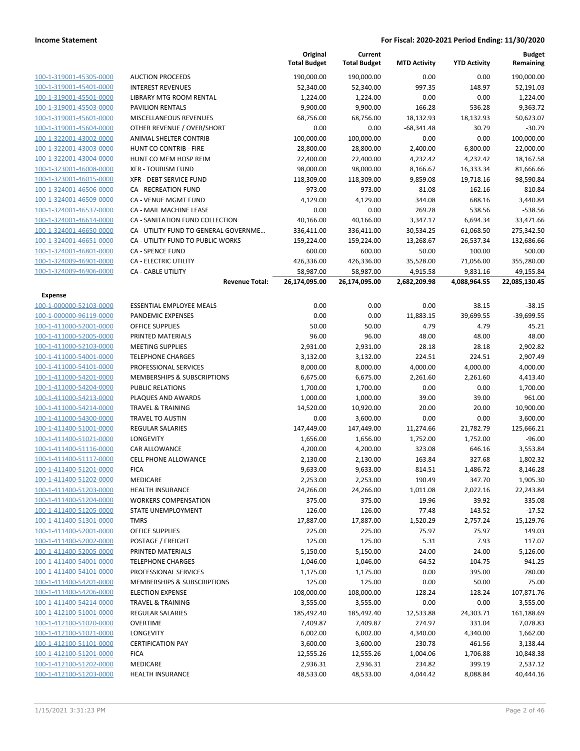| | | Original Total Budget | Current Total Budget | MTD Activity | YTD Activity | Budget Remaining |
|---|---|---|---|---|---|---|
| 100-1-319001-45305-0000 | AUCTION PROCEEDS | 190,000.00 | 190,000.00 | 0.00 | 0.00 | 190,000.00 |
| 100-1-319001-45401-0000 | INTEREST REVENUES | 52,340.00 | 52,340.00 | 997.35 | 148.97 | 52,191.03 |
| 100-1-319001-45501-0000 | LIBRARY MTG ROOM RENTAL | 1,224.00 | 1,224.00 | 0.00 | 0.00 | 1,224.00 |
| 100-1-319001-45503-0000 | PAVILION RENTALS | 9,900.00 | 9,900.00 | 166.28 | 536.28 | 9,363.72 |
| 100-1-319001-45601-0000 | MISCELLANEOUS REVENUES | 68,756.00 | 68,756.00 | 18,132.93 | 18,132.93 | 50,623.07 |
| 100-1-319001-45604-0000 | OTHER REVENUE / OVER/SHORT | 0.00 | 0.00 | -68,341.48 | 30.79 | -30.79 |
| 100-1-322001-43002-0000 | ANIMAL SHELTER CONTRIB | 100,000.00 | 100,000.00 | 0.00 | 0.00 | 100,000.00 |
| 100-1-322001-43003-0000 | HUNT CO CONTRIB - FIRE | 28,800.00 | 28,800.00 | 2,400.00 | 6,800.00 | 22,000.00 |
| 100-1-322001-43004-0000 | HUNT CO MEM HOSP REIM | 22,400.00 | 22,400.00 | 4,232.42 | 4,232.42 | 18,167.58 |
| 100-1-323001-46008-0000 | XFR - TOURISM FUND | 98,000.00 | 98,000.00 | 8,166.67 | 16,333.34 | 81,666.66 |
| 100-1-323001-46015-0000 | XFR - DEBT SERVICE FUND | 118,309.00 | 118,309.00 | 9,859.08 | 19,718.16 | 98,590.84 |
| 100-1-324001-46506-0000 | CA - RECREATION FUND | 973.00 | 973.00 | 81.08 | 162.16 | 810.84 |
| 100-1-324001-46509-0000 | CA - VENUE MGMT FUND | 4,129.00 | 4,129.00 | 344.08 | 688.16 | 3,440.84 |
| 100-1-324001-46537-0000 | CA - MAIL MACHINE LEASE | 0.00 | 0.00 | 269.28 | 538.56 | -538.56 |
| 100-1-324001-46614-0000 | CA - SANITATION FUND COLLECTION | 40,166.00 | 40,166.00 | 3,347.17 | 6,694.34 | 33,471.66 |
| 100-1-324001-46650-0000 | CA - UTILITY FUND TO GENERAL GOVERNME... | 336,411.00 | 336,411.00 | 30,534.25 | 61,068.50 | 275,342.50 |
| 100-1-324001-46651-0000 | CA - UTILITY FUND TO PUBLIC WORKS | 159,224.00 | 159,224.00 | 13,268.67 | 26,537.34 | 132,686.66 |
| 100-1-324001-46801-0000 | CA - SPENCE FUND | 600.00 | 600.00 | 50.00 | 100.00 | 500.00 |
| 100-1-324009-46901-0000 | CA - ELECTRIC UTILITY | 426,336.00 | 426,336.00 | 35,528.00 | 71,056.00 | 355,280.00 |
| 100-1-324009-46906-0000 | CA - CABLE UTILITY | 58,987.00 | 58,987.00 | 4,915.58 | 9,831.16 | 49,155.84 |
| | **Revenue Total:** | **26,174,095.00** | **26,174,095.00** | **2,682,209.98** | **4,088,964.55** | **22,085,130.45** |
| **Expense** | | | | | | |
| 100-1-000000-52103-0000 | ESSENTIAL EMPLOYEE MEALS | 0.00 | 0.00 | 0.00 | 38.15 | -38.15 |
| 100-1-000000-96119-0000 | PANDEMIC EXPENSES | 0.00 | 0.00 | 11,883.15 | 39,699.55 | -39,699.55 |
| 100-1-411000-52001-0000 | OFFICE SUPPLIES | 50.00 | 50.00 | 4.79 | 4.79 | 45.21 |
| 100-1-411000-52005-0000 | PRINTED MATERIALS | 96.00 | 96.00 | 48.00 | 48.00 | 48.00 |
| 100-1-411000-52103-0000 | MEETING SUPPLIES | 2,931.00 | 2,931.00 | 28.18 | 28.18 | 2,902.82 |
| 100-1-411000-54001-0000 | TELEPHONE CHARGES | 3,132.00 | 3,132.00 | 224.51 | 224.51 | 2,907.49 |
| 100-1-411000-54101-0000 | PROFESSIONAL SERVICES | 8,000.00 | 8,000.00 | 4,000.00 | 4,000.00 | 4,000.00 |
| 100-1-411000-54201-0000 | MEMBERSHIPS & SUBSCRIPTIONS | 6,675.00 | 6,675.00 | 2,261.60 | 2,261.60 | 4,413.40 |
| 100-1-411000-54204-0000 | PUBLIC RELATIONS | 1,700.00 | 1,700.00 | 0.00 | 0.00 | 1,700.00 |
| 100-1-411000-54213-0000 | PLAQUES AND AWARDS | 1,000.00 | 1,000.00 | 39.00 | 39.00 | 961.00 |
| 100-1-411000-54214-0000 | TRAVEL & TRAINING | 14,520.00 | 10,920.00 | 20.00 | 20.00 | 10,900.00 |
| 100-1-411000-54300-0000 | TRAVEL TO AUSTIN | 0.00 | 3,600.00 | 0.00 | 0.00 | 3,600.00 |
| 100-1-411400-51001-0000 | REGULAR SALARIES | 147,449.00 | 147,449.00 | 11,274.66 | 21,782.79 | 125,666.21 |
| 100-1-411400-51021-0000 | LONGEVITY | 1,656.00 | 1,656.00 | 1,752.00 | 1,752.00 | -96.00 |
| 100-1-411400-51116-0000 | CAR ALLOWANCE | 4,200.00 | 4,200.00 | 323.08 | 646.16 | 3,553.84 |
| 100-1-411400-51117-0000 | CELL PHONE ALLOWANCE | 2,130.00 | 2,130.00 | 163.84 | 327.68 | 1,802.32 |
| 100-1-411400-51201-0000 | FICA | 9,633.00 | 9,633.00 | 814.51 | 1,486.72 | 8,146.28 |
| 100-1-411400-51202-0000 | MEDICARE | 2,253.00 | 2,253.00 | 190.49 | 347.70 | 1,905.30 |
| 100-1-411400-51203-0000 | HEALTH INSURANCE | 24,266.00 | 24,266.00 | 1,011.08 | 2,022.16 | 22,243.84 |
| 100-1-411400-51204-0000 | WORKERS COMPENSATION | 375.00 | 375.00 | 19.96 | 39.92 | 335.08 |
| 100-1-411400-51205-0000 | STATE UNEMPLOYMENT | 126.00 | 126.00 | 77.48 | 143.52 | -17.52 |
| 100-1-411400-51301-0000 | TMRS | 17,887.00 | 17,887.00 | 1,520.29 | 2,757.24 | 15,129.76 |
| 100-1-411400-52001-0000 | OFFICE SUPPLIES | 225.00 | 225.00 | 75.97 | 75.97 | 149.03 |
| 100-1-411400-52002-0000 | POSTAGE / FREIGHT | 125.00 | 125.00 | 5.31 | 7.93 | 117.07 |
| 100-1-411400-52005-0000 | PRINTED MATERIALS | 5,150.00 | 5,150.00 | 24.00 | 24.00 | 5,126.00 |
| 100-1-411400-54001-0000 | TELEPHONE CHARGES | 1,046.00 | 1,046.00 | 64.52 | 104.75 | 941.25 |
| 100-1-411400-54101-0000 | PROFESSIONAL SERVICES | 1,175.00 | 1,175.00 | 0.00 | 395.00 | 780.00 |
| 100-1-411400-54201-0000 | MEMBERSHIPS & SUBSCRIPTIONS | 125.00 | 125.00 | 0.00 | 50.00 | 75.00 |
| 100-1-411400-54206-0000 | ELECTION EXPENSE | 108,000.00 | 108,000.00 | 128.24 | 128.24 | 107,871.76 |
| 100-1-411400-54214-0000 | TRAVEL & TRAINING | 3,555.00 | 3,555.00 | 0.00 | 0.00 | 3,555.00 |
| 100-1-412100-51001-0000 | REGULAR SALARIES | 185,492.40 | 185,492.40 | 12,533.88 | 24,303.71 | 161,188.69 |
| 100-1-412100-51020-0000 | OVERTIME | 7,409.87 | 7,409.87 | 274.97 | 331.04 | 7,078.83 |
| 100-1-412100-51021-0000 | LONGEVITY | 6,002.00 | 6,002.00 | 4,340.00 | 4,340.00 | 1,662.00 |
| 100-1-412100-51101-0000 | CERTIFICATION PAY | 3,600.00 | 3,600.00 | 230.78 | 461.56 | 3,138.44 |
| 100-1-412100-51201-0000 | FICA | 12,555.26 | 12,555.26 | 1,004.06 | 1,706.88 | 10,848.38 |
| 100-1-412100-51202-0000 | MEDICARE | 2,936.31 | 2,936.31 | 234.82 | 399.19 | 2,537.12 |
| 100-1-412100-51203-0000 | HEALTH INSURANCE | 48,533.00 | 48,533.00 | 4,044.42 | 8,088.84 | 40,444.16 |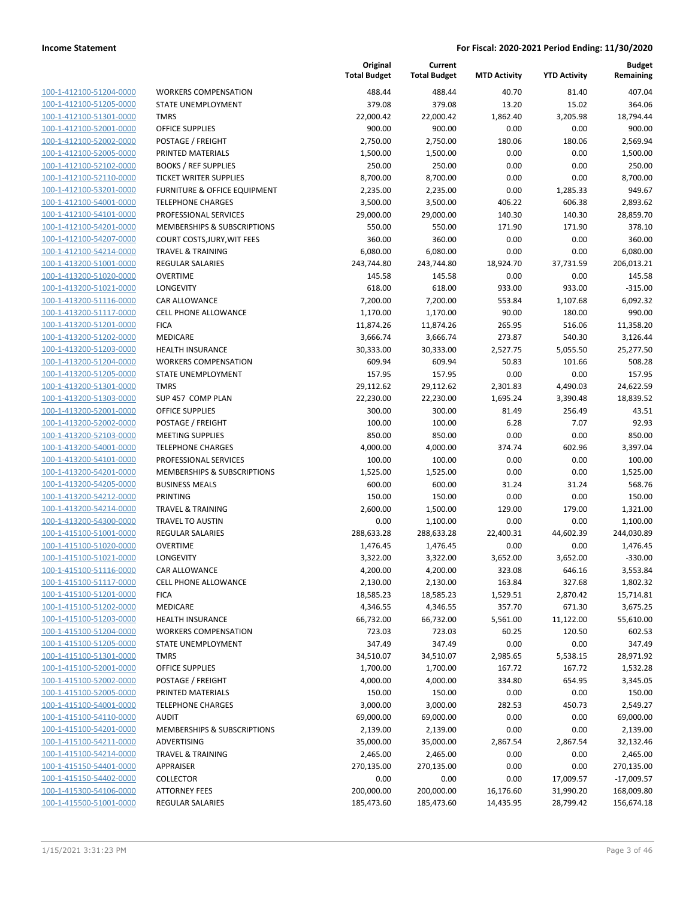| | | Original Total Budget | Current Total Budget | MTD Activity | YTD Activity | Budget Remaining |
|---|---|---|---|---|---|---|
| 100-1-412100-51204-0000 | WORKERS COMPENSATION | 488.44 | 488.44 | 40.70 | 81.40 | 407.04 |
| 100-1-412100-51205-0000 | STATE UNEMPLOYMENT | 379.08 | 379.08 | 13.20 | 15.02 | 364.06 |
| 100-1-412100-51301-0000 | TMRS | 22,000.42 | 22,000.42 | 1,862.40 | 3,205.98 | 18,794.44 |
| 100-1-412100-52001-0000 | OFFICE SUPPLIES | 900.00 | 900.00 | 0.00 | 0.00 | 900.00 |
| 100-1-412100-52002-0000 | POSTAGE / FREIGHT | 2,750.00 | 2,750.00 | 180.06 | 180.06 | 2,569.94 |
| 100-1-412100-52005-0000 | PRINTED MATERIALS | 1,500.00 | 1,500.00 | 0.00 | 0.00 | 1,500.00 |
| 100-1-412100-52102-0000 | BOOKS / REF SUPPLIES | 250.00 | 250.00 | 0.00 | 0.00 | 250.00 |
| 100-1-412100-52110-0000 | TICKET WRITER SUPPLIES | 8,700.00 | 8,700.00 | 0.00 | 0.00 | 8,700.00 |
| 100-1-412100-53201-0000 | FURNITURE & OFFICE EQUIPMENT | 2,235.00 | 2,235.00 | 0.00 | 1,285.33 | 949.67 |
| 100-1-412100-54001-0000 | TELEPHONE CHARGES | 3,500.00 | 3,500.00 | 406.22 | 606.38 | 2,893.62 |
| 100-1-412100-54101-0000 | PROFESSIONAL SERVICES | 29,000.00 | 29,000.00 | 140.30 | 140.30 | 28,859.70 |
| 100-1-412100-54201-0000 | MEMBERSHIPS & SUBSCRIPTIONS | 550.00 | 550.00 | 171.90 | 171.90 | 378.10 |
| 100-1-412100-54207-0000 | COURT COSTS,JURY,WIT FEES | 360.00 | 360.00 | 0.00 | 0.00 | 360.00 |
| 100-1-412100-54214-0000 | TRAVEL & TRAINING | 6,080.00 | 6,080.00 | 0.00 | 0.00 | 6,080.00 |
| 100-1-413200-51001-0000 | REGULAR SALARIES | 243,744.80 | 243,744.80 | 18,924.70 | 37,731.59 | 206,013.21 |
| 100-1-413200-51020-0000 | OVERTIME | 145.58 | 145.58 | 0.00 | 0.00 | 145.58 |
| 100-1-413200-51021-0000 | LONGEVITY | 618.00 | 618.00 | 933.00 | 933.00 | -315.00 |
| 100-1-413200-51116-0000 | CAR ALLOWANCE | 7,200.00 | 7,200.00 | 553.84 | 1,107.68 | 6,092.32 |
| 100-1-413200-51117-0000 | CELL PHONE ALLOWANCE | 1,170.00 | 1,170.00 | 90.00 | 180.00 | 990.00 |
| 100-1-413200-51201-0000 | FICA | 11,874.26 | 11,874.26 | 265.95 | 516.06 | 11,358.20 |
| 100-1-413200-51202-0000 | MEDICARE | 3,666.74 | 3,666.74 | 273.87 | 540.30 | 3,126.44 |
| 100-1-413200-51203-0000 | HEALTH INSURANCE | 30,333.00 | 30,333.00 | 2,527.75 | 5,055.50 | 25,277.50 |
| 100-1-413200-51204-0000 | WORKERS COMPENSATION | 609.94 | 609.94 | 50.83 | 101.66 | 508.28 |
| 100-1-413200-51205-0000 | STATE UNEMPLOYMENT | 157.95 | 157.95 | 0.00 | 0.00 | 157.95 |
| 100-1-413200-51301-0000 | TMRS | 29,112.62 | 29,112.62 | 2,301.83 | 4,490.03 | 24,622.59 |
| 100-1-413200-51303-0000 | SUP 457 COMP PLAN | 22,230.00 | 22,230.00 | 1,695.24 | 3,390.48 | 18,839.52 |
| 100-1-413200-52001-0000 | OFFICE SUPPLIES | 300.00 | 300.00 | 81.49 | 256.49 | 43.51 |
| 100-1-413200-52002-0000 | POSTAGE / FREIGHT | 100.00 | 100.00 | 6.28 | 7.07 | 92.93 |
| 100-1-413200-52103-0000 | MEETING SUPPLIES | 850.00 | 850.00 | 0.00 | 0.00 | 850.00 |
| 100-1-413200-54001-0000 | TELEPHONE CHARGES | 4,000.00 | 4,000.00 | 374.74 | 602.96 | 3,397.04 |
| 100-1-413200-54101-0000 | PROFESSIONAL SERVICES | 100.00 | 100.00 | 0.00 | 0.00 | 100.00 |
| 100-1-413200-54201-0000 | MEMBERSHIPS & SUBSCRIPTIONS | 1,525.00 | 1,525.00 | 0.00 | 0.00 | 1,525.00 |
| 100-1-413200-54205-0000 | BUSINESS MEALS | 600.00 | 600.00 | 31.24 | 31.24 | 568.76 |
| 100-1-413200-54212-0000 | PRINTING | 150.00 | 150.00 | 0.00 | 0.00 | 150.00 |
| 100-1-413200-54214-0000 | TRAVEL & TRAINING | 2,600.00 | 1,500.00 | 129.00 | 179.00 | 1,321.00 |
| 100-1-413200-54300-0000 | TRAVEL TO AUSTIN | 0.00 | 1,100.00 | 0.00 | 0.00 | 1,100.00 |
| 100-1-415100-51001-0000 | REGULAR SALARIES | 288,633.28 | 288,633.28 | 22,400.31 | 44,602.39 | 244,030.89 |
| 100-1-415100-51020-0000 | OVERTIME | 1,476.45 | 1,476.45 | 0.00 | 0.00 | 1,476.45 |
| 100-1-415100-51021-0000 | LONGEVITY | 3,322.00 | 3,322.00 | 3,652.00 | 3,652.00 | -330.00 |
| 100-1-415100-51116-0000 | CAR ALLOWANCE | 4,200.00 | 4,200.00 | 323.08 | 646.16 | 3,553.84 |
| 100-1-415100-51117-0000 | CELL PHONE ALLOWANCE | 2,130.00 | 2,130.00 | 163.84 | 327.68 | 1,802.32 |
| 100-1-415100-51201-0000 | FICA | 18,585.23 | 18,585.23 | 1,529.51 | 2,870.42 | 15,714.81 |
| 100-1-415100-51202-0000 | MEDICARE | 4,346.55 | 4,346.55 | 357.70 | 671.30 | 3,675.25 |
| 100-1-415100-51203-0000 | HEALTH INSURANCE | 66,732.00 | 66,732.00 | 5,561.00 | 11,122.00 | 55,610.00 |
| 100-1-415100-51204-0000 | WORKERS COMPENSATION | 723.03 | 723.03 | 60.25 | 120.50 | 602.53 |
| 100-1-415100-51205-0000 | STATE UNEMPLOYMENT | 347.49 | 347.49 | 0.00 | 0.00 | 347.49 |
| 100-1-415100-51301-0000 | TMRS | 34,510.07 | 34,510.07 | 2,985.65 | 5,538.15 | 28,971.92 |
| 100-1-415100-52001-0000 | OFFICE SUPPLIES | 1,700.00 | 1,700.00 | 167.72 | 167.72 | 1,532.28 |
| 100-1-415100-52002-0000 | POSTAGE / FREIGHT | 4,000.00 | 4,000.00 | 334.80 | 654.95 | 3,345.05 |
| 100-1-415100-52005-0000 | PRINTED MATERIALS | 150.00 | 150.00 | 0.00 | 0.00 | 150.00 |
| 100-1-415100-54001-0000 | TELEPHONE CHARGES | 3,000.00 | 3,000.00 | 282.53 | 450.73 | 2,549.27 |
| 100-1-415100-54110-0000 | AUDIT | 69,000.00 | 69,000.00 | 0.00 | 0.00 | 69,000.00 |
| 100-1-415100-54201-0000 | MEMBERSHIPS & SUBSCRIPTIONS | 2,139.00 | 2,139.00 | 0.00 | 0.00 | 2,139.00 |
| 100-1-415100-54211-0000 | ADVERTISING | 35,000.00 | 35,000.00 | 2,867.54 | 2,867.54 | 32,132.46 |
| 100-1-415100-54214-0000 | TRAVEL & TRAINING | 2,465.00 | 2,465.00 | 0.00 | 0.00 | 2,465.00 |
| 100-1-415150-54401-0000 | APPRAISER | 270,135.00 | 270,135.00 | 0.00 | 0.00 | 270,135.00 |
| 100-1-415150-54402-0000 | COLLECTOR | 0.00 | 0.00 | 0.00 | 17,009.57 | -17,009.57 |
| 100-1-415300-54106-0000 | ATTORNEY FEES | 200,000.00 | 200,000.00 | 16,176.60 | 31,990.20 | 168,009.80 |
| 100-1-415500-51001-0000 | REGULAR SALARIES | 185,473.60 | 185,473.60 | 14,435.95 | 28,799.42 | 156,674.18 |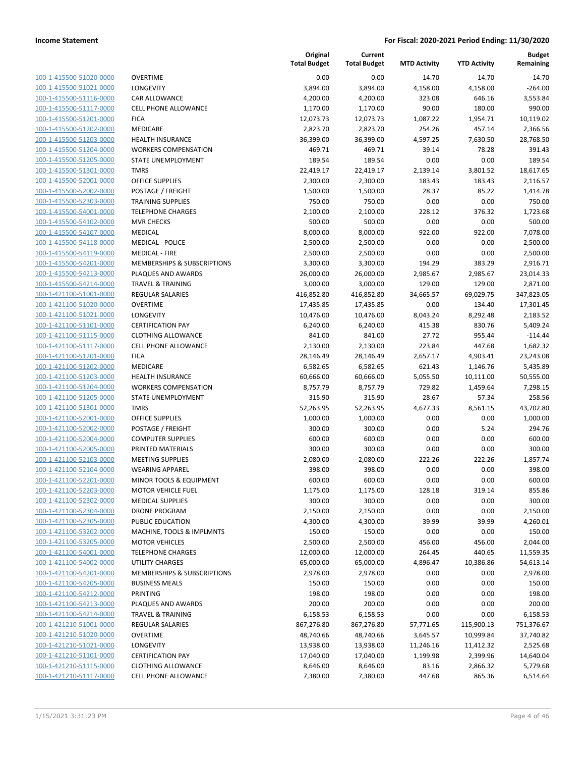| | | Original Total Budget | Current Total Budget | MTD Activity | YTD Activity | Budget Remaining |
|---|---|---|---|---|---|---|
| 100-1-415500-51020-0000 | OVERTIME | 0.00 | 0.00 | 14.70 | 14.70 | -14.70 |
| 100-1-415500-51021-0000 | LONGEVITY | 3,894.00 | 3,894.00 | 4,158.00 | 4,158.00 | -264.00 |
| 100-1-415500-51116-0000 | CAR ALLOWANCE | 4,200.00 | 4,200.00 | 323.08 | 646.16 | 3,553.84 |
| 100-1-415500-51117-0000 | CELL PHONE ALLOWANCE | 1,170.00 | 1,170.00 | 90.00 | 180.00 | 990.00 |
| 100-1-415500-51201-0000 | FICA | 12,073.73 | 12,073.73 | 1,087.22 | 1,954.71 | 10,119.02 |
| 100-1-415500-51202-0000 | MEDICARE | 2,823.70 | 2,823.70 | 254.26 | 457.14 | 2,366.56 |
| 100-1-415500-51203-0000 | HEALTH INSURANCE | 36,399.00 | 36,399.00 | 4,597.25 | 7,630.50 | 28,768.50 |
| 100-1-415500-51204-0000 | WORKERS COMPENSATION | 469.71 | 469.71 | 39.14 | 78.28 | 391.43 |
| 100-1-415500-51205-0000 | STATE UNEMPLOYMENT | 189.54 | 189.54 | 0.00 | 0.00 | 189.54 |
| 100-1-415500-51301-0000 | TMRS | 22,419.17 | 22,419.17 | 2,139.14 | 3,801.52 | 18,617.65 |
| 100-1-415500-52001-0000 | OFFICE SUPPLIES | 2,300.00 | 2,300.00 | 183.43 | 183.43 | 2,116.57 |
| 100-1-415500-52002-0000 | POSTAGE / FREIGHT | 1,500.00 | 1,500.00 | 28.37 | 85.22 | 1,414.78 |
| 100-1-415500-52303-0000 | TRAINING SUPPLIES | 750.00 | 750.00 | 0.00 | 0.00 | 750.00 |
| 100-1-415500-54001-0000 | TELEPHONE CHARGES | 2,100.00 | 2,100.00 | 228.12 | 376.32 | 1,723.68 |
| 100-1-415500-54102-0000 | MVR CHECKS | 500.00 | 500.00 | 0.00 | 0.00 | 500.00 |
| 100-1-415500-54107-0000 | MEDICAL | 8,000.00 | 8,000.00 | 922.00 | 922.00 | 7,078.00 |
| 100-1-415500-54118-0000 | MEDICAL - POLICE | 2,500.00 | 2,500.00 | 0.00 | 0.00 | 2,500.00 |
| 100-1-415500-54119-0000 | MEDICAL - FIRE | 2,500.00 | 2,500.00 | 0.00 | 0.00 | 2,500.00 |
| 100-1-415500-54201-0000 | MEMBERSHIPS & SUBSCRIPTIONS | 3,300.00 | 3,300.00 | 194.29 | 383.29 | 2,916.71 |
| 100-1-415500-54213-0000 | PLAQUES AND AWARDS | 26,000.00 | 26,000.00 | 2,985.67 | 2,985.67 | 23,014.33 |
| 100-1-415500-54214-0000 | TRAVEL & TRAINING | 3,000.00 | 3,000.00 | 129.00 | 129.00 | 2,871.00 |
| 100-1-421100-51001-0000 | REGULAR SALARIES | 416,852.80 | 416,852.80 | 34,665.57 | 69,029.75 | 347,823.05 |
| 100-1-421100-51020-0000 | OVERTIME | 17,435.85 | 17,435.85 | 0.00 | 134.40 | 17,301.45 |
| 100-1-421100-51021-0000 | LONGEVITY | 10,476.00 | 10,476.00 | 8,043.24 | 8,292.48 | 2,183.52 |
| 100-1-421100-51101-0000 | CERTIFICATION PAY | 6,240.00 | 6,240.00 | 415.38 | 830.76 | 5,409.24 |
| 100-1-421100-51115-0000 | CLOTHING ALLOWANCE | 841.00 | 841.00 | 27.72 | 955.44 | -114.44 |
| 100-1-421100-51117-0000 | CELL PHONE ALLOWANCE | 2,130.00 | 2,130.00 | 223.84 | 447.68 | 1,682.32 |
| 100-1-421100-51201-0000 | FICA | 28,146.49 | 28,146.49 | 2,657.17 | 4,903.41 | 23,243.08 |
| 100-1-421100-51202-0000 | MEDICARE | 6,582.65 | 6,582.65 | 621.43 | 1,146.76 | 5,435.89 |
| 100-1-421100-51203-0000 | HEALTH INSURANCE | 60,666.00 | 60,666.00 | 5,055.50 | 10,111.00 | 50,555.00 |
| 100-1-421100-51204-0000 | WORKERS COMPENSATION | 8,757.79 | 8,757.79 | 729.82 | 1,459.64 | 7,298.15 |
| 100-1-421100-51205-0000 | STATE UNEMPLOYMENT | 315.90 | 315.90 | 28.67 | 57.34 | 258.56 |
| 100-1-421100-51301-0000 | TMRS | 52,263.95 | 52,263.95 | 4,677.33 | 8,561.15 | 43,702.80 |
| 100-1-421100-52001-0000 | OFFICE SUPPLIES | 1,000.00 | 1,000.00 | 0.00 | 0.00 | 1,000.00 |
| 100-1-421100-52002-0000 | POSTAGE / FREIGHT | 300.00 | 300.00 | 0.00 | 5.24 | 294.76 |
| 100-1-421100-52004-0000 | COMPUTER SUPPLIES | 600.00 | 600.00 | 0.00 | 0.00 | 600.00 |
| 100-1-421100-52005-0000 | PRINTED MATERIALS | 300.00 | 300.00 | 0.00 | 0.00 | 300.00 |
| 100-1-421100-52103-0000 | MEETING SUPPLIES | 2,080.00 | 2,080.00 | 222.26 | 222.26 | 1,857.74 |
| 100-1-421100-52104-0000 | WEARING APPAREL | 398.00 | 398.00 | 0.00 | 0.00 | 398.00 |
| 100-1-421100-52201-0000 | MINOR TOOLS & EQUIPMENT | 600.00 | 600.00 | 0.00 | 0.00 | 600.00 |
| 100-1-421100-52203-0000 | MOTOR VEHICLE FUEL | 1,175.00 | 1,175.00 | 128.18 | 319.14 | 855.86 |
| 100-1-421100-52302-0000 | MEDICAL SUPPLIES | 300.00 | 300.00 | 0.00 | 0.00 | 300.00 |
| 100-1-421100-52304-0000 | DRONE PROGRAM | 2,150.00 | 2,150.00 | 0.00 | 0.00 | 2,150.00 |
| 100-1-421100-52305-0000 | PUBLIC EDUCATION | 4,300.00 | 4,300.00 | 39.99 | 39.99 | 4,260.01 |
| 100-1-421100-53202-0000 | MACHINE, TOOLS & IMPLMNTS | 150.00 | 150.00 | 0.00 | 0.00 | 150.00 |
| 100-1-421100-53205-0000 | MOTOR VEHICLES | 2,500.00 | 2,500.00 | 456.00 | 456.00 | 2,044.00 |
| 100-1-421100-54001-0000 | TELEPHONE CHARGES | 12,000.00 | 12,000.00 | 264.45 | 440.65 | 11,559.35 |
| 100-1-421100-54002-0000 | UTILITY CHARGES | 65,000.00 | 65,000.00 | 4,896.47 | 10,386.86 | 54,613.14 |
| 100-1-421100-54201-0000 | MEMBERSHIPS & SUBSCRIPTIONS | 2,978.00 | 2,978.00 | 0.00 | 0.00 | 2,978.00 |
| 100-1-421100-54205-0000 | BUSINESS MEALS | 150.00 | 150.00 | 0.00 | 0.00 | 150.00 |
| 100-1-421100-54212-0000 | PRINTING | 198.00 | 198.00 | 0.00 | 0.00 | 198.00 |
| 100-1-421100-54213-0000 | PLAQUES AND AWARDS | 200.00 | 200.00 | 0.00 | 0.00 | 200.00 |
| 100-1-421100-54214-0000 | TRAVEL & TRAINING | 6,158.53 | 6,158.53 | 0.00 | 0.00 | 6,158.53 |
| 100-1-421210-51001-0000 | REGULAR SALARIES | 867,276.80 | 867,276.80 | 57,771.65 | 115,900.13 | 751,376.67 |
| 100-1-421210-51020-0000 | OVERTIME | 48,740.66 | 48,740.66 | 3,645.57 | 10,999.84 | 37,740.82 |
| 100-1-421210-51021-0000 | LONGEVITY | 13,938.00 | 13,938.00 | 11,246.16 | 11,412.32 | 2,525.68 |
| 100-1-421210-51101-0000 | CERTIFICATION PAY | 17,040.00 | 17,040.00 | 1,199.98 | 2,399.96 | 14,640.04 |
| 100-1-421210-51115-0000 | CLOTHING ALLOWANCE | 8,646.00 | 8,646.00 | 83.16 | 2,866.32 | 5,779.68 |
| 100-1-421210-51117-0000 | CELL PHONE ALLOWANCE | 7,380.00 | 7,380.00 | 447.68 | 865.36 | 6,514.64 |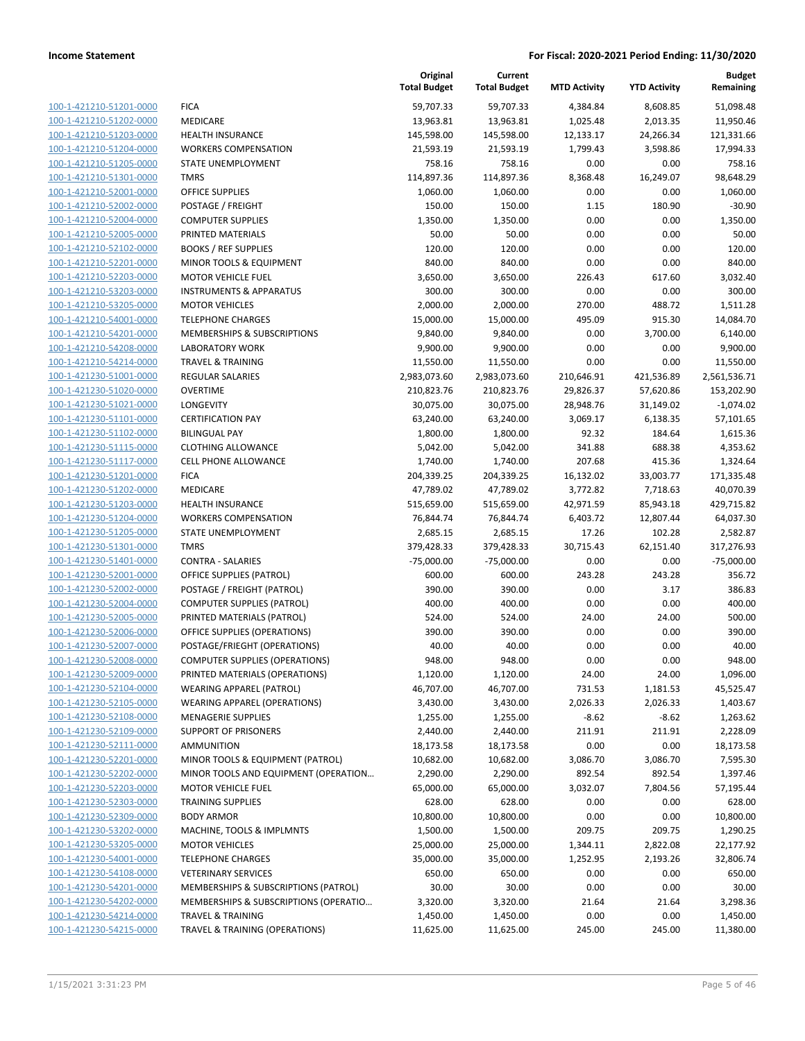| | | Original Total Budget | Current Total Budget | MTD Activity | YTD Activity | Budget Remaining |
|---|---|---|---|---|---|---|
| 100-1-421210-51201-0000 | FICA | 59,707.33 | 59,707.33 | 4,384.84 | 8,608.85 | 51,098.48 |
| 100-1-421210-51202-0000 | MEDICARE | 13,963.81 | 13,963.81 | 1,025.48 | 2,013.35 | 11,950.46 |
| 100-1-421210-51203-0000 | HEALTH INSURANCE | 145,598.00 | 145,598.00 | 12,133.17 | 24,266.34 | 121,331.66 |
| 100-1-421210-51204-0000 | WORKERS COMPENSATION | 21,593.19 | 21,593.19 | 1,799.43 | 3,598.86 | 17,994.33 |
| 100-1-421210-51205-0000 | STATE UNEMPLOYMENT | 758.16 | 758.16 | 0.00 | 0.00 | 758.16 |
| 100-1-421210-51301-0000 | TMRS | 114,897.36 | 114,897.36 | 8,368.48 | 16,249.07 | 98,648.29 |
| 100-1-421210-52001-0000 | OFFICE SUPPLIES | 1,060.00 | 1,060.00 | 0.00 | 0.00 | 1,060.00 |
| 100-1-421210-52002-0000 | POSTAGE / FREIGHT | 150.00 | 150.00 | 1.15 | 180.90 | -30.90 |
| 100-1-421210-52004-0000 | COMPUTER SUPPLIES | 1,350.00 | 1,350.00 | 0.00 | 0.00 | 1,350.00 |
| 100-1-421210-52005-0000 | PRINTED MATERIALS | 50.00 | 50.00 | 0.00 | 0.00 | 50.00 |
| 100-1-421210-52102-0000 | BOOKS / REF SUPPLIES | 120.00 | 120.00 | 0.00 | 0.00 | 120.00 |
| 100-1-421210-52201-0000 | MINOR TOOLS & EQUIPMENT | 840.00 | 840.00 | 0.00 | 0.00 | 840.00 |
| 100-1-421210-52203-0000 | MOTOR VEHICLE FUEL | 3,650.00 | 3,650.00 | 226.43 | 617.60 | 3,032.40 |
| 100-1-421210-53203-0000 | INSTRUMENTS & APPARATUS | 300.00 | 300.00 | 0.00 | 0.00 | 300.00 |
| 100-1-421210-53205-0000 | MOTOR VEHICLES | 2,000.00 | 2,000.00 | 270.00 | 488.72 | 1,511.28 |
| 100-1-421210-54001-0000 | TELEPHONE CHARGES | 15,000.00 | 15,000.00 | 495.09 | 915.30 | 14,084.70 |
| 100-1-421210-54201-0000 | MEMBERSHIPS & SUBSCRIPTIONS | 9,840.00 | 9,840.00 | 0.00 | 3,700.00 | 6,140.00 |
| 100-1-421210-54208-0000 | LABORATORY WORK | 9,900.00 | 9,900.00 | 0.00 | 0.00 | 9,900.00 |
| 100-1-421210-54214-0000 | TRAVEL & TRAINING | 11,550.00 | 11,550.00 | 0.00 | 0.00 | 11,550.00 |
| 100-1-421230-51001-0000 | REGULAR SALARIES | 2,983,073.60 | 2,983,073.60 | 210,646.91 | 421,536.89 | 2,561,536.71 |
| 100-1-421230-51020-0000 | OVERTIME | 210,823.76 | 210,823.76 | 29,826.37 | 57,620.86 | 153,202.90 |
| 100-1-421230-51021-0000 | LONGEVITY | 30,075.00 | 30,075.00 | 28,948.76 | 31,149.02 | -1,074.02 |
| 100-1-421230-51101-0000 | CERTIFICATION PAY | 63,240.00 | 63,240.00 | 3,069.17 | 6,138.35 | 57,101.65 |
| 100-1-421230-51102-0000 | BILINGUAL PAY | 1,800.00 | 1,800.00 | 92.32 | 184.64 | 1,615.36 |
| 100-1-421230-51115-0000 | CLOTHING ALLOWANCE | 5,042.00 | 5,042.00 | 341.88 | 688.38 | 4,353.62 |
| 100-1-421230-51117-0000 | CELL PHONE ALLOWANCE | 1,740.00 | 1,740.00 | 207.68 | 415.36 | 1,324.64 |
| 100-1-421230-51201-0000 | FICA | 204,339.25 | 204,339.25 | 16,132.02 | 33,003.77 | 171,335.48 |
| 100-1-421230-51202-0000 | MEDICARE | 47,789.02 | 47,789.02 | 3,772.82 | 7,718.63 | 40,070.39 |
| 100-1-421230-51203-0000 | HEALTH INSURANCE | 515,659.00 | 515,659.00 | 42,971.59 | 85,943.18 | 429,715.82 |
| 100-1-421230-51204-0000 | WORKERS COMPENSATION | 76,844.74 | 76,844.74 | 6,403.72 | 12,807.44 | 64,037.30 |
| 100-1-421230-51205-0000 | STATE UNEMPLOYMENT | 2,685.15 | 2,685.15 | 17.26 | 102.28 | 2,582.87 |
| 100-1-421230-51301-0000 | TMRS | 379,428.33 | 379,428.33 | 30,715.43 | 62,151.40 | 317,276.93 |
| 100-1-421230-51401-0000 | CONTRA - SALARIES | -75,000.00 | -75,000.00 | 0.00 | 0.00 | -75,000.00 |
| 100-1-421230-52001-0000 | OFFICE SUPPLIES (PATROL) | 600.00 | 600.00 | 243.28 | 243.28 | 356.72 |
| 100-1-421230-52002-0000 | POSTAGE / FREIGHT (PATROL) | 390.00 | 390.00 | 0.00 | 3.17 | 386.83 |
| 100-1-421230-52004-0000 | COMPUTER SUPPLIES (PATROL) | 400.00 | 400.00 | 0.00 | 0.00 | 400.00 |
| 100-1-421230-52005-0000 | PRINTED MATERIALS (PATROL) | 524.00 | 524.00 | 24.00 | 24.00 | 500.00 |
| 100-1-421230-52006-0000 | OFFICE SUPPLIES (OPERATIONS) | 390.00 | 390.00 | 0.00 | 0.00 | 390.00 |
| 100-1-421230-52007-0000 | POSTAGE/FRIEGHT (OPERATIONS) | 40.00 | 40.00 | 0.00 | 0.00 | 40.00 |
| 100-1-421230-52008-0000 | COMPUTER SUPPLIES (OPERATIONS) | 948.00 | 948.00 | 0.00 | 0.00 | 948.00 |
| 100-1-421230-52009-0000 | PRINTED MATERIALS (OPERATIONS) | 1,120.00 | 1,120.00 | 24.00 | 24.00 | 1,096.00 |
| 100-1-421230-52104-0000 | WEARING APPAREL (PATROL) | 46,707.00 | 46,707.00 | 731.53 | 1,181.53 | 45,525.47 |
| 100-1-421230-52105-0000 | WEARING APPAREL (OPERATIONS) | 3,430.00 | 3,430.00 | 2,026.33 | 2,026.33 | 1,403.67 |
| 100-1-421230-52108-0000 | MENAGERIE SUPPLIES | 1,255.00 | 1,255.00 | -8.62 | -8.62 | 1,263.62 |
| 100-1-421230-52109-0000 | SUPPORT OF PRISONERS | 2,440.00 | 2,440.00 | 211.91 | 211.91 | 2,228.09 |
| 100-1-421230-52111-0000 | AMMUNITION | 18,173.58 | 18,173.58 | 0.00 | 0.00 | 18,173.58 |
| 100-1-421230-52201-0000 | MINOR TOOLS & EQUIPMENT (PATROL) | 10,682.00 | 10,682.00 | 3,086.70 | 3,086.70 | 7,595.30 |
| 100-1-421230-52202-0000 | MINOR TOOLS AND EQUIPMENT (OPERATION… | 2,290.00 | 2,290.00 | 892.54 | 892.54 | 1,397.46 |
| 100-1-421230-52203-0000 | MOTOR VEHICLE FUEL | 65,000.00 | 65,000.00 | 3,032.07 | 7,804.56 | 57,195.44 |
| 100-1-421230-52303-0000 | TRAINING SUPPLIES | 628.00 | 628.00 | 0.00 | 0.00 | 628.00 |
| 100-1-421230-52309-0000 | BODY ARMOR | 10,800.00 | 10,800.00 | 0.00 | 0.00 | 10,800.00 |
| 100-1-421230-53202-0000 | MACHINE, TOOLS & IMPLMNTS | 1,500.00 | 1,500.00 | 209.75 | 209.75 | 1,290.25 |
| 100-1-421230-53205-0000 | MOTOR VEHICLES | 25,000.00 | 25,000.00 | 1,344.11 | 2,822.08 | 22,177.92 |
| 100-1-421230-54001-0000 | TELEPHONE CHARGES | 35,000.00 | 35,000.00 | 1,252.95 | 2,193.26 | 32,806.74 |
| 100-1-421230-54108-0000 | VETERINARY SERVICES | 650.00 | 650.00 | 0.00 | 0.00 | 650.00 |
| 100-1-421230-54201-0000 | MEMBERSHIPS & SUBSCRIPTIONS (PATROL) | 30.00 | 30.00 | 0.00 | 0.00 | 30.00 |
| 100-1-421230-54202-0000 | MEMBERSHIPS & SUBSCRIPTIONS (OPERATIO… | 3,320.00 | 3,320.00 | 21.64 | 21.64 | 3,298.36 |
| 100-1-421230-54214-0000 | TRAVEL & TRAINING | 1,450.00 | 1,450.00 | 0.00 | 0.00 | 1,450.00 |
| 100-1-421230-54215-0000 | TRAVEL & TRAINING (OPERATIONS) | 11,625.00 | 11,625.00 | 245.00 | 245.00 | 11,380.00 |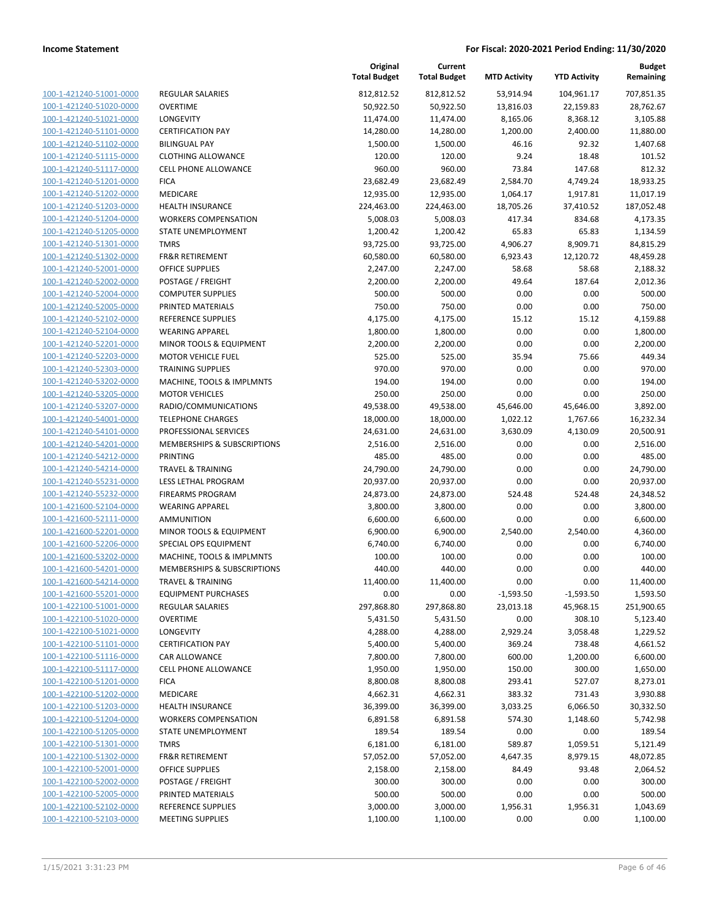| | | Original Total Budget | Current Total Budget | MTD Activity | YTD Activity | Budget Remaining |
|---|---|---|---|---|---|---|
| 100-1-421240-51001-0000 | REGULAR SALARIES | 812,812.52 | 812,812.52 | 53,914.94 | 104,961.17 | 707,851.35 |
| 100-1-421240-51020-0000 | OVERTIME | 50,922.50 | 50,922.50 | 13,816.03 | 22,159.83 | 28,762.67 |
| 100-1-421240-51021-0000 | LONGEVITY | 11,474.00 | 11,474.00 | 8,165.06 | 8,368.12 | 3,105.88 |
| 100-1-421240-51101-0000 | CERTIFICATION PAY | 14,280.00 | 14,280.00 | 1,200.00 | 2,400.00 | 11,880.00 |
| 100-1-421240-51102-0000 | BILINGUAL PAY | 1,500.00 | 1,500.00 | 46.16 | 92.32 | 1,407.68 |
| 100-1-421240-51115-0000 | CLOTHING ALLOWANCE | 120.00 | 120.00 | 9.24 | 18.48 | 101.52 |
| 100-1-421240-51117-0000 | CELL PHONE ALLOWANCE | 960.00 | 960.00 | 73.84 | 147.68 | 812.32 |
| 100-1-421240-51201-0000 | FICA | 23,682.49 | 23,682.49 | 2,584.70 | 4,749.24 | 18,933.25 |
| 100-1-421240-51202-0000 | MEDICARE | 12,935.00 | 12,935.00 | 1,064.17 | 1,917.81 | 11,017.19 |
| 100-1-421240-51203-0000 | HEALTH INSURANCE | 224,463.00 | 224,463.00 | 18,705.26 | 37,410.52 | 187,052.48 |
| 100-1-421240-51204-0000 | WORKERS COMPENSATION | 5,008.03 | 5,008.03 | 417.34 | 834.68 | 4,173.35 |
| 100-1-421240-51205-0000 | STATE UNEMPLOYMENT | 1,200.42 | 1,200.42 | 65.83 | 65.83 | 1,134.59 |
| 100-1-421240-51301-0000 | TMRS | 93,725.00 | 93,725.00 | 4,906.27 | 8,909.71 | 84,815.29 |
| 100-1-421240-51302-0000 | FR&R RETIREMENT | 60,580.00 | 60,580.00 | 6,923.43 | 12,120.72 | 48,459.28 |
| 100-1-421240-52001-0000 | OFFICE SUPPLIES | 2,247.00 | 2,247.00 | 58.68 | 58.68 | 2,188.32 |
| 100-1-421240-52002-0000 | POSTAGE / FREIGHT | 2,200.00 | 2,200.00 | 49.64 | 187.64 | 2,012.36 |
| 100-1-421240-52004-0000 | COMPUTER SUPPLIES | 500.00 | 500.00 | 0.00 | 0.00 | 500.00 |
| 100-1-421240-52005-0000 | PRINTED MATERIALS | 750.00 | 750.00 | 0.00 | 0.00 | 750.00 |
| 100-1-421240-52102-0000 | REFERENCE SUPPLIES | 4,175.00 | 4,175.00 | 15.12 | 15.12 | 4,159.88 |
| 100-1-421240-52104-0000 | WEARING APPAREL | 1,800.00 | 1,800.00 | 0.00 | 0.00 | 1,800.00 |
| 100-1-421240-52201-0000 | MINOR TOOLS & EQUIPMENT | 2,200.00 | 2,200.00 | 0.00 | 0.00 | 2,200.00 |
| 100-1-421240-52203-0000 | MOTOR VEHICLE FUEL | 525.00 | 525.00 | 35.94 | 75.66 | 449.34 |
| 100-1-421240-52303-0000 | TRAINING SUPPLIES | 970.00 | 970.00 | 0.00 | 0.00 | 970.00 |
| 100-1-421240-53202-0000 | MACHINE, TOOLS & IMPLMNTS | 194.00 | 194.00 | 0.00 | 0.00 | 194.00 |
| 100-1-421240-53205-0000 | MOTOR VEHICLES | 250.00 | 250.00 | 0.00 | 0.00 | 250.00 |
| 100-1-421240-53207-0000 | RADIO/COMMUNICATIONS | 49,538.00 | 49,538.00 | 45,646.00 | 45,646.00 | 3,892.00 |
| 100-1-421240-54001-0000 | TELEPHONE CHARGES | 18,000.00 | 18,000.00 | 1,022.12 | 1,767.66 | 16,232.34 |
| 100-1-421240-54101-0000 | PROFESSIONAL SERVICES | 24,631.00 | 24,631.00 | 3,630.09 | 4,130.09 | 20,500.91 |
| 100-1-421240-54201-0000 | MEMBERSHIPS & SUBSCRIPTIONS | 2,516.00 | 2,516.00 | 0.00 | 0.00 | 2,516.00 |
| 100-1-421240-54212-0000 | PRINTING | 485.00 | 485.00 | 0.00 | 0.00 | 485.00 |
| 100-1-421240-54214-0000 | TRAVEL & TRAINING | 24,790.00 | 24,790.00 | 0.00 | 0.00 | 24,790.00 |
| 100-1-421240-55231-0000 | LESS LETHAL PROGRAM | 20,937.00 | 20,937.00 | 0.00 | 0.00 | 20,937.00 |
| 100-1-421240-55232-0000 | FIREARMS PROGRAM | 24,873.00 | 24,873.00 | 524.48 | 524.48 | 24,348.52 |
| 100-1-421600-52104-0000 | WEARING APPAREL | 3,800.00 | 3,800.00 | 0.00 | 0.00 | 3,800.00 |
| 100-1-421600-52111-0000 | AMMUNITION | 6,600.00 | 6,600.00 | 0.00 | 0.00 | 6,600.00 |
| 100-1-421600-52201-0000 | MINOR TOOLS & EQUIPMENT | 6,900.00 | 6,900.00 | 2,540.00 | 2,540.00 | 4,360.00 |
| 100-1-421600-52206-0000 | SPECIAL OPS EQUIPMENT | 6,740.00 | 6,740.00 | 0.00 | 0.00 | 6,740.00 |
| 100-1-421600-53202-0000 | MACHINE, TOOLS & IMPLMNTS | 100.00 | 100.00 | 0.00 | 0.00 | 100.00 |
| 100-1-421600-54201-0000 | MEMBERSHIPS & SUBSCRIPTIONS | 440.00 | 440.00 | 0.00 | 0.00 | 440.00 |
| 100-1-421600-54214-0000 | TRAVEL & TRAINING | 11,400.00 | 11,400.00 | 0.00 | 0.00 | 11,400.00 |
| 100-1-421600-55201-0000 | EQUIPMENT PURCHASES | 0.00 | 0.00 | -1,593.50 | -1,593.50 | 1,593.50 |
| 100-1-422100-51001-0000 | REGULAR SALARIES | 297,868.80 | 297,868.80 | 23,013.18 | 45,968.15 | 251,900.65 |
| 100-1-422100-51020-0000 | OVERTIME | 5,431.50 | 5,431.50 | 0.00 | 308.10 | 5,123.40 |
| 100-1-422100-51021-0000 | LONGEVITY | 4,288.00 | 4,288.00 | 2,929.24 | 3,058.48 | 1,229.52 |
| 100-1-422100-51101-0000 | CERTIFICATION PAY | 5,400.00 | 5,400.00 | 369.24 | 738.48 | 4,661.52 |
| 100-1-422100-51116-0000 | CAR ALLOWANCE | 7,800.00 | 7,800.00 | 600.00 | 1,200.00 | 6,600.00 |
| 100-1-422100-51117-0000 | CELL PHONE ALLOWANCE | 1,950.00 | 1,950.00 | 150.00 | 300.00 | 1,650.00 |
| 100-1-422100-51201-0000 | FICA | 8,800.08 | 8,800.08 | 293.41 | 527.07 | 8,273.01 |
| 100-1-422100-51202-0000 | MEDICARE | 4,662.31 | 4,662.31 | 383.32 | 731.43 | 3,930.88 |
| 100-1-422100-51203-0000 | HEALTH INSURANCE | 36,399.00 | 36,399.00 | 3,033.25 | 6,066.50 | 30,332.50 |
| 100-1-422100-51204-0000 | WORKERS COMPENSATION | 6,891.58 | 6,891.58 | 574.30 | 1,148.60 | 5,742.98 |
| 100-1-422100-51205-0000 | STATE UNEMPLOYMENT | 189.54 | 189.54 | 0.00 | 0.00 | 189.54 |
| 100-1-422100-51301-0000 | TMRS | 6,181.00 | 6,181.00 | 589.87 | 1,059.51 | 5,121.49 |
| 100-1-422100-51302-0000 | FR&R RETIREMENT | 57,052.00 | 57,052.00 | 4,647.35 | 8,979.15 | 48,072.85 |
| 100-1-422100-52001-0000 | OFFICE SUPPLIES | 2,158.00 | 2,158.00 | 84.49 | 93.48 | 2,064.52 |
| 100-1-422100-52002-0000 | POSTAGE / FREIGHT | 300.00 | 300.00 | 0.00 | 0.00 | 300.00 |
| 100-1-422100-52005-0000 | PRINTED MATERIALS | 500.00 | 500.00 | 0.00 | 0.00 | 500.00 |
| 100-1-422100-52102-0000 | REFERENCE SUPPLIES | 3,000.00 | 3,000.00 | 1,956.31 | 1,956.31 | 1,043.69 |
| 100-1-422100-52103-0000 | MEETING SUPPLIES | 1,100.00 | 1,100.00 | 0.00 | 0.00 | 1,100.00 |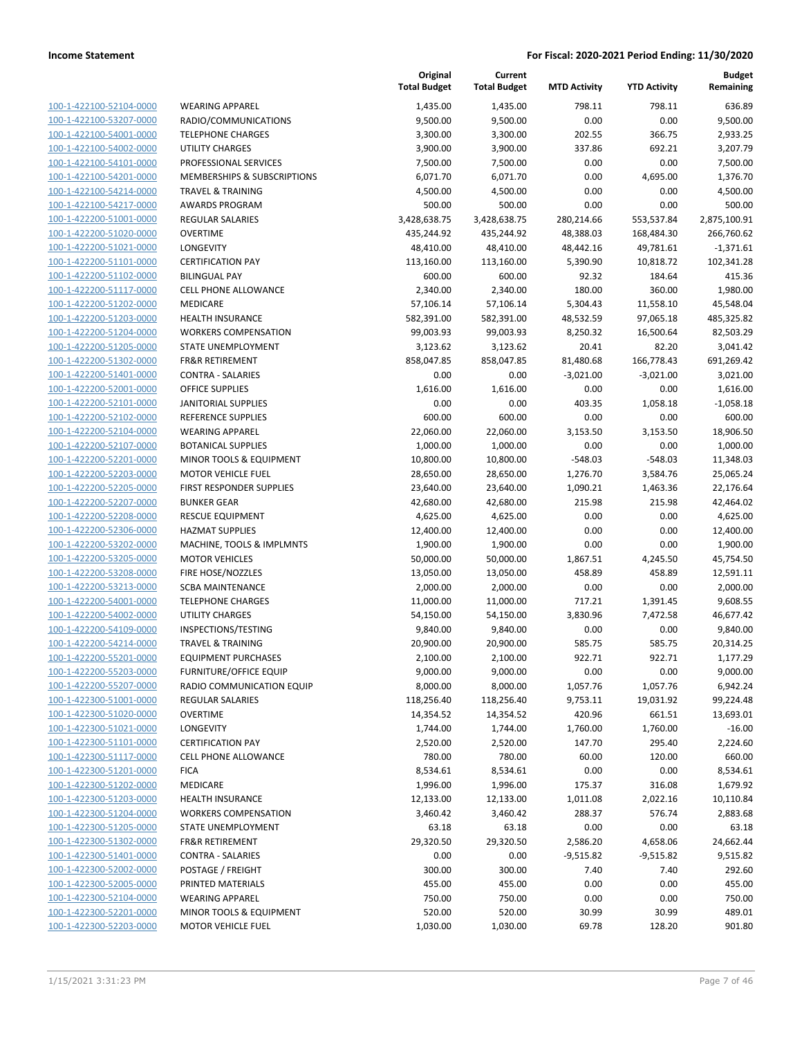| | | Original Total Budget | Current Total Budget | MTD Activity | YTD Activity | Budget Remaining |
|---|---|---|---|---|---|---|
| 100-1-422100-52104-0000 | WEARING APPAREL | 1,435.00 | 1,435.00 | 798.11 | 798.11 | 636.89 |
| 100-1-422100-53207-0000 | RADIO/COMMUNICATIONS | 9,500.00 | 9,500.00 | 0.00 | 0.00 | 9,500.00 |
| 100-1-422100-54001-0000 | TELEPHONE CHARGES | 3,300.00 | 3,300.00 | 202.55 | 366.75 | 2,933.25 |
| 100-1-422100-54002-0000 | UTILITY CHARGES | 3,900.00 | 3,900.00 | 337.86 | 692.21 | 3,207.79 |
| 100-1-422100-54101-0000 | PROFESSIONAL SERVICES | 7,500.00 | 7,500.00 | 0.00 | 0.00 | 7,500.00 |
| 100-1-422100-54201-0000 | MEMBERSHIPS & SUBSCRIPTIONS | 6,071.70 | 6,071.70 | 0.00 | 4,695.00 | 1,376.70 |
| 100-1-422100-54214-0000 | TRAVEL & TRAINING | 4,500.00 | 4,500.00 | 0.00 | 0.00 | 4,500.00 |
| 100-1-422100-54217-0000 | AWARDS PROGRAM | 500.00 | 500.00 | 0.00 | 0.00 | 500.00 |
| 100-1-422200-51001-0000 | REGULAR SALARIES | 3,428,638.75 | 3,428,638.75 | 280,214.66 | 553,537.84 | 2,875,100.91 |
| 100-1-422200-51020-0000 | OVERTIME | 435,244.92 | 435,244.92 | 48,388.03 | 168,484.30 | 266,760.62 |
| 100-1-422200-51021-0000 | LONGEVITY | 48,410.00 | 48,410.00 | 48,442.16 | 49,781.61 | -1,371.61 |
| 100-1-422200-51101-0000 | CERTIFICATION PAY | 113,160.00 | 113,160.00 | 5,390.90 | 10,818.72 | 102,341.28 |
| 100-1-422200-51102-0000 | BILINGUAL PAY | 600.00 | 600.00 | 92.32 | 184.64 | 415.36 |
| 100-1-422200-51117-0000 | CELL PHONE ALLOWANCE | 2,340.00 | 2,340.00 | 180.00 | 360.00 | 1,980.00 |
| 100-1-422200-51202-0000 | MEDICARE | 57,106.14 | 57,106.14 | 5,304.43 | 11,558.10 | 45,548.04 |
| 100-1-422200-51203-0000 | HEALTH INSURANCE | 582,391.00 | 582,391.00 | 48,532.59 | 97,065.18 | 485,325.82 |
| 100-1-422200-51204-0000 | WORKERS COMPENSATION | 99,003.93 | 99,003.93 | 8,250.32 | 16,500.64 | 82,503.29 |
| 100-1-422200-51205-0000 | STATE UNEMPLOYMENT | 3,123.62 | 3,123.62 | 20.41 | 82.20 | 3,041.42 |
| 100-1-422200-51302-0000 | FR&R RETIREMENT | 858,047.85 | 858,047.85 | 81,480.68 | 166,778.43 | 691,269.42 |
| 100-1-422200-51401-0000 | CONTRA - SALARIES | 0.00 | 0.00 | -3,021.00 | -3,021.00 | 3,021.00 |
| 100-1-422200-52001-0000 | OFFICE SUPPLIES | 1,616.00 | 1,616.00 | 0.00 | 0.00 | 1,616.00 |
| 100-1-422200-52101-0000 | JANITORIAL SUPPLIES | 0.00 | 0.00 | 403.35 | 1,058.18 | -1,058.18 |
| 100-1-422200-52102-0000 | REFERENCE SUPPLIES | 600.00 | 600.00 | 0.00 | 0.00 | 600.00 |
| 100-1-422200-52104-0000 | WEARING APPAREL | 22,060.00 | 22,060.00 | 3,153.50 | 3,153.50 | 18,906.50 |
| 100-1-422200-52107-0000 | BOTANICAL SUPPLIES | 1,000.00 | 1,000.00 | 0.00 | 0.00 | 1,000.00 |
| 100-1-422200-52201-0000 | MINOR TOOLS & EQUIPMENT | 10,800.00 | 10,800.00 | -548.03 | -548.03 | 11,348.03 |
| 100-1-422200-52203-0000 | MOTOR VEHICLE FUEL | 28,650.00 | 28,650.00 | 1,276.70 | 3,584.76 | 25,065.24 |
| 100-1-422200-52205-0000 | FIRST RESPONDER SUPPLIES | 23,640.00 | 23,640.00 | 1,090.21 | 1,463.36 | 22,176.64 |
| 100-1-422200-52207-0000 | BUNKER GEAR | 42,680.00 | 42,680.00 | 215.98 | 215.98 | 42,464.02 |
| 100-1-422200-52208-0000 | RESCUE EQUIPMENT | 4,625.00 | 4,625.00 | 0.00 | 0.00 | 4,625.00 |
| 100-1-422200-52306-0000 | HAZMAT SUPPLIES | 12,400.00 | 12,400.00 | 0.00 | 0.00 | 12,400.00 |
| 100-1-422200-53202-0000 | MACHINE, TOOLS & IMPLMNTS | 1,900.00 | 1,900.00 | 0.00 | 0.00 | 1,900.00 |
| 100-1-422200-53205-0000 | MOTOR VEHICLES | 50,000.00 | 50,000.00 | 1,867.51 | 4,245.50 | 45,754.50 |
| 100-1-422200-53208-0000 | FIRE HOSE/NOZZLES | 13,050.00 | 13,050.00 | 458.89 | 458.89 | 12,591.11 |
| 100-1-422200-53213-0000 | SCBA MAINTENANCE | 2,000.00 | 2,000.00 | 0.00 | 0.00 | 2,000.00 |
| 100-1-422200-54001-0000 | TELEPHONE CHARGES | 11,000.00 | 11,000.00 | 717.21 | 1,391.45 | 9,608.55 |
| 100-1-422200-54002-0000 | UTILITY CHARGES | 54,150.00 | 54,150.00 | 3,830.96 | 7,472.58 | 46,677.42 |
| 100-1-422200-54109-0000 | INSPECTIONS/TESTING | 9,840.00 | 9,840.00 | 0.00 | 0.00 | 9,840.00 |
| 100-1-422200-54214-0000 | TRAVEL & TRAINING | 20,900.00 | 20,900.00 | 585.75 | 585.75 | 20,314.25 |
| 100-1-422200-55201-0000 | EQUIPMENT PURCHASES | 2,100.00 | 2,100.00 | 922.71 | 922.71 | 1,177.29 |
| 100-1-422200-55203-0000 | FURNITURE/OFFICE EQUIP | 9,000.00 | 9,000.00 | 0.00 | 0.00 | 9,000.00 |
| 100-1-422200-55207-0000 | RADIO COMMUNICATION EQUIP | 8,000.00 | 8,000.00 | 1,057.76 | 1,057.76 | 6,942.24 |
| 100-1-422300-51001-0000 | REGULAR SALARIES | 118,256.40 | 118,256.40 | 9,753.11 | 19,031.92 | 99,224.48 |
| 100-1-422300-51020-0000 | OVERTIME | 14,354.52 | 14,354.52 | 420.96 | 661.51 | 13,693.01 |
| 100-1-422300-51021-0000 | LONGEVITY | 1,744.00 | 1,744.00 | 1,760.00 | 1,760.00 | -16.00 |
| 100-1-422300-51101-0000 | CERTIFICATION PAY | 2,520.00 | 2,520.00 | 147.70 | 295.40 | 2,224.60 |
| 100-1-422300-51117-0000 | CELL PHONE ALLOWANCE | 780.00 | 780.00 | 60.00 | 120.00 | 660.00 |
| 100-1-422300-51201-0000 | FICA | 8,534.61 | 8,534.61 | 0.00 | 0.00 | 8,534.61 |
| 100-1-422300-51202-0000 | MEDICARE | 1,996.00 | 1,996.00 | 175.37 | 316.08 | 1,679.92 |
| 100-1-422300-51203-0000 | HEALTH INSURANCE | 12,133.00 | 12,133.00 | 1,011.08 | 2,022.16 | 10,110.84 |
| 100-1-422300-51204-0000 | WORKERS COMPENSATION | 3,460.42 | 3,460.42 | 288.37 | 576.74 | 2,883.68 |
| 100-1-422300-51205-0000 | STATE UNEMPLOYMENT | 63.18 | 63.18 | 0.00 | 0.00 | 63.18 |
| 100-1-422300-51302-0000 | FR&R RETIREMENT | 29,320.50 | 29,320.50 | 2,586.20 | 4,658.06 | 24,662.44 |
| 100-1-422300-51401-0000 | CONTRA - SALARIES | 0.00 | 0.00 | -9,515.82 | -9,515.82 | 9,515.82 |
| 100-1-422300-52002-0000 | POSTAGE / FREIGHT | 300.00 | 300.00 | 7.40 | 7.40 | 292.60 |
| 100-1-422300-52005-0000 | PRINTED MATERIALS | 455.00 | 455.00 | 0.00 | 0.00 | 455.00 |
| 100-1-422300-52104-0000 | WEARING APPAREL | 750.00 | 750.00 | 0.00 | 0.00 | 750.00 |
| 100-1-422300-52201-0000 | MINOR TOOLS & EQUIPMENT | 520.00 | 520.00 | 30.99 | 30.99 | 489.01 |
| 100-1-422300-52203-0000 | MOTOR VEHICLE FUEL | 1,030.00 | 1,030.00 | 69.78 | 128.20 | 901.80 |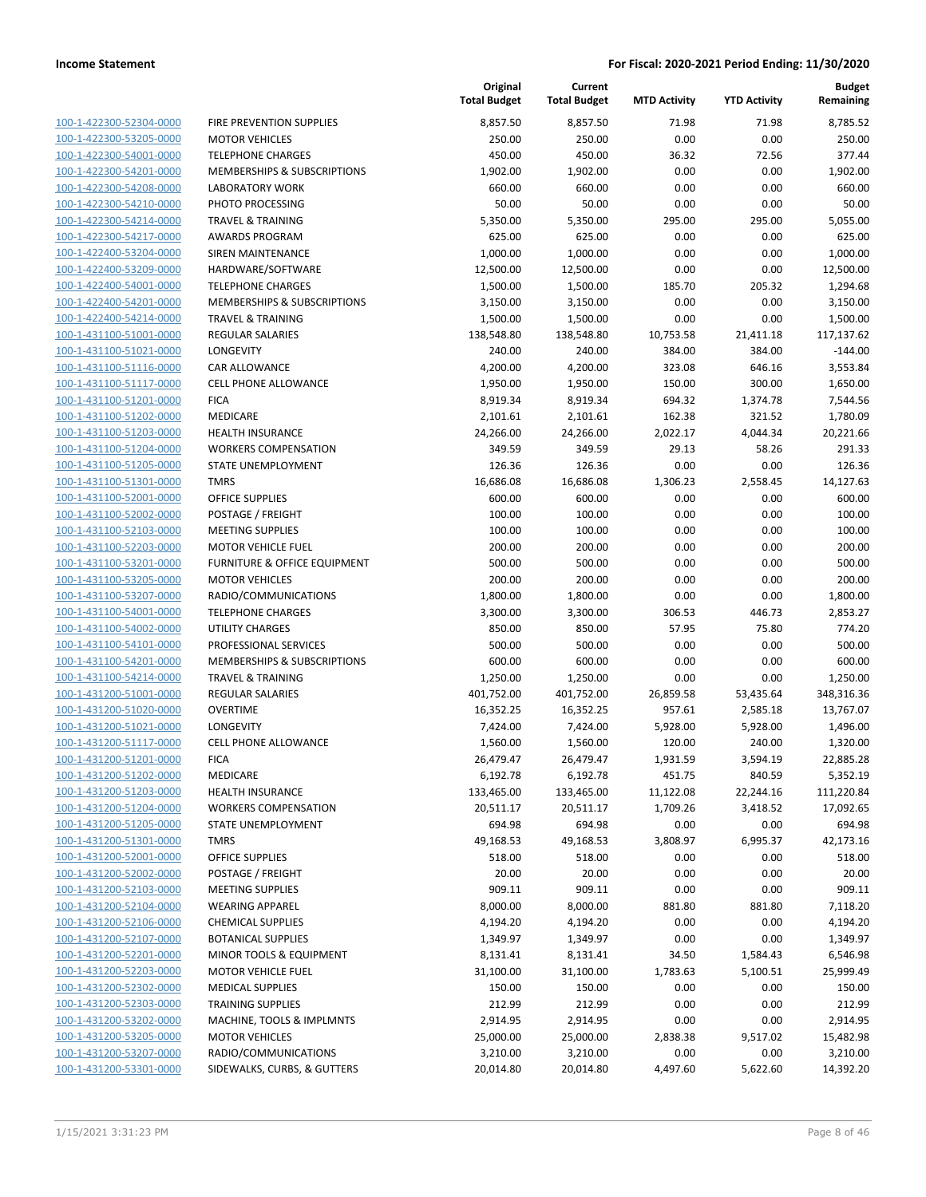| | | Original Total Budget | Current Total Budget | MTD Activity | YTD Activity | Budget Remaining |
|---|---|---|---|---|---|---|
| 100-1-422300-52304-0000 | FIRE PREVENTION SUPPLIES | 8,857.50 | 8,857.50 | 71.98 | 71.98 | 8,785.52 |
| 100-1-422300-53205-0000 | MOTOR VEHICLES | 250.00 | 250.00 | 0.00 | 0.00 | 250.00 |
| 100-1-422300-54001-0000 | TELEPHONE CHARGES | 450.00 | 450.00 | 36.32 | 72.56 | 377.44 |
| 100-1-422300-54201-0000 | MEMBERSHIPS & SUBSCRIPTIONS | 1,902.00 | 1,902.00 | 0.00 | 0.00 | 1,902.00 |
| 100-1-422300-54208-0000 | LABORATORY WORK | 660.00 | 660.00 | 0.00 | 0.00 | 660.00 |
| 100-1-422300-54210-0000 | PHOTO PROCESSING | 50.00 | 50.00 | 0.00 | 0.00 | 50.00 |
| 100-1-422300-54214-0000 | TRAVEL & TRAINING | 5,350.00 | 5,350.00 | 295.00 | 295.00 | 5,055.00 |
| 100-1-422300-54217-0000 | AWARDS PROGRAM | 625.00 | 625.00 | 0.00 | 0.00 | 625.00 |
| 100-1-422400-53204-0000 | SIREN MAINTENANCE | 1,000.00 | 1,000.00 | 0.00 | 0.00 | 1,000.00 |
| 100-1-422400-53209-0000 | HARDWARE/SOFTWARE | 12,500.00 | 12,500.00 | 0.00 | 0.00 | 12,500.00 |
| 100-1-422400-54001-0000 | TELEPHONE CHARGES | 1,500.00 | 1,500.00 | 185.70 | 205.32 | 1,294.68 |
| 100-1-422400-54201-0000 | MEMBERSHIPS & SUBSCRIPTIONS | 3,150.00 | 3,150.00 | 0.00 | 0.00 | 3,150.00 |
| 100-1-422400-54214-0000 | TRAVEL & TRAINING | 1,500.00 | 1,500.00 | 0.00 | 0.00 | 1,500.00 |
| 100-1-431100-51001-0000 | REGULAR SALARIES | 138,548.80 | 138,548.80 | 10,753.58 | 21,411.18 | 117,137.62 |
| 100-1-431100-51021-0000 | LONGEVITY | 240.00 | 240.00 | 384.00 | 384.00 | -144.00 |
| 100-1-431100-51116-0000 | CAR ALLOWANCE | 4,200.00 | 4,200.00 | 323.08 | 646.16 | 3,553.84 |
| 100-1-431100-51117-0000 | CELL PHONE ALLOWANCE | 1,950.00 | 1,950.00 | 150.00 | 300.00 | 1,650.00 |
| 100-1-431100-51201-0000 | FICA | 8,919.34 | 8,919.34 | 694.32 | 1,374.78 | 7,544.56 |
| 100-1-431100-51202-0000 | MEDICARE | 2,101.61 | 2,101.61 | 162.38 | 321.52 | 1,780.09 |
| 100-1-431100-51203-0000 | HEALTH INSURANCE | 24,266.00 | 24,266.00 | 2,022.17 | 4,044.34 | 20,221.66 |
| 100-1-431100-51204-0000 | WORKERS COMPENSATION | 349.59 | 349.59 | 29.13 | 58.26 | 291.33 |
| 100-1-431100-51205-0000 | STATE UNEMPLOYMENT | 126.36 | 126.36 | 0.00 | 0.00 | 126.36 |
| 100-1-431100-51301-0000 | TMRS | 16,686.08 | 16,686.08 | 1,306.23 | 2,558.45 | 14,127.63 |
| 100-1-431100-52001-0000 | OFFICE SUPPLIES | 600.00 | 600.00 | 0.00 | 0.00 | 600.00 |
| 100-1-431100-52002-0000 | POSTAGE / FREIGHT | 100.00 | 100.00 | 0.00 | 0.00 | 100.00 |
| 100-1-431100-52103-0000 | MEETING SUPPLIES | 100.00 | 100.00 | 0.00 | 0.00 | 100.00 |
| 100-1-431100-52203-0000 | MOTOR VEHICLE FUEL | 200.00 | 200.00 | 0.00 | 0.00 | 200.00 |
| 100-1-431100-53201-0000 | FURNITURE & OFFICE EQUIPMENT | 500.00 | 500.00 | 0.00 | 0.00 | 500.00 |
| 100-1-431100-53205-0000 | MOTOR VEHICLES | 200.00 | 200.00 | 0.00 | 0.00 | 200.00 |
| 100-1-431100-53207-0000 | RADIO/COMMUNICATIONS | 1,800.00 | 1,800.00 | 0.00 | 0.00 | 1,800.00 |
| 100-1-431100-54001-0000 | TELEPHONE CHARGES | 3,300.00 | 3,300.00 | 306.53 | 446.73 | 2,853.27 |
| 100-1-431100-54002-0000 | UTILITY CHARGES | 850.00 | 850.00 | 57.95 | 75.80 | 774.20 |
| 100-1-431100-54101-0000 | PROFESSIONAL SERVICES | 500.00 | 500.00 | 0.00 | 0.00 | 500.00 |
| 100-1-431100-54201-0000 | MEMBERSHIPS & SUBSCRIPTIONS | 600.00 | 600.00 | 0.00 | 0.00 | 600.00 |
| 100-1-431100-54214-0000 | TRAVEL & TRAINING | 1,250.00 | 1,250.00 | 0.00 | 0.00 | 1,250.00 |
| 100-1-431200-51001-0000 | REGULAR SALARIES | 401,752.00 | 401,752.00 | 26,859.58 | 53,435.64 | 348,316.36 |
| 100-1-431200-51020-0000 | OVERTIME | 16,352.25 | 16,352.25 | 957.61 | 2,585.18 | 13,767.07 |
| 100-1-431200-51021-0000 | LONGEVITY | 7,424.00 | 7,424.00 | 5,928.00 | 5,928.00 | 1,496.00 |
| 100-1-431200-51117-0000 | CELL PHONE ALLOWANCE | 1,560.00 | 1,560.00 | 120.00 | 240.00 | 1,320.00 |
| 100-1-431200-51201-0000 | FICA | 26,479.47 | 26,479.47 | 1,931.59 | 3,594.19 | 22,885.28 |
| 100-1-431200-51202-0000 | MEDICARE | 6,192.78 | 6,192.78 | 451.75 | 840.59 | 5,352.19 |
| 100-1-431200-51203-0000 | HEALTH INSURANCE | 133,465.00 | 133,465.00 | 11,122.08 | 22,244.16 | 111,220.84 |
| 100-1-431200-51204-0000 | WORKERS COMPENSATION | 20,511.17 | 20,511.17 | 1,709.26 | 3,418.52 | 17,092.65 |
| 100-1-431200-51205-0000 | STATE UNEMPLOYMENT | 694.98 | 694.98 | 0.00 | 0.00 | 694.98 |
| 100-1-431200-51301-0000 | TMRS | 49,168.53 | 49,168.53 | 3,808.97 | 6,995.37 | 42,173.16 |
| 100-1-431200-52001-0000 | OFFICE SUPPLIES | 518.00 | 518.00 | 0.00 | 0.00 | 518.00 |
| 100-1-431200-52002-0000 | POSTAGE / FREIGHT | 20.00 | 20.00 | 0.00 | 0.00 | 20.00 |
| 100-1-431200-52103-0000 | MEETING SUPPLIES | 909.11 | 909.11 | 0.00 | 0.00 | 909.11 |
| 100-1-431200-52104-0000 | WEARING APPAREL | 8,000.00 | 8,000.00 | 881.80 | 881.80 | 7,118.20 |
| 100-1-431200-52106-0000 | CHEMICAL SUPPLIES | 4,194.20 | 4,194.20 | 0.00 | 0.00 | 4,194.20 |
| 100-1-431200-52107-0000 | BOTANICAL SUPPLIES | 1,349.97 | 1,349.97 | 0.00 | 0.00 | 1,349.97 |
| 100-1-431200-52201-0000 | MINOR TOOLS & EQUIPMENT | 8,131.41 | 8,131.41 | 34.50 | 1,584.43 | 6,546.98 |
| 100-1-431200-52203-0000 | MOTOR VEHICLE FUEL | 31,100.00 | 31,100.00 | 1,783.63 | 5,100.51 | 25,999.49 |
| 100-1-431200-52302-0000 | MEDICAL SUPPLIES | 150.00 | 150.00 | 0.00 | 0.00 | 150.00 |
| 100-1-431200-52303-0000 | TRAINING SUPPLIES | 212.99 | 212.99 | 0.00 | 0.00 | 212.99 |
| 100-1-431200-53202-0000 | MACHINE, TOOLS & IMPLMNTS | 2,914.95 | 2,914.95 | 0.00 | 0.00 | 2,914.95 |
| 100-1-431200-53205-0000 | MOTOR VEHICLES | 25,000.00 | 25,000.00 | 2,838.38 | 9,517.02 | 15,482.98 |
| 100-1-431200-53207-0000 | RADIO/COMMUNICATIONS | 3,210.00 | 3,210.00 | 0.00 | 0.00 | 3,210.00 |
| 100-1-431200-53301-0000 | SIDEWALKS, CURBS, & GUTTERS | 20,014.80 | 20,014.80 | 4,497.60 | 5,622.60 | 14,392.20 |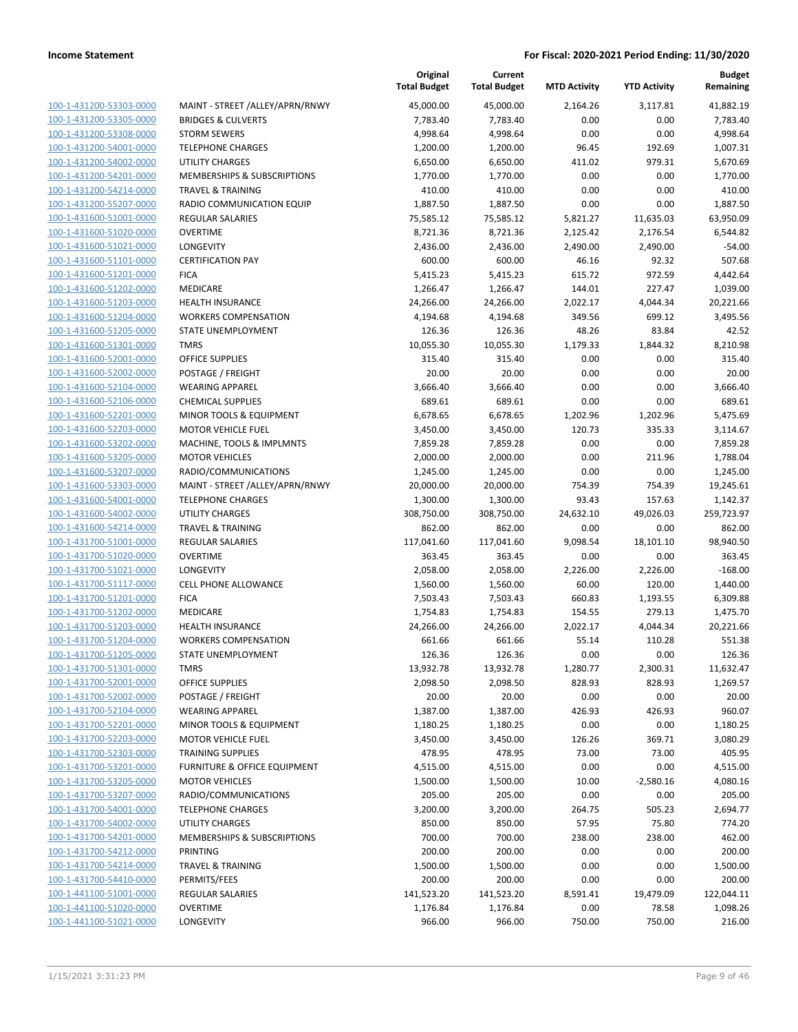| | | Original Total Budget | Current Total Budget | MTD Activity | YTD Activity | Budget Remaining |
|---|---|---|---|---|---|---|
| 100-1-431200-53303-0000 | MAINT - STREET /ALLEY/APRN/RNWY | 45,000.00 | 45,000.00 | 2,164.26 | 3,117.81 | 41,882.19 |
| 100-1-431200-53305-0000 | BRIDGES & CULVERTS | 7,783.40 | 7,783.40 | 0.00 | 0.00 | 7,783.40 |
| 100-1-431200-53308-0000 | STORM SEWERS | 4,998.64 | 4,998.64 | 0.00 | 0.00 | 4,998.64 |
| 100-1-431200-54001-0000 | TELEPHONE CHARGES | 1,200.00 | 1,200.00 | 96.45 | 192.69 | 1,007.31 |
| 100-1-431200-54002-0000 | UTILITY CHARGES | 6,650.00 | 6,650.00 | 411.02 | 979.31 | 5,670.69 |
| 100-1-431200-54201-0000 | MEMBERSHIPS & SUBSCRIPTIONS | 1,770.00 | 1,770.00 | 0.00 | 0.00 | 1,770.00 |
| 100-1-431200-54214-0000 | TRAVEL & TRAINING | 410.00 | 410.00 | 0.00 | 0.00 | 410.00 |
| 100-1-431200-55207-0000 | RADIO COMMUNICATION EQUIP | 1,887.50 | 1,887.50 | 0.00 | 0.00 | 1,887.50 |
| 100-1-431600-51001-0000 | REGULAR SALARIES | 75,585.12 | 75,585.12 | 5,821.27 | 11,635.03 | 63,950.09 |
| 100-1-431600-51020-0000 | OVERTIME | 8,721.36 | 8,721.36 | 2,125.42 | 2,176.54 | 6,544.82 |
| 100-1-431600-51021-0000 | LONGEVITY | 2,436.00 | 2,436.00 | 2,490.00 | 2,490.00 | -54.00 |
| 100-1-431600-51101-0000 | CERTIFICATION PAY | 600.00 | 600.00 | 46.16 | 92.32 | 507.68 |
| 100-1-431600-51201-0000 | FICA | 5,415.23 | 5,415.23 | 615.72 | 972.59 | 4,442.64 |
| 100-1-431600-51202-0000 | MEDICARE | 1,266.47 | 1,266.47 | 144.01 | 227.47 | 1,039.00 |
| 100-1-431600-51203-0000 | HEALTH INSURANCE | 24,266.00 | 24,266.00 | 2,022.17 | 4,044.34 | 20,221.66 |
| 100-1-431600-51204-0000 | WORKERS COMPENSATION | 4,194.68 | 4,194.68 | 349.56 | 699.12 | 3,495.56 |
| 100-1-431600-51205-0000 | STATE UNEMPLOYMENT | 126.36 | 126.36 | 48.26 | 83.84 | 42.52 |
| 100-1-431600-51301-0000 | TMRS | 10,055.30 | 10,055.30 | 1,179.33 | 1,844.32 | 8,210.98 |
| 100-1-431600-52001-0000 | OFFICE SUPPLIES | 315.40 | 315.40 | 0.00 | 0.00 | 315.40 |
| 100-1-431600-52002-0000 | POSTAGE / FREIGHT | 20.00 | 20.00 | 0.00 | 0.00 | 20.00 |
| 100-1-431600-52104-0000 | WEARING APPAREL | 3,666.40 | 3,666.40 | 0.00 | 0.00 | 3,666.40 |
| 100-1-431600-52106-0000 | CHEMICAL SUPPLIES | 689.61 | 689.61 | 0.00 | 0.00 | 689.61 |
| 100-1-431600-52201-0000 | MINOR TOOLS & EQUIPMENT | 6,678.65 | 6,678.65 | 1,202.96 | 1,202.96 | 5,475.69 |
| 100-1-431600-52203-0000 | MOTOR VEHICLE FUEL | 3,450.00 | 3,450.00 | 120.73 | 335.33 | 3,114.67 |
| 100-1-431600-53202-0000 | MACHINE, TOOLS & IMPLMNTS | 7,859.28 | 7,859.28 | 0.00 | 0.00 | 7,859.28 |
| 100-1-431600-53205-0000 | MOTOR VEHICLES | 2,000.00 | 2,000.00 | 0.00 | 211.96 | 1,788.04 |
| 100-1-431600-53207-0000 | RADIO/COMMUNICATIONS | 1,245.00 | 1,245.00 | 0.00 | 0.00 | 1,245.00 |
| 100-1-431600-53303-0000 | MAINT - STREET /ALLEY/APRN/RNWY | 20,000.00 | 20,000.00 | 754.39 | 754.39 | 19,245.61 |
| 100-1-431600-54001-0000 | TELEPHONE CHARGES | 1,300.00 | 1,300.00 | 93.43 | 157.63 | 1,142.37 |
| 100-1-431600-54002-0000 | UTILITY CHARGES | 308,750.00 | 308,750.00 | 24,632.10 | 49,026.03 | 259,723.97 |
| 100-1-431600-54214-0000 | TRAVEL & TRAINING | 862.00 | 862.00 | 0.00 | 0.00 | 862.00 |
| 100-1-431700-51001-0000 | REGULAR SALARIES | 117,041.60 | 117,041.60 | 9,098.54 | 18,101.10 | 98,940.50 |
| 100-1-431700-51020-0000 | OVERTIME | 363.45 | 363.45 | 0.00 | 0.00 | 363.45 |
| 100-1-431700-51021-0000 | LONGEVITY | 2,058.00 | 2,058.00 | 2,226.00 | 2,226.00 | -168.00 |
| 100-1-431700-51117-0000 | CELL PHONE ALLOWANCE | 1,560.00 | 1,560.00 | 60.00 | 120.00 | 1,440.00 |
| 100-1-431700-51201-0000 | FICA | 7,503.43 | 7,503.43 | 660.83 | 1,193.55 | 6,309.88 |
| 100-1-431700-51202-0000 | MEDICARE | 1,754.83 | 1,754.83 | 154.55 | 279.13 | 1,475.70 |
| 100-1-431700-51203-0000 | HEALTH INSURANCE | 24,266.00 | 24,266.00 | 2,022.17 | 4,044.34 | 20,221.66 |
| 100-1-431700-51204-0000 | WORKERS COMPENSATION | 661.66 | 661.66 | 55.14 | 110.28 | 551.38 |
| 100-1-431700-51205-0000 | STATE UNEMPLOYMENT | 126.36 | 126.36 | 0.00 | 0.00 | 126.36 |
| 100-1-431700-51301-0000 | TMRS | 13,932.78 | 13,932.78 | 1,280.77 | 2,300.31 | 11,632.47 |
| 100-1-431700-52001-0000 | OFFICE SUPPLIES | 2,098.50 | 2,098.50 | 828.93 | 828.93 | 1,269.57 |
| 100-1-431700-52002-0000 | POSTAGE / FREIGHT | 20.00 | 20.00 | 0.00 | 0.00 | 20.00 |
| 100-1-431700-52104-0000 | WEARING APPAREL | 1,387.00 | 1,387.00 | 426.93 | 426.93 | 960.07 |
| 100-1-431700-52201-0000 | MINOR TOOLS & EQUIPMENT | 1,180.25 | 1,180.25 | 0.00 | 0.00 | 1,180.25 |
| 100-1-431700-52203-0000 | MOTOR VEHICLE FUEL | 3,450.00 | 3,450.00 | 126.26 | 369.71 | 3,080.29 |
| 100-1-431700-52303-0000 | TRAINING SUPPLIES | 478.95 | 478.95 | 73.00 | 73.00 | 405.95 |
| 100-1-431700-53201-0000 | FURNITURE & OFFICE EQUIPMENT | 4,515.00 | 4,515.00 | 0.00 | 0.00 | 4,515.00 |
| 100-1-431700-53205-0000 | MOTOR VEHICLES | 1,500.00 | 1,500.00 | 10.00 | -2,580.16 | 4,080.16 |
| 100-1-431700-53207-0000 | RADIO/COMMUNICATIONS | 205.00 | 205.00 | 0.00 | 0.00 | 205.00 |
| 100-1-431700-54001-0000 | TELEPHONE CHARGES | 3,200.00 | 3,200.00 | 264.75 | 505.23 | 2,694.77 |
| 100-1-431700-54002-0000 | UTILITY CHARGES | 850.00 | 850.00 | 57.95 | 75.80 | 774.20 |
| 100-1-431700-54201-0000 | MEMBERSHIPS & SUBSCRIPTIONS | 700.00 | 700.00 | 238.00 | 238.00 | 462.00 |
| 100-1-431700-54212-0000 | PRINTING | 200.00 | 200.00 | 0.00 | 0.00 | 200.00 |
| 100-1-431700-54214-0000 | TRAVEL & TRAINING | 1,500.00 | 1,500.00 | 0.00 | 0.00 | 1,500.00 |
| 100-1-431700-54410-0000 | PERMITS/FEES | 200.00 | 200.00 | 0.00 | 0.00 | 200.00 |
| 100-1-441100-51001-0000 | REGULAR SALARIES | 141,523.20 | 141,523.20 | 8,591.41 | 19,479.09 | 122,044.11 |
| 100-1-441100-51020-0000 | OVERTIME | 1,176.84 | 1,176.84 | 0.00 | 78.58 | 1,098.26 |
| 100-1-441100-51021-0000 | LONGEVITY | 966.00 | 966.00 | 750.00 | 750.00 | 216.00 |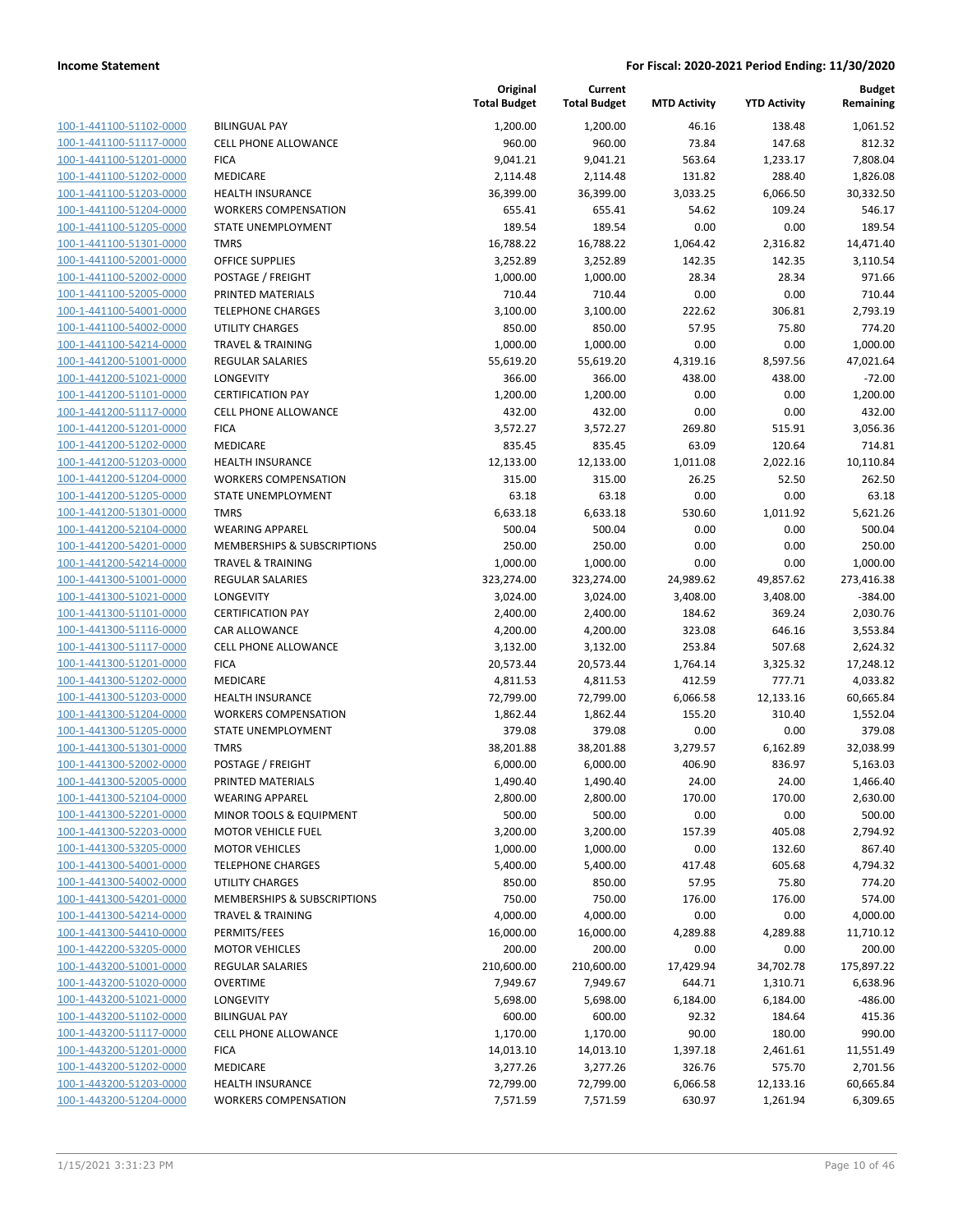| | | Original Total Budget | Current Total Budget | MTD Activity | YTD Activity | Budget Remaining |
|---|---|---|---|---|---|---|
| 100-1-441100-51102-0000 | BILINGUAL PAY | 1,200.00 | 1,200.00 | 46.16 | 138.48 | 1,061.52 |
| 100-1-441100-51117-0000 | CELL PHONE ALLOWANCE | 960.00 | 960.00 | 73.84 | 147.68 | 812.32 |
| 100-1-441100-51201-0000 | FICA | 9,041.21 | 9,041.21 | 563.64 | 1,233.17 | 7,808.04 |
| 100-1-441100-51202-0000 | MEDICARE | 2,114.48 | 2,114.48 | 131.82 | 288.40 | 1,826.08 |
| 100-1-441100-51203-0000 | HEALTH INSURANCE | 36,399.00 | 36,399.00 | 3,033.25 | 6,066.50 | 30,332.50 |
| 100-1-441100-51204-0000 | WORKERS COMPENSATION | 655.41 | 655.41 | 54.62 | 109.24 | 546.17 |
| 100-1-441100-51205-0000 | STATE UNEMPLOYMENT | 189.54 | 189.54 | 0.00 | 0.00 | 189.54 |
| 100-1-441100-51301-0000 | TMRS | 16,788.22 | 16,788.22 | 1,064.42 | 2,316.82 | 14,471.40 |
| 100-1-441100-52001-0000 | OFFICE SUPPLIES | 3,252.89 | 3,252.89 | 142.35 | 142.35 | 3,110.54 |
| 100-1-441100-52002-0000 | POSTAGE / FREIGHT | 1,000.00 | 1,000.00 | 28.34 | 28.34 | 971.66 |
| 100-1-441100-52005-0000 | PRINTED MATERIALS | 710.44 | 710.44 | 0.00 | 0.00 | 710.44 |
| 100-1-441100-54001-0000 | TELEPHONE CHARGES | 3,100.00 | 3,100.00 | 222.62 | 306.81 | 2,793.19 |
| 100-1-441100-54002-0000 | UTILITY CHARGES | 850.00 | 850.00 | 57.95 | 75.80 | 774.20 |
| 100-1-441100-54214-0000 | TRAVEL & TRAINING | 1,000.00 | 1,000.00 | 0.00 | 0.00 | 1,000.00 |
| 100-1-441200-51001-0000 | REGULAR SALARIES | 55,619.20 | 55,619.20 | 4,319.16 | 8,597.56 | 47,021.64 |
| 100-1-441200-51021-0000 | LONGEVITY | 366.00 | 366.00 | 438.00 | 438.00 | -72.00 |
| 100-1-441200-51101-0000 | CERTIFICATION PAY | 1,200.00 | 1,200.00 | 0.00 | 0.00 | 1,200.00 |
| 100-1-441200-51117-0000 | CELL PHONE ALLOWANCE | 432.00 | 432.00 | 0.00 | 0.00 | 432.00 |
| 100-1-441200-51201-0000 | FICA | 3,572.27 | 3,572.27 | 269.80 | 515.91 | 3,056.36 |
| 100-1-441200-51202-0000 | MEDICARE | 835.45 | 835.45 | 63.09 | 120.64 | 714.81 |
| 100-1-441200-51203-0000 | HEALTH INSURANCE | 12,133.00 | 12,133.00 | 1,011.08 | 2,022.16 | 10,110.84 |
| 100-1-441200-51204-0000 | WORKERS COMPENSATION | 315.00 | 315.00 | 26.25 | 52.50 | 262.50 |
| 100-1-441200-51205-0000 | STATE UNEMPLOYMENT | 63.18 | 63.18 | 0.00 | 0.00 | 63.18 |
| 100-1-441200-51301-0000 | TMRS | 6,633.18 | 6,633.18 | 530.60 | 1,011.92 | 5,621.26 |
| 100-1-441200-52104-0000 | WEARING APPAREL | 500.04 | 500.04 | 0.00 | 0.00 | 500.04 |
| 100-1-441200-54201-0000 | MEMBERSHIPS & SUBSCRIPTIONS | 250.00 | 250.00 | 0.00 | 0.00 | 250.00 |
| 100-1-441200-54214-0000 | TRAVEL & TRAINING | 1,000.00 | 1,000.00 | 0.00 | 0.00 | 1,000.00 |
| 100-1-441300-51001-0000 | REGULAR SALARIES | 323,274.00 | 323,274.00 | 24,989.62 | 49,857.62 | 273,416.38 |
| 100-1-441300-51021-0000 | LONGEVITY | 3,024.00 | 3,024.00 | 3,408.00 | 3,408.00 | -384.00 |
| 100-1-441300-51101-0000 | CERTIFICATION PAY | 2,400.00 | 2,400.00 | 184.62 | 369.24 | 2,030.76 |
| 100-1-441300-51116-0000 | CAR ALLOWANCE | 4,200.00 | 4,200.00 | 323.08 | 646.16 | 3,553.84 |
| 100-1-441300-51117-0000 | CELL PHONE ALLOWANCE | 3,132.00 | 3,132.00 | 253.84 | 507.68 | 2,624.32 |
| 100-1-441300-51201-0000 | FICA | 20,573.44 | 20,573.44 | 1,764.14 | 3,325.32 | 17,248.12 |
| 100-1-441300-51202-0000 | MEDICARE | 4,811.53 | 4,811.53 | 412.59 | 777.71 | 4,033.82 |
| 100-1-441300-51203-0000 | HEALTH INSURANCE | 72,799.00 | 72,799.00 | 6,066.58 | 12,133.16 | 60,665.84 |
| 100-1-441300-51204-0000 | WORKERS COMPENSATION | 1,862.44 | 1,862.44 | 155.20 | 310.40 | 1,552.04 |
| 100-1-441300-51205-0000 | STATE UNEMPLOYMENT | 379.08 | 379.08 | 0.00 | 0.00 | 379.08 |
| 100-1-441300-51301-0000 | TMRS | 38,201.88 | 38,201.88 | 3,279.57 | 6,162.89 | 32,038.99 |
| 100-1-441300-52002-0000 | POSTAGE / FREIGHT | 6,000.00 | 6,000.00 | 406.90 | 836.97 | 5,163.03 |
| 100-1-441300-52005-0000 | PRINTED MATERIALS | 1,490.40 | 1,490.40 | 24.00 | 24.00 | 1,466.40 |
| 100-1-441300-52104-0000 | WEARING APPAREL | 2,800.00 | 2,800.00 | 170.00 | 170.00 | 2,630.00 |
| 100-1-441300-52201-0000 | MINOR TOOLS & EQUIPMENT | 500.00 | 500.00 | 0.00 | 0.00 | 500.00 |
| 100-1-441300-52203-0000 | MOTOR VEHICLE FUEL | 3,200.00 | 3,200.00 | 157.39 | 405.08 | 2,794.92 |
| 100-1-441300-53205-0000 | MOTOR VEHICLES | 1,000.00 | 1,000.00 | 0.00 | 132.60 | 867.40 |
| 100-1-441300-54001-0000 | TELEPHONE CHARGES | 5,400.00 | 5,400.00 | 417.48 | 605.68 | 4,794.32 |
| 100-1-441300-54002-0000 | UTILITY CHARGES | 850.00 | 850.00 | 57.95 | 75.80 | 774.20 |
| 100-1-441300-54201-0000 | MEMBERSHIPS & SUBSCRIPTIONS | 750.00 | 750.00 | 176.00 | 176.00 | 574.00 |
| 100-1-441300-54214-0000 | TRAVEL & TRAINING | 4,000.00 | 4,000.00 | 0.00 | 0.00 | 4,000.00 |
| 100-1-441300-54410-0000 | PERMITS/FEES | 16,000.00 | 16,000.00 | 4,289.88 | 4,289.88 | 11,710.12 |
| 100-1-442200-53205-0000 | MOTOR VEHICLES | 200.00 | 200.00 | 0.00 | 0.00 | 200.00 |
| 100-1-443200-51001-0000 | REGULAR SALARIES | 210,600.00 | 210,600.00 | 17,429.94 | 34,702.78 | 175,897.22 |
| 100-1-443200-51020-0000 | OVERTIME | 7,949.67 | 7,949.67 | 644.71 | 1,310.71 | 6,638.96 |
| 100-1-443200-51021-0000 | LONGEVITY | 5,698.00 | 5,698.00 | 6,184.00 | 6,184.00 | -486.00 |
| 100-1-443200-51102-0000 | BILINGUAL PAY | 600.00 | 600.00 | 92.32 | 184.64 | 415.36 |
| 100-1-443200-51117-0000 | CELL PHONE ALLOWANCE | 1,170.00 | 1,170.00 | 90.00 | 180.00 | 990.00 |
| 100-1-443200-51201-0000 | FICA | 14,013.10 | 14,013.10 | 1,397.18 | 2,461.61 | 11,551.49 |
| 100-1-443200-51202-0000 | MEDICARE | 3,277.26 | 3,277.26 | 326.76 | 575.70 | 2,701.56 |
| 100-1-443200-51203-0000 | HEALTH INSURANCE | 72,799.00 | 72,799.00 | 6,066.58 | 12,133.16 | 60,665.84 |
| 100-1-443200-51204-0000 | WORKERS COMPENSATION | 7,571.59 | 7,571.59 | 630.97 | 1,261.94 | 6,309.65 |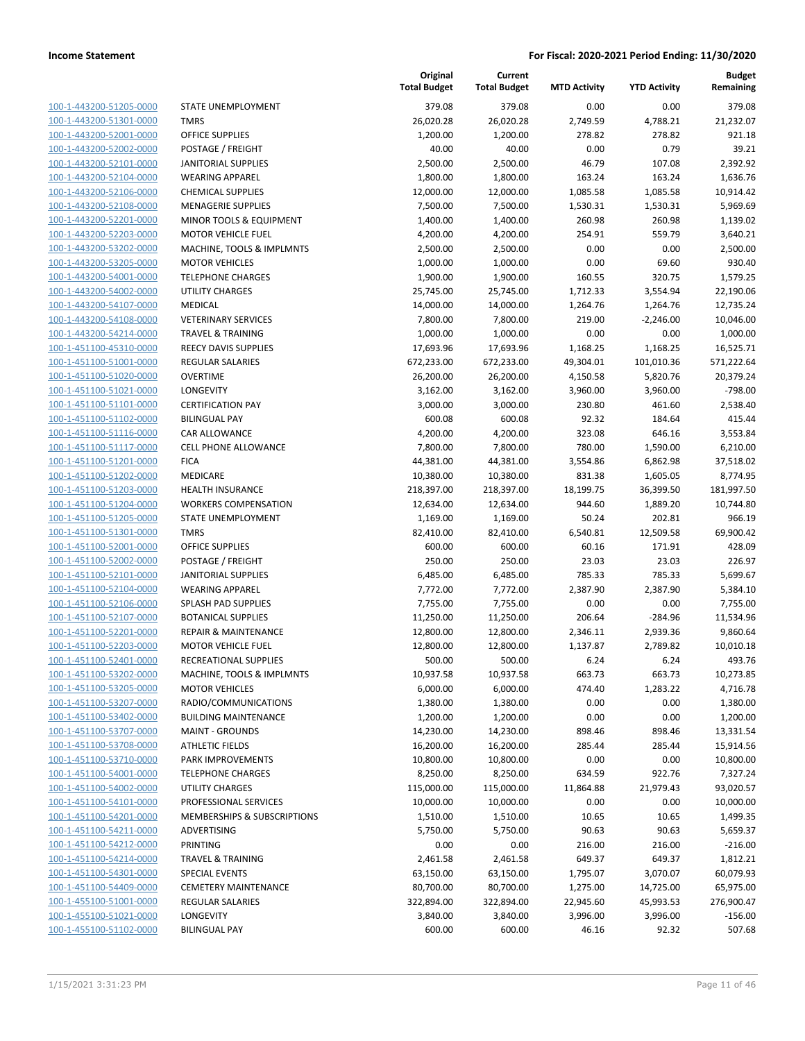| | | Original Total Budget | Current Total Budget | MTD Activity | YTD Activity | Budget Remaining |
|---|---|---|---|---|---|---|
| 100-1-443200-51205-0000 | STATE UNEMPLOYMENT | 379.08 | 379.08 | 0.00 | 0.00 | 379.08 |
| 100-1-443200-51301-0000 | TMRS | 26,020.28 | 26,020.28 | 2,749.59 | 4,788.21 | 21,232.07 |
| 100-1-443200-52001-0000 | OFFICE SUPPLIES | 1,200.00 | 1,200.00 | 278.82 | 278.82 | 921.18 |
| 100-1-443200-52002-0000 | POSTAGE / FREIGHT | 40.00 | 40.00 | 0.00 | 0.79 | 39.21 |
| 100-1-443200-52101-0000 | JANITORIAL SUPPLIES | 2,500.00 | 2,500.00 | 46.79 | 107.08 | 2,392.92 |
| 100-1-443200-52104-0000 | WEARING APPAREL | 1,800.00 | 1,800.00 | 163.24 | 163.24 | 1,636.76 |
| 100-1-443200-52106-0000 | CHEMICAL SUPPLIES | 12,000.00 | 12,000.00 | 1,085.58 | 1,085.58 | 10,914.42 |
| 100-1-443200-52108-0000 | MENAGERIE SUPPLIES | 7,500.00 | 7,500.00 | 1,530.31 | 1,530.31 | 5,969.69 |
| 100-1-443200-52201-0000 | MINOR TOOLS & EQUIPMENT | 1,400.00 | 1,400.00 | 260.98 | 260.98 | 1,139.02 |
| 100-1-443200-52203-0000 | MOTOR VEHICLE FUEL | 4,200.00 | 4,200.00 | 254.91 | 559.79 | 3,640.21 |
| 100-1-443200-53202-0000 | MACHINE, TOOLS & IMPLMNTS | 2,500.00 | 2,500.00 | 0.00 | 0.00 | 2,500.00 |
| 100-1-443200-53205-0000 | MOTOR VEHICLES | 1,000.00 | 1,000.00 | 0.00 | 69.60 | 930.40 |
| 100-1-443200-54001-0000 | TELEPHONE CHARGES | 1,900.00 | 1,900.00 | 160.55 | 320.75 | 1,579.25 |
| 100-1-443200-54002-0000 | UTILITY CHARGES | 25,745.00 | 25,745.00 | 1,712.33 | 3,554.94 | 22,190.06 |
| 100-1-443200-54107-0000 | MEDICAL | 14,000.00 | 14,000.00 | 1,264.76 | 1,264.76 | 12,735.24 |
| 100-1-443200-54108-0000 | VETERINARY SERVICES | 7,800.00 | 7,800.00 | 219.00 | -2,246.00 | 10,046.00 |
| 100-1-443200-54214-0000 | TRAVEL & TRAINING | 1,000.00 | 1,000.00 | 0.00 | 0.00 | 1,000.00 |
| 100-1-451100-45310-0000 | REECY DAVIS SUPPLIES | 17,693.96 | 17,693.96 | 1,168.25 | 1,168.25 | 16,525.71 |
| 100-1-451100-51001-0000 | REGULAR SALARIES | 672,233.00 | 672,233.00 | 49,304.01 | 101,010.36 | 571,222.64 |
| 100-1-451100-51020-0000 | OVERTIME | 26,200.00 | 26,200.00 | 4,150.58 | 5,820.76 | 20,379.24 |
| 100-1-451100-51021-0000 | LONGEVITY | 3,162.00 | 3,162.00 | 3,960.00 | 3,960.00 | -798.00 |
| 100-1-451100-51101-0000 | CERTIFICATION PAY | 3,000.00 | 3,000.00 | 230.80 | 461.60 | 2,538.40 |
| 100-1-451100-51102-0000 | BILINGUAL PAY | 600.08 | 600.08 | 92.32 | 184.64 | 415.44 |
| 100-1-451100-51116-0000 | CAR ALLOWANCE | 4,200.00 | 4,200.00 | 323.08 | 646.16 | 3,553.84 |
| 100-1-451100-51117-0000 | CELL PHONE ALLOWANCE | 7,800.00 | 7,800.00 | 780.00 | 1,590.00 | 6,210.00 |
| 100-1-451100-51201-0000 | FICA | 44,381.00 | 44,381.00 | 3,554.86 | 6,862.98 | 37,518.02 |
| 100-1-451100-51202-0000 | MEDICARE | 10,380.00 | 10,380.00 | 831.38 | 1,605.05 | 8,774.95 |
| 100-1-451100-51203-0000 | HEALTH INSURANCE | 218,397.00 | 218,397.00 | 18,199.75 | 36,399.50 | 181,997.50 |
| 100-1-451100-51204-0000 | WORKERS COMPENSATION | 12,634.00 | 12,634.00 | 944.60 | 1,889.20 | 10,744.80 |
| 100-1-451100-51205-0000 | STATE UNEMPLOYMENT | 1,169.00 | 1,169.00 | 50.24 | 202.81 | 966.19 |
| 100-1-451100-51301-0000 | TMRS | 82,410.00 | 82,410.00 | 6,540.81 | 12,509.58 | 69,900.42 |
| 100-1-451100-52001-0000 | OFFICE SUPPLIES | 600.00 | 600.00 | 60.16 | 171.91 | 428.09 |
| 100-1-451100-52002-0000 | POSTAGE / FREIGHT | 250.00 | 250.00 | 23.03 | 23.03 | 226.97 |
| 100-1-451100-52101-0000 | JANITORIAL SUPPLIES | 6,485.00 | 6,485.00 | 785.33 | 785.33 | 5,699.67 |
| 100-1-451100-52104-0000 | WEARING APPAREL | 7,772.00 | 7,772.00 | 2,387.90 | 2,387.90 | 5,384.10 |
| 100-1-451100-52106-0000 | SPLASH PAD SUPPLIES | 7,755.00 | 7,755.00 | 0.00 | 0.00 | 7,755.00 |
| 100-1-451100-52107-0000 | BOTANICAL SUPPLIES | 11,250.00 | 11,250.00 | 206.64 | -284.96 | 11,534.96 |
| 100-1-451100-52201-0000 | REPAIR & MAINTENANCE | 12,800.00 | 12,800.00 | 2,346.11 | 2,939.36 | 9,860.64 |
| 100-1-451100-52203-0000 | MOTOR VEHICLE FUEL | 12,800.00 | 12,800.00 | 1,137.87 | 2,789.82 | 10,010.18 |
| 100-1-451100-52401-0000 | RECREATIONAL SUPPLIES | 500.00 | 500.00 | 6.24 | 6.24 | 493.76 |
| 100-1-451100-53202-0000 | MACHINE, TOOLS & IMPLMNTS | 10,937.58 | 10,937.58 | 663.73 | 663.73 | 10,273.85 |
| 100-1-451100-53205-0000 | MOTOR VEHICLES | 6,000.00 | 6,000.00 | 474.40 | 1,283.22 | 4,716.78 |
| 100-1-451100-53207-0000 | RADIO/COMMUNICATIONS | 1,380.00 | 1,380.00 | 0.00 | 0.00 | 1,380.00 |
| 100-1-451100-53402-0000 | BUILDING MAINTENANCE | 1,200.00 | 1,200.00 | 0.00 | 0.00 | 1,200.00 |
| 100-1-451100-53707-0000 | MAINT - GROUNDS | 14,230.00 | 14,230.00 | 898.46 | 898.46 | 13,331.54 |
| 100-1-451100-53708-0000 | ATHLETIC FIELDS | 16,200.00 | 16,200.00 | 285.44 | 285.44 | 15,914.56 |
| 100-1-451100-53710-0000 | PARK IMPROVEMENTS | 10,800.00 | 10,800.00 | 0.00 | 0.00 | 10,800.00 |
| 100-1-451100-54001-0000 | TELEPHONE CHARGES | 8,250.00 | 8,250.00 | 634.59 | 922.76 | 7,327.24 |
| 100-1-451100-54002-0000 | UTILITY CHARGES | 115,000.00 | 115,000.00 | 11,864.88 | 21,979.43 | 93,020.57 |
| 100-1-451100-54101-0000 | PROFESSIONAL SERVICES | 10,000.00 | 10,000.00 | 0.00 | 0.00 | 10,000.00 |
| 100-1-451100-54201-0000 | MEMBERSHIPS & SUBSCRIPTIONS | 1,510.00 | 1,510.00 | 10.65 | 10.65 | 1,499.35 |
| 100-1-451100-54211-0000 | ADVERTISING | 5,750.00 | 5,750.00 | 90.63 | 90.63 | 5,659.37 |
| 100-1-451100-54212-0000 | PRINTING | 0.00 | 0.00 | 216.00 | 216.00 | -216.00 |
| 100-1-451100-54214-0000 | TRAVEL & TRAINING | 2,461.58 | 2,461.58 | 649.37 | 649.37 | 1,812.21 |
| 100-1-451100-54301-0000 | SPECIAL EVENTS | 63,150.00 | 63,150.00 | 1,795.07 | 3,070.07 | 60,079.93 |
| 100-1-451100-54409-0000 | CEMETERY MAINTENANCE | 80,700.00 | 80,700.00 | 1,275.00 | 14,725.00 | 65,975.00 |
| 100-1-455100-51001-0000 | REGULAR SALARIES | 322,894.00 | 322,894.00 | 22,945.60 | 45,993.53 | 276,900.47 |
| 100-1-455100-51021-0000 | LONGEVITY | 3,840.00 | 3,840.00 | 3,996.00 | 3,996.00 | -156.00 |
| 100-1-455100-51102-0000 | BILINGUAL PAY | 600.00 | 600.00 | 46.16 | 92.32 | 507.68 |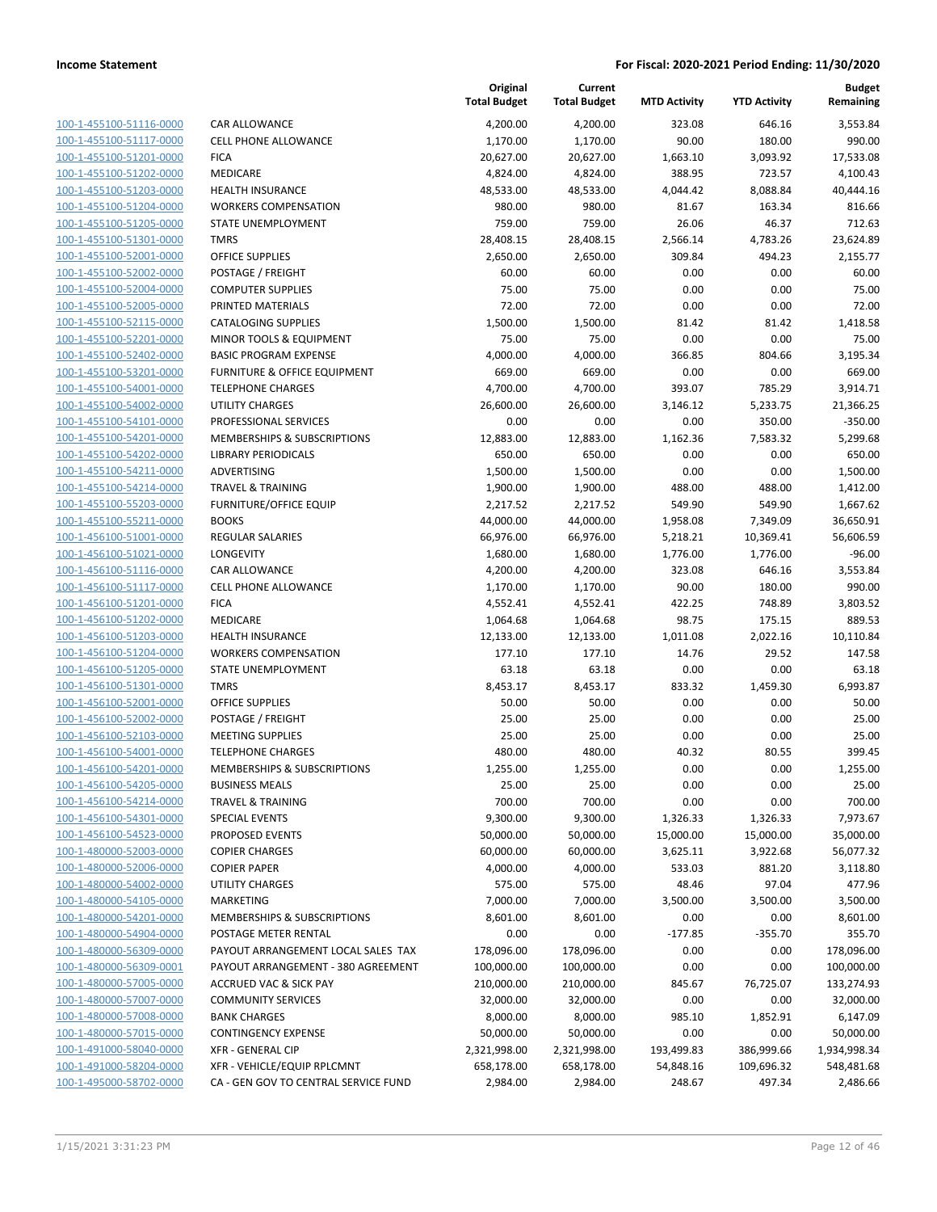**Income Statement** — **For Fiscal: 2020-2021 Period Ending: 11/30/2020**

| | | Original Total Budget | Current Total Budget | MTD Activity | YTD Activity | Budget Remaining |
|---|---|---|---|---|---|---|
| 100-1-455100-51116-0000 | CAR ALLOWANCE | 4,200.00 | 4,200.00 | 323.08 | 646.16 | 3,553.84 |
| 100-1-455100-51117-0000 | CELL PHONE ALLOWANCE | 1,170.00 | 1,170.00 | 90.00 | 180.00 | 990.00 |
| 100-1-455100-51201-0000 | FICA | 20,627.00 | 20,627.00 | 1,663.10 | 3,093.92 | 17,533.08 |
| 100-1-455100-51202-0000 | MEDICARE | 4,824.00 | 4,824.00 | 388.95 | 723.57 | 4,100.43 |
| 100-1-455100-51203-0000 | HEALTH INSURANCE | 48,533.00 | 48,533.00 | 4,044.42 | 8,088.84 | 40,444.16 |
| 100-1-455100-51204-0000 | WORKERS COMPENSATION | 980.00 | 980.00 | 81.67 | 163.34 | 816.66 |
| 100-1-455100-51205-0000 | STATE UNEMPLOYMENT | 759.00 | 759.00 | 26.06 | 46.37 | 712.63 |
| 100-1-455100-51301-0000 | TMRS | 28,408.15 | 28,408.15 | 2,566.14 | 4,783.26 | 23,624.89 |
| 100-1-455100-52001-0000 | OFFICE SUPPLIES | 2,650.00 | 2,650.00 | 309.84 | 494.23 | 2,155.77 |
| 100-1-455100-52002-0000 | POSTAGE / FREIGHT | 60.00 | 60.00 | 0.00 | 0.00 | 60.00 |
| 100-1-455100-52004-0000 | COMPUTER SUPPLIES | 75.00 | 75.00 | 0.00 | 0.00 | 75.00 |
| 100-1-455100-52005-0000 | PRINTED MATERIALS | 72.00 | 72.00 | 0.00 | 0.00 | 72.00 |
| 100-1-455100-52115-0000 | CATALOGING SUPPLIES | 1,500.00 | 1,500.00 | 81.42 | 81.42 | 1,418.58 |
| 100-1-455100-52201-0000 | MINOR TOOLS & EQUIPMENT | 75.00 | 75.00 | 0.00 | 0.00 | 75.00 |
| 100-1-455100-52402-0000 | BASIC PROGRAM EXPENSE | 4,000.00 | 4,000.00 | 366.85 | 804.66 | 3,195.34 |
| 100-1-455100-53201-0000 | FURNITURE & OFFICE EQUIPMENT | 669.00 | 669.00 | 0.00 | 0.00 | 669.00 |
| 100-1-455100-54001-0000 | TELEPHONE CHARGES | 4,700.00 | 4,700.00 | 393.07 | 785.29 | 3,914.71 |
| 100-1-455100-54002-0000 | UTILITY CHARGES | 26,600.00 | 26,600.00 | 3,146.12 | 5,233.75 | 21,366.25 |
| 100-1-455100-54101-0000 | PROFESSIONAL SERVICES | 0.00 | 0.00 | 0.00 | 350.00 | -350.00 |
| 100-1-455100-54201-0000 | MEMBERSHIPS & SUBSCRIPTIONS | 12,883.00 | 12,883.00 | 1,162.36 | 7,583.32 | 5,299.68 |
| 100-1-455100-54202-0000 | LIBRARY PERIODICALS | 650.00 | 650.00 | 0.00 | 0.00 | 650.00 |
| 100-1-455100-54211-0000 | ADVERTISING | 1,500.00 | 1,500.00 | 0.00 | 0.00 | 1,500.00 |
| 100-1-455100-54214-0000 | TRAVEL & TRAINING | 1,900.00 | 1,900.00 | 488.00 | 488.00 | 1,412.00 |
| 100-1-455100-55203-0000 | FURNITURE/OFFICE EQUIP | 2,217.52 | 2,217.52 | 549.90 | 549.90 | 1,667.62 |
| 100-1-455100-55211-0000 | BOOKS | 44,000.00 | 44,000.00 | 1,958.08 | 7,349.09 | 36,650.91 |
| 100-1-456100-51001-0000 | REGULAR SALARIES | 66,976.00 | 66,976.00 | 5,218.21 | 10,369.41 | 56,606.59 |
| 100-1-456100-51021-0000 | LONGEVITY | 1,680.00 | 1,680.00 | 1,776.00 | 1,776.00 | -96.00 |
| 100-1-456100-51116-0000 | CAR ALLOWANCE | 4,200.00 | 4,200.00 | 323.08 | 646.16 | 3,553.84 |
| 100-1-456100-51117-0000 | CELL PHONE ALLOWANCE | 1,170.00 | 1,170.00 | 90.00 | 180.00 | 990.00 |
| 100-1-456100-51201-0000 | FICA | 4,552.41 | 4,552.41 | 422.25 | 748.89 | 3,803.52 |
| 100-1-456100-51202-0000 | MEDICARE | 1,064.68 | 1,064.68 | 98.75 | 175.15 | 889.53 |
| 100-1-456100-51203-0000 | HEALTH INSURANCE | 12,133.00 | 12,133.00 | 1,011.08 | 2,022.16 | 10,110.84 |
| 100-1-456100-51204-0000 | WORKERS COMPENSATION | 177.10 | 177.10 | 14.76 | 29.52 | 147.58 |
| 100-1-456100-51205-0000 | STATE UNEMPLOYMENT | 63.18 | 63.18 | 0.00 | 0.00 | 63.18 |
| 100-1-456100-51301-0000 | TMRS | 8,453.17 | 8,453.17 | 833.32 | 1,459.30 | 6,993.87 |
| 100-1-456100-52001-0000 | OFFICE SUPPLIES | 50.00 | 50.00 | 0.00 | 0.00 | 50.00 |
| 100-1-456100-52002-0000 | POSTAGE / FREIGHT | 25.00 | 25.00 | 0.00 | 0.00 | 25.00 |
| 100-1-456100-52103-0000 | MEETING SUPPLIES | 25.00 | 25.00 | 0.00 | 0.00 | 25.00 |
| 100-1-456100-54001-0000 | TELEPHONE CHARGES | 480.00 | 480.00 | 40.32 | 80.55 | 399.45 |
| 100-1-456100-54201-0000 | MEMBERSHIPS & SUBSCRIPTIONS | 1,255.00 | 1,255.00 | 0.00 | 0.00 | 1,255.00 |
| 100-1-456100-54205-0000 | BUSINESS MEALS | 25.00 | 25.00 | 0.00 | 0.00 | 25.00 |
| 100-1-456100-54214-0000 | TRAVEL & TRAINING | 700.00 | 700.00 | 0.00 | 0.00 | 700.00 |
| 100-1-456100-54301-0000 | SPECIAL EVENTS | 9,300.00 | 9,300.00 | 1,326.33 | 1,326.33 | 7,973.67 |
| 100-1-456100-54523-0000 | PROPOSED EVENTS | 50,000.00 | 50,000.00 | 15,000.00 | 15,000.00 | 35,000.00 |
| 100-1-480000-52003-0000 | COPIER CHARGES | 60,000.00 | 60,000.00 | 3,625.11 | 3,922.68 | 56,077.32 |
| 100-1-480000-52006-0000 | COPIER PAPER | 4,000.00 | 4,000.00 | 533.03 | 881.20 | 3,118.80 |
| 100-1-480000-54002-0000 | UTILITY CHARGES | 575.00 | 575.00 | 48.46 | 97.04 | 477.96 |
| 100-1-480000-54105-0000 | MARKETING | 7,000.00 | 7,000.00 | 3,500.00 | 3,500.00 | 3,500.00 |
| 100-1-480000-54201-0000 | MEMBERSHIPS & SUBSCRIPTIONS | 8,601.00 | 8,601.00 | 0.00 | 0.00 | 8,601.00 |
| 100-1-480000-54904-0000 | POSTAGE METER RENTAL | 0.00 | 0.00 | -177.85 | -355.70 | 355.70 |
| 100-1-480000-56309-0000 | PAYOUT ARRANGEMENT LOCAL SALES TAX | 178,096.00 | 178,096.00 | 0.00 | 0.00 | 178,096.00 |
| 100-1-480000-56309-0001 | PAYOUT ARRANGEMENT - 380 AGREEMENT | 100,000.00 | 100,000.00 | 0.00 | 0.00 | 100,000.00 |
| 100-1-480000-57005-0000 | ACCRUED VAC & SICK PAY | 210,000.00 | 210,000.00 | 845.67 | 76,725.07 | 133,274.93 |
| 100-1-480000-57007-0000 | COMMUNITY SERVICES | 32,000.00 | 32,000.00 | 0.00 | 0.00 | 32,000.00 |
| 100-1-480000-57008-0000 | BANK CHARGES | 8,000.00 | 8,000.00 | 985.10 | 1,852.91 | 6,147.09 |
| 100-1-480000-57015-0000 | CONTINGENCY EXPENSE | 50,000.00 | 50,000.00 | 0.00 | 0.00 | 50,000.00 |
| 100-1-491000-58040-0000 | XFR - GENERAL CIP | 2,321,998.00 | 2,321,998.00 | 193,499.83 | 386,999.66 | 1,934,998.34 |
| 100-1-491000-58204-0000 | XFR - VEHICLE/EQUIP RPLCMNT | 658,178.00 | 658,178.00 | 54,848.16 | 109,696.32 | 548,481.68 |
| 100-1-495000-58702-0000 | CA - GEN GOV TO CENTRAL SERVICE FUND | 2,984.00 | 2,984.00 | 248.67 | 497.34 | 2,486.66 |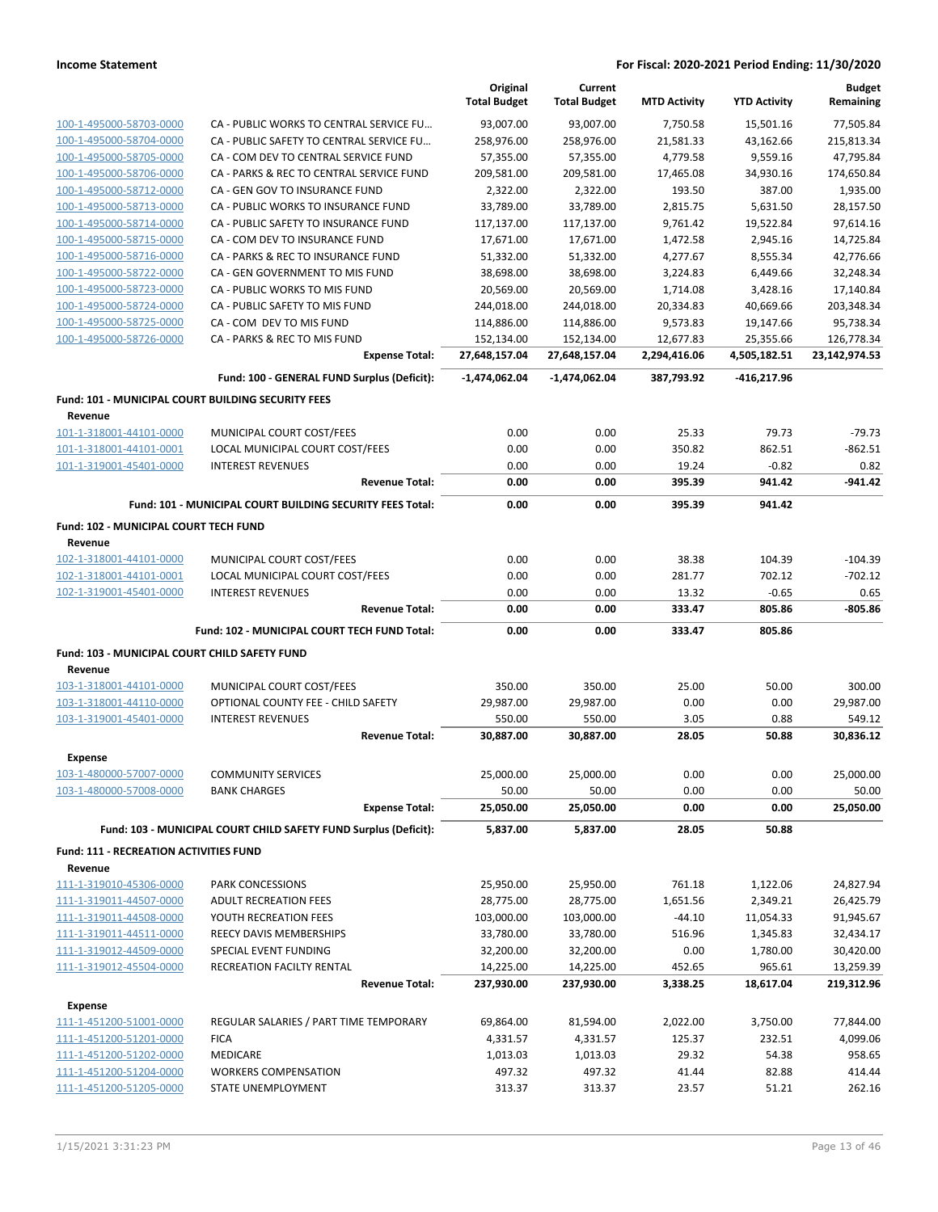| | | Original Total Budget | Current Total Budget | MTD Activity | YTD Activity | Budget Remaining |
|---|---|---|---|---|---|---|
| 100-1-495000-58703-0000 | CA - PUBLIC WORKS TO CENTRAL SERVICE FU... | 93,007.00 | 93,007.00 | 7,750.58 | 15,501.16 | 77,505.84 |
| 100-1-495000-58704-0000 | CA - PUBLIC SAFETY TO CENTRAL SERVICE FU... | 258,976.00 | 258,976.00 | 21,581.33 | 43,162.66 | 215,813.34 |
| 100-1-495000-58705-0000 | CA - COM DEV TO CENTRAL SERVICE FUND | 57,355.00 | 57,355.00 | 4,779.58 | 9,559.16 | 47,795.84 |
| 100-1-495000-58706-0000 | CA - PARKS & REC TO CENTRAL SERVICE FUND | 209,581.00 | 209,581.00 | 17,465.08 | 34,930.16 | 174,650.84 |
| 100-1-495000-58712-0000 | CA - GEN GOV TO INSURANCE FUND | 2,322.00 | 2,322.00 | 193.50 | 387.00 | 1,935.00 |
| 100-1-495000-58713-0000 | CA - PUBLIC WORKS TO INSURANCE FUND | 33,789.00 | 33,789.00 | 2,815.75 | 5,631.50 | 28,157.50 |
| 100-1-495000-58714-0000 | CA - PUBLIC SAFETY TO INSURANCE FUND | 117,137.00 | 117,137.00 | 9,761.42 | 19,522.84 | 97,614.16 |
| 100-1-495000-58715-0000 | CA - COM DEV TO INSURANCE FUND | 17,671.00 | 17,671.00 | 1,472.58 | 2,945.16 | 14,725.84 |
| 100-1-495000-58716-0000 | CA - PARKS & REC TO INSURANCE FUND | 51,332.00 | 51,332.00 | 4,277.67 | 8,555.34 | 42,776.66 |
| 100-1-495000-58722-0000 | CA - GEN GOVERNMENT TO MIS FUND | 38,698.00 | 38,698.00 | 3,224.83 | 6,449.66 | 32,248.34 |
| 100-1-495000-58723-0000 | CA - PUBLIC WORKS TO MIS FUND | 20,569.00 | 20,569.00 | 1,714.08 | 3,428.16 | 17,140.84 |
| 100-1-495000-58724-0000 | CA - PUBLIC SAFETY TO MIS FUND | 244,018.00 | 244,018.00 | 20,334.83 | 40,669.66 | 203,348.34 |
| 100-1-495000-58725-0000 | CA - COM DEV TO MIS FUND | 114,886.00 | 114,886.00 | 9,573.83 | 19,147.66 | 95,738.34 |
| 100-1-495000-58726-0000 | CA - PARKS & REC TO MIS FUND | 152,134.00 | 152,134.00 | 12,677.83 | 25,355.66 | 126,778.34 |
| | **Expense Total:** | **27,648,157.04** | **27,648,157.04** | **2,294,416.06** | **4,505,182.51** | **23,142,974.53** |
| | **Fund: 100 - GENERAL FUND Surplus (Deficit):** | **-1,474,062.04** | **-1,474,062.04** | **387,793.92** | **-416,217.96** | |
| **Fund: 101 - MUNICIPAL COURT BUILDING SECURITY FEES** | | | | | | |
| **Revenue** | | | | | | |
| 101-1-318001-44101-0000 | MUNICIPAL COURT COST/FEES | 0.00 | 0.00 | 25.33 | 79.73 | -79.73 |
| 101-1-318001-44101-0001 | LOCAL MUNICIPAL COURT COST/FEES | 0.00 | 0.00 | 350.82 | 862.51 | -862.51 |
| 101-1-319001-45401-0000 | INTEREST REVENUES | 0.00 | 0.00 | 19.24 | -0.82 | 0.82 |
| | **Revenue Total:** | **0.00** | **0.00** | **395.39** | **941.42** | **-941.42** |
| | **Fund: 101 - MUNICIPAL COURT BUILDING SECURITY FEES Total:** | **0.00** | **0.00** | **395.39** | **941.42** | |
| **Fund: 102 - MUNICIPAL COURT TECH FUND** | | | | | | |
| **Revenue** | | | | | | |
| 102-1-318001-44101-0000 | MUNICIPAL COURT COST/FEES | 0.00 | 0.00 | 38.38 | 104.39 | -104.39 |
| 102-1-318001-44101-0001 | LOCAL MUNICIPAL COURT COST/FEES | 0.00 | 0.00 | 281.77 | 702.12 | -702.12 |
| 102-1-319001-45401-0000 | INTEREST REVENUES | 0.00 | 0.00 | 13.32 | -0.65 | 0.65 |
| | **Revenue Total:** | **0.00** | **0.00** | **333.47** | **805.86** | **-805.86** |
| | **Fund: 102 - MUNICIPAL COURT TECH FUND Total:** | **0.00** | **0.00** | **333.47** | **805.86** | |
| **Fund: 103 - MUNICIPAL COURT CHILD SAFETY FUND** | | | | | | |
| **Revenue** | | | | | | |
| 103-1-318001-44101-0000 | MUNICIPAL COURT COST/FEES | 350.00 | 350.00 | 25.00 | 50.00 | 300.00 |
| 103-1-318001-44110-0000 | OPTIONAL COUNTY FEE - CHILD SAFETY | 29,987.00 | 29,987.00 | 0.00 | 0.00 | 29,987.00 |
| 103-1-319001-45401-0000 | INTEREST REVENUES | 550.00 | 550.00 | 3.05 | 0.88 | 549.12 |
| | **Revenue Total:** | **30,887.00** | **30,887.00** | **28.05** | **50.88** | **30,836.12** |
| **Expense** | | | | | | |
| 103-1-480000-57007-0000 | COMMUNITY SERVICES | 25,000.00 | 25,000.00 | 0.00 | 0.00 | 25,000.00 |
| 103-1-480000-57008-0000 | BANK CHARGES | 50.00 | 50.00 | 0.00 | 0.00 | 50.00 |
| | **Expense Total:** | **25,050.00** | **25,050.00** | **0.00** | **0.00** | **25,050.00** |
| | **Fund: 103 - MUNICIPAL COURT CHILD SAFETY FUND Surplus (Deficit):** | **5,837.00** | **5,837.00** | **28.05** | **50.88** | |
| **Fund: 111 - RECREATION ACTIVITIES FUND** | | | | | | |
| **Revenue** | | | | | | |
| 111-1-319010-45306-0000 | PARK CONCESSIONS | 25,950.00 | 25,950.00 | 761.18 | 1,122.06 | 24,827.94 |
| 111-1-319011-44507-0000 | ADULT RECREATION FEES | 28,775.00 | 28,775.00 | 1,651.56 | 2,349.21 | 26,425.79 |
| 111-1-319011-44508-0000 | YOUTH RECREATION FEES | 103,000.00 | 103,000.00 | -44.10 | 11,054.33 | 91,945.67 |
| 111-1-319011-44511-0000 | REECY DAVIS MEMBERSHIPS | 33,780.00 | 33,780.00 | 516.96 | 1,345.83 | 32,434.17 |
| 111-1-319012-44509-0000 | SPECIAL EVENT FUNDING | 32,200.00 | 32,200.00 | 0.00 | 1,780.00 | 30,420.00 |
| 111-1-319012-45504-0000 | RECREATION FACILTY RENTAL | 14,225.00 | 14,225.00 | 452.65 | 965.61 | 13,259.39 |
| | **Revenue Total:** | **237,930.00** | **237,930.00** | **3,338.25** | **18,617.04** | **219,312.96** |
| **Expense** | | | | | | |
| 111-1-451200-51001-0000 | REGULAR SALARIES / PART TIME TEMPORARY | 69,864.00 | 81,594.00 | 2,022.00 | 3,750.00 | 77,844.00 |
| 111-1-451200-51201-0000 | FICA | 4,331.57 | 4,331.57 | 125.37 | 232.51 | 4,099.06 |
| 111-1-451200-51202-0000 | MEDICARE | 1,013.03 | 1,013.03 | 29.32 | 54.38 | 958.65 |
| 111-1-451200-51204-0000 | WORKERS COMPENSATION | 497.32 | 497.32 | 41.44 | 82.88 | 414.44 |
| 111-1-451200-51205-0000 | STATE UNEMPLOYMENT | 313.37 | 313.37 | 23.57 | 51.21 | 262.16 |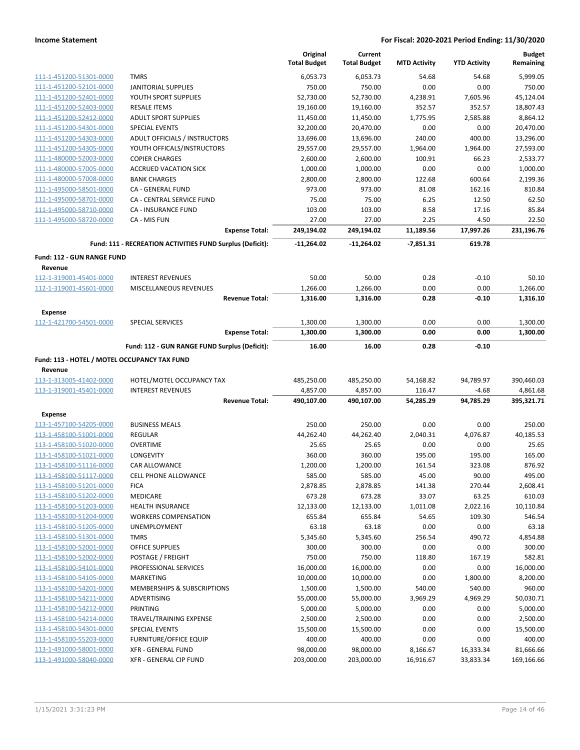**Income Statement** — For Fiscal: 2020-2021 Period Ending: 11/30/2020

| | | Original Total Budget | Current Total Budget | MTD Activity | YTD Activity | Budget Remaining |
|---|---|---|---|---|---|---|
| 111-1-451200-51301-0000 | TMRS | 6,053.73 | 6,053.73 | 54.68 | 54.68 | 5,999.05 |
| 111-1-451200-52101-0000 | JANITORIAL SUPPLIES | 750.00 | 750.00 | 0.00 | 0.00 | 750.00 |
| 111-1-451200-52401-0000 | YOUTH SPORT SUPPLIES | 52,730.00 | 52,730.00 | 4,238.91 | 7,605.96 | 45,124.04 |
| 111-1-451200-52403-0000 | RESALE ITEMS | 19,160.00 | 19,160.00 | 352.57 | 352.57 | 18,807.43 |
| 111-1-451200-52412-0000 | ADULT SPORT SUPPLIES | 11,450.00 | 11,450.00 | 1,775.95 | 2,585.88 | 8,864.12 |
| 111-1-451200-54301-0000 | SPECIAL EVENTS | 32,200.00 | 20,470.00 | 0.00 | 0.00 | 20,470.00 |
| 111-1-451200-54303-0000 | ADULT OFFICIALS / INSTRUCTORS | 13,696.00 | 13,696.00 | 240.00 | 400.00 | 13,296.00 |
| 111-1-451200-54305-0000 | YOUTH OFFICALS/INSTRUCTORS | 29,557.00 | 29,557.00 | 1,964.00 | 1,964.00 | 27,593.00 |
| 111-1-480000-52003-0000 | COPIER CHARGES | 2,600.00 | 2,600.00 | 100.91 | 66.23 | 2,533.77 |
| 111-1-480000-57005-0000 | ACCRUED VACATION SICK | 1,000.00 | 1,000.00 | 0.00 | 0.00 | 1,000.00 |
| 111-1-480000-57008-0000 | BANK CHARGES | 2,800.00 | 2,800.00 | 122.68 | 600.64 | 2,199.36 |
| 111-1-495000-58501-0000 | CA - GENERAL FUND | 973.00 | 973.00 | 81.08 | 162.16 | 810.84 |
| 111-1-495000-58701-0000 | CA - CENTRAL SERVICE FUND | 75.00 | 75.00 | 6.25 | 12.50 | 62.50 |
| 111-1-495000-58710-0000 | CA - INSURANCE FUND | 103.00 | 103.00 | 8.58 | 17.16 | 85.84 |
| 111-1-495000-58720-0000 | CA - MIS FUN | 27.00 | 27.00 | 2.25 | 4.50 | 22.50 |
| | **Expense Total:** | **249,194.02** | **249,194.02** | **11,189.56** | **17,997.26** | **231,196.76** |
| | **Fund: 111 - RECREATION ACTIVITIES FUND Surplus (Deficit):** | **-11,264.02** | **-11,264.02** | **-7,851.31** | **619.78** | |
| **Fund: 112 - GUN RANGE FUND** | | | | | | |
| **Revenue** | | | | | | |
| 112-1-319001-45401-0000 | INTEREST REVENUES | 50.00 | 50.00 | 0.28 | -0.10 | 50.10 |
| 112-1-319001-45601-0000 | MISCELLANEOUS REVENUES | 1,266.00 | 1,266.00 | 0.00 | 0.00 | 1,266.00 |
| | **Revenue Total:** | **1,316.00** | **1,316.00** | **0.28** | **-0.10** | **1,316.10** |
| **Expense** | | | | | | |
| 112-1-421700-54501-0000 | SPECIAL SERVICES | 1,300.00 | 1,300.00 | 0.00 | 0.00 | 1,300.00 |
| | **Expense Total:** | **1,300.00** | **1,300.00** | **0.00** | **0.00** | **1,300.00** |
| | **Fund: 112 - GUN RANGE FUND Surplus (Deficit):** | **16.00** | **16.00** | **0.28** | **-0.10** | |
| **Fund: 113 - HOTEL / MOTEL OCCUPANCY TAX FUND** | | | | | | |
| **Revenue** | | | | | | |
| 113-1-313005-41402-0000 | HOTEL/MOTEL OCCUPANCY TAX | 485,250.00 | 485,250.00 | 54,168.82 | 94,789.97 | 390,460.03 |
| 113-1-319001-45401-0000 | INTEREST REVENUES | 4,857.00 | 4,857.00 | 116.47 | -4.68 | 4,861.68 |
| | **Revenue Total:** | **490,107.00** | **490,107.00** | **54,285.29** | **94,785.29** | **395,321.71** |
| **Expense** | | | | | | |
| 113-1-457100-54205-0000 | BUSINESS MEALS | 250.00 | 250.00 | 0.00 | 0.00 | 250.00 |
| 113-1-458100-51001-0000 | REGULAR | 44,262.40 | 44,262.40 | 2,040.31 | 4,076.87 | 40,185.53 |
| 113-1-458100-51020-0000 | OVERTIME | 25.65 | 25.65 | 0.00 | 0.00 | 25.65 |
| 113-1-458100-51021-0000 | LONGEVITY | 360.00 | 360.00 | 195.00 | 195.00 | 165.00 |
| 113-1-458100-51116-0000 | CAR ALLOWANCE | 1,200.00 | 1,200.00 | 161.54 | 323.08 | 876.92 |
| 113-1-458100-51117-0000 | CELL PHONE ALLOWANCE | 585.00 | 585.00 | 45.00 | 90.00 | 495.00 |
| 113-1-458100-51201-0000 | FICA | 2,878.85 | 2,878.85 | 141.38 | 270.44 | 2,608.41 |
| 113-1-458100-51202-0000 | MEDICARE | 673.28 | 673.28 | 33.07 | 63.25 | 610.03 |
| 113-1-458100-51203-0000 | HEALTH INSURANCE | 12,133.00 | 12,133.00 | 1,011.08 | 2,022.16 | 10,110.84 |
| 113-1-458100-51204-0000 | WORKERS COMPENSATION | 655.84 | 655.84 | 54.65 | 109.30 | 546.54 |
| 113-1-458100-51205-0000 | UNEMPLOYMENT | 63.18 | 63.18 | 0.00 | 0.00 | 63.18 |
| 113-1-458100-51301-0000 | TMRS | 5,345.60 | 5,345.60 | 256.54 | 490.72 | 4,854.88 |
| 113-1-458100-52001-0000 | OFFICE SUPPLIES | 300.00 | 300.00 | 0.00 | 0.00 | 300.00 |
| 113-1-458100-52002-0000 | POSTAGE / FREIGHT | 750.00 | 750.00 | 118.80 | 167.19 | 582.81 |
| 113-1-458100-54101-0000 | PROFESSIONAL SERVICES | 16,000.00 | 16,000.00 | 0.00 | 0.00 | 16,000.00 |
| 113-1-458100-54105-0000 | MARKETING | 10,000.00 | 10,000.00 | 0.00 | 1,800.00 | 8,200.00 |
| 113-1-458100-54201-0000 | MEMBERSHIPS & SUBSCRIPTIONS | 1,500.00 | 1,500.00 | 540.00 | 540.00 | 960.00 |
| 113-1-458100-54211-0000 | ADVERTISING | 55,000.00 | 55,000.00 | 3,969.29 | 4,969.29 | 50,030.71 |
| 113-1-458100-54212-0000 | PRINTING | 5,000.00 | 5,000.00 | 0.00 | 0.00 | 5,000.00 |
| 113-1-458100-54214-0000 | TRAVEL/TRAINING EXPENSE | 2,500.00 | 2,500.00 | 0.00 | 0.00 | 2,500.00 |
| 113-1-458100-54301-0000 | SPECIAL EVENTS | 15,500.00 | 15,500.00 | 0.00 | 0.00 | 15,500.00 |
| 113-1-458100-55203-0000 | FURNITURE/OFFICE EQUIP | 400.00 | 400.00 | 0.00 | 0.00 | 400.00 |
| 113-1-491000-58001-0000 | XFR - GENERAL FUND | 98,000.00 | 98,000.00 | 8,166.67 | 16,333.34 | 81,666.66 |
| 113-1-491000-58040-0000 | XFR - GENERAL CIP FUND | 203,000.00 | 203,000.00 | 16,916.67 | 33,833.34 | 169,166.66 |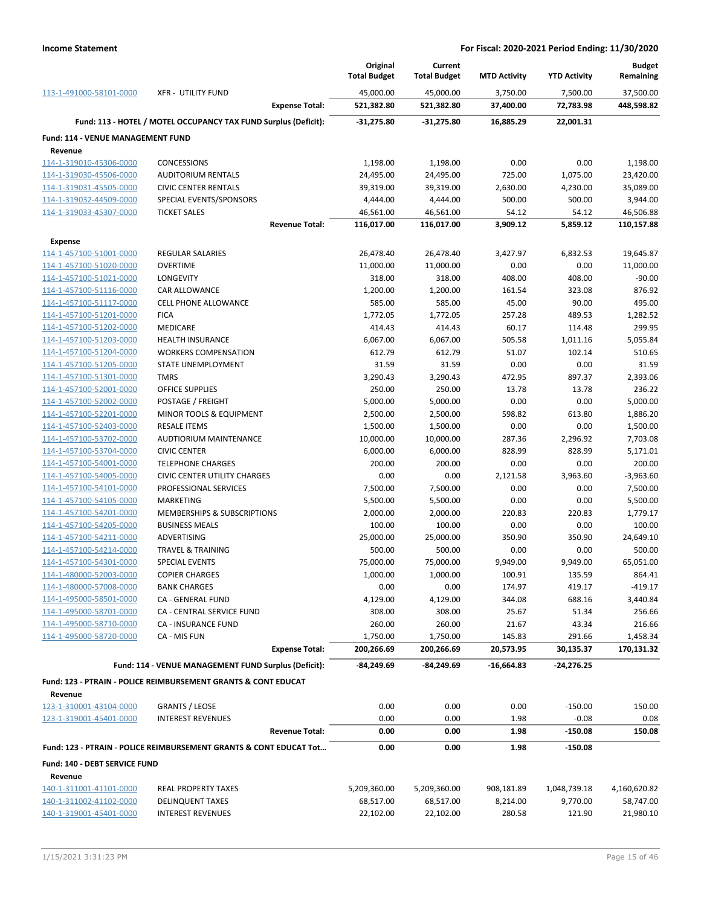**Income Statement** — **For Fiscal: 2020-2021 Period Ending: 11/30/2020**

| | | Original Total Budget | Current Total Budget | MTD Activity | YTD Activity | Budget Remaining |
|---|---|---|---|---|---|---|
| 113-1-491000-58101-0000 | XFR - UTILITY FUND | 45,000.00 | 45,000.00 | 3,750.00 | 7,500.00 | 37,500.00 |
| | **Expense Total:** | **521,382.80** | **521,382.80** | **37,400.00** | **72,783.98** | **448,598.82** |
| | **Fund: 113 - HOTEL / MOTEL OCCUPANCY TAX FUND Surplus (Deficit):** | **-31,275.80** | **-31,275.80** | **16,885.29** | **22,001.31** | |
| **Fund: 114 - VENUE MANAGEMENT FUND** | | | | | | |
| **Revenue** | | | | | | |
| 114-1-319010-45306-0000 | CONCESSIONS | 1,198.00 | 1,198.00 | 0.00 | 0.00 | 1,198.00 |
| 114-1-319030-45506-0000 | AUDITORIUM RENTALS | 24,495.00 | 24,495.00 | 725.00 | 1,075.00 | 23,420.00 |
| 114-1-319031-45505-0000 | CIVIC CENTER RENTALS | 39,319.00 | 39,319.00 | 2,630.00 | 4,230.00 | 35,089.00 |
| 114-1-319032-44509-0000 | SPECIAL EVENTS/SPONSORS | 4,444.00 | 4,444.00 | 500.00 | 500.00 | 3,944.00 |
| 114-1-319033-45307-0000 | TICKET SALES | 46,561.00 | 46,561.00 | 54.12 | 54.12 | 46,506.88 |
| | **Revenue Total:** | **116,017.00** | **116,017.00** | **3,909.12** | **5,859.12** | **110,157.88** |
| **Expense** | | | | | | |
| 114-1-457100-51001-0000 | REGULAR SALARIES | 26,478.40 | 26,478.40 | 3,427.97 | 6,832.53 | 19,645.87 |
| 114-1-457100-51020-0000 | OVERTIME | 11,000.00 | 11,000.00 | 0.00 | 0.00 | 11,000.00 |
| 114-1-457100-51021-0000 | LONGEVITY | 318.00 | 318.00 | 408.00 | 408.00 | -90.00 |
| 114-1-457100-51116-0000 | CAR ALLOWANCE | 1,200.00 | 1,200.00 | 161.54 | 323.08 | 876.92 |
| 114-1-457100-51117-0000 | CELL PHONE ALLOWANCE | 585.00 | 585.00 | 45.00 | 90.00 | 495.00 |
| 114-1-457100-51201-0000 | FICA | 1,772.05 | 1,772.05 | 257.28 | 489.53 | 1,282.52 |
| 114-1-457100-51202-0000 | MEDICARE | 414.43 | 414.43 | 60.17 | 114.48 | 299.95 |
| 114-1-457100-51203-0000 | HEALTH INSURANCE | 6,067.00 | 6,067.00 | 505.58 | 1,011.16 | 5,055.84 |
| 114-1-457100-51204-0000 | WORKERS COMPENSATION | 612.79 | 612.79 | 51.07 | 102.14 | 510.65 |
| 114-1-457100-51205-0000 | STATE UNEMPLOYMENT | 31.59 | 31.59 | 0.00 | 0.00 | 31.59 |
| 114-1-457100-51301-0000 | TMRS | 3,290.43 | 3,290.43 | 472.95 | 897.37 | 2,393.06 |
| 114-1-457100-52001-0000 | OFFICE SUPPLIES | 250.00 | 250.00 | 13.78 | 13.78 | 236.22 |
| 114-1-457100-52002-0000 | POSTAGE / FREIGHT | 5,000.00 | 5,000.00 | 0.00 | 0.00 | 5,000.00 |
| 114-1-457100-52201-0000 | MINOR TOOLS & EQUIPMENT | 2,500.00 | 2,500.00 | 598.82 | 613.80 | 1,886.20 |
| 114-1-457100-52403-0000 | RESALE ITEMS | 1,500.00 | 1,500.00 | 0.00 | 0.00 | 1,500.00 |
| 114-1-457100-53702-0000 | AUDTIORIUM MAINTENANCE | 10,000.00 | 10,000.00 | 287.36 | 2,296.92 | 7,703.08 |
| 114-1-457100-53704-0000 | CIVIC CENTER | 6,000.00 | 6,000.00 | 828.99 | 828.99 | 5,171.01 |
| 114-1-457100-54001-0000 | TELEPHONE CHARGES | 200.00 | 200.00 | 0.00 | 0.00 | 200.00 |
| 114-1-457100-54005-0000 | CIVIC CENTER UTILITY CHARGES | 0.00 | 0.00 | 2,121.58 | 3,963.60 | -3,963.60 |
| 114-1-457100-54101-0000 | PROFESSIONAL SERVICES | 7,500.00 | 7,500.00 | 0.00 | 0.00 | 7,500.00 |
| 114-1-457100-54105-0000 | MARKETING | 5,500.00 | 5,500.00 | 0.00 | 0.00 | 5,500.00 |
| 114-1-457100-54201-0000 | MEMBERSHIPS & SUBSCRIPTIONS | 2,000.00 | 2,000.00 | 220.83 | 220.83 | 1,779.17 |
| 114-1-457100-54205-0000 | BUSINESS MEALS | 100.00 | 100.00 | 0.00 | 0.00 | 100.00 |
| 114-1-457100-54211-0000 | ADVERTISING | 25,000.00 | 25,000.00 | 350.90 | 350.90 | 24,649.10 |
| 114-1-457100-54214-0000 | TRAVEL & TRAINING | 500.00 | 500.00 | 0.00 | 0.00 | 500.00 |
| 114-1-457100-54301-0000 | SPECIAL EVENTS | 75,000.00 | 75,000.00 | 9,949.00 | 9,949.00 | 65,051.00 |
| 114-1-480000-52003-0000 | COPIER CHARGES | 1,000.00 | 1,000.00 | 100.91 | 135.59 | 864.41 |
| 114-1-480000-57008-0000 | BANK CHARGES | 0.00 | 0.00 | 174.97 | 419.17 | -419.17 |
| 114-1-495000-58501-0000 | CA - GENERAL FUND | 4,129.00 | 4,129.00 | 344.08 | 688.16 | 3,440.84 |
| 114-1-495000-58701-0000 | CA - CENTRAL SERVICE FUND | 308.00 | 308.00 | 25.67 | 51.34 | 256.66 |
| 114-1-495000-58710-0000 | CA - INSURANCE FUND | 260.00 | 260.00 | 21.67 | 43.34 | 216.66 |
| 114-1-495000-58720-0000 | CA - MIS FUN | 1,750.00 | 1,750.00 | 145.83 | 291.66 | 1,458.34 |
| | **Expense Total:** | **200,266.69** | **200,266.69** | **20,573.95** | **30,135.37** | **170,131.32** |
| | **Fund: 114 - VENUE MANAGEMENT FUND Surplus (Deficit):** | **-84,249.69** | **-84,249.69** | **-16,664.83** | **-24,276.25** | |
| **Fund: 123 - PTRAIN - POLICE REIMBURSEMENT GRANTS & CONT EDUCAT** | | | | | | |
| **Revenue** | | | | | | |
| 123-1-310001-43104-0000 | GRANTS / LEOSE | 0.00 | 0.00 | 0.00 | -150.00 | 150.00 |
| 123-1-319001-45401-0000 | INTEREST REVENUES | 0.00 | 0.00 | 1.98 | -0.08 | 0.08 |
| | **Revenue Total:** | **0.00** | **0.00** | **1.98** | **-150.08** | **150.08** |
| **Fund: 123 - PTRAIN - POLICE REIMBURSEMENT GRANTS & CONT EDUCAT Tot…** | | **0.00** | **0.00** | **1.98** | **-150.08** | |
| **Fund: 140 - DEBT SERVICE FUND** | | | | | | |
| **Revenue** | | | | | | |
| 140-1-311001-41101-0000 | REAL PROPERTY TAXES | 5,209,360.00 | 5,209,360.00 | 908,181.89 | 1,048,739.18 | 4,160,620.82 |
| 140-1-311002-41102-0000 | DELINQUENT TAXES | 68,517.00 | 68,517.00 | 8,214.00 | 9,770.00 | 58,747.00 |
| 140-1-319001-45401-0000 | INTEREST REVENUES | 22,102.00 | 22,102.00 | 280.58 | 121.90 | 21,980.10 |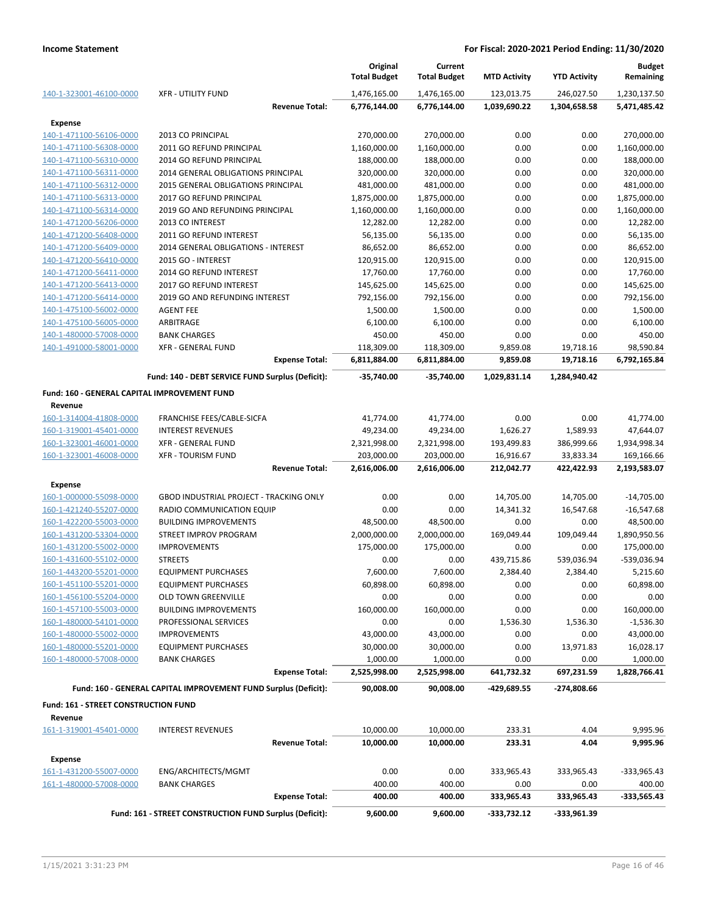**Income Statement** — **For Fiscal: 2020-2021 Period Ending: 11/30/2020**

| | | Original Total Budget | Current Total Budget | MTD Activity | YTD Activity | Budget Remaining |
|---|---|---|---|---|---|---|
| 140-1-323001-46100-0000 | XFR - UTILITY FUND | 1,476,165.00 | 1,476,165.00 | 123,013.75 | 246,027.50 | 1,230,137.50 |
| | **Revenue Total:** | **6,776,144.00** | **6,776,144.00** | **1,039,690.22** | **1,304,658.58** | **5,471,485.42** |
| **Expense** | | | | | | |
| 140-1-471100-56106-0000 | 2013 CO PRINCIPAL | 270,000.00 | 270,000.00 | 0.00 | 0.00 | 270,000.00 |
| 140-1-471100-56308-0000 | 2011 GO REFUND PRINCIPAL | 1,160,000.00 | 1,160,000.00 | 0.00 | 0.00 | 1,160,000.00 |
| 140-1-471100-56310-0000 | 2014 GO REFUND PRINCIPAL | 188,000.00 | 188,000.00 | 0.00 | 0.00 | 188,000.00 |
| 140-1-471100-56311-0000 | 2014 GENERAL OBLIGATIONS PRINCIPAL | 320,000.00 | 320,000.00 | 0.00 | 0.00 | 320,000.00 |
| 140-1-471100-56312-0000 | 2015 GENERAL OBLIGATIONS PRINCIPAL | 481,000.00 | 481,000.00 | 0.00 | 0.00 | 481,000.00 |
| 140-1-471100-56313-0000 | 2017 GO REFUND PRINCIPAL | 1,875,000.00 | 1,875,000.00 | 0.00 | 0.00 | 1,875,000.00 |
| 140-1-471100-56314-0000 | 2019 GO AND REFUNDING PRINCIPAL | 1,160,000.00 | 1,160,000.00 | 0.00 | 0.00 | 1,160,000.00 |
| 140-1-471200-56206-0000 | 2013 CO INTEREST | 12,282.00 | 12,282.00 | 0.00 | 0.00 | 12,282.00 |
| 140-1-471200-56408-0000 | 2011 GO REFUND INTEREST | 56,135.00 | 56,135.00 | 0.00 | 0.00 | 56,135.00 |
| 140-1-471200-56409-0000 | 2014 GENERAL OBLIGATIONS - INTEREST | 86,652.00 | 86,652.00 | 0.00 | 0.00 | 86,652.00 |
| 140-1-471200-56410-0000 | 2015 GO - INTEREST | 120,915.00 | 120,915.00 | 0.00 | 0.00 | 120,915.00 |
| 140-1-471200-56411-0000 | 2014 GO REFUND INTEREST | 17,760.00 | 17,760.00 | 0.00 | 0.00 | 17,760.00 |
| 140-1-471200-56413-0000 | 2017 GO REFUND INTEREST | 145,625.00 | 145,625.00 | 0.00 | 0.00 | 145,625.00 |
| 140-1-471200-56414-0000 | 2019 GO AND REFUNDING INTEREST | 792,156.00 | 792,156.00 | 0.00 | 0.00 | 792,156.00 |
| 140-1-475100-56002-0000 | AGENT FEE | 1,500.00 | 1,500.00 | 0.00 | 0.00 | 1,500.00 |
| 140-1-475100-56005-0000 | ARBITRAGE | 6,100.00 | 6,100.00 | 0.00 | 0.00 | 6,100.00 |
| 140-1-480000-57008-0000 | BANK CHARGES | 450.00 | 450.00 | 0.00 | 0.00 | 450.00 |
| 140-1-491000-58001-0000 | XFR - GENERAL FUND | 118,309.00 | 118,309.00 | 9,859.08 | 19,718.16 | 98,590.84 |
| | **Expense Total:** | **6,811,884.00** | **6,811,884.00** | **9,859.08** | **19,718.16** | **6,792,165.84** |
| | **Fund: 140 - DEBT SERVICE FUND Surplus (Deficit):** | **-35,740.00** | **-35,740.00** | **1,029,831.14** | **1,284,940.42** | |
| **Fund: 160 - GENERAL CAPITAL IMPROVEMENT FUND** | | | | | | |
| **Revenue** | | | | | | |
| 160-1-314004-41808-0000 | FRANCHISE FEES/CABLE-SICFA | 41,774.00 | 41,774.00 | 0.00 | 0.00 | 41,774.00 |
| 160-1-319001-45401-0000 | INTEREST REVENUES | 49,234.00 | 49,234.00 | 1,626.27 | 1,589.93 | 47,644.07 |
| 160-1-323001-46001-0000 | XFR - GENERAL FUND | 2,321,998.00 | 2,321,998.00 | 193,499.83 | 386,999.66 | 1,934,998.34 |
| 160-1-323001-46008-0000 | XFR - TOURISM FUND | 203,000.00 | 203,000.00 | 16,916.67 | 33,833.34 | 169,166.66 |
| | **Revenue Total:** | **2,616,006.00** | **2,616,006.00** | **212,042.77** | **422,422.93** | **2,193,583.07** |
| **Expense** | | | | | | |
| 160-1-000000-55098-0000 | GBOD INDUSTRIAL PROJECT - TRACKING ONLY | 0.00 | 0.00 | 14,705.00 | 14,705.00 | -14,705.00 |
| 160-1-421240-55207-0000 | RADIO COMMUNICATION EQUIP | 0.00 | 0.00 | 14,341.32 | 16,547.68 | -16,547.68 |
| 160-1-422200-55003-0000 | BUILDING IMPROVEMENTS | 48,500.00 | 48,500.00 | 0.00 | 0.00 | 48,500.00 |
| 160-1-431200-53304-0000 | STREET IMPROV PROGRAM | 2,000,000.00 | 2,000,000.00 | 169,049.44 | 109,049.44 | 1,890,950.56 |
| 160-1-431200-55002-0000 | IMPROVEMENTS | 175,000.00 | 175,000.00 | 0.00 | 0.00 | 175,000.00 |
| 160-1-431600-55102-0000 | STREETS | 0.00 | 0.00 | 439,715.86 | 539,036.94 | -539,036.94 |
| 160-1-443200-55201-0000 | EQUIPMENT PURCHASES | 7,600.00 | 7,600.00 | 2,384.40 | 2,384.40 | 5,215.60 |
| 160-1-451100-55201-0000 | EQUIPMENT PURCHASES | 60,898.00 | 60,898.00 | 0.00 | 0.00 | 60,898.00 |
| 160-1-456100-55204-0000 | OLD TOWN GREENVILLE | 0.00 | 0.00 | 0.00 | 0.00 | 0.00 |
| 160-1-457100-55003-0000 | BUILDING IMPROVEMENTS | 160,000.00 | 160,000.00 | 0.00 | 0.00 | 160,000.00 |
| 160-1-480000-54101-0000 | PROFESSIONAL SERVICES | 0.00 | 0.00 | 1,536.30 | 1,536.30 | -1,536.30 |
| 160-1-480000-55002-0000 | IMPROVEMENTS | 43,000.00 | 43,000.00 | 0.00 | 0.00 | 43,000.00 |
| 160-1-480000-55201-0000 | EQUIPMENT PURCHASES | 30,000.00 | 30,000.00 | 0.00 | 13,971.83 | 16,028.17 |
| 160-1-480000-57008-0000 | BANK CHARGES | 1,000.00 | 1,000.00 | 0.00 | 0.00 | 1,000.00 |
| | **Expense Total:** | **2,525,998.00** | **2,525,998.00** | **641,732.32** | **697,231.59** | **1,828,766.41** |
| | **Fund: 160 - GENERAL CAPITAL IMPROVEMENT FUND Surplus (Deficit):** | **90,008.00** | **90,008.00** | **-429,689.55** | **-274,808.66** | |
| **Fund: 161 - STREET CONSTRUCTION FUND** | | | | | | |
| **Revenue** | | | | | | |
| 161-1-319001-45401-0000 | INTEREST REVENUES | 10,000.00 | 10,000.00 | 233.31 | 4.04 | 9,995.96 |
| | **Revenue Total:** | **10,000.00** | **10,000.00** | **233.31** | **4.04** | **9,995.96** |
| **Expense** | | | | | | |
| 161-1-431200-55007-0000 | ENG/ARCHITECTS/MGMT | 0.00 | 0.00 | 333,965.43 | 333,965.43 | -333,965.43 |
| 161-1-480000-57008-0000 | BANK CHARGES | 400.00 | 400.00 | 0.00 | 0.00 | 400.00 |
| | **Expense Total:** | **400.00** | **400.00** | **333,965.43** | **333,965.43** | **-333,565.43** |
| | **Fund: 161 - STREET CONSTRUCTION FUND Surplus (Deficit):** | **9,600.00** | **9,600.00** | **-333,732.12** | **-333,961.39** | |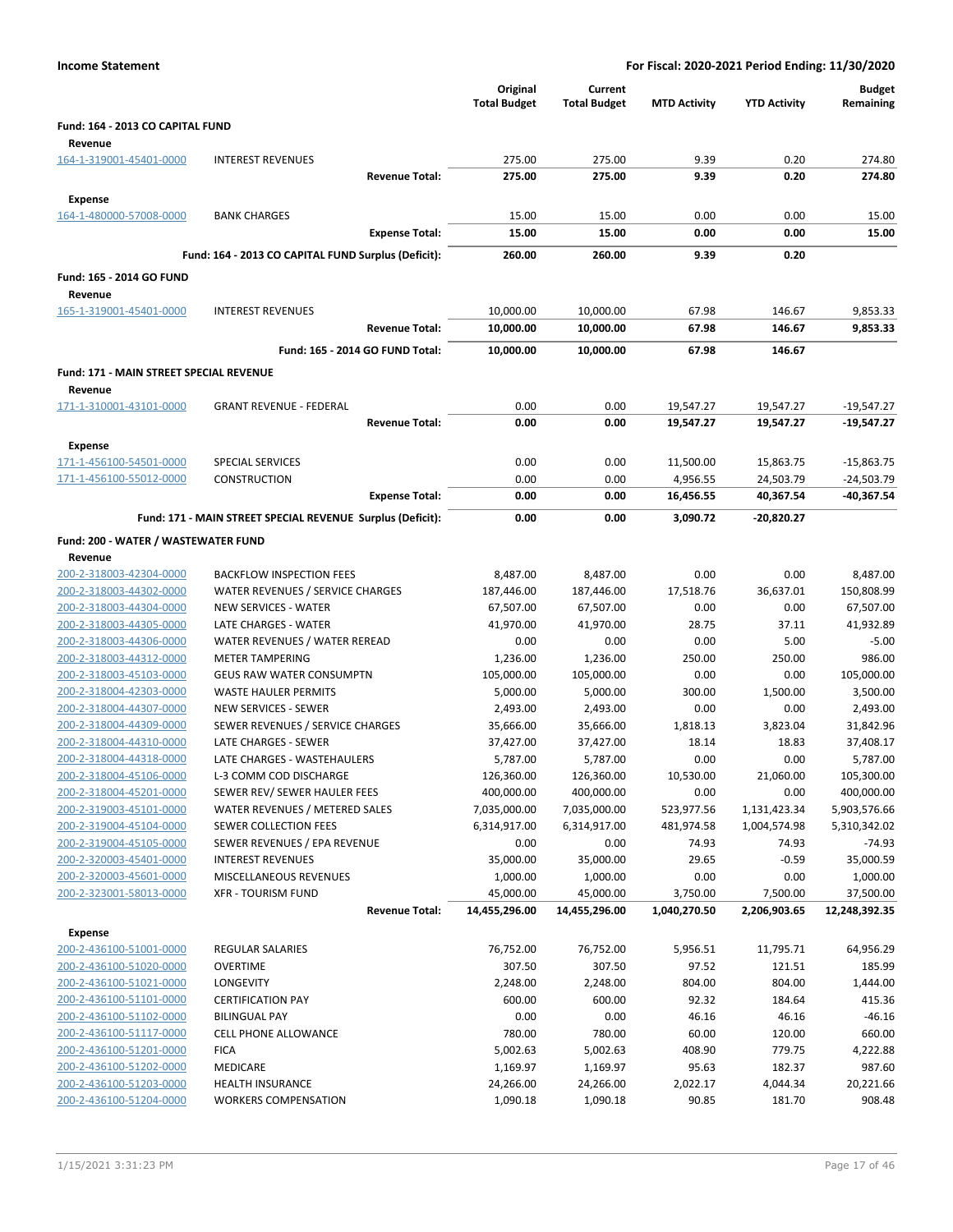**Income Statement** — **For Fiscal: 2020-2021 Period Ending: 11/30/2020**

| | | Original Total Budget | Current Total Budget | MTD Activity | YTD Activity | Budget Remaining |
|---|---|---|---|---|---|---|
| **Fund: 164 - 2013 CO CAPITAL FUND** | | | | | | |
| **Revenue** | | | | | | |
| 164-1-319001-45401-0000 | INTEREST REVENUES | 275.00 | 275.00 | 9.39 | 0.20 | 274.80 |
| | **Revenue Total:** | **275.00** | **275.00** | **9.39** | **0.20** | **274.80** |
| **Expense** | | | | | | |
| 164-1-480000-57008-0000 | BANK CHARGES | 15.00 | 15.00 | 0.00 | 0.00 | 15.00 |
| | **Expense Total:** | **15.00** | **15.00** | **0.00** | **0.00** | **15.00** |
| | **Fund: 164 - 2013 CO CAPITAL FUND Surplus (Deficit):** | **260.00** | **260.00** | **9.39** | **0.20** | |
| **Fund: 165 - 2014 GO FUND** | | | | | | |
| **Revenue** | | | | | | |
| 165-1-319001-45401-0000 | INTEREST REVENUES | 10,000.00 | 10,000.00 | 67.98 | 146.67 | 9,853.33 |
| | **Revenue Total:** | **10,000.00** | **10,000.00** | **67.98** | **146.67** | **9,853.33** |
| | **Fund: 165 - 2014 GO FUND Total:** | **10,000.00** | **10,000.00** | **67.98** | **146.67** | |
| **Fund: 171 - MAIN STREET SPECIAL REVENUE** | | | | | | |
| **Revenue** | | | | | | |
| 171-1-310001-43101-0000 | GRANT REVENUE - FEDERAL | 0.00 | 0.00 | 19,547.27 | 19,547.27 | -19,547.27 |
| | **Revenue Total:** | **0.00** | **0.00** | **19,547.27** | **19,547.27** | **-19,547.27** |
| **Expense** | | | | | | |
| 171-1-456100-54501-0000 | SPECIAL SERVICES | 0.00 | 0.00 | 11,500.00 | 15,863.75 | -15,863.75 |
| 171-1-456100-55012-0000 | CONSTRUCTION | 0.00 | 0.00 | 4,956.55 | 24,503.79 | -24,503.79 |
| | **Expense Total:** | **0.00** | **0.00** | **16,456.55** | **40,367.54** | **-40,367.54** |
| | **Fund: 171 - MAIN STREET SPECIAL REVENUE Surplus (Deficit):** | **0.00** | **0.00** | **3,090.72** | **-20,820.27** | |
| **Fund: 200 - WATER / WASTEWATER FUND** | | | | | | |
| **Revenue** | | | | | | |
| 200-2-318003-42304-0000 | BACKFLOW INSPECTION FEES | 8,487.00 | 8,487.00 | 0.00 | 0.00 | 8,487.00 |
| 200-2-318003-44302-0000 | WATER REVENUES / SERVICE CHARGES | 187,446.00 | 187,446.00 | 17,518.76 | 36,637.01 | 150,808.99 |
| 200-2-318003-44304-0000 | NEW SERVICES - WATER | 67,507.00 | 67,507.00 | 0.00 | 0.00 | 67,507.00 |
| 200-2-318003-44305-0000 | LATE CHARGES - WATER | 41,970.00 | 41,970.00 | 28.75 | 37.11 | 41,932.89 |
| 200-2-318003-44306-0000 | WATER REVENUES / WATER REREAD | 0.00 | 0.00 | 0.00 | 5.00 | -5.00 |
| 200-2-318003-44312-0000 | METER TAMPERING | 1,236.00 | 1,236.00 | 250.00 | 250.00 | 986.00 |
| 200-2-318003-45103-0000 | GEUS RAW WATER CONSUMPTN | 105,000.00 | 105,000.00 | 0.00 | 0.00 | 105,000.00 |
| 200-2-318004-42303-0000 | WASTE HAULER PERMITS | 5,000.00 | 5,000.00 | 300.00 | 1,500.00 | 3,500.00 |
| 200-2-318004-44307-0000 | NEW SERVICES - SEWER | 2,493.00 | 2,493.00 | 0.00 | 0.00 | 2,493.00 |
| 200-2-318004-44309-0000 | SEWER REVENUES / SERVICE CHARGES | 35,666.00 | 35,666.00 | 1,818.13 | 3,823.04 | 31,842.96 |
| 200-2-318004-44310-0000 | LATE CHARGES - SEWER | 37,427.00 | 37,427.00 | 18.14 | 18.83 | 37,408.17 |
| 200-2-318004-44318-0000 | LATE CHARGES - WASTEHAULERS | 5,787.00 | 5,787.00 | 0.00 | 0.00 | 5,787.00 |
| 200-2-318004-45106-0000 | L-3 COMM COD DISCHARGE | 126,360.00 | 126,360.00 | 10,530.00 | 21,060.00 | 105,300.00 |
| 200-2-318004-45201-0000 | SEWER REV/ SEWER HAULER FEES | 400,000.00 | 400,000.00 | 0.00 | 0.00 | 400,000.00 |
| 200-2-319003-45101-0000 | WATER REVENUES / METERED SALES | 7,035,000.00 | 7,035,000.00 | 523,977.56 | 1,131,423.34 | 5,903,576.66 |
| 200-2-319004-45104-0000 | SEWER COLLECTION FEES | 6,314,917.00 | 6,314,917.00 | 481,974.58 | 1,004,574.98 | 5,310,342.02 |
| 200-2-319004-45105-0000 | SEWER REVENUES / EPA REVENUE | 0.00 | 0.00 | 74.93 | 74.93 | -74.93 |
| 200-2-320003-45401-0000 | INTEREST REVENUES | 35,000.00 | 35,000.00 | 29.65 | -0.59 | 35,000.59 |
| 200-2-320003-45601-0000 | MISCELLANEOUS REVENUES | 1,000.00 | 1,000.00 | 0.00 | 0.00 | 1,000.00 |
| 200-2-323001-58013-0000 | XFR - TOURISM FUND | 45,000.00 | 45,000.00 | 3,750.00 | 7,500.00 | 37,500.00 |
| | **Revenue Total:** | **14,455,296.00** | **14,455,296.00** | **1,040,270.50** | **2,206,903.65** | **12,248,392.35** |
| **Expense** | | | | | | |
| 200-2-436100-51001-0000 | REGULAR SALARIES | 76,752.00 | 76,752.00 | 5,956.51 | 11,795.71 | 64,956.29 |
| 200-2-436100-51020-0000 | OVERTIME | 307.50 | 307.50 | 97.52 | 121.51 | 185.99 |
| 200-2-436100-51021-0000 | LONGEVITY | 2,248.00 | 2,248.00 | 804.00 | 804.00 | 1,444.00 |
| 200-2-436100-51101-0000 | CERTIFICATION PAY | 600.00 | 600.00 | 92.32 | 184.64 | 415.36 |
| 200-2-436100-51102-0000 | BILINGUAL PAY | 0.00 | 0.00 | 46.16 | 46.16 | -46.16 |
| 200-2-436100-51117-0000 | CELL PHONE ALLOWANCE | 780.00 | 780.00 | 60.00 | 120.00 | 660.00 |
| 200-2-436100-51201-0000 | FICA | 5,002.63 | 5,002.63 | 408.90 | 779.75 | 4,222.88 |
| 200-2-436100-51202-0000 | MEDICARE | 1,169.97 | 1,169.97 | 95.63 | 182.37 | 987.60 |
| 200-2-436100-51203-0000 | HEALTH INSURANCE | 24,266.00 | 24,266.00 | 2,022.17 | 4,044.34 | 20,221.66 |
| 200-2-436100-51204-0000 | WORKERS COMPENSATION | 1,090.18 | 1,090.18 | 90.85 | 181.70 | 908.48 |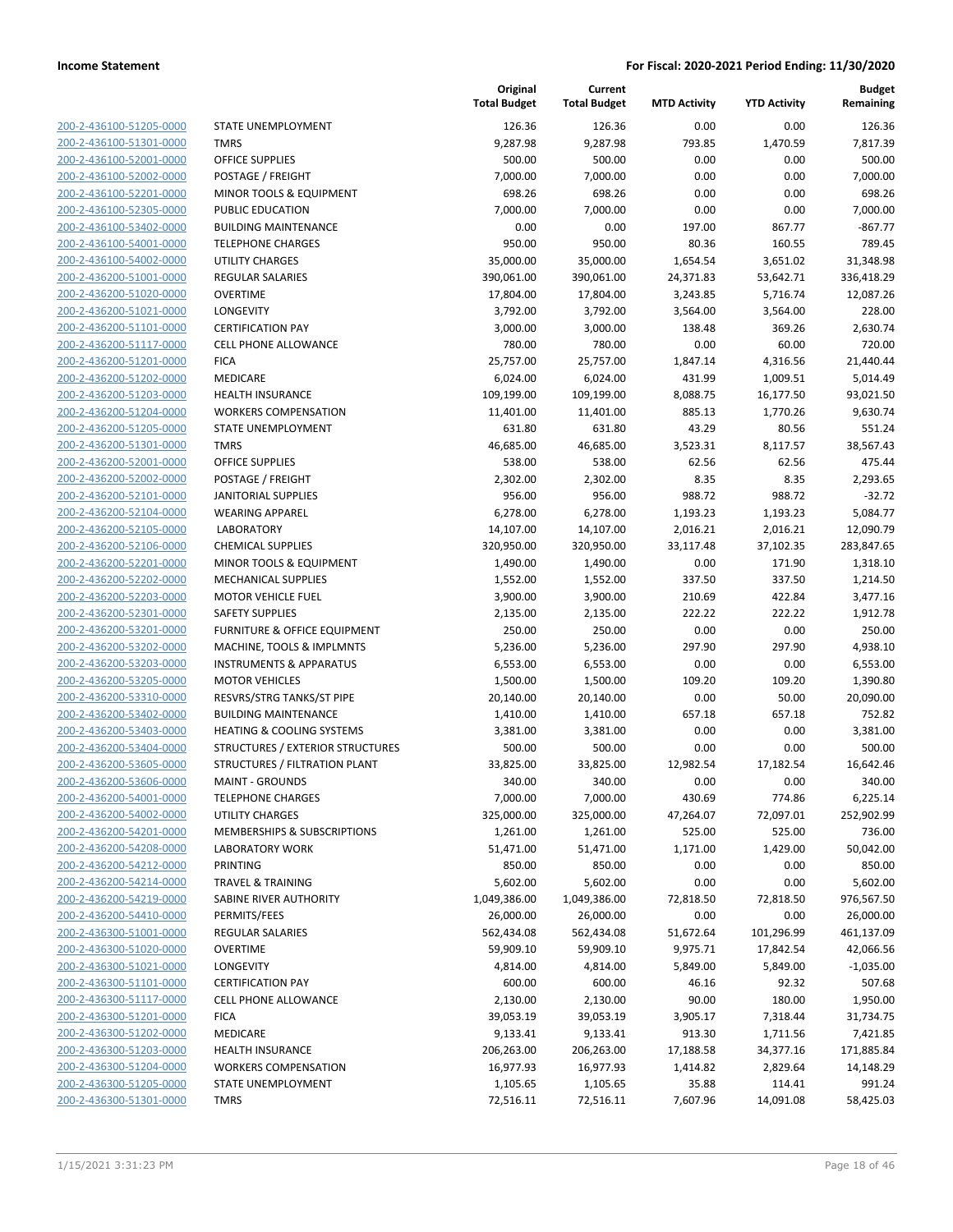| | | Original Total Budget | Current Total Budget | MTD Activity | YTD Activity | Budget Remaining |
|---|---|---|---|---|---|---|
| 200-2-436100-51205-0000 | STATE UNEMPLOYMENT | 126.36 | 126.36 | 0.00 | 0.00 | 126.36 |
| 200-2-436100-51301-0000 | TMRS | 9,287.98 | 9,287.98 | 793.85 | 1,470.59 | 7,817.39 |
| 200-2-436100-52001-0000 | OFFICE SUPPLIES | 500.00 | 500.00 | 0.00 | 0.00 | 500.00 |
| 200-2-436100-52002-0000 | POSTAGE / FREIGHT | 7,000.00 | 7,000.00 | 0.00 | 0.00 | 7,000.00 |
| 200-2-436100-52201-0000 | MINOR TOOLS & EQUIPMENT | 698.26 | 698.26 | 0.00 | 0.00 | 698.26 |
| 200-2-436100-52305-0000 | PUBLIC EDUCATION | 7,000.00 | 7,000.00 | 0.00 | 0.00 | 7,000.00 |
| 200-2-436100-53402-0000 | BUILDING MAINTENANCE | 0.00 | 0.00 | 197.00 | 867.77 | -867.77 |
| 200-2-436100-54001-0000 | TELEPHONE CHARGES | 950.00 | 950.00 | 80.36 | 160.55 | 789.45 |
| 200-2-436100-54002-0000 | UTILITY CHARGES | 35,000.00 | 35,000.00 | 1,654.54 | 3,651.02 | 31,348.98 |
| 200-2-436200-51001-0000 | REGULAR SALARIES | 390,061.00 | 390,061.00 | 24,371.83 | 53,642.71 | 336,418.29 |
| 200-2-436200-51020-0000 | OVERTIME | 17,804.00 | 17,804.00 | 3,243.85 | 5,716.74 | 12,087.26 |
| 200-2-436200-51021-0000 | LONGEVITY | 3,792.00 | 3,792.00 | 3,564.00 | 3,564.00 | 228.00 |
| 200-2-436200-51101-0000 | CERTIFICATION PAY | 3,000.00 | 3,000.00 | 138.48 | 369.26 | 2,630.74 |
| 200-2-436200-51117-0000 | CELL PHONE ALLOWANCE | 780.00 | 780.00 | 0.00 | 60.00 | 720.00 |
| 200-2-436200-51201-0000 | FICA | 25,757.00 | 25,757.00 | 1,847.14 | 4,316.56 | 21,440.44 |
| 200-2-436200-51202-0000 | MEDICARE | 6,024.00 | 6,024.00 | 431.99 | 1,009.51 | 5,014.49 |
| 200-2-436200-51203-0000 | HEALTH INSURANCE | 109,199.00 | 109,199.00 | 8,088.75 | 16,177.50 | 93,021.50 |
| 200-2-436200-51204-0000 | WORKERS COMPENSATION | 11,401.00 | 11,401.00 | 885.13 | 1,770.26 | 9,630.74 |
| 200-2-436200-51205-0000 | STATE UNEMPLOYMENT | 631.80 | 631.80 | 43.29 | 80.56 | 551.24 |
| 200-2-436200-51301-0000 | TMRS | 46,685.00 | 46,685.00 | 3,523.31 | 8,117.57 | 38,567.43 |
| 200-2-436200-52001-0000 | OFFICE SUPPLIES | 538.00 | 538.00 | 62.56 | 62.56 | 475.44 |
| 200-2-436200-52002-0000 | POSTAGE / FREIGHT | 2,302.00 | 2,302.00 | 8.35 | 8.35 | 2,293.65 |
| 200-2-436200-52101-0000 | JANITORIAL SUPPLIES | 956.00 | 956.00 | 988.72 | 988.72 | -32.72 |
| 200-2-436200-52104-0000 | WEARING APPAREL | 6,278.00 | 6,278.00 | 1,193.23 | 1,193.23 | 5,084.77 |
| 200-2-436200-52105-0000 | LABORATORY | 14,107.00 | 14,107.00 | 2,016.21 | 2,016.21 | 12,090.79 |
| 200-2-436200-52106-0000 | CHEMICAL SUPPLIES | 320,950.00 | 320,950.00 | 33,117.48 | 37,102.35 | 283,847.65 |
| 200-2-436200-52201-0000 | MINOR TOOLS & EQUIPMENT | 1,490.00 | 1,490.00 | 0.00 | 171.90 | 1,318.10 |
| 200-2-436200-52202-0000 | MECHANICAL SUPPLIES | 1,552.00 | 1,552.00 | 337.50 | 337.50 | 1,214.50 |
| 200-2-436200-52203-0000 | MOTOR VEHICLE FUEL | 3,900.00 | 3,900.00 | 210.69 | 422.84 | 3,477.16 |
| 200-2-436200-52301-0000 | SAFETY SUPPLIES | 2,135.00 | 2,135.00 | 222.22 | 222.22 | 1,912.78 |
| 200-2-436200-53201-0000 | FURNITURE & OFFICE EQUIPMENT | 250.00 | 250.00 | 0.00 | 0.00 | 250.00 |
| 200-2-436200-53202-0000 | MACHINE, TOOLS & IMPLMNTS | 5,236.00 | 5,236.00 | 297.90 | 297.90 | 4,938.10 |
| 200-2-436200-53203-0000 | INSTRUMENTS & APPARATUS | 6,553.00 | 6,553.00 | 0.00 | 0.00 | 6,553.00 |
| 200-2-436200-53205-0000 | MOTOR VEHICLES | 1,500.00 | 1,500.00 | 109.20 | 109.20 | 1,390.80 |
| 200-2-436200-53310-0000 | RESVRS/STRG TANKS/ST PIPE | 20,140.00 | 20,140.00 | 0.00 | 50.00 | 20,090.00 |
| 200-2-436200-53402-0000 | BUILDING MAINTENANCE | 1,410.00 | 1,410.00 | 657.18 | 657.18 | 752.82 |
| 200-2-436200-53403-0000 | HEATING & COOLING SYSTEMS | 3,381.00 | 3,381.00 | 0.00 | 0.00 | 3,381.00 |
| 200-2-436200-53404-0000 | STRUCTURES / EXTERIOR STRUCTURES | 500.00 | 500.00 | 0.00 | 0.00 | 500.00 |
| 200-2-436200-53605-0000 | STRUCTURES / FILTRATION PLANT | 33,825.00 | 33,825.00 | 12,982.54 | 17,182.54 | 16,642.46 |
| 200-2-436200-53606-0000 | MAINT - GROUNDS | 340.00 | 340.00 | 0.00 | 0.00 | 340.00 |
| 200-2-436200-54001-0000 | TELEPHONE CHARGES | 7,000.00 | 7,000.00 | 430.69 | 774.86 | 6,225.14 |
| 200-2-436200-54002-0000 | UTILITY CHARGES | 325,000.00 | 325,000.00 | 47,264.07 | 72,097.01 | 252,902.99 |
| 200-2-436200-54201-0000 | MEMBERSHIPS & SUBSCRIPTIONS | 1,261.00 | 1,261.00 | 525.00 | 525.00 | 736.00 |
| 200-2-436200-54208-0000 | LABORATORY WORK | 51,471.00 | 51,471.00 | 1,171.00 | 1,429.00 | 50,042.00 |
| 200-2-436200-54212-0000 | PRINTING | 850.00 | 850.00 | 0.00 | 0.00 | 850.00 |
| 200-2-436200-54214-0000 | TRAVEL & TRAINING | 5,602.00 | 5,602.00 | 0.00 | 0.00 | 5,602.00 |
| 200-2-436200-54219-0000 | SABINE RIVER AUTHORITY | 1,049,386.00 | 1,049,386.00 | 72,818.50 | 72,818.50 | 976,567.50 |
| 200-2-436200-54410-0000 | PERMITS/FEES | 26,000.00 | 26,000.00 | 0.00 | 0.00 | 26,000.00 |
| 200-2-436300-51001-0000 | REGULAR SALARIES | 562,434.08 | 562,434.08 | 51,672.64 | 101,296.99 | 461,137.09 |
| 200-2-436300-51020-0000 | OVERTIME | 59,909.10 | 59,909.10 | 9,975.71 | 17,842.54 | 42,066.56 |
| 200-2-436300-51021-0000 | LONGEVITY | 4,814.00 | 4,814.00 | 5,849.00 | 5,849.00 | -1,035.00 |
| 200-2-436300-51101-0000 | CERTIFICATION PAY | 600.00 | 600.00 | 46.16 | 92.32 | 507.68 |
| 200-2-436300-51117-0000 | CELL PHONE ALLOWANCE | 2,130.00 | 2,130.00 | 90.00 | 180.00 | 1,950.00 |
| 200-2-436300-51201-0000 | FICA | 39,053.19 | 39,053.19 | 3,905.17 | 7,318.44 | 31,734.75 |
| 200-2-436300-51202-0000 | MEDICARE | 9,133.41 | 9,133.41 | 913.30 | 1,711.56 | 7,421.85 |
| 200-2-436300-51203-0000 | HEALTH INSURANCE | 206,263.00 | 206,263.00 | 17,188.58 | 34,377.16 | 171,885.84 |
| 200-2-436300-51204-0000 | WORKERS COMPENSATION | 16,977.93 | 16,977.93 | 1,414.82 | 2,829.64 | 14,148.29 |
| 200-2-436300-51205-0000 | STATE UNEMPLOYMENT | 1,105.65 | 1,105.65 | 35.88 | 114.41 | 991.24 |
| 200-2-436300-51301-0000 | TMRS | 72,516.11 | 72,516.11 | 7,607.96 | 14,091.08 | 58,425.03 |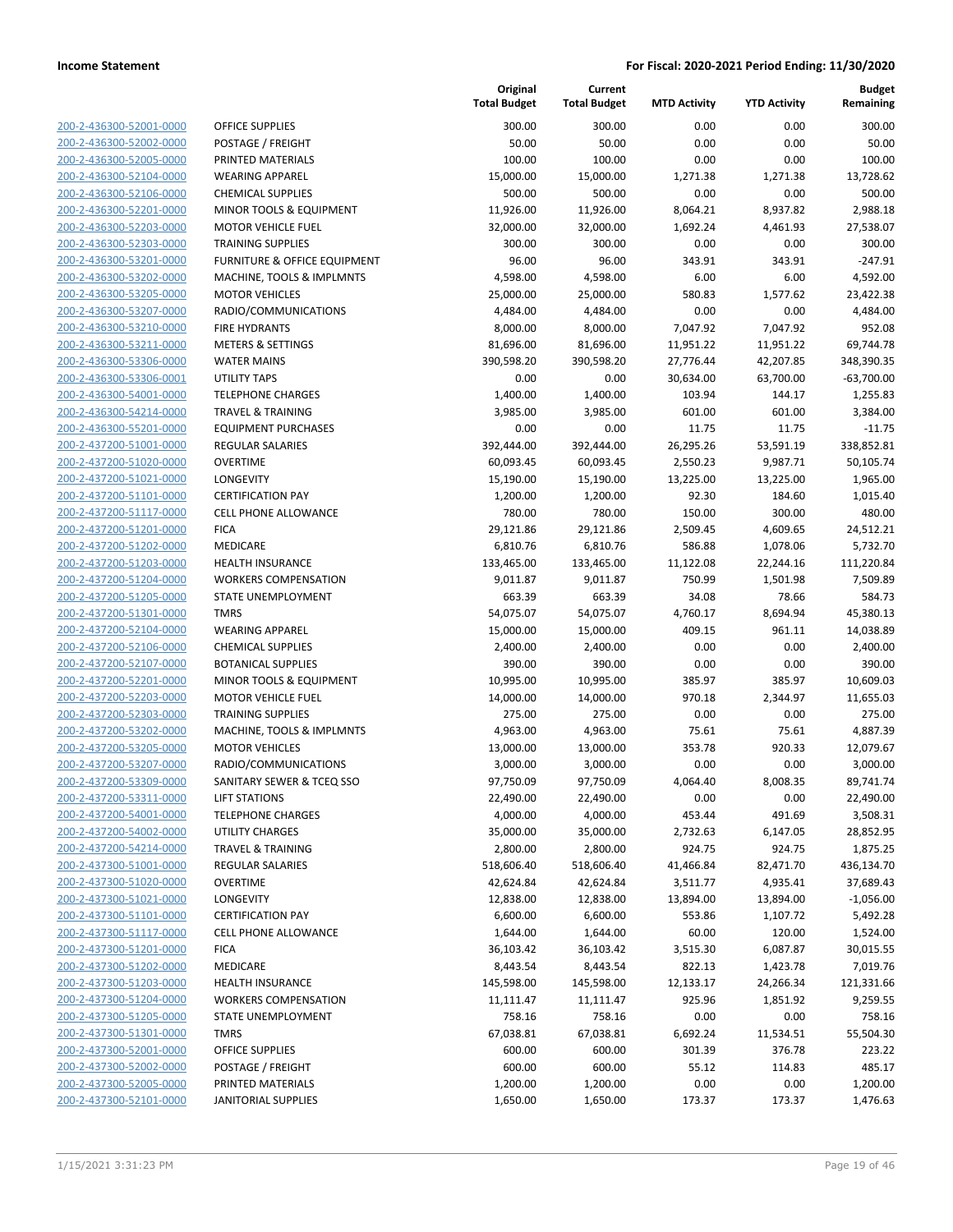| | | Original Total Budget | Current Total Budget | MTD Activity | YTD Activity | Budget Remaining |
|---|---|---|---|---|---|---|
| 200-2-436300-52001-0000 | OFFICE SUPPLIES | 300.00 | 300.00 | 0.00 | 0.00 | 300.00 |
| 200-2-436300-52002-0000 | POSTAGE / FREIGHT | 50.00 | 50.00 | 0.00 | 0.00 | 50.00 |
| 200-2-436300-52005-0000 | PRINTED MATERIALS | 100.00 | 100.00 | 0.00 | 0.00 | 100.00 |
| 200-2-436300-52104-0000 | WEARING APPAREL | 15,000.00 | 15,000.00 | 1,271.38 | 1,271.38 | 13,728.62 |
| 200-2-436300-52106-0000 | CHEMICAL SUPPLIES | 500.00 | 500.00 | 0.00 | 0.00 | 500.00 |
| 200-2-436300-52201-0000 | MINOR TOOLS & EQUIPMENT | 11,926.00 | 11,926.00 | 8,064.21 | 8,937.82 | 2,988.18 |
| 200-2-436300-52203-0000 | MOTOR VEHICLE FUEL | 32,000.00 | 32,000.00 | 1,692.24 | 4,461.93 | 27,538.07 |
| 200-2-436300-52303-0000 | TRAINING SUPPLIES | 300.00 | 300.00 | 0.00 | 0.00 | 300.00 |
| 200-2-436300-53201-0000 | FURNITURE & OFFICE EQUIPMENT | 96.00 | 96.00 | 343.91 | 343.91 | -247.91 |
| 200-2-436300-53202-0000 | MACHINE, TOOLS & IMPLMNTS | 4,598.00 | 4,598.00 | 6.00 | 6.00 | 4,592.00 |
| 200-2-436300-53205-0000 | MOTOR VEHICLES | 25,000.00 | 25,000.00 | 580.83 | 1,577.62 | 23,422.38 |
| 200-2-436300-53207-0000 | RADIO/COMMUNICATIONS | 4,484.00 | 4,484.00 | 0.00 | 0.00 | 4,484.00 |
| 200-2-436300-53210-0000 | FIRE HYDRANTS | 8,000.00 | 8,000.00 | 7,047.92 | 7,047.92 | 952.08 |
| 200-2-436300-53211-0000 | METERS & SETTINGS | 81,696.00 | 81,696.00 | 11,951.22 | 11,951.22 | 69,744.78 |
| 200-2-436300-53306-0000 | WATER MAINS | 390,598.20 | 390,598.20 | 27,776.44 | 42,207.85 | 348,390.35 |
| 200-2-436300-53306-0001 | UTILITY TAPS | 0.00 | 0.00 | 30,634.00 | 63,700.00 | -63,700.00 |
| 200-2-436300-54001-0000 | TELEPHONE CHARGES | 1,400.00 | 1,400.00 | 103.94 | 144.17 | 1,255.83 |
| 200-2-436300-54214-0000 | TRAVEL & TRAINING | 3,985.00 | 3,985.00 | 601.00 | 601.00 | 3,384.00 |
| 200-2-436300-55201-0000 | EQUIPMENT PURCHASES | 0.00 | 0.00 | 11.75 | 11.75 | -11.75 |
| 200-2-437200-51001-0000 | REGULAR SALARIES | 392,444.00 | 392,444.00 | 26,295.26 | 53,591.19 | 338,852.81 |
| 200-2-437200-51020-0000 | OVERTIME | 60,093.45 | 60,093.45 | 2,550.23 | 9,987.71 | 50,105.74 |
| 200-2-437200-51021-0000 | LONGEVITY | 15,190.00 | 15,190.00 | 13,225.00 | 13,225.00 | 1,965.00 |
| 200-2-437200-51101-0000 | CERTIFICATION PAY | 1,200.00 | 1,200.00 | 92.30 | 184.60 | 1,015.40 |
| 200-2-437200-51117-0000 | CELL PHONE ALLOWANCE | 780.00 | 780.00 | 150.00 | 300.00 | 480.00 |
| 200-2-437200-51201-0000 | FICA | 29,121.86 | 29,121.86 | 2,509.45 | 4,609.65 | 24,512.21 |
| 200-2-437200-51202-0000 | MEDICARE | 6,810.76 | 6,810.76 | 586.88 | 1,078.06 | 5,732.70 |
| 200-2-437200-51203-0000 | HEALTH INSURANCE | 133,465.00 | 133,465.00 | 11,122.08 | 22,244.16 | 111,220.84 |
| 200-2-437200-51204-0000 | WORKERS COMPENSATION | 9,011.87 | 9,011.87 | 750.99 | 1,501.98 | 7,509.89 |
| 200-2-437200-51205-0000 | STATE UNEMPLOYMENT | 663.39 | 663.39 | 34.08 | 78.66 | 584.73 |
| 200-2-437200-51301-0000 | TMRS | 54,075.07 | 54,075.07 | 4,760.17 | 8,694.94 | 45,380.13 |
| 200-2-437200-52104-0000 | WEARING APPAREL | 15,000.00 | 15,000.00 | 409.15 | 961.11 | 14,038.89 |
| 200-2-437200-52106-0000 | CHEMICAL SUPPLIES | 2,400.00 | 2,400.00 | 0.00 | 0.00 | 2,400.00 |
| 200-2-437200-52107-0000 | BOTANICAL SUPPLIES | 390.00 | 390.00 | 0.00 | 0.00 | 390.00 |
| 200-2-437200-52201-0000 | MINOR TOOLS & EQUIPMENT | 10,995.00 | 10,995.00 | 385.97 | 385.97 | 10,609.03 |
| 200-2-437200-52203-0000 | MOTOR VEHICLE FUEL | 14,000.00 | 14,000.00 | 970.18 | 2,344.97 | 11,655.03 |
| 200-2-437200-52303-0000 | TRAINING SUPPLIES | 275.00 | 275.00 | 0.00 | 0.00 | 275.00 |
| 200-2-437200-53202-0000 | MACHINE, TOOLS & IMPLMNTS | 4,963.00 | 4,963.00 | 75.61 | 75.61 | 4,887.39 |
| 200-2-437200-53205-0000 | MOTOR VEHICLES | 13,000.00 | 13,000.00 | 353.78 | 920.33 | 12,079.67 |
| 200-2-437200-53207-0000 | RADIO/COMMUNICATIONS | 3,000.00 | 3,000.00 | 0.00 | 0.00 | 3,000.00 |
| 200-2-437200-53309-0000 | SANITARY SEWER & TCEQ SSO | 97,750.09 | 97,750.09 | 4,064.40 | 8,008.35 | 89,741.74 |
| 200-2-437200-53311-0000 | LIFT STATIONS | 22,490.00 | 22,490.00 | 0.00 | 0.00 | 22,490.00 |
| 200-2-437200-54001-0000 | TELEPHONE CHARGES | 4,000.00 | 4,000.00 | 453.44 | 491.69 | 3,508.31 |
| 200-2-437200-54002-0000 | UTILITY CHARGES | 35,000.00 | 35,000.00 | 2,732.63 | 6,147.05 | 28,852.95 |
| 200-2-437200-54214-0000 | TRAVEL & TRAINING | 2,800.00 | 2,800.00 | 924.75 | 924.75 | 1,875.25 |
| 200-2-437300-51001-0000 | REGULAR SALARIES | 518,606.40 | 518,606.40 | 41,466.84 | 82,471.70 | 436,134.70 |
| 200-2-437300-51020-0000 | OVERTIME | 42,624.84 | 42,624.84 | 3,511.77 | 4,935.41 | 37,689.43 |
| 200-2-437300-51021-0000 | LONGEVITY | 12,838.00 | 12,838.00 | 13,894.00 | 13,894.00 | -1,056.00 |
| 200-2-437300-51101-0000 | CERTIFICATION PAY | 6,600.00 | 6,600.00 | 553.86 | 1,107.72 | 5,492.28 |
| 200-2-437300-51117-0000 | CELL PHONE ALLOWANCE | 1,644.00 | 1,644.00 | 60.00 | 120.00 | 1,524.00 |
| 200-2-437300-51201-0000 | FICA | 36,103.42 | 36,103.42 | 3,515.30 | 6,087.87 | 30,015.55 |
| 200-2-437300-51202-0000 | MEDICARE | 8,443.54 | 8,443.54 | 822.13 | 1,423.78 | 7,019.76 |
| 200-2-437300-51203-0000 | HEALTH INSURANCE | 145,598.00 | 145,598.00 | 12,133.17 | 24,266.34 | 121,331.66 |
| 200-2-437300-51204-0000 | WORKERS COMPENSATION | 11,111.47 | 11,111.47 | 925.96 | 1,851.92 | 9,259.55 |
| 200-2-437300-51205-0000 | STATE UNEMPLOYMENT | 758.16 | 758.16 | 0.00 | 0.00 | 758.16 |
| 200-2-437300-51301-0000 | TMRS | 67,038.81 | 67,038.81 | 6,692.24 | 11,534.51 | 55,504.30 |
| 200-2-437300-52001-0000 | OFFICE SUPPLIES | 600.00 | 600.00 | 301.39 | 376.78 | 223.22 |
| 200-2-437300-52002-0000 | POSTAGE / FREIGHT | 600.00 | 600.00 | 55.12 | 114.83 | 485.17 |
| 200-2-437300-52005-0000 | PRINTED MATERIALS | 1,200.00 | 1,200.00 | 0.00 | 0.00 | 1,200.00 |
| 200-2-437300-52101-0000 | JANITORIAL SUPPLIES | 1,650.00 | 1,650.00 | 173.37 | 173.37 | 1,476.63 |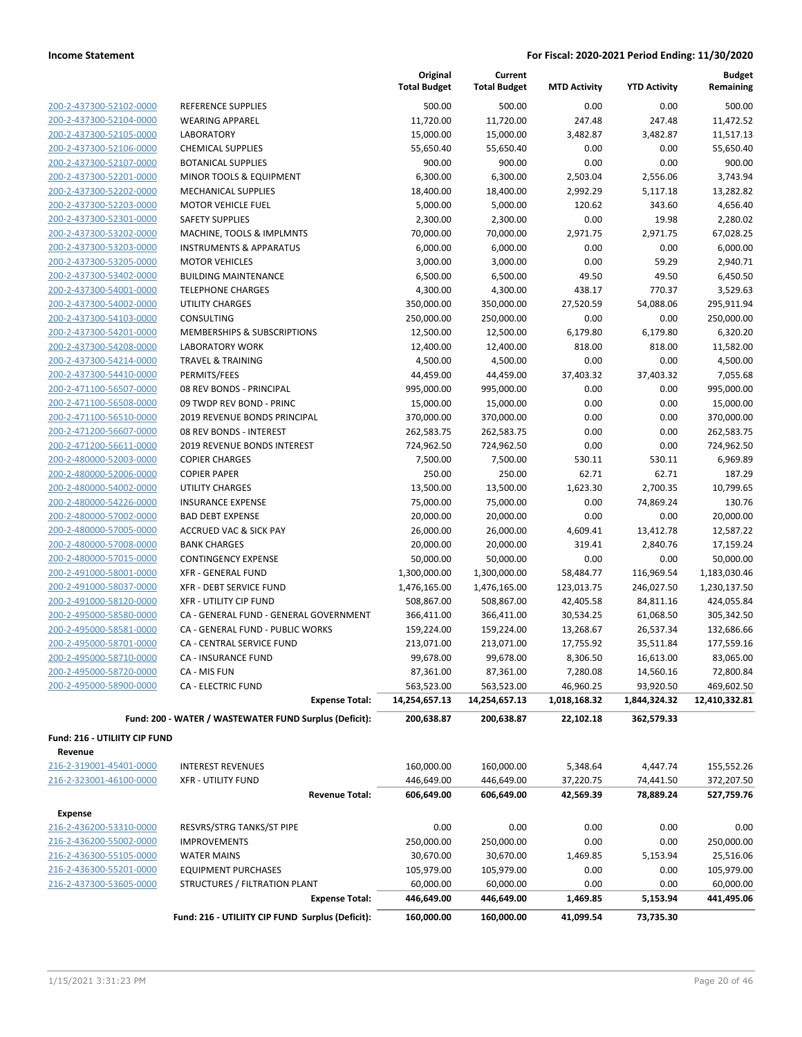| | | Original Total Budget | Current Total Budget | MTD Activity | YTD Activity | Budget Remaining |
|---|---|---|---|---|---|---|
| 200-2-437300-52102-0000 | REFERENCE SUPPLIES | 500.00 | 500.00 | 0.00 | 0.00 | 500.00 |
| 200-2-437300-52104-0000 | WEARING APPAREL | 11,720.00 | 11,720.00 | 247.48 | 247.48 | 11,472.52 |
| 200-2-437300-52105-0000 | LABORATORY | 15,000.00 | 15,000.00 | 3,482.87 | 3,482.87 | 11,517.13 |
| 200-2-437300-52106-0000 | CHEMICAL SUPPLIES | 55,650.40 | 55,650.40 | 0.00 | 0.00 | 55,650.40 |
| 200-2-437300-52107-0000 | BOTANICAL SUPPLIES | 900.00 | 900.00 | 0.00 | 0.00 | 900.00 |
| 200-2-437300-52201-0000 | MINOR TOOLS & EQUIPMENT | 6,300.00 | 6,300.00 | 2,503.04 | 2,556.06 | 3,743.94 |
| 200-2-437300-52202-0000 | MECHANICAL SUPPLIES | 18,400.00 | 18,400.00 | 2,992.29 | 5,117.18 | 13,282.82 |
| 200-2-437300-52203-0000 | MOTOR VEHICLE FUEL | 5,000.00 | 5,000.00 | 120.62 | 343.60 | 4,656.40 |
| 200-2-437300-52301-0000 | SAFETY SUPPLIES | 2,300.00 | 2,300.00 | 0.00 | 19.98 | 2,280.02 |
| 200-2-437300-53202-0000 | MACHINE, TOOLS & IMPLMNTS | 70,000.00 | 70,000.00 | 2,971.75 | 2,971.75 | 67,028.25 |
| 200-2-437300-53203-0000 | INSTRUMENTS & APPARATUS | 6,000.00 | 6,000.00 | 0.00 | 0.00 | 6,000.00 |
| 200-2-437300-53205-0000 | MOTOR VEHICLES | 3,000.00 | 3,000.00 | 0.00 | 59.29 | 2,940.71 |
| 200-2-437300-53402-0000 | BUILDING MAINTENANCE | 6,500.00 | 6,500.00 | 49.50 | 49.50 | 6,450.50 |
| 200-2-437300-54001-0000 | TELEPHONE CHARGES | 4,300.00 | 4,300.00 | 438.17 | 770.37 | 3,529.63 |
| 200-2-437300-54002-0000 | UTILITY CHARGES | 350,000.00 | 350,000.00 | 27,520.59 | 54,088.06 | 295,911.94 |
| 200-2-437300-54103-0000 | CONSULTING | 250,000.00 | 250,000.00 | 0.00 | 0.00 | 250,000.00 |
| 200-2-437300-54201-0000 | MEMBERSHIPS & SUBSCRIPTIONS | 12,500.00 | 12,500.00 | 6,179.80 | 6,179.80 | 6,320.20 |
| 200-2-437300-54208-0000 | LABORATORY WORK | 12,400.00 | 12,400.00 | 818.00 | 818.00 | 11,582.00 |
| 200-2-437300-54214-0000 | TRAVEL & TRAINING | 4,500.00 | 4,500.00 | 0.00 | 0.00 | 4,500.00 |
| 200-2-437300-54410-0000 | PERMITS/FEES | 44,459.00 | 44,459.00 | 37,403.32 | 37,403.32 | 7,055.68 |
| 200-2-471100-56507-0000 | 08 REV BONDS - PRINCIPAL | 995,000.00 | 995,000.00 | 0.00 | 0.00 | 995,000.00 |
| 200-2-471100-56508-0000 | 09 TWDP REV BOND - PRINC | 15,000.00 | 15,000.00 | 0.00 | 0.00 | 15,000.00 |
| 200-2-471100-56510-0000 | 2019 REVENUE BONDS PRINCIPAL | 370,000.00 | 370,000.00 | 0.00 | 0.00 | 370,000.00 |
| 200-2-471200-56607-0000 | 08 REV BONDS - INTEREST | 262,583.75 | 262,583.75 | 0.00 | 0.00 | 262,583.75 |
| 200-2-471200-56611-0000 | 2019 REVENUE BONDS INTEREST | 724,962.50 | 724,962.50 | 0.00 | 0.00 | 724,962.50 |
| 200-2-480000-52003-0000 | COPIER CHARGES | 7,500.00 | 7,500.00 | 530.11 | 530.11 | 6,969.89 |
| 200-2-480000-52006-0000 | COPIER PAPER | 250.00 | 250.00 | 62.71 | 62.71 | 187.29 |
| 200-2-480000-54002-0000 | UTILITY CHARGES | 13,500.00 | 13,500.00 | 1,623.30 | 2,700.35 | 10,799.65 |
| 200-2-480000-54226-0000 | INSURANCE EXPENSE | 75,000.00 | 75,000.00 | 0.00 | 74,869.24 | 130.76 |
| 200-2-480000-57002-0000 | BAD DEBT EXPENSE | 20,000.00 | 20,000.00 | 0.00 | 0.00 | 20,000.00 |
| 200-2-480000-57005-0000 | ACCRUED VAC & SICK PAY | 26,000.00 | 26,000.00 | 4,609.41 | 13,412.78 | 12,587.22 |
| 200-2-480000-57008-0000 | BANK CHARGES | 20,000.00 | 20,000.00 | 319.41 | 2,840.76 | 17,159.24 |
| 200-2-480000-57015-0000 | CONTINGENCY EXPENSE | 50,000.00 | 50,000.00 | 0.00 | 0.00 | 50,000.00 |
| 200-2-491000-58001-0000 | XFR - GENERAL FUND | 1,300,000.00 | 1,300,000.00 | 58,484.77 | 116,969.54 | 1,183,030.46 |
| 200-2-491000-58037-0000 | XFR - DEBT SERVICE FUND | 1,476,165.00 | 1,476,165.00 | 123,013.75 | 246,027.50 | 1,230,137.50 |
| 200-2-491000-58120-0000 | XFR - UTILITY CIP FUND | 508,867.00 | 508,867.00 | 42,405.58 | 84,811.16 | 424,055.84 |
| 200-2-495000-58580-0000 | CA - GENERAL FUND - GENERAL GOVERNMENT | 366,411.00 | 366,411.00 | 30,534.25 | 61,068.50 | 305,342.50 |
| 200-2-495000-58581-0000 | CA - GENERAL FUND - PUBLIC WORKS | 159,224.00 | 159,224.00 | 13,268.67 | 26,537.34 | 132,686.66 |
| 200-2-495000-58701-0000 | CA - CENTRAL SERVICE FUND | 213,071.00 | 213,071.00 | 17,755.92 | 35,511.84 | 177,559.16 |
| 200-2-495000-58710-0000 | CA - INSURANCE FUND | 99,678.00 | 99,678.00 | 8,306.50 | 16,613.00 | 83,065.00 |
| 200-2-495000-58720-0000 | CA - MIS FUN | 87,361.00 | 87,361.00 | 7,280.08 | 14,560.16 | 72,800.84 |
| 200-2-495000-58900-0000 | CA - ELECTRIC FUND | 563,523.00 | 563,523.00 | 46,960.25 | 93,920.50 | 469,602.50 |
| | **Expense Total:** | **14,254,657.13** | **14,254,657.13** | **1,018,168.32** | **1,844,324.32** | **12,410,332.81** |
| | **Fund: 200 - WATER / WASTEWATER FUND Surplus (Deficit):** | **200,638.87** | **200,638.87** | **22,102.18** | **362,579.33** | |

**Fund: 216 - UTILIITY CIP FUND**

**Revenue**

| | | Original Total Budget | Current Total Budget | MTD Activity | YTD Activity | Budget Remaining |
|---|---|---|---|---|---|---|
| 216-2-319001-45401-0000 | INTEREST REVENUES | 160,000.00 | 160,000.00 | 5,348.64 | 4,447.74 | 155,552.26 |
| 216-2-323001-46100-0000 | XFR - UTILITY FUND | 446,649.00 | 446,649.00 | 37,220.75 | 74,441.50 | 372,207.50 |
| | **Revenue Total:** | **606,649.00** | **606,649.00** | **42,569.39** | **78,889.24** | **527,759.76** |

**Expense**

| | | Original Total Budget | Current Total Budget | MTD Activity | YTD Activity | Budget Remaining |
|---|---|---|---|---|---|---|
| 216-2-436200-53310-0000 | RESVRS/STRG TANKS/ST PIPE | 0.00 | 0.00 | 0.00 | 0.00 | 0.00 |
| 216-2-436200-55002-0000 | IMPROVEMENTS | 250,000.00 | 250,000.00 | 0.00 | 0.00 | 250,000.00 |
| 216-2-436300-55105-0000 | WATER MAINS | 30,670.00 | 30,670.00 | 1,469.85 | 5,153.94 | 25,516.06 |
| 216-2-436300-55201-0000 | EQUIPMENT PURCHASES | 105,979.00 | 105,979.00 | 0.00 | 0.00 | 105,979.00 |
| 216-2-437300-53605-0000 | STRUCTURES / FILTRATION PLANT | 60,000.00 | 60,000.00 | 0.00 | 0.00 | 60,000.00 |
| | **Expense Total:** | **446,649.00** | **446,649.00** | **1,469.85** | **5,153.94** | **441,495.06** |
| | **Fund: 216 - UTILIITY CIP FUND Surplus (Deficit):** | **160,000.00** | **160,000.00** | **41,099.54** | **73,735.30** | |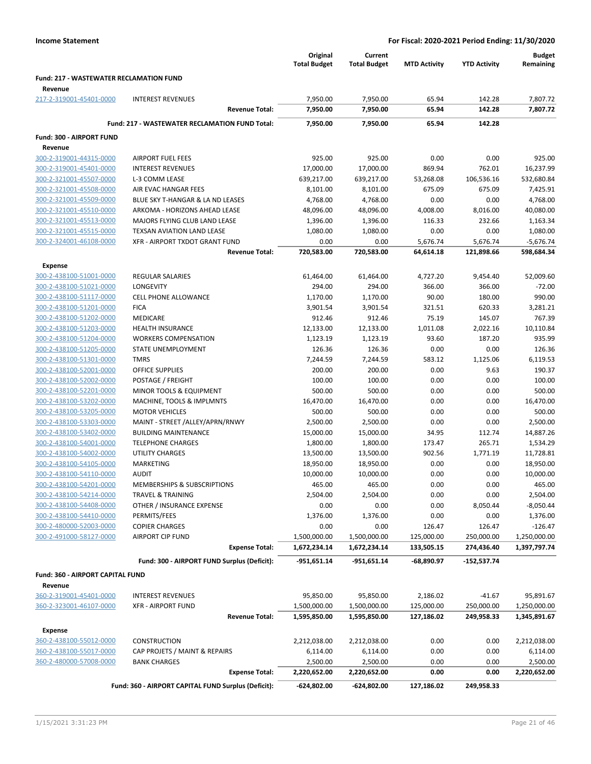**Income Statement** — For Fiscal: 2020-2021 Period Ending: 11/30/2020

| | | Original Total Budget | Current Total Budget | MTD Activity | YTD Activity | Budget Remaining |
|---|---|---|---|---|---|---|
| **Fund: 217 - WASTEWATER RECLAMATION FUND** | | | | | | |
| **Revenue** | | | | | | |
| 217-2-319001-45401-0000 | INTEREST REVENUES | 7,950.00 | 7,950.00 | 65.94 | 142.28 | 7,807.72 |
| | **Revenue Total:** | **7,950.00** | **7,950.00** | **65.94** | **142.28** | **7,807.72** |
| | **Fund: 217 - WASTEWATER RECLAMATION FUND Total:** | **7,950.00** | **7,950.00** | **65.94** | **142.28** | |
| **Fund: 300 - AIRPORT FUND** | | | | | | |
| **Revenue** | | | | | | |
| 300-2-319001-44315-0000 | AIRPORT FUEL FEES | 925.00 | 925.00 | 0.00 | 0.00 | 925.00 |
| 300-2-319001-45401-0000 | INTEREST REVENUES | 17,000.00 | 17,000.00 | 869.94 | 762.01 | 16,237.99 |
| 300-2-321001-45507-0000 | L-3 COMM LEASE | 639,217.00 | 639,217.00 | 53,268.08 | 106,536.16 | 532,680.84 |
| 300-2-321001-45508-0000 | AIR EVAC HANGAR FEES | 8,101.00 | 8,101.00 | 675.09 | 675.09 | 7,425.91 |
| 300-2-321001-45509-0000 | BLUE SKY T-HANGAR & LA ND LEASES | 4,768.00 | 4,768.00 | 0.00 | 0.00 | 4,768.00 |
| 300-2-321001-45510-0000 | ARKOMA - HORIZONS AHEAD LEASE | 48,096.00 | 48,096.00 | 4,008.00 | 8,016.00 | 40,080.00 |
| 300-2-321001-45513-0000 | MAJORS FLYING CLUB LAND LEASE | 1,396.00 | 1,396.00 | 116.33 | 232.66 | 1,163.34 |
| 300-2-321001-45515-0000 | TEXSAN AVIATION LAND LEASE | 1,080.00 | 1,080.00 | 0.00 | 0.00 | 1,080.00 |
| 300-2-324001-46108-0000 | XFR - AIRPORT TXDOT GRANT FUND | 0.00 | 0.00 | 5,676.74 | 5,676.74 | -5,676.74 |
| | **Revenue Total:** | **720,583.00** | **720,583.00** | **64,614.18** | **121,898.66** | **598,684.34** |
| **Expense** | | | | | | |
| 300-2-438100-51001-0000 | REGULAR SALARIES | 61,464.00 | 61,464.00 | 4,727.20 | 9,454.40 | 52,009.60 |
| 300-2-438100-51021-0000 | LONGEVITY | 294.00 | 294.00 | 366.00 | 366.00 | -72.00 |
| 300-2-438100-51117-0000 | CELL PHONE ALLOWANCE | 1,170.00 | 1,170.00 | 90.00 | 180.00 | 990.00 |
| 300-2-438100-51201-0000 | FICA | 3,901.54 | 3,901.54 | 321.51 | 620.33 | 3,281.21 |
| 300-2-438100-51202-0000 | MEDICARE | 912.46 | 912.46 | 75.19 | 145.07 | 767.39 |
| 300-2-438100-51203-0000 | HEALTH INSURANCE | 12,133.00 | 12,133.00 | 1,011.08 | 2,022.16 | 10,110.84 |
| 300-2-438100-51204-0000 | WORKERS COMPENSATION | 1,123.19 | 1,123.19 | 93.60 | 187.20 | 935.99 |
| 300-2-438100-51205-0000 | STATE UNEMPLOYMENT | 126.36 | 126.36 | 0.00 | 0.00 | 126.36 |
| 300-2-438100-51301-0000 | TMRS | 7,244.59 | 7,244.59 | 583.12 | 1,125.06 | 6,119.53 |
| 300-2-438100-52001-0000 | OFFICE SUPPLIES | 200.00 | 200.00 | 0.00 | 9.63 | 190.37 |
| 300-2-438100-52002-0000 | POSTAGE / FREIGHT | 100.00 | 100.00 | 0.00 | 0.00 | 100.00 |
| 300-2-438100-52201-0000 | MINOR TOOLS & EQUIPMENT | 500.00 | 500.00 | 0.00 | 0.00 | 500.00 |
| 300-2-438100-53202-0000 | MACHINE, TOOLS & IMPLMNTS | 16,470.00 | 16,470.00 | 0.00 | 0.00 | 16,470.00 |
| 300-2-438100-53205-0000 | MOTOR VEHICLES | 500.00 | 500.00 | 0.00 | 0.00 | 500.00 |
| 300-2-438100-53303-0000 | MAINT - STREET /ALLEY/APRN/RNWY | 2,500.00 | 2,500.00 | 0.00 | 0.00 | 2,500.00 |
| 300-2-438100-53402-0000 | BUILDING MAINTENANCE | 15,000.00 | 15,000.00 | 34.95 | 112.74 | 14,887.26 |
| 300-2-438100-54001-0000 | TELEPHONE CHARGES | 1,800.00 | 1,800.00 | 173.47 | 265.71 | 1,534.29 |
| 300-2-438100-54002-0000 | UTILITY CHARGES | 13,500.00 | 13,500.00 | 902.56 | 1,771.19 | 11,728.81 |
| 300-2-438100-54105-0000 | MARKETING | 18,950.00 | 18,950.00 | 0.00 | 0.00 | 18,950.00 |
| 300-2-438100-54110-0000 | AUDIT | 10,000.00 | 10,000.00 | 0.00 | 0.00 | 10,000.00 |
| 300-2-438100-54201-0000 | MEMBERSHIPS & SUBSCRIPTIONS | 465.00 | 465.00 | 0.00 | 0.00 | 465.00 |
| 300-2-438100-54214-0000 | TRAVEL & TRAINING | 2,504.00 | 2,504.00 | 0.00 | 0.00 | 2,504.00 |
| 300-2-438100-54408-0000 | OTHER / INSURANCE EXPENSE | 0.00 | 0.00 | 0.00 | 8,050.44 | -8,050.44 |
| 300-2-438100-54410-0000 | PERMITS/FEES | 1,376.00 | 1,376.00 | 0.00 | 0.00 | 1,376.00 |
| 300-2-480000-52003-0000 | COPIER CHARGES | 0.00 | 0.00 | 126.47 | 126.47 | -126.47 |
| 300-2-491000-58127-0000 | AIRPORT CIP FUND | 1,500,000.00 | 1,500,000.00 | 125,000.00 | 250,000.00 | 1,250,000.00 |
| | **Expense Total:** | **1,672,234.14** | **1,672,234.14** | **133,505.15** | **274,436.40** | **1,397,797.74** |
| | **Fund: 300 - AIRPORT FUND Surplus (Deficit):** | **-951,651.14** | **-951,651.14** | **-68,890.97** | **-152,537.74** | |
| **Fund: 360 - AIRPORT CAPITAL FUND** | | | | | | |
| **Revenue** | | | | | | |
| 360-2-319001-45401-0000 | INTEREST REVENUES | 95,850.00 | 95,850.00 | 2,186.02 | -41.67 | 95,891.67 |
| 360-2-323001-46107-0000 | XFR - AIRPORT FUND | 1,500,000.00 | 1,500,000.00 | 125,000.00 | 250,000.00 | 1,250,000.00 |
| | **Revenue Total:** | **1,595,850.00** | **1,595,850.00** | **127,186.02** | **249,958.33** | **1,345,891.67** |
| **Expense** | | | | | | |
| 360-2-438100-55012-0000 | CONSTRUCTION | 2,212,038.00 | 2,212,038.00 | 0.00 | 0.00 | 2,212,038.00 |
| 360-2-438100-55017-0000 | CAP PROJETS / MAINT & REPAIRS | 6,114.00 | 6,114.00 | 0.00 | 0.00 | 6,114.00 |
| 360-2-480000-57008-0000 | BANK CHARGES | 2,500.00 | 2,500.00 | 0.00 | 0.00 | 2,500.00 |
| | **Expense Total:** | **2,220,652.00** | **2,220,652.00** | **0.00** | **0.00** | **2,220,652.00** |
| | **Fund: 360 - AIRPORT CAPITAL FUND Surplus (Deficit):** | **-624,802.00** | **-624,802.00** | **127,186.02** | **249,958.33** | |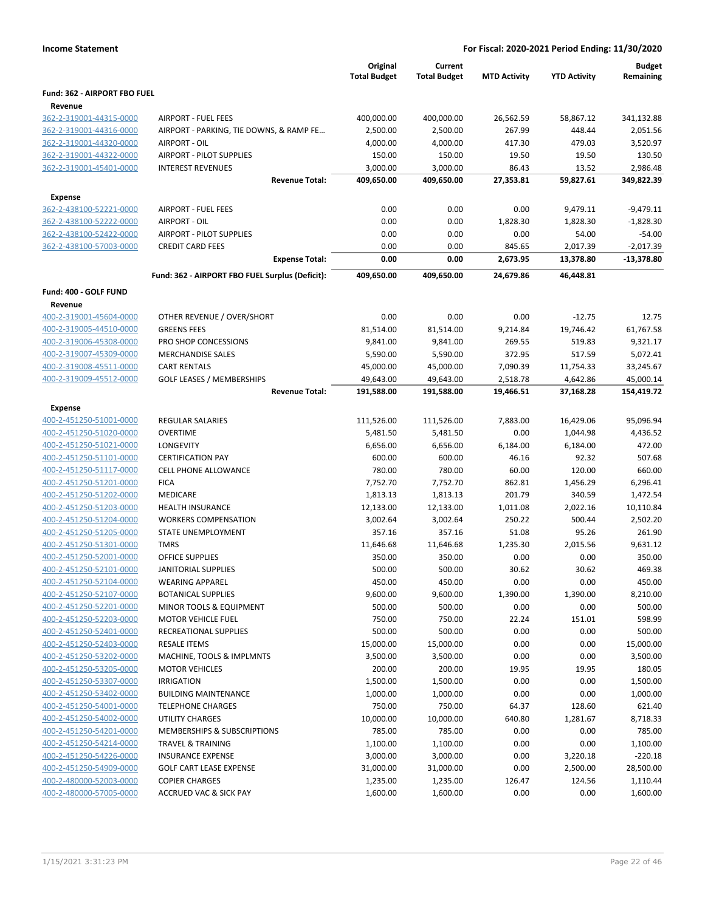**Income Statement** — For Fiscal: 2020-2021 Period Ending: 11/30/2020

| | | Original Total Budget | Current Total Budget | MTD Activity | YTD Activity | Budget Remaining |
|---|---|---|---|---|---|---|
| **Fund: 362 - AIRPORT FBO FUEL** | | | | | | |
| **Revenue** | | | | | | |
| 362-2-319001-44315-0000 | AIRPORT - FUEL FEES | 400,000.00 | 400,000.00 | 26,562.59 | 58,867.12 | 341,132.88 |
| 362-2-319001-44316-0000 | AIRPORT - PARKING, TIE DOWNS, & RAMP FE... | 2,500.00 | 2,500.00 | 267.99 | 448.44 | 2,051.56 |
| 362-2-319001-44320-0000 | AIRPORT - OIL | 4,000.00 | 4,000.00 | 417.30 | 479.03 | 3,520.97 |
| 362-2-319001-44322-0000 | AIRPORT - PILOT SUPPLIES | 150.00 | 150.00 | 19.50 | 19.50 | 130.50 |
| 362-2-319001-45401-0000 | INTEREST REVENUES | 3,000.00 | 3,000.00 | 86.43 | 13.52 | 2,986.48 |
| | **Revenue Total:** | **409,650.00** | **409,650.00** | **27,353.81** | **59,827.61** | **349,822.39** |
| **Expense** | | | | | | |
| 362-2-438100-52221-0000 | AIRPORT - FUEL FEES | 0.00 | 0.00 | 0.00 | 9,479.11 | -9,479.11 |
| 362-2-438100-52222-0000 | AIRPORT - OIL | 0.00 | 0.00 | 1,828.30 | 1,828.30 | -1,828.30 |
| 362-2-438100-52422-0000 | AIRPORT - PILOT SUPPLIES | 0.00 | 0.00 | 0.00 | 54.00 | -54.00 |
| 362-2-438100-57003-0000 | CREDIT CARD FEES | 0.00 | 0.00 | 845.65 | 2,017.39 | -2,017.39 |
| | **Expense Total:** | **0.00** | **0.00** | **2,673.95** | **13,378.80** | **-13,378.80** |
| | **Fund: 362 - AIRPORT FBO FUEL Surplus (Deficit):** | **409,650.00** | **409,650.00** | **24,679.86** | **46,448.81** | |
| **Fund: 400 - GOLF FUND** | | | | | | |
| **Revenue** | | | | | | |
| 400-2-319001-45604-0000 | OTHER REVENUE / OVER/SHORT | 0.00 | 0.00 | 0.00 | -12.75 | 12.75 |
| 400-2-319005-44510-0000 | GREENS FEES | 81,514.00 | 81,514.00 | 9,214.84 | 19,746.42 | 61,767.58 |
| 400-2-319006-45308-0000 | PRO SHOP CONCESSIONS | 9,841.00 | 9,841.00 | 269.55 | 519.83 | 9,321.17 |
| 400-2-319007-45309-0000 | MERCHANDISE SALES | 5,590.00 | 5,590.00 | 372.95 | 517.59 | 5,072.41 |
| 400-2-319008-45511-0000 | CART RENTALS | 45,000.00 | 45,000.00 | 7,090.39 | 11,754.33 | 33,245.67 |
| 400-2-319009-45512-0000 | GOLF LEASES / MEMBERSHIPS | 49,643.00 | 49,643.00 | 2,518.78 | 4,642.86 | 45,000.14 |
| | **Revenue Total:** | **191,588.00** | **191,588.00** | **19,466.51** | **37,168.28** | **154,419.72** |
| **Expense** | | | | | | |
| 400-2-451250-51001-0000 | REGULAR SALARIES | 111,526.00 | 111,526.00 | 7,883.00 | 16,429.06 | 95,096.94 |
| 400-2-451250-51020-0000 | OVERTIME | 5,481.50 | 5,481.50 | 0.00 | 1,044.98 | 4,436.52 |
| 400-2-451250-51021-0000 | LONGEVITY | 6,656.00 | 6,656.00 | 6,184.00 | 6,184.00 | 472.00 |
| 400-2-451250-51101-0000 | CERTIFICATION PAY | 600.00 | 600.00 | 46.16 | 92.32 | 507.68 |
| 400-2-451250-51117-0000 | CELL PHONE ALLOWANCE | 780.00 | 780.00 | 60.00 | 120.00 | 660.00 |
| 400-2-451250-51201-0000 | FICA | 7,752.70 | 7,752.70 | 862.81 | 1,456.29 | 6,296.41 |
| 400-2-451250-51202-0000 | MEDICARE | 1,813.13 | 1,813.13 | 201.79 | 340.59 | 1,472.54 |
| 400-2-451250-51203-0000 | HEALTH INSURANCE | 12,133.00 | 12,133.00 | 1,011.08 | 2,022.16 | 10,110.84 |
| 400-2-451250-51204-0000 | WORKERS COMPENSATION | 3,002.64 | 3,002.64 | 250.22 | 500.44 | 2,502.20 |
| 400-2-451250-51205-0000 | STATE UNEMPLOYMENT | 357.16 | 357.16 | 51.08 | 95.26 | 261.90 |
| 400-2-451250-51301-0000 | TMRS | 11,646.68 | 11,646.68 | 1,235.30 | 2,015.56 | 9,631.12 |
| 400-2-451250-52001-0000 | OFFICE SUPPLIES | 350.00 | 350.00 | 0.00 | 0.00 | 350.00 |
| 400-2-451250-52101-0000 | JANITORIAL SUPPLIES | 500.00 | 500.00 | 30.62 | 30.62 | 469.38 |
| 400-2-451250-52104-0000 | WEARING APPAREL | 450.00 | 450.00 | 0.00 | 0.00 | 450.00 |
| 400-2-451250-52107-0000 | BOTANICAL SUPPLIES | 9,600.00 | 9,600.00 | 1,390.00 | 1,390.00 | 8,210.00 |
| 400-2-451250-52201-0000 | MINOR TOOLS & EQUIPMENT | 500.00 | 500.00 | 0.00 | 0.00 | 500.00 |
| 400-2-451250-52203-0000 | MOTOR VEHICLE FUEL | 750.00 | 750.00 | 22.24 | 151.01 | 598.99 |
| 400-2-451250-52401-0000 | RECREATIONAL SUPPLIES | 500.00 | 500.00 | 0.00 | 0.00 | 500.00 |
| 400-2-451250-52403-0000 | RESALE ITEMS | 15,000.00 | 15,000.00 | 0.00 | 0.00 | 15,000.00 |
| 400-2-451250-53202-0000 | MACHINE, TOOLS & IMPLMNTS | 3,500.00 | 3,500.00 | 0.00 | 0.00 | 3,500.00 |
| 400-2-451250-53205-0000 | MOTOR VEHICLES | 200.00 | 200.00 | 19.95 | 19.95 | 180.05 |
| 400-2-451250-53307-0000 | IRRIGATION | 1,500.00 | 1,500.00 | 0.00 | 0.00 | 1,500.00 |
| 400-2-451250-53402-0000 | BUILDING MAINTENANCE | 1,000.00 | 1,000.00 | 0.00 | 0.00 | 1,000.00 |
| 400-2-451250-54001-0000 | TELEPHONE CHARGES | 750.00 | 750.00 | 64.37 | 128.60 | 621.40 |
| 400-2-451250-54002-0000 | UTILITY CHARGES | 10,000.00 | 10,000.00 | 640.80 | 1,281.67 | 8,718.33 |
| 400-2-451250-54201-0000 | MEMBERSHIPS & SUBSCRIPTIONS | 785.00 | 785.00 | 0.00 | 0.00 | 785.00 |
| 400-2-451250-54214-0000 | TRAVEL & TRAINING | 1,100.00 | 1,100.00 | 0.00 | 0.00 | 1,100.00 |
| 400-2-451250-54226-0000 | INSURANCE EXPENSE | 3,000.00 | 3,000.00 | 0.00 | 3,220.18 | -220.18 |
| 400-2-451250-54909-0000 | GOLF CART LEASE EXPENSE | 31,000.00 | 31,000.00 | 0.00 | 2,500.00 | 28,500.00 |
| 400-2-480000-52003-0000 | COPIER CHARGES | 1,235.00 | 1,235.00 | 126.47 | 124.56 | 1,110.44 |
| 400-2-480000-57005-0000 | ACCRUED VAC & SICK PAY | 1,600.00 | 1,600.00 | 0.00 | 0.00 | 1,600.00 |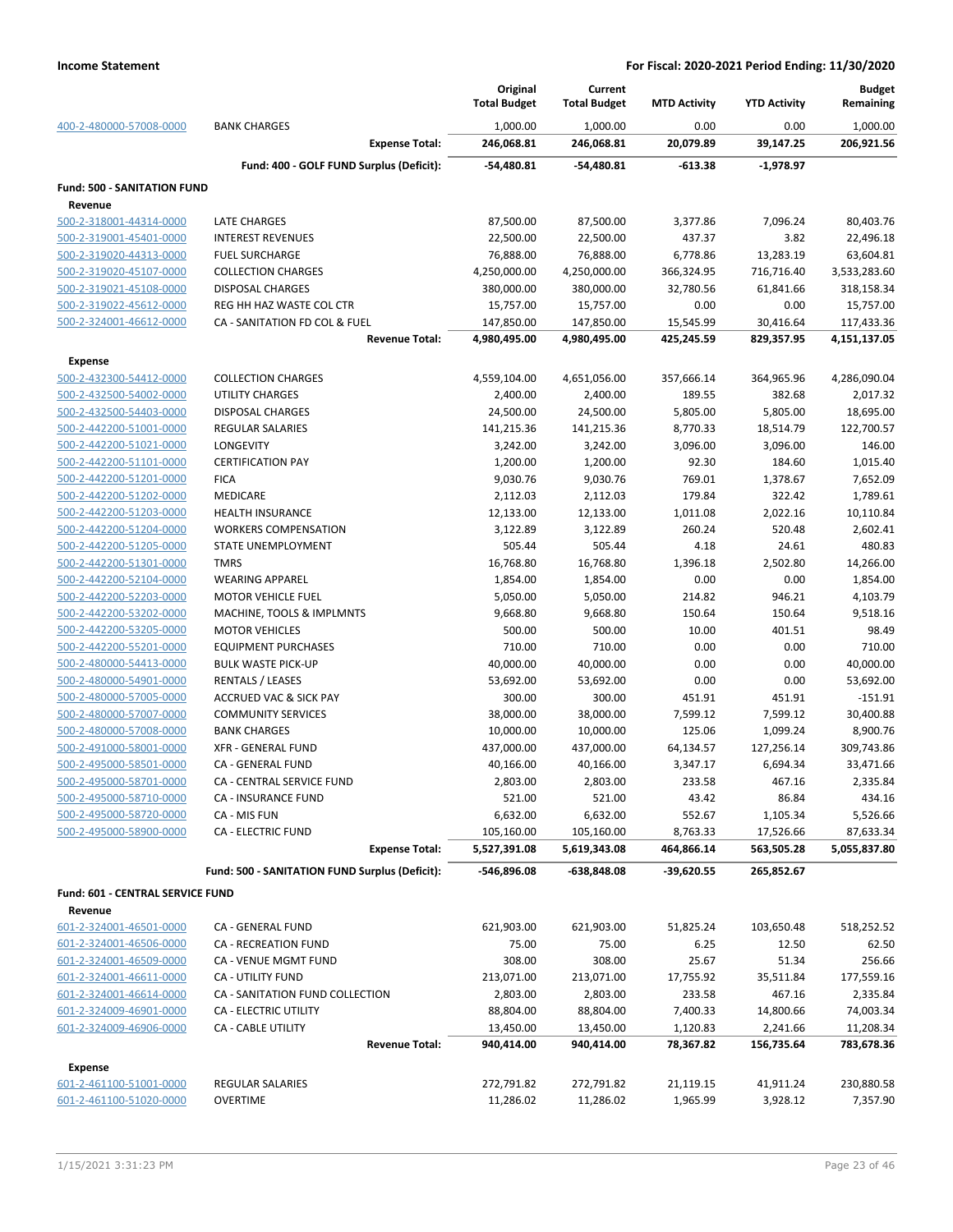**Income Statement** — For Fiscal: 2020-2021 Period Ending: 11/30/2020

| | | Original Total Budget | Current Total Budget | MTD Activity | YTD Activity | Budget Remaining |
|---|---|---|---|---|---|---|
| 400-2-480000-57008-0000 | BANK CHARGES | 1,000.00 | 1,000.00 | 0.00 | 0.00 | 1,000.00 |
| | **Expense Total:** | **246,068.81** | **246,068.81** | **20,079.89** | **39,147.25** | **206,921.56** |
| | **Fund: 400 - GOLF FUND Surplus (Deficit):** | **-54,480.81** | **-54,480.81** | **-613.38** | **-1,978.97** | |
| **Fund: 500 - SANITATION FUND** | | | | | | |
| **Revenue** | | | | | | |
| 500-2-318001-44314-0000 | LATE CHARGES | 87,500.00 | 87,500.00 | 3,377.86 | 7,096.24 | 80,403.76 |
| 500-2-319001-45401-0000 | INTEREST REVENUES | 22,500.00 | 22,500.00 | 437.37 | 3.82 | 22,496.18 |
| 500-2-319020-44313-0000 | FUEL SURCHARGE | 76,888.00 | 76,888.00 | 6,778.86 | 13,283.19 | 63,604.81 |
| 500-2-319020-45107-0000 | COLLECTION CHARGES | 4,250,000.00 | 4,250,000.00 | 366,324.95 | 716,716.40 | 3,533,283.60 |
| 500-2-319021-45108-0000 | DISPOSAL CHARGES | 380,000.00 | 380,000.00 | 32,780.56 | 61,841.66 | 318,158.34 |
| 500-2-319022-45612-0000 | REG HH HAZ WASTE COL CTR | 15,757.00 | 15,757.00 | 0.00 | 0.00 | 15,757.00 |
| 500-2-324001-46612-0000 | CA - SANITATION FD COL & FUEL | 147,850.00 | 147,850.00 | 15,545.99 | 30,416.64 | 117,433.36 |
| | **Revenue Total:** | **4,980,495.00** | **4,980,495.00** | **425,245.59** | **829,357.95** | **4,151,137.05** |
| **Expense** | | | | | | |
| 500-2-432300-54412-0000 | COLLECTION CHARGES | 4,559,104.00 | 4,651,056.00 | 357,666.14 | 364,965.96 | 4,286,090.04 |
| 500-2-432500-54002-0000 | UTILITY CHARGES | 2,400.00 | 2,400.00 | 189.55 | 382.68 | 2,017.32 |
| 500-2-432500-54403-0000 | DISPOSAL CHARGES | 24,500.00 | 24,500.00 | 5,805.00 | 5,805.00 | 18,695.00 |
| 500-2-442200-51001-0000 | REGULAR SALARIES | 141,215.36 | 141,215.36 | 8,770.33 | 18,514.79 | 122,700.57 |
| 500-2-442200-51021-0000 | LONGEVITY | 3,242.00 | 3,242.00 | 3,096.00 | 3,096.00 | 146.00 |
| 500-2-442200-51101-0000 | CERTIFICATION PAY | 1,200.00 | 1,200.00 | 92.30 | 184.60 | 1,015.40 |
| 500-2-442200-51201-0000 | FICA | 9,030.76 | 9,030.76 | 769.01 | 1,378.67 | 7,652.09 |
| 500-2-442200-51202-0000 | MEDICARE | 2,112.03 | 2,112.03 | 179.84 | 322.42 | 1,789.61 |
| 500-2-442200-51203-0000 | HEALTH INSURANCE | 12,133.00 | 12,133.00 | 1,011.08 | 2,022.16 | 10,110.84 |
| 500-2-442200-51204-0000 | WORKERS COMPENSATION | 3,122.89 | 3,122.89 | 260.24 | 520.48 | 2,602.41 |
| 500-2-442200-51205-0000 | STATE UNEMPLOYMENT | 505.44 | 505.44 | 4.18 | 24.61 | 480.83 |
| 500-2-442200-51301-0000 | TMRS | 16,768.80 | 16,768.80 | 1,396.18 | 2,502.80 | 14,266.00 |
| 500-2-442200-52104-0000 | WEARING APPAREL | 1,854.00 | 1,854.00 | 0.00 | 0.00 | 1,854.00 |
| 500-2-442200-52203-0000 | MOTOR VEHICLE FUEL | 5,050.00 | 5,050.00 | 214.82 | 946.21 | 4,103.79 |
| 500-2-442200-53202-0000 | MACHINE, TOOLS & IMPLMNTS | 9,668.80 | 9,668.80 | 150.64 | 150.64 | 9,518.16 |
| 500-2-442200-53205-0000 | MOTOR VEHICLES | 500.00 | 500.00 | 10.00 | 401.51 | 98.49 |
| 500-2-442200-55201-0000 | EQUIPMENT PURCHASES | 710.00 | 710.00 | 0.00 | 0.00 | 710.00 |
| 500-2-480000-54413-0000 | BULK WASTE PICK-UP | 40,000.00 | 40,000.00 | 0.00 | 0.00 | 40,000.00 |
| 500-2-480000-54901-0000 | RENTALS / LEASES | 53,692.00 | 53,692.00 | 0.00 | 0.00 | 53,692.00 |
| 500-2-480000-57005-0000 | ACCRUED VAC & SICK PAY | 300.00 | 300.00 | 451.91 | 451.91 | -151.91 |
| 500-2-480000-57007-0000 | COMMUNITY SERVICES | 38,000.00 | 38,000.00 | 7,599.12 | 7,599.12 | 30,400.88 |
| 500-2-480000-57008-0000 | BANK CHARGES | 10,000.00 | 10,000.00 | 125.06 | 1,099.24 | 8,900.76 |
| 500-2-491000-58001-0000 | XFR - GENERAL FUND | 437,000.00 | 437,000.00 | 64,134.57 | 127,256.14 | 309,743.86 |
| 500-2-495000-58501-0000 | CA - GENERAL FUND | 40,166.00 | 40,166.00 | 3,347.17 | 6,694.34 | 33,471.66 |
| 500-2-495000-58701-0000 | CA - CENTRAL SERVICE FUND | 2,803.00 | 2,803.00 | 233.58 | 467.16 | 2,335.84 |
| 500-2-495000-58710-0000 | CA - INSURANCE FUND | 521.00 | 521.00 | 43.42 | 86.84 | 434.16 |
| 500-2-495000-58720-0000 | CA - MIS FUN | 6,632.00 | 6,632.00 | 552.67 | 1,105.34 | 5,526.66 |
| 500-2-495000-58900-0000 | CA - ELECTRIC FUND | 105,160.00 | 105,160.00 | 8,763.33 | 17,526.66 | 87,633.34 |
| | **Expense Total:** | **5,527,391.08** | **5,619,343.08** | **464,866.14** | **563,505.28** | **5,055,837.80** |
| | **Fund: 500 - SANITATION FUND Surplus (Deficit):** | **-546,896.08** | **-638,848.08** | **-39,620.55** | **265,852.67** | |
| **Fund: 601 - CENTRAL SERVICE FUND** | | | | | | |
| **Revenue** | | | | | | |
| 601-2-324001-46501-0000 | CA - GENERAL FUND | 621,903.00 | 621,903.00 | 51,825.24 | 103,650.48 | 518,252.52 |
| 601-2-324001-46506-0000 | CA - RECREATION FUND | 75.00 | 75.00 | 6.25 | 12.50 | 62.50 |
| 601-2-324001-46509-0000 | CA - VENUE MGMT FUND | 308.00 | 308.00 | 25.67 | 51.34 | 256.66 |
| 601-2-324001-46611-0000 | CA - UTILITY FUND | 213,071.00 | 213,071.00 | 17,755.92 | 35,511.84 | 177,559.16 |
| 601-2-324001-46614-0000 | CA - SANITATION FUND COLLECTION | 2,803.00 | 2,803.00 | 233.58 | 467.16 | 2,335.84 |
| 601-2-324009-46901-0000 | CA - ELECTRIC UTILITY | 88,804.00 | 88,804.00 | 7,400.33 | 14,800.66 | 74,003.34 |
| 601-2-324009-46906-0000 | CA - CABLE UTILITY | 13,450.00 | 13,450.00 | 1,120.83 | 2,241.66 | 11,208.34 |
| | **Revenue Total:** | **940,414.00** | **940,414.00** | **78,367.82** | **156,735.64** | **783,678.36** |
| **Expense** | | | | | | |
| 601-2-461100-51001-0000 | REGULAR SALARIES | 272,791.82 | 272,791.82 | 21,119.15 | 41,911.24 | 230,880.58 |
| 601-2-461100-51020-0000 | OVERTIME | 11,286.02 | 11,286.02 | 1,965.99 | 3,928.12 | 7,357.90 |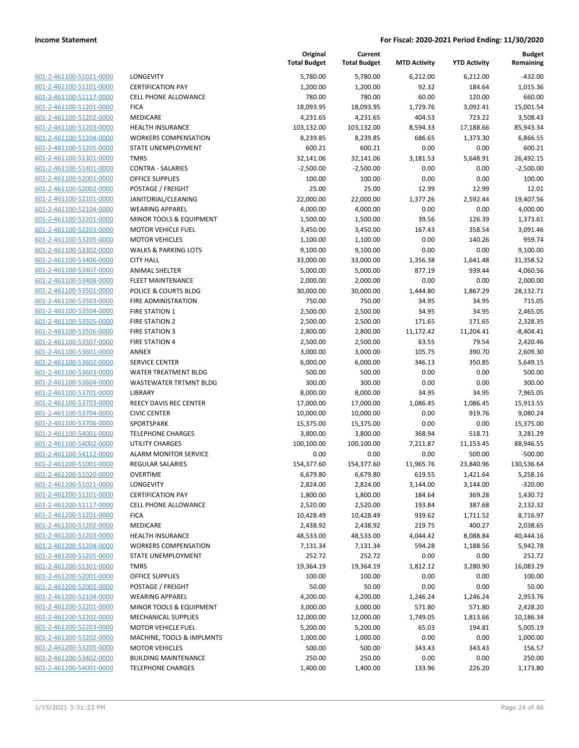| | | Original Total Budget | Current Total Budget | MTD Activity | YTD Activity | Budget Remaining |
|---|---|---|---|---|---|---|
| 601-2-461100-51021-0000 | LONGEVITY | 5,780.00 | 5,780.00 | 6,212.00 | 6,212.00 | -432.00 |
| 601-2-461100-51101-0000 | CERTIFICATION PAY | 1,200.00 | 1,200.00 | 92.32 | 184.64 | 1,015.36 |
| 601-2-461100-51117-0000 | CELL PHONE ALLOWANCE | 780.00 | 780.00 | 60.00 | 120.00 | 660.00 |
| 601-2-461100-51201-0000 | FICA | 18,093.95 | 18,093.95 | 1,729.76 | 3,092.41 | 15,001.54 |
| 601-2-461100-51202-0000 | MEDICARE | 4,231.65 | 4,231.65 | 404.53 | 723.22 | 3,508.43 |
| 601-2-461100-51203-0000 | HEALTH INSURANCE | 103,132.00 | 103,132.00 | 8,594.33 | 17,188.66 | 85,943.34 |
| 601-2-461100-51204-0000 | WORKERS COMPENSATION | 8,239.85 | 8,239.85 | 686.65 | 1,373.30 | 6,866.55 |
| 601-2-461100-51205-0000 | STATE UNEMPLOYMENT | 600.21 | 600.21 | 0.00 | 0.00 | 600.21 |
| 601-2-461100-51301-0000 | TMRS | 32,141.06 | 32,141.06 | 3,181.53 | 5,648.91 | 26,492.15 |
| 601-2-461100-51401-0000 | CONTRA - SALARIES | -2,500.00 | -2,500.00 | 0.00 | 0.00 | -2,500.00 |
| 601-2-461100-52001-0000 | OFFICE SUPPLIES | 100.00 | 100.00 | 0.00 | 0.00 | 100.00 |
| 601-2-461100-52002-0000 | POSTAGE / FREIGHT | 25.00 | 25.00 | 12.99 | 12.99 | 12.01 |
| 601-2-461100-52101-0000 | JANITORIAL/CLEANING | 22,000.00 | 22,000.00 | 1,377.26 | 2,592.44 | 19,407.56 |
| 601-2-461100-52104-0000 | WEARING APPAREL | 4,000.00 | 4,000.00 | 0.00 | 0.00 | 4,000.00 |
| 601-2-461100-52201-0000 | MINOR TOOLS & EQUIPMENT | 1,500.00 | 1,500.00 | 39.56 | 126.39 | 1,373.61 |
| 601-2-461100-52203-0000 | MOTOR VEHICLE FUEL | 3,450.00 | 3,450.00 | 167.43 | 358.54 | 3,091.46 |
| 601-2-461100-53205-0000 | MOTOR VEHICLES | 1,100.00 | 1,100.00 | 0.00 | 140.26 | 959.74 |
| 601-2-461100-53302-0000 | WALKS & PARKING LOTS | 9,100.00 | 9,100.00 | 0.00 | 0.00 | 9,100.00 |
| 601-2-461100-53406-0000 | CITY HALL | 33,000.00 | 33,000.00 | 1,356.38 | 1,641.48 | 31,358.52 |
| 601-2-461100-53407-0000 | ANIMAL SHELTER | 5,000.00 | 5,000.00 | 877.19 | 939.44 | 4,060.56 |
| 601-2-461100-53408-0000 | FLEET MAINTENANCE | 2,000.00 | 2,000.00 | 0.00 | 0.00 | 2,000.00 |
| 601-2-461100-53501-0000 | POLICE & COURTS BLDG | 30,000.00 | 30,000.00 | 1,444.80 | 1,867.29 | 28,132.71 |
| 601-2-461100-53503-0000 | FIRE ADMINISTRATION | 750.00 | 750.00 | 34.95 | 34.95 | 715.05 |
| 601-2-461100-53504-0000 | FIRE STATION 1 | 2,500.00 | 2,500.00 | 34.95 | 34.95 | 2,465.05 |
| 601-2-461100-53505-0000 | FIRE STATION 2 | 2,500.00 | 2,500.00 | 171.65 | 171.65 | 2,328.35 |
| 601-2-461100-53506-0000 | FIRE STATION 3 | 2,800.00 | 2,800.00 | 11,172.42 | 11,204.41 | -8,404.41 |
| 601-2-461100-53507-0000 | FIRE STATION 4 | 2,500.00 | 2,500.00 | 63.55 | 79.54 | 2,420.46 |
| 601-2-461100-53601-0000 | ANNEX | 3,000.00 | 3,000.00 | 105.75 | 390.70 | 2,609.30 |
| 601-2-461100-53602-0000 | SERVICE CENTER | 6,000.00 | 6,000.00 | 346.13 | 350.85 | 5,649.15 |
| 601-2-461100-53603-0000 | WATER TREATMENT BLDG | 500.00 | 500.00 | 0.00 | 0.00 | 500.00 |
| 601-2-461100-53604-0000 | WASTEWATER TRTMNT BLDG | 300.00 | 300.00 | 0.00 | 0.00 | 300.00 |
| 601-2-461100-53701-0000 | LIBRARY | 8,000.00 | 8,000.00 | 34.95 | 34.95 | 7,965.05 |
| 601-2-461100-53703-0000 | REECY DAVIS REC CENTER | 17,000.00 | 17,000.00 | 1,086.45 | 1,086.45 | 15,913.55 |
| 601-2-461100-53704-0000 | CIVIC CENTER | 10,000.00 | 10,000.00 | 0.00 | 919.76 | 9,080.24 |
| 601-2-461100-53706-0000 | SPORTSPARK | 15,375.00 | 15,375.00 | 0.00 | 0.00 | 15,375.00 |
| 601-2-461100-54001-0000 | TELEPHONE CHARGES | 3,800.00 | 3,800.00 | 368.94 | 518.71 | 3,281.29 |
| 601-2-461100-54002-0000 | UTILITY CHARGES | 100,100.00 | 100,100.00 | 7,211.87 | 11,153.45 | 88,946.55 |
| 601-2-461100-54112-0000 | ALARM MONITOR SERVICE | 0.00 | 0.00 | 0.00 | 500.00 | -500.00 |
| 601-2-461200-51001-0000 | REGULAR SALARIES | 154,377.60 | 154,377.60 | 11,965.76 | 23,840.96 | 130,536.64 |
| 601-2-461200-51020-0000 | OVERTIME | 6,679.80 | 6,679.80 | 619.55 | 1,421.64 | 5,258.16 |
| 601-2-461200-51021-0000 | LONGEVITY | 2,824.00 | 2,824.00 | 3,144.00 | 3,144.00 | -320.00 |
| 601-2-461200-51101-0000 | CERTIFICATION PAY | 1,800.00 | 1,800.00 | 184.64 | 369.28 | 1,430.72 |
| 601-2-461200-51117-0000 | CELL PHONE ALLOWANCE | 2,520.00 | 2,520.00 | 193.84 | 387.68 | 2,132.32 |
| 601-2-461200-51201-0000 | FICA | 10,428.49 | 10,428.49 | 939.62 | 1,711.52 | 8,716.97 |
| 601-2-461200-51202-0000 | MEDICARE | 2,438.92 | 2,438.92 | 219.75 | 400.27 | 2,038.65 |
| 601-2-461200-51203-0000 | HEALTH INSURANCE | 48,533.00 | 48,533.00 | 4,044.42 | 8,088.84 | 40,444.16 |
| 601-2-461200-51204-0000 | WORKERS COMPENSATION | 7,131.34 | 7,131.34 | 594.28 | 1,188.56 | 5,942.78 |
| 601-2-461200-51205-0000 | STATE UNEMPLOYMENT | 252.72 | 252.72 | 0.00 | 0.00 | 252.72 |
| 601-2-461200-51301-0000 | TMRS | 19,364.19 | 19,364.19 | 1,812.12 | 3,280.90 | 16,083.29 |
| 601-2-461200-52001-0000 | OFFICE SUPPLIES | 100.00 | 100.00 | 0.00 | 0.00 | 100.00 |
| 601-2-461200-52002-0000 | POSTAGE / FREIGHT | 50.00 | 50.00 | 0.00 | 0.00 | 50.00 |
| 601-2-461200-52104-0000 | WEARING APPAREL | 4,200.00 | 4,200.00 | 1,246.24 | 1,246.24 | 2,953.76 |
| 601-2-461200-52201-0000 | MINOR TOOLS & EQUIPMENT | 3,000.00 | 3,000.00 | 571.80 | 571.80 | 2,428.20 |
| 601-2-461200-52202-0000 | MECHANICAL SUPPLIES | 12,000.00 | 12,000.00 | 1,749.05 | 1,813.66 | 10,186.34 |
| 601-2-461200-52203-0000 | MOTOR VEHICLE FUEL | 5,200.00 | 5,200.00 | 65.03 | 194.81 | 5,005.19 |
| 601-2-461200-53202-0000 | MACHINE, TOOLS & IMPLMNTS | 1,000.00 | 1,000.00 | 0.00 | 0.00 | 1,000.00 |
| 601-2-461200-53205-0000 | MOTOR VEHICLES | 500.00 | 500.00 | 343.43 | 343.43 | 156.57 |
| 601-2-461200-53402-0000 | BUILDING MAINTENANCE | 250.00 | 250.00 | 0.00 | 0.00 | 250.00 |
| 601-2-461200-54001-0000 | TELEPHONE CHARGES | 1,400.00 | 1,400.00 | 133.96 | 226.20 | 1,173.80 |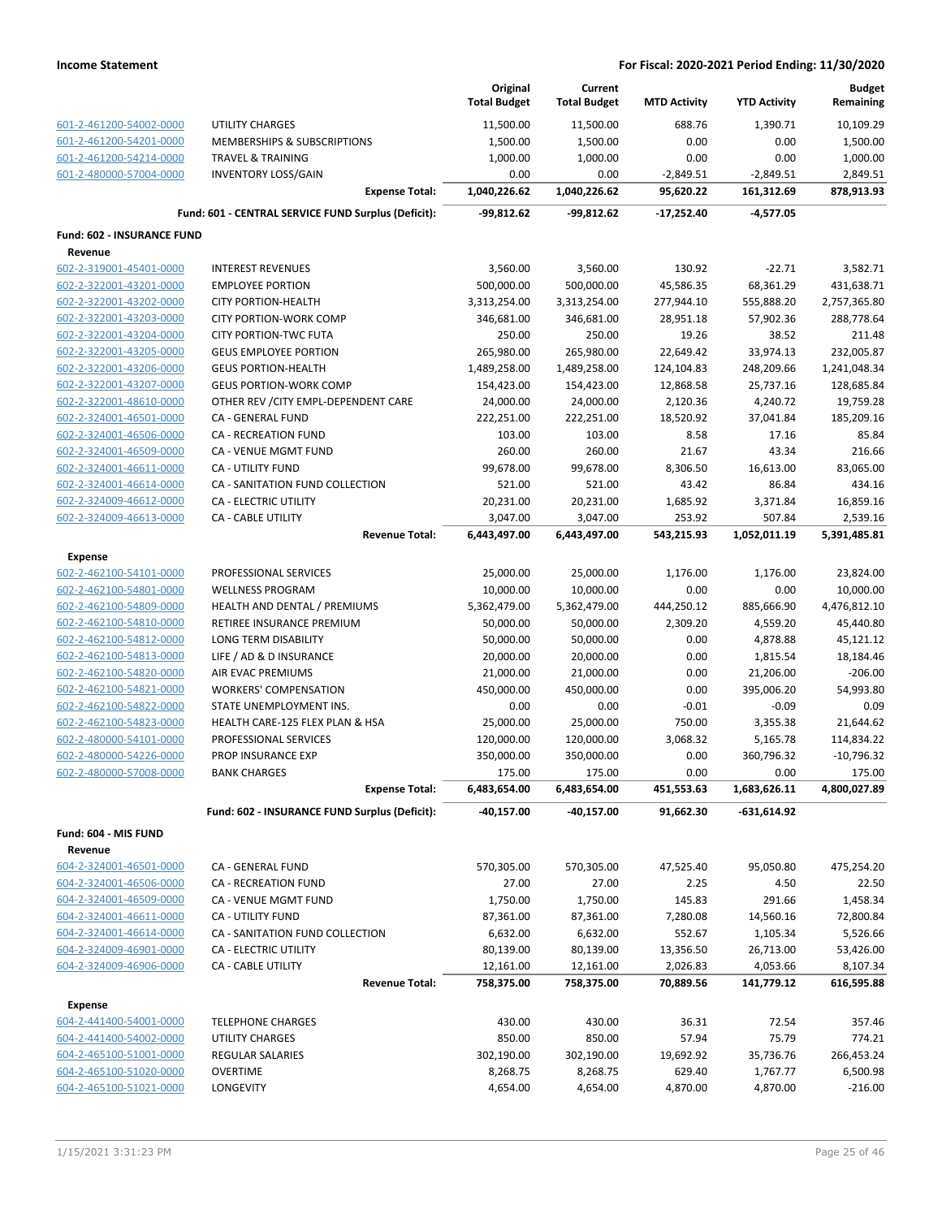**Income Statement** — **For Fiscal: 2020-2021 Period Ending: 11/30/2020**

| | | Original Total Budget | Current Total Budget | MTD Activity | YTD Activity | Budget Remaining |
|---|---|---|---|---|---|---|
| 601-2-461200-54002-0000 | UTILITY CHARGES | 11,500.00 | 11,500.00 | 688.76 | 1,390.71 | 10,109.29 |
| 601-2-461200-54201-0000 | MEMBERSHIPS & SUBSCRIPTIONS | 1,500.00 | 1,500.00 | 0.00 | 0.00 | 1,500.00 |
| 601-2-461200-54214-0000 | TRAVEL & TRAINING | 1,000.00 | 1,000.00 | 0.00 | 0.00 | 1,000.00 |
| 601-2-480000-57004-0000 | INVENTORY LOSS/GAIN | 0.00 | 0.00 | -2,849.51 | -2,849.51 | 2,849.51 |
| | **Expense Total:** | **1,040,226.62** | **1,040,226.62** | **95,620.22** | **161,312.69** | **878,913.93** |
| | **Fund: 601 - CENTRAL SERVICE FUND Surplus (Deficit):** | **-99,812.62** | **-99,812.62** | **-17,252.40** | **-4,577.05** | |
| **Fund: 602 - INSURANCE FUND** | | | | | | |
| **Revenue** | | | | | | |
| 602-2-319001-45401-0000 | INTEREST REVENUES | 3,560.00 | 3,560.00 | 130.92 | -22.71 | 3,582.71 |
| 602-2-322001-43201-0000 | EMPLOYEE PORTION | 500,000.00 | 500,000.00 | 45,586.35 | 68,361.29 | 431,638.71 |
| 602-2-322001-43202-0000 | CITY PORTION-HEALTH | 3,313,254.00 | 3,313,254.00 | 277,944.10 | 555,888.20 | 2,757,365.80 |
| 602-2-322001-43203-0000 | CITY PORTION-WORK COMP | 346,681.00 | 346,681.00 | 28,951.18 | 57,902.36 | 288,778.64 |
| 602-2-322001-43204-0000 | CITY PORTION-TWC FUTA | 250.00 | 250.00 | 19.26 | 38.52 | 211.48 |
| 602-2-322001-43205-0000 | GEUS EMPLOYEE PORTION | 265,980.00 | 265,980.00 | 22,649.42 | 33,974.13 | 232,005.87 |
| 602-2-322001-43206-0000 | GEUS PORTION-HEALTH | 1,489,258.00 | 1,489,258.00 | 124,104.83 | 248,209.66 | 1,241,048.34 |
| 602-2-322001-43207-0000 | GEUS PORTION-WORK COMP | 154,423.00 | 154,423.00 | 12,868.58 | 25,737.16 | 128,685.84 |
| 602-2-322001-48610-0000 | OTHER REV /CITY EMPL-DEPENDENT CARE | 24,000.00 | 24,000.00 | 2,120.36 | 4,240.72 | 19,759.28 |
| 602-2-324001-46501-0000 | CA - GENERAL FUND | 222,251.00 | 222,251.00 | 18,520.92 | 37,041.84 | 185,209.16 |
| 602-2-324001-46506-0000 | CA - RECREATION FUND | 103.00 | 103.00 | 8.58 | 17.16 | 85.84 |
| 602-2-324001-46509-0000 | CA - VENUE MGMT FUND | 260.00 | 260.00 | 21.67 | 43.34 | 216.66 |
| 602-2-324001-46611-0000 | CA - UTILITY FUND | 99,678.00 | 99,678.00 | 8,306.50 | 16,613.00 | 83,065.00 |
| 602-2-324001-46614-0000 | CA - SANITATION FUND COLLECTION | 521.00 | 521.00 | 43.42 | 86.84 | 434.16 |
| 602-2-324009-46612-0000 | CA - ELECTRIC UTILITY | 20,231.00 | 20,231.00 | 1,685.92 | 3,371.84 | 16,859.16 |
| 602-2-324009-46613-0000 | CA - CABLE UTILITY | 3,047.00 | 3,047.00 | 253.92 | 507.84 | 2,539.16 |
| | **Revenue Total:** | **6,443,497.00** | **6,443,497.00** | **543,215.93** | **1,052,011.19** | **5,391,485.81** |
| **Expense** | | | | | | |
| 602-2-462100-54101-0000 | PROFESSIONAL SERVICES | 25,000.00 | 25,000.00 | 1,176.00 | 1,176.00 | 23,824.00 |
| 602-2-462100-54801-0000 | WELLNESS PROGRAM | 10,000.00 | 10,000.00 | 0.00 | 0.00 | 10,000.00 |
| 602-2-462100-54809-0000 | HEALTH AND DENTAL / PREMIUMS | 5,362,479.00 | 5,362,479.00 | 444,250.12 | 885,666.90 | 4,476,812.10 |
| 602-2-462100-54810-0000 | RETIREE INSURANCE PREMIUM | 50,000.00 | 50,000.00 | 2,309.20 | 4,559.20 | 45,440.80 |
| 602-2-462100-54812-0000 | LONG TERM DISABILITY | 50,000.00 | 50,000.00 | 0.00 | 4,878.88 | 45,121.12 |
| 602-2-462100-54813-0000 | LIFE / AD & D INSURANCE | 20,000.00 | 20,000.00 | 0.00 | 1,815.54 | 18,184.46 |
| 602-2-462100-54820-0000 | AIR EVAC PREMIUMS | 21,000.00 | 21,000.00 | 0.00 | 21,206.00 | -206.00 |
| 602-2-462100-54821-0000 | WORKERS' COMPENSATION | 450,000.00 | 450,000.00 | 0.00 | 395,006.20 | 54,993.80 |
| 602-2-462100-54822-0000 | STATE UNEMPLOYMENT INS. | 0.00 | 0.00 | -0.01 | -0.09 | 0.09 |
| 602-2-462100-54823-0000 | HEALTH CARE-125 FLEX PLAN & HSA | 25,000.00 | 25,000.00 | 750.00 | 3,355.38 | 21,644.62 |
| 602-2-480000-54101-0000 | PROFESSIONAL SERVICES | 120,000.00 | 120,000.00 | 3,068.32 | 5,165.78 | 114,834.22 |
| 602-2-480000-54226-0000 | PROP INSURANCE EXP | 350,000.00 | 350,000.00 | 0.00 | 360,796.32 | -10,796.32 |
| 602-2-480000-57008-0000 | BANK CHARGES | 175.00 | 175.00 | 0.00 | 0.00 | 175.00 |
| | **Expense Total:** | **6,483,654.00** | **6,483,654.00** | **451,553.63** | **1,683,626.11** | **4,800,027.89** |
| | **Fund: 602 - INSURANCE FUND Surplus (Deficit):** | **-40,157.00** | **-40,157.00** | **91,662.30** | **-631,614.92** | |
| **Fund: 604 - MIS FUND** | | | | | | |
| **Revenue** | | | | | | |
| 604-2-324001-46501-0000 | CA - GENERAL FUND | 570,305.00 | 570,305.00 | 47,525.40 | 95,050.80 | 475,254.20 |
| 604-2-324001-46506-0000 | CA - RECREATION FUND | 27.00 | 27.00 | 2.25 | 4.50 | 22.50 |
| 604-2-324001-46509-0000 | CA - VENUE MGMT FUND | 1,750.00 | 1,750.00 | 145.83 | 291.66 | 1,458.34 |
| 604-2-324001-46611-0000 | CA - UTILITY FUND | 87,361.00 | 87,361.00 | 7,280.08 | 14,560.16 | 72,800.84 |
| 604-2-324001-46614-0000 | CA - SANITATION FUND COLLECTION | 6,632.00 | 6,632.00 | 552.67 | 1,105.34 | 5,526.66 |
| 604-2-324009-46901-0000 | CA - ELECTRIC UTILITY | 80,139.00 | 80,139.00 | 13,356.50 | 26,713.00 | 53,426.00 |
| 604-2-324009-46906-0000 | CA - CABLE UTILITY | 12,161.00 | 12,161.00 | 2,026.83 | 4,053.66 | 8,107.34 |
| | **Revenue Total:** | **758,375.00** | **758,375.00** | **70,889.56** | **141,779.12** | **616,595.88** |
| **Expense** | | | | | | |
| 604-2-441400-54001-0000 | TELEPHONE CHARGES | 430.00 | 430.00 | 36.31 | 72.54 | 357.46 |
| 604-2-441400-54002-0000 | UTILITY CHARGES | 850.00 | 850.00 | 57.94 | 75.79 | 774.21 |
| 604-2-465100-51001-0000 | REGULAR SALARIES | 302,190.00 | 302,190.00 | 19,692.92 | 35,736.76 | 266,453.24 |
| 604-2-465100-51020-0000 | OVERTIME | 8,268.75 | 8,268.75 | 629.40 | 1,767.77 | 6,500.98 |
| 604-2-465100-51021-0000 | LONGEVITY | 4,654.00 | 4,654.00 | 4,870.00 | 4,870.00 | -216.00 |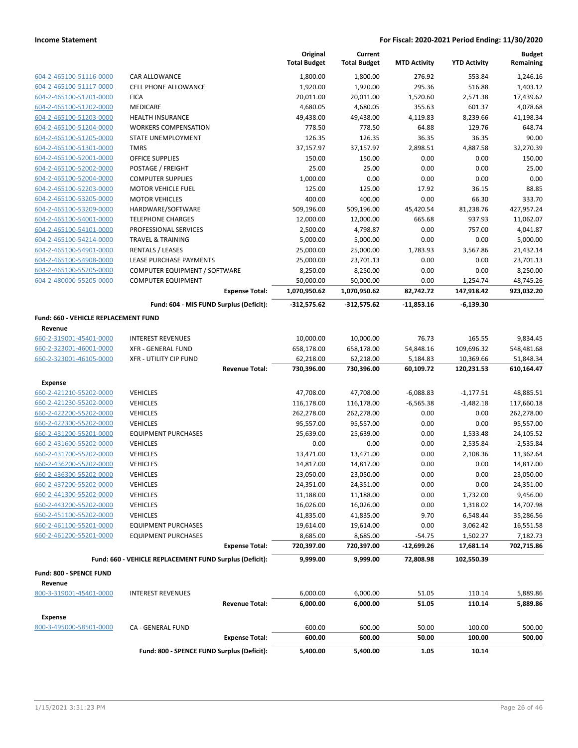| | | Original Total Budget | Current Total Budget | MTD Activity | YTD Activity | Budget Remaining |
|---|---|---|---|---|---|---|
| 604-2-465100-51116-0000 | CAR ALLOWANCE | 1,800.00 | 1,800.00 | 276.92 | 553.84 | 1,246.16 |
| 604-2-465100-51117-0000 | CELL PHONE ALLOWANCE | 1,920.00 | 1,920.00 | 295.36 | 516.88 | 1,403.12 |
| 604-2-465100-51201-0000 | FICA | 20,011.00 | 20,011.00 | 1,520.60 | 2,571.38 | 17,439.62 |
| 604-2-465100-51202-0000 | MEDICARE | 4,680.05 | 4,680.05 | 355.63 | 601.37 | 4,078.68 |
| 604-2-465100-51203-0000 | HEALTH INSURANCE | 49,438.00 | 49,438.00 | 4,119.83 | 8,239.66 | 41,198.34 |
| 604-2-465100-51204-0000 | WORKERS COMPENSATION | 778.50 | 778.50 | 64.88 | 129.76 | 648.74 |
| 604-2-465100-51205-0000 | STATE UNEMPLOYMENT | 126.35 | 126.35 | 36.35 | 36.35 | 90.00 |
| 604-2-465100-51301-0000 | TMRS | 37,157.97 | 37,157.97 | 2,898.51 | 4,887.58 | 32,270.39 |
| 604-2-465100-52001-0000 | OFFICE SUPPLIES | 150.00 | 150.00 | 0.00 | 0.00 | 150.00 |
| 604-2-465100-52002-0000 | POSTAGE / FREIGHT | 25.00 | 25.00 | 0.00 | 0.00 | 25.00 |
| 604-2-465100-52004-0000 | COMPUTER SUPPLIES | 1,000.00 | 0.00 | 0.00 | 0.00 | 0.00 |
| 604-2-465100-52203-0000 | MOTOR VEHICLE FUEL | 125.00 | 125.00 | 17.92 | 36.15 | 88.85 |
| 604-2-465100-53205-0000 | MOTOR VEHICLES | 400.00 | 400.00 | 0.00 | 66.30 | 333.70 |
| 604-2-465100-53209-0000 | HARDWARE/SOFTWARE | 509,196.00 | 509,196.00 | 45,420.54 | 81,238.76 | 427,957.24 |
| 604-2-465100-54001-0000 | TELEPHONE CHARGES | 12,000.00 | 12,000.00 | 665.68 | 937.93 | 11,062.07 |
| 604-2-465100-54101-0000 | PROFESSIONAL SERVICES | 2,500.00 | 4,798.87 | 0.00 | 757.00 | 4,041.87 |
| 604-2-465100-54214-0000 | TRAVEL & TRAINING | 5,000.00 | 5,000.00 | 0.00 | 0.00 | 5,000.00 |
| 604-2-465100-54901-0000 | RENTALS / LEASES | 25,000.00 | 25,000.00 | 1,783.93 | 3,567.86 | 21,432.14 |
| 604-2-465100-54908-0000 | LEASE PURCHASE PAYMENTS | 25,000.00 | 23,701.13 | 0.00 | 0.00 | 23,701.13 |
| 604-2-465100-55205-0000 | COMPUTER EQUIPMENT / SOFTWARE | 8,250.00 | 8,250.00 | 0.00 | 0.00 | 8,250.00 |
| 604-2-480000-55205-0000 | COMPUTER EQUIPMENT | 50,000.00 | 50,000.00 | 0.00 | 1,254.74 | 48,745.26 |
| | **Expense Total:** | **1,070,950.62** | **1,070,950.62** | **82,742.72** | **147,918.42** | **923,032.20** |
| | **Fund: 604 - MIS FUND Surplus (Deficit):** | **-312,575.62** | **-312,575.62** | **-11,853.16** | **-6,139.30** | |
| **Fund: 660 - VEHICLE REPLACEMENT FUND** | | | | | | |
| **Revenue** | | | | | | |
| 660-2-319001-45401-0000 | INTEREST REVENUES | 10,000.00 | 10,000.00 | 76.73 | 165.55 | 9,834.45 |
| 660-2-323001-46001-0000 | XFR - GENERAL FUND | 658,178.00 | 658,178.00 | 54,848.16 | 109,696.32 | 548,481.68 |
| 660-2-323001-46105-0000 | XFR - UTILITY CIP FUND | 62,218.00 | 62,218.00 | 5,184.83 | 10,369.66 | 51,848.34 |
| | **Revenue Total:** | **730,396.00** | **730,396.00** | **60,109.72** | **120,231.53** | **610,164.47** |
| **Expense** | | | | | | |
| 660-2-421210-55202-0000 | VEHICLES | 47,708.00 | 47,708.00 | -6,088.83 | -1,177.51 | 48,885.51 |
| 660-2-421230-55202-0000 | VEHICLES | 116,178.00 | 116,178.00 | -6,565.38 | -1,482.18 | 117,660.18 |
| 660-2-422200-55202-0000 | VEHICLES | 262,278.00 | 262,278.00 | 0.00 | 0.00 | 262,278.00 |
| 660-2-422300-55202-0000 | VEHICLES | 95,557.00 | 95,557.00 | 0.00 | 0.00 | 95,557.00 |
| 660-2-431200-55201-0000 | EQUIPMENT PURCHASES | 25,639.00 | 25,639.00 | 0.00 | 1,533.48 | 24,105.52 |
| 660-2-431600-55202-0000 | VEHICLES | 0.00 | 0.00 | 0.00 | 2,535.84 | -2,535.84 |
| 660-2-431700-55202-0000 | VEHICLES | 13,471.00 | 13,471.00 | 0.00 | 2,108.36 | 11,362.64 |
| 660-2-436200-55202-0000 | VEHICLES | 14,817.00 | 14,817.00 | 0.00 | 0.00 | 14,817.00 |
| 660-2-436300-55202-0000 | VEHICLES | 23,050.00 | 23,050.00 | 0.00 | 0.00 | 23,050.00 |
| 660-2-437200-55202-0000 | VEHICLES | 24,351.00 | 24,351.00 | 0.00 | 0.00 | 24,351.00 |
| 660-2-441300-55202-0000 | VEHICLES | 11,188.00 | 11,188.00 | 0.00 | 1,732.00 | 9,456.00 |
| 660-2-443200-55202-0000 | VEHICLES | 16,026.00 | 16,026.00 | 0.00 | 1,318.02 | 14,707.98 |
| 660-2-451100-55202-0000 | VEHICLES | 41,835.00 | 41,835.00 | 9.70 | 6,548.44 | 35,286.56 |
| 660-2-461100-55201-0000 | EQUIPMENT PURCHASES | 19,614.00 | 19,614.00 | 0.00 | 3,062.42 | 16,551.58 |
| 660-2-461200-55201-0000 | EQUIPMENT PURCHASES | 8,685.00 | 8,685.00 | -54.75 | 1,502.27 | 7,182.73 |
| | **Expense Total:** | **720,397.00** | **720,397.00** | **-12,699.26** | **17,681.14** | **702,715.86** |
| | **Fund: 660 - VEHICLE REPLACEMENT FUND Surplus (Deficit):** | **9,999.00** | **9,999.00** | **72,808.98** | **102,550.39** | |
| **Fund: 800 - SPENCE FUND** | | | | | | |
| **Revenue** | | | | | | |
| 800-3-319001-45401-0000 | INTEREST REVENUES | 6,000.00 | 6,000.00 | 51.05 | 110.14 | 5,889.86 |
| | **Revenue Total:** | **6,000.00** | **6,000.00** | **51.05** | **110.14** | **5,889.86** |
| **Expense** | | | | | | |
| 800-3-495000-58501-0000 | CA - GENERAL FUND | 600.00 | 600.00 | 50.00 | 100.00 | 500.00 |
| | **Expense Total:** | **600.00** | **600.00** | **50.00** | **100.00** | **500.00** |
| | **Fund: 800 - SPENCE FUND Surplus (Deficit):** | **5,400.00** | **5,400.00** | **1.05** | **10.14** | |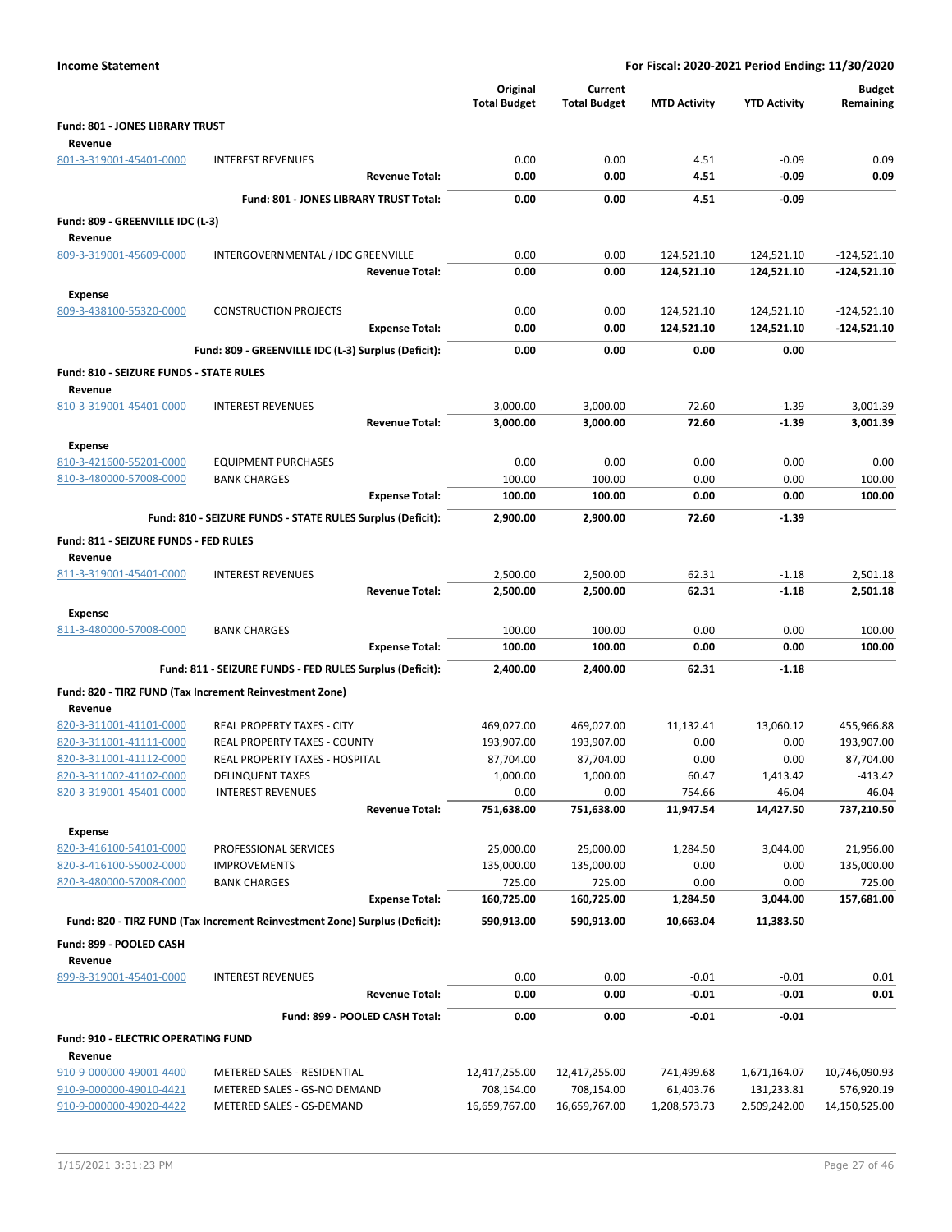**Income Statement** — **For Fiscal: 2020-2021 Period Ending: 11/30/2020**

| | | Original Total Budget | Current Total Budget | MTD Activity | YTD Activity | Budget Remaining |
|---|---|---|---|---|---|---|
| **Fund: 801 - JONES LIBRARY TRUST** | | | | | | |
| **Revenue** | | | | | | |
| 801-3-319001-45401-0000 | INTEREST REVENUES | 0.00 | 0.00 | 4.51 | -0.09 | 0.09 |
| | **Revenue Total:** | **0.00** | **0.00** | **4.51** | **-0.09** | **0.09** |
| | **Fund: 801 - JONES LIBRARY TRUST Total:** | **0.00** | **0.00** | **4.51** | **-0.09** | |
| **Fund: 809 - GREENVILLE IDC (L-3)** | | | | | | |
| **Revenue** | | | | | | |
| 809-3-319001-45609-0000 | INTERGOVERNMENTAL / IDC GREENVILLE | 0.00 | 0.00 | 124,521.10 | 124,521.10 | -124,521.10 |
| | **Revenue Total:** | **0.00** | **0.00** | **124,521.10** | **124,521.10** | **-124,521.10** |
| **Expense** | | | | | | |
| 809-3-438100-55320-0000 | CONSTRUCTION PROJECTS | 0.00 | 0.00 | 124,521.10 | 124,521.10 | -124,521.10 |
| | **Expense Total:** | **0.00** | **0.00** | **124,521.10** | **124,521.10** | **-124,521.10** |
| | **Fund: 809 - GREENVILLE IDC (L-3) Surplus (Deficit):** | **0.00** | **0.00** | **0.00** | **0.00** | |
| **Fund: 810 - SEIZURE FUNDS - STATE RULES** | | | | | | |
| **Revenue** | | | | | | |
| 810-3-319001-45401-0000 | INTEREST REVENUES | 3,000.00 | 3,000.00 | 72.60 | -1.39 | 3,001.39 |
| | **Revenue Total:** | **3,000.00** | **3,000.00** | **72.60** | **-1.39** | **3,001.39** |
| **Expense** | | | | | | |
| 810-3-421600-55201-0000 | EQUIPMENT PURCHASES | 0.00 | 0.00 | 0.00 | 0.00 | 0.00 |
| 810-3-480000-57008-0000 | BANK CHARGES | 100.00 | 100.00 | 0.00 | 0.00 | 100.00 |
| | **Expense Total:** | **100.00** | **100.00** | **0.00** | **0.00** | **100.00** |
| | **Fund: 810 - SEIZURE FUNDS - STATE RULES Surplus (Deficit):** | **2,900.00** | **2,900.00** | **72.60** | **-1.39** | |
| **Fund: 811 - SEIZURE FUNDS - FED RULES** | | | | | | |
| **Revenue** | | | | | | |
| 811-3-319001-45401-0000 | INTEREST REVENUES | 2,500.00 | 2,500.00 | 62.31 | -1.18 | 2,501.18 |
| | **Revenue Total:** | **2,500.00** | **2,500.00** | **62.31** | **-1.18** | **2,501.18** |
| **Expense** | | | | | | |
| 811-3-480000-57008-0000 | BANK CHARGES | 100.00 | 100.00 | 0.00 | 0.00 | 100.00 |
| | **Expense Total:** | **100.00** | **100.00** | **0.00** | **0.00** | **100.00** |
| | **Fund: 811 - SEIZURE FUNDS - FED RULES Surplus (Deficit):** | **2,400.00** | **2,400.00** | **62.31** | **-1.18** | |
| **Fund: 820 - TIRZ FUND (Tax Increment Reinvestment Zone)** | | | | | | |
| **Revenue** | | | | | | |
| 820-3-311001-41101-0000 | REAL PROPERTY TAXES - CITY | 469,027.00 | 469,027.00 | 11,132.41 | 13,060.12 | 455,966.88 |
| 820-3-311001-41111-0000 | REAL PROPERTY TAXES - COUNTY | 193,907.00 | 193,907.00 | 0.00 | 0.00 | 193,907.00 |
| 820-3-311001-41112-0000 | REAL PROPERTY TAXES - HOSPITAL | 87,704.00 | 87,704.00 | 0.00 | 0.00 | 87,704.00 |
| 820-3-311002-41102-0000 | DELINQUENT TAXES | 1,000.00 | 1,000.00 | 60.47 | 1,413.42 | -413.42 |
| 820-3-319001-45401-0000 | INTEREST REVENUES | 0.00 | 0.00 | 754.66 | -46.04 | 46.04 |
| | **Revenue Total:** | **751,638.00** | **751,638.00** | **11,947.54** | **14,427.50** | **737,210.50** |
| **Expense** | | | | | | |
| 820-3-416100-54101-0000 | PROFESSIONAL SERVICES | 25,000.00 | 25,000.00 | 1,284.50 | 3,044.00 | 21,956.00 |
| 820-3-416100-55002-0000 | IMPROVEMENTS | 135,000.00 | 135,000.00 | 0.00 | 0.00 | 135,000.00 |
| 820-3-480000-57008-0000 | BANK CHARGES | 725.00 | 725.00 | 0.00 | 0.00 | 725.00 |
| | **Expense Total:** | **160,725.00** | **160,725.00** | **1,284.50** | **3,044.00** | **157,681.00** |
| | **Fund: 820 - TIRZ FUND (Tax Increment Reinvestment Zone) Surplus (Deficit):** | **590,913.00** | **590,913.00** | **10,663.04** | **11,383.50** | |
| **Fund: 899 - POOLED CASH** | | | | | | |
| **Revenue** | | | | | | |
| 899-8-319001-45401-0000 | INTEREST REVENUES | 0.00 | 0.00 | -0.01 | -0.01 | 0.01 |
| | **Revenue Total:** | **0.00** | **0.00** | **-0.01** | **-0.01** | **0.01** |
| | **Fund: 899 - POOLED CASH Total:** | **0.00** | **0.00** | **-0.01** | **-0.01** | |
| **Fund: 910 - ELECTRIC OPERATING FUND** | | | | | | |
| **Revenue** | | | | | | |
| 910-9-000000-49001-4400 | METERED SALES - RESIDENTIAL | 12,417,255.00 | 12,417,255.00 | 741,499.68 | 1,671,164.07 | 10,746,090.93 |
| 910-9-000000-49010-4421 | METERED SALES - GS-NO DEMAND | 708,154.00 | 708,154.00 | 61,403.76 | 131,233.81 | 576,920.19 |
| 910-9-000000-49020-4422 | METERED SALES - GS-DEMAND | 16,659,767.00 | 16,659,767.00 | 1,208,573.73 | 2,509,242.00 | 14,150,525.00 |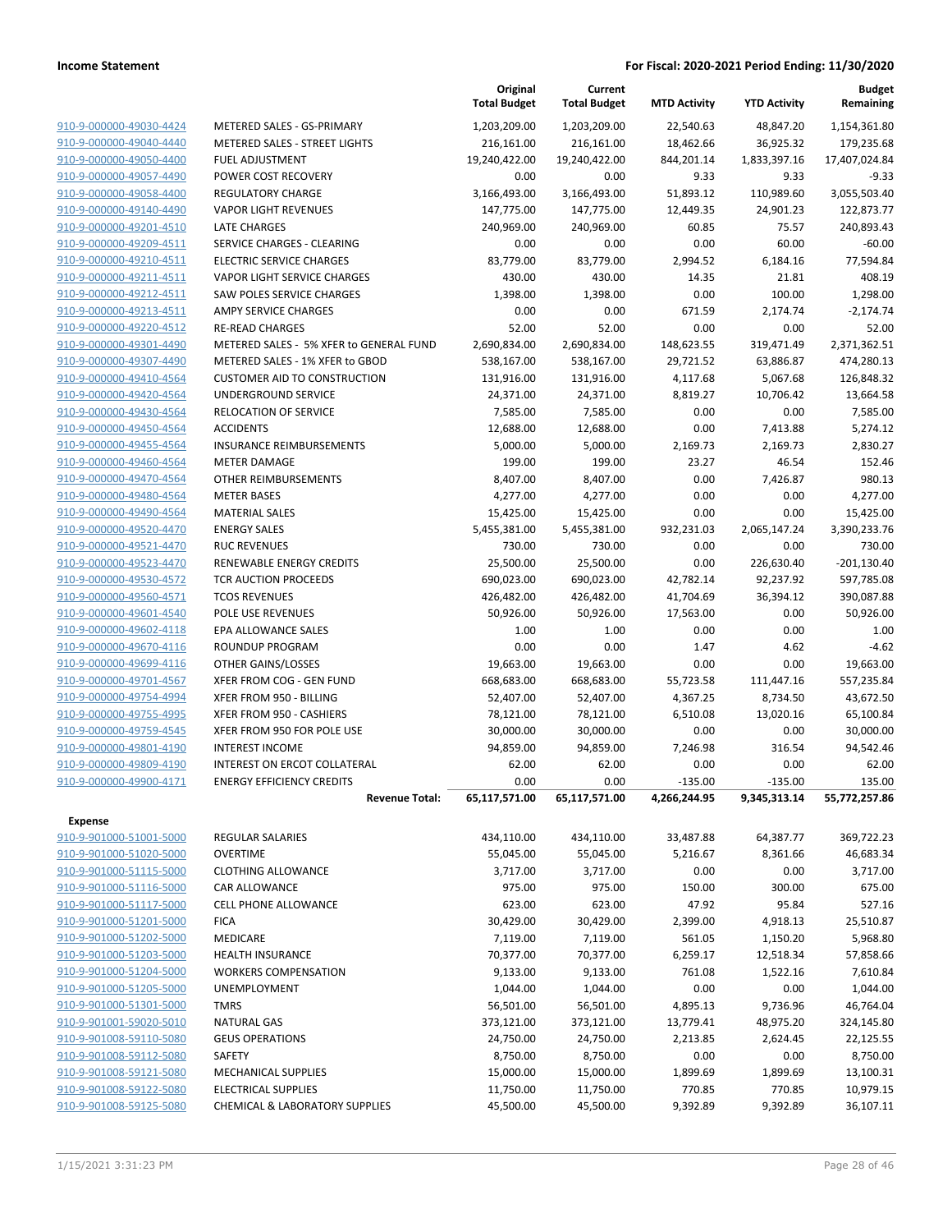**Income Statement** | **For Fiscal: 2020-2021 Period Ending: 11/30/2020**

| | | Original Total Budget | Current Total Budget | MTD Activity | YTD Activity | Budget Remaining |
|---|---|---|---|---|---|---|
| 910-9-000000-49030-4424 | METERED SALES - GS-PRIMARY | 1,203,209.00 | 1,203,209.00 | 22,540.63 | 48,847.20 | 1,154,361.80 |
| 910-9-000000-49040-4440 | METERED SALES - STREET LIGHTS | 216,161.00 | 216,161.00 | 18,462.66 | 36,925.32 | 179,235.68 |
| 910-9-000000-49050-4400 | FUEL ADJUSTMENT | 19,240,422.00 | 19,240,422.00 | 844,201.14 | 1,833,397.16 | 17,407,024.84 |
| 910-9-000000-49057-4490 | POWER COST RECOVERY | 0.00 | 0.00 | 9.33 | 9.33 | -9.33 |
| 910-9-000000-49058-4400 | REGULATORY CHARGE | 3,166,493.00 | 3,166,493.00 | 51,893.12 | 110,989.60 | 3,055,503.40 |
| 910-9-000000-49140-4490 | VAPOR LIGHT REVENUES | 147,775.00 | 147,775.00 | 12,449.35 | 24,901.23 | 122,873.77 |
| 910-9-000000-49201-4510 | LATE CHARGES | 240,969.00 | 240,969.00 | 60.85 | 75.57 | 240,893.43 |
| 910-9-000000-49209-4511 | SERVICE CHARGES - CLEARING | 0.00 | 0.00 | 0.00 | 60.00 | -60.00 |
| 910-9-000000-49210-4511 | ELECTRIC SERVICE CHARGES | 83,779.00 | 83,779.00 | 2,994.52 | 6,184.16 | 77,594.84 |
| 910-9-000000-49211-4511 | VAPOR LIGHT SERVICE CHARGES | 430.00 | 430.00 | 14.35 | 21.81 | 408.19 |
| 910-9-000000-49212-4511 | SAW POLES SERVICE CHARGES | 1,398.00 | 1,398.00 | 0.00 | 100.00 | 1,298.00 |
| 910-9-000000-49213-4511 | AMPY SERVICE CHARGES | 0.00 | 0.00 | 671.59 | 2,174.74 | -2,174.74 |
| 910-9-000000-49220-4512 | RE-READ CHARGES | 52.00 | 52.00 | 0.00 | 0.00 | 52.00 |
| 910-9-000000-49301-4490 | METERED SALES - 5% XFER to GENERAL FUND | 2,690,834.00 | 2,690,834.00 | 148,623.55 | 319,471.49 | 2,371,362.51 |
| 910-9-000000-49307-4490 | METERED SALES - 1% XFER to GBOD | 538,167.00 | 538,167.00 | 29,721.52 | 63,886.87 | 474,280.13 |
| 910-9-000000-49410-4564 | CUSTOMER AID TO CONSTRUCTION | 131,916.00 | 131,916.00 | 4,117.68 | 5,067.68 | 126,848.32 |
| 910-9-000000-49420-4564 | UNDERGROUND SERVICE | 24,371.00 | 24,371.00 | 8,819.27 | 10,706.42 | 13,664.58 |
| 910-9-000000-49430-4564 | RELOCATION OF SERVICE | 7,585.00 | 7,585.00 | 0.00 | 0.00 | 7,585.00 |
| 910-9-000000-49450-4564 | ACCIDENTS | 12,688.00 | 12,688.00 | 0.00 | 7,413.88 | 5,274.12 |
| 910-9-000000-49455-4564 | INSURANCE REIMBURSEMENTS | 5,000.00 | 5,000.00 | 2,169.73 | 2,169.73 | 2,830.27 |
| 910-9-000000-49460-4564 | METER DAMAGE | 199.00 | 199.00 | 23.27 | 46.54 | 152.46 |
| 910-9-000000-49470-4564 | OTHER REIMBURSEMENTS | 8,407.00 | 8,407.00 | 0.00 | 7,426.87 | 980.13 |
| 910-9-000000-49480-4564 | METER BASES | 4,277.00 | 4,277.00 | 0.00 | 0.00 | 4,277.00 |
| 910-9-000000-49490-4564 | MATERIAL SALES | 15,425.00 | 15,425.00 | 0.00 | 0.00 | 15,425.00 |
| 910-9-000000-49520-4470 | ENERGY SALES | 5,455,381.00 | 5,455,381.00 | 932,231.03 | 2,065,147.24 | 3,390,233.76 |
| 910-9-000000-49521-4470 | RUC REVENUES | 730.00 | 730.00 | 0.00 | 0.00 | 730.00 |
| 910-9-000000-49523-4470 | RENEWABLE ENERGY CREDITS | 25,500.00 | 25,500.00 | 0.00 | 226,630.40 | -201,130.40 |
| 910-9-000000-49530-4572 | TCR AUCTION PROCEEDS | 690,023.00 | 690,023.00 | 42,782.14 | 92,237.92 | 597,785.08 |
| 910-9-000000-49560-4571 | TCOS REVENUES | 426,482.00 | 426,482.00 | 41,704.69 | 36,394.12 | 390,087.88 |
| 910-9-000000-49601-4540 | POLE USE REVENUES | 50,926.00 | 50,926.00 | 17,563.00 | 0.00 | 50,926.00 |
| 910-9-000000-49602-4118 | EPA ALLOWANCE SALES | 1.00 | 1.00 | 0.00 | 0.00 | 1.00 |
| 910-9-000000-49670-4116 | ROUNDUP PROGRAM | 0.00 | 0.00 | 1.47 | 4.62 | -4.62 |
| 910-9-000000-49699-4116 | OTHER GAINS/LOSSES | 19,663.00 | 19,663.00 | 0.00 | 0.00 | 19,663.00 |
| 910-9-000000-49701-4567 | XFER FROM COG - GEN FUND | 668,683.00 | 668,683.00 | 55,723.58 | 111,447.16 | 557,235.84 |
| 910-9-000000-49754-4994 | XFER FROM 950 - BILLING | 52,407.00 | 52,407.00 | 4,367.25 | 8,734.50 | 43,672.50 |
| 910-9-000000-49755-4995 | XFER FROM 950 - CASHIERS | 78,121.00 | 78,121.00 | 6,510.08 | 13,020.16 | 65,100.84 |
| 910-9-000000-49759-4545 | XFER FROM 950 FOR POLE USE | 30,000.00 | 30,000.00 | 0.00 | 0.00 | 30,000.00 |
| 910-9-000000-49801-4190 | INTEREST INCOME | 94,859.00 | 94,859.00 | 7,246.98 | 316.54 | 94,542.46 |
| 910-9-000000-49809-4190 | INTEREST ON ERCOT COLLATERAL | 62.00 | 62.00 | 0.00 | 0.00 | 62.00 |
| 910-9-000000-49900-4171 | ENERGY EFFICIENCY CREDITS | 0.00 | 0.00 | -135.00 | -135.00 | 135.00 |
| | **Revenue Total:** | **65,117,571.00** | **65,117,571.00** | **4,266,244.95** | **9,345,313.14** | **55,772,257.86** |
| **Expense** | | | | | | |
| 910-9-901000-51001-5000 | REGULAR SALARIES | 434,110.00 | 434,110.00 | 33,487.88 | 64,387.77 | 369,722.23 |
| 910-9-901000-51020-5000 | OVERTIME | 55,045.00 | 55,045.00 | 5,216.67 | 8,361.66 | 46,683.34 |
| 910-9-901000-51115-5000 | CLOTHING ALLOWANCE | 3,717.00 | 3,717.00 | 0.00 | 0.00 | 3,717.00 |
| 910-9-901000-51116-5000 | CAR ALLOWANCE | 975.00 | 975.00 | 150.00 | 300.00 | 675.00 |
| 910-9-901000-51117-5000 | CELL PHONE ALLOWANCE | 623.00 | 623.00 | 47.92 | 95.84 | 527.16 |
| 910-9-901000-51201-5000 | FICA | 30,429.00 | 30,429.00 | 2,399.00 | 4,918.13 | 25,510.87 |
| 910-9-901000-51202-5000 | MEDICARE | 7,119.00 | 7,119.00 | 561.05 | 1,150.20 | 5,968.80 |
| 910-9-901000-51203-5000 | HEALTH INSURANCE | 70,377.00 | 70,377.00 | 6,259.17 | 12,518.34 | 57,858.66 |
| 910-9-901000-51204-5000 | WORKERS COMPENSATION | 9,133.00 | 9,133.00 | 761.08 | 1,522.16 | 7,610.84 |
| 910-9-901000-51205-5000 | UNEMPLOYMENT | 1,044.00 | 1,044.00 | 0.00 | 0.00 | 1,044.00 |
| 910-9-901000-51301-5000 | TMRS | 56,501.00 | 56,501.00 | 4,895.13 | 9,736.96 | 46,764.04 |
| 910-9-901001-59020-5010 | NATURAL GAS | 373,121.00 | 373,121.00 | 13,779.41 | 48,975.20 | 324,145.80 |
| 910-9-901008-59110-5080 | GEUS OPERATIONS | 24,750.00 | 24,750.00 | 2,213.85 | 2,624.45 | 22,125.55 |
| 910-9-901008-59112-5080 | SAFETY | 8,750.00 | 8,750.00 | 0.00 | 0.00 | 8,750.00 |
| 910-9-901008-59121-5080 | MECHANICAL SUPPLIES | 15,000.00 | 15,000.00 | 1,899.69 | 1,899.69 | 13,100.31 |
| 910-9-901008-59122-5080 | ELECTRICAL SUPPLIES | 11,750.00 | 11,750.00 | 770.85 | 770.85 | 10,979.15 |
| 910-9-901008-59125-5080 | CHEMICAL & LABORATORY SUPPLIES | 45,500.00 | 45,500.00 | 9,392.89 | 9,392.89 | 36,107.11 |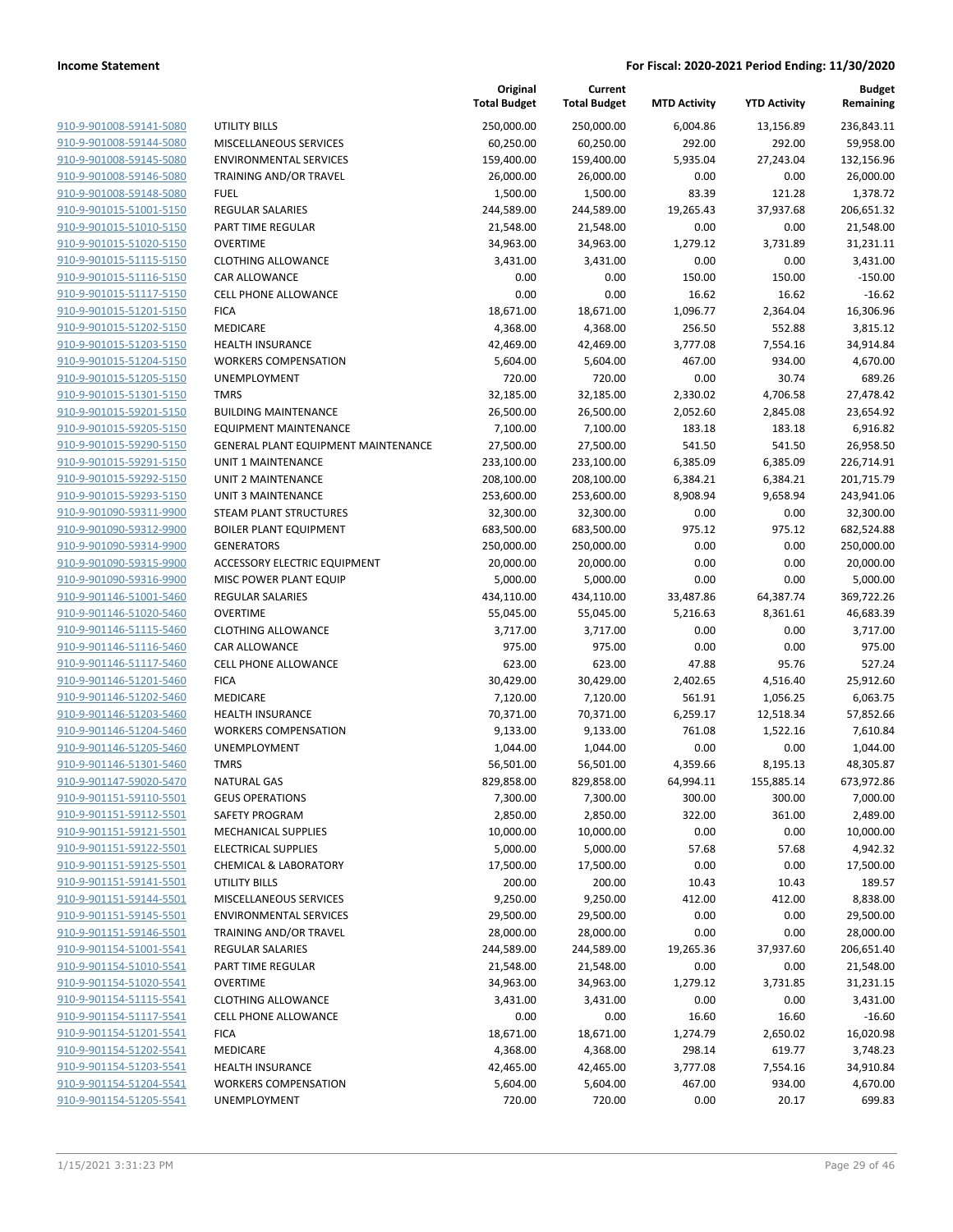**Income Statement** **For Fiscal: 2020-2021 Period Ending: 11/30/2020**

| | | Original Total Budget | Current Total Budget | MTD Activity | YTD Activity | Budget Remaining |
|---|---|---|---|---|---|---|
| 910-9-901008-59141-5080 | UTILITY BILLS | 250,000.00 | 250,000.00 | 6,004.86 | 13,156.89 | 236,843.11 |
| 910-9-901008-59144-5080 | MISCELLANEOUS SERVICES | 60,250.00 | 60,250.00 | 292.00 | 292.00 | 59,958.00 |
| 910-9-901008-59145-5080 | ENVIRONMENTAL SERVICES | 159,400.00 | 159,400.00 | 5,935.04 | 27,243.04 | 132,156.96 |
| 910-9-901008-59146-5080 | TRAINING AND/OR TRAVEL | 26,000.00 | 26,000.00 | 0.00 | 0.00 | 26,000.00 |
| 910-9-901008-59148-5080 | FUEL | 1,500.00 | 1,500.00 | 83.39 | 121.28 | 1,378.72 |
| 910-9-901015-51001-5150 | REGULAR SALARIES | 244,589.00 | 244,589.00 | 19,265.43 | 37,937.68 | 206,651.32 |
| 910-9-901015-51010-5150 | PART TIME REGULAR | 21,548.00 | 21,548.00 | 0.00 | 0.00 | 21,548.00 |
| 910-9-901015-51020-5150 | OVERTIME | 34,963.00 | 34,963.00 | 1,279.12 | 3,731.89 | 31,231.11 |
| 910-9-901015-51115-5150 | CLOTHING ALLOWANCE | 3,431.00 | 3,431.00 | 0.00 | 0.00 | 3,431.00 |
| 910-9-901015-51116-5150 | CAR ALLOWANCE | 0.00 | 0.00 | 150.00 | 150.00 | -150.00 |
| 910-9-901015-51117-5150 | CELL PHONE ALLOWANCE | 0.00 | 0.00 | 16.62 | 16.62 | -16.62 |
| 910-9-901015-51201-5150 | FICA | 18,671.00 | 18,671.00 | 1,096.77 | 2,364.04 | 16,306.96 |
| 910-9-901015-51202-5150 | MEDICARE | 4,368.00 | 4,368.00 | 256.50 | 552.88 | 3,815.12 |
| 910-9-901015-51203-5150 | HEALTH INSURANCE | 42,469.00 | 42,469.00 | 3,777.08 | 7,554.16 | 34,914.84 |
| 910-9-901015-51204-5150 | WORKERS COMPENSATION | 5,604.00 | 5,604.00 | 467.00 | 934.00 | 4,670.00 |
| 910-9-901015-51205-5150 | UNEMPLOYMENT | 720.00 | 720.00 | 0.00 | 30.74 | 689.26 |
| 910-9-901015-51301-5150 | TMRS | 32,185.00 | 32,185.00 | 2,330.02 | 4,706.58 | 27,478.42 |
| 910-9-901015-59201-5150 | BUILDING MAINTENANCE | 26,500.00 | 26,500.00 | 2,052.60 | 2,845.08 | 23,654.92 |
| 910-9-901015-59205-5150 | EQUIPMENT MAINTENANCE | 7,100.00 | 7,100.00 | 183.18 | 183.18 | 6,916.82 |
| 910-9-901015-59290-5150 | GENERAL PLANT EQUIPMENT MAINTENANCE | 27,500.00 | 27,500.00 | 541.50 | 541.50 | 26,958.50 |
| 910-9-901015-59291-5150 | UNIT 1 MAINTENANCE | 233,100.00 | 233,100.00 | 6,385.09 | 6,385.09 | 226,714.91 |
| 910-9-901015-59292-5150 | UNIT 2 MAINTENANCE | 208,100.00 | 208,100.00 | 6,384.21 | 6,384.21 | 201,715.79 |
| 910-9-901015-59293-5150 | UNIT 3 MAINTENANCE | 253,600.00 | 253,600.00 | 8,908.94 | 9,658.94 | 243,941.06 |
| 910-9-901090-59311-9900 | STEAM PLANT STRUCTURES | 32,300.00 | 32,300.00 | 0.00 | 0.00 | 32,300.00 |
| 910-9-901090-59312-9900 | BOILER PLANT EQUIPMENT | 683,500.00 | 683,500.00 | 975.12 | 975.12 | 682,524.88 |
| 910-9-901090-59314-9900 | GENERATORS | 250,000.00 | 250,000.00 | 0.00 | 0.00 | 250,000.00 |
| 910-9-901090-59315-9900 | ACCESSORY ELECTRIC EQUIPMENT | 20,000.00 | 20,000.00 | 0.00 | 0.00 | 20,000.00 |
| 910-9-901090-59316-9900 | MISC POWER PLANT EQUIP | 5,000.00 | 5,000.00 | 0.00 | 0.00 | 5,000.00 |
| 910-9-901146-51001-5460 | REGULAR SALARIES | 434,110.00 | 434,110.00 | 33,487.86 | 64,387.74 | 369,722.26 |
| 910-9-901146-51020-5460 | OVERTIME | 55,045.00 | 55,045.00 | 5,216.63 | 8,361.61 | 46,683.39 |
| 910-9-901146-51115-5460 | CLOTHING ALLOWANCE | 3,717.00 | 3,717.00 | 0.00 | 0.00 | 3,717.00 |
| 910-9-901146-51116-5460 | CAR ALLOWANCE | 975.00 | 975.00 | 0.00 | 0.00 | 975.00 |
| 910-9-901146-51117-5460 | CELL PHONE ALLOWANCE | 623.00 | 623.00 | 47.88 | 95.76 | 527.24 |
| 910-9-901146-51201-5460 | FICA | 30,429.00 | 30,429.00 | 2,402.65 | 4,516.40 | 25,912.60 |
| 910-9-901146-51202-5460 | MEDICARE | 7,120.00 | 7,120.00 | 561.91 | 1,056.25 | 6,063.75 |
| 910-9-901146-51203-5460 | HEALTH INSURANCE | 70,371.00 | 70,371.00 | 6,259.17 | 12,518.34 | 57,852.66 |
| 910-9-901146-51204-5460 | WORKERS COMPENSATION | 9,133.00 | 9,133.00 | 761.08 | 1,522.16 | 7,610.84 |
| 910-9-901146-51205-5460 | UNEMPLOYMENT | 1,044.00 | 1,044.00 | 0.00 | 0.00 | 1,044.00 |
| 910-9-901146-51301-5460 | TMRS | 56,501.00 | 56,501.00 | 4,359.66 | 8,195.13 | 48,305.87 |
| 910-9-901147-59020-5470 | NATURAL GAS | 829,858.00 | 829,858.00 | 64,994.11 | 155,885.14 | 673,972.86 |
| 910-9-901151-59110-5501 | GEUS OPERATIONS | 7,300.00 | 7,300.00 | 300.00 | 300.00 | 7,000.00 |
| 910-9-901151-59112-5501 | SAFETY PROGRAM | 2,850.00 | 2,850.00 | 322.00 | 361.00 | 2,489.00 |
| 910-9-901151-59121-5501 | MECHANICAL SUPPLIES | 10,000.00 | 10,000.00 | 0.00 | 0.00 | 10,000.00 |
| 910-9-901151-59122-5501 | ELECTRICAL SUPPLIES | 5,000.00 | 5,000.00 | 57.68 | 57.68 | 4,942.32 |
| 910-9-901151-59125-5501 | CHEMICAL & LABORATORY | 17,500.00 | 17,500.00 | 0.00 | 0.00 | 17,500.00 |
| 910-9-901151-59141-5501 | UTILITY BILLS | 200.00 | 200.00 | 10.43 | 10.43 | 189.57 |
| 910-9-901151-59144-5501 | MISCELLANEOUS SERVICES | 9,250.00 | 9,250.00 | 412.00 | 412.00 | 8,838.00 |
| 910-9-901151-59145-5501 | ENVIRONMENTAL SERVICES | 29,500.00 | 29,500.00 | 0.00 | 0.00 | 29,500.00 |
| 910-9-901151-59146-5501 | TRAINING AND/OR TRAVEL | 28,000.00 | 28,000.00 | 0.00 | 0.00 | 28,000.00 |
| 910-9-901154-51001-5541 | REGULAR SALARIES | 244,589.00 | 244,589.00 | 19,265.36 | 37,937.60 | 206,651.40 |
| 910-9-901154-51010-5541 | PART TIME REGULAR | 21,548.00 | 21,548.00 | 0.00 | 0.00 | 21,548.00 |
| 910-9-901154-51020-5541 | OVERTIME | 34,963.00 | 34,963.00 | 1,279.12 | 3,731.85 | 31,231.15 |
| 910-9-901154-51115-5541 | CLOTHING ALLOWANCE | 3,431.00 | 3,431.00 | 0.00 | 0.00 | 3,431.00 |
| 910-9-901154-51117-5541 | CELL PHONE ALLOWANCE | 0.00 | 0.00 | 16.60 | 16.60 | -16.60 |
| 910-9-901154-51201-5541 | FICA | 18,671.00 | 18,671.00 | 1,274.79 | 2,650.02 | 16,020.98 |
| 910-9-901154-51202-5541 | MEDICARE | 4,368.00 | 4,368.00 | 298.14 | 619.77 | 3,748.23 |
| 910-9-901154-51203-5541 | HEALTH INSURANCE | 42,465.00 | 42,465.00 | 3,777.08 | 7,554.16 | 34,910.84 |
| 910-9-901154-51204-5541 | WORKERS COMPENSATION | 5,604.00 | 5,604.00 | 467.00 | 934.00 | 4,670.00 |
| 910-9-901154-51205-5541 | UNEMPLOYMENT | 720.00 | 720.00 | 0.00 | 20.17 | 699.83 |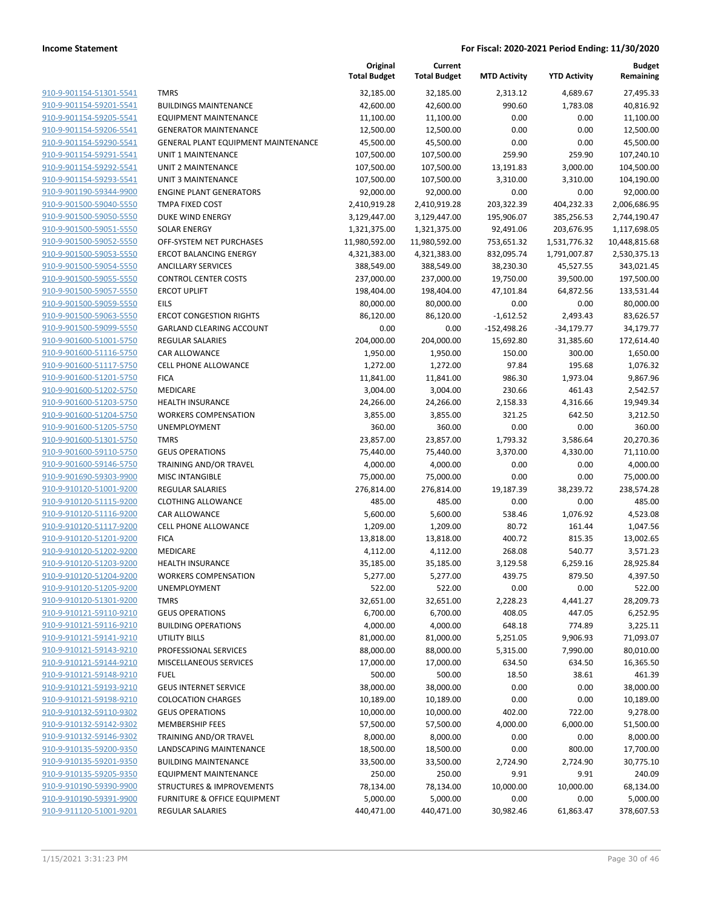**Income Statement** | **For Fiscal: 2020-2021 Period Ending: 11/30/2020**

| | | Original Total Budget | Current Total Budget | MTD Activity | YTD Activity | Budget Remaining |
|---|---|---|---|---|---|---|
| 910-9-901154-51301-5541 | TMRS | 32,185.00 | 32,185.00 | 2,313.12 | 4,689.67 | 27,495.33 |
| 910-9-901154-59201-5541 | BUILDINGS MAINTENANCE | 42,600.00 | 42,600.00 | 990.60 | 1,783.08 | 40,816.92 |
| 910-9-901154-59205-5541 | EQUIPMENT MAINTENANCE | 11,100.00 | 11,100.00 | 0.00 | 0.00 | 11,100.00 |
| 910-9-901154-59206-5541 | GENERATOR MAINTENANCE | 12,500.00 | 12,500.00 | 0.00 | 0.00 | 12,500.00 |
| 910-9-901154-59290-5541 | GENERAL PLANT EQUIPMENT MAINTENANCE | 45,500.00 | 45,500.00 | 0.00 | 0.00 | 45,500.00 |
| 910-9-901154-59291-5541 | UNIT 1 MAINTENANCE | 107,500.00 | 107,500.00 | 259.90 | 259.90 | 107,240.10 |
| 910-9-901154-59292-5541 | UNIT 2 MAINTENANCE | 107,500.00 | 107,500.00 | 13,191.83 | 3,000.00 | 104,500.00 |
| 910-9-901154-59293-5541 | UNIT 3 MAINTENANCE | 107,500.00 | 107,500.00 | 3,310.00 | 3,310.00 | 104,190.00 |
| 910-9-901190-59344-9900 | ENGINE PLANT GENERATORS | 92,000.00 | 92,000.00 | 0.00 | 0.00 | 92,000.00 |
| 910-9-901500-59040-5550 | TMPA FIXED COST | 2,410,919.28 | 2,410,919.28 | 203,322.39 | 404,232.33 | 2,006,686.95 |
| 910-9-901500-59050-5550 | DUKE WIND ENERGY | 3,129,447.00 | 3,129,447.00 | 195,906.07 | 385,256.53 | 2,744,190.47 |
| 910-9-901500-59051-5550 | SOLAR ENERGY | 1,321,375.00 | 1,321,375.00 | 92,491.06 | 203,676.95 | 1,117,698.05 |
| 910-9-901500-59052-5550 | OFF-SYSTEM NET PURCHASES | 11,980,592.00 | 11,980,592.00 | 753,651.32 | 1,531,776.32 | 10,448,815.68 |
| 910-9-901500-59053-5550 | ERCOT BALANCING ENERGY | 4,321,383.00 | 4,321,383.00 | 832,095.74 | 1,791,007.87 | 2,530,375.13 |
| 910-9-901500-59054-5550 | ANCILLARY SERVICES | 388,549.00 | 388,549.00 | 38,230.30 | 45,527.55 | 343,021.45 |
| 910-9-901500-59055-5550 | CONTROL CENTER COSTS | 237,000.00 | 237,000.00 | 19,750.00 | 39,500.00 | 197,500.00 |
| 910-9-901500-59057-5550 | ERCOT UPLIFT | 198,404.00 | 198,404.00 | 47,101.84 | 64,872.56 | 133,531.44 |
| 910-9-901500-59059-5550 | EILS | 80,000.00 | 80,000.00 | 0.00 | 0.00 | 80,000.00 |
| 910-9-901500-59063-5550 | ERCOT CONGESTION RIGHTS | 86,120.00 | 86,120.00 | -1,612.52 | 2,493.43 | 83,626.57 |
| 910-9-901500-59099-5550 | GARLAND CLEARING ACCOUNT | 0.00 | 0.00 | -152,498.26 | -34,179.77 | 34,179.77 |
| 910-9-901600-51001-5750 | REGULAR SALARIES | 204,000.00 | 204,000.00 | 15,692.80 | 31,385.60 | 172,614.40 |
| 910-9-901600-51116-5750 | CAR ALLOWANCE | 1,950.00 | 1,950.00 | 150.00 | 300.00 | 1,650.00 |
| 910-9-901600-51117-5750 | CELL PHONE ALLOWANCE | 1,272.00 | 1,272.00 | 97.84 | 195.68 | 1,076.32 |
| 910-9-901600-51201-5750 | FICA | 11,841.00 | 11,841.00 | 986.30 | 1,973.04 | 9,867.96 |
| 910-9-901600-51202-5750 | MEDICARE | 3,004.00 | 3,004.00 | 230.66 | 461.43 | 2,542.57 |
| 910-9-901600-51203-5750 | HEALTH INSURANCE | 24,266.00 | 24,266.00 | 2,158.33 | 4,316.66 | 19,949.34 |
| 910-9-901600-51204-5750 | WORKERS COMPENSATION | 3,855.00 | 3,855.00 | 321.25 | 642.50 | 3,212.50 |
| 910-9-901600-51205-5750 | UNEMPLOYMENT | 360.00 | 360.00 | 0.00 | 0.00 | 360.00 |
| 910-9-901600-51301-5750 | TMRS | 23,857.00 | 23,857.00 | 1,793.32 | 3,586.64 | 20,270.36 |
| 910-9-901600-59110-5750 | GEUS OPERATIONS | 75,440.00 | 75,440.00 | 3,370.00 | 4,330.00 | 71,110.00 |
| 910-9-901600-59146-5750 | TRAINING AND/OR TRAVEL | 4,000.00 | 4,000.00 | 0.00 | 0.00 | 4,000.00 |
| 910-9-901690-59303-9900 | MISC INTANGIBLE | 75,000.00 | 75,000.00 | 0.00 | 0.00 | 75,000.00 |
| 910-9-910120-51001-9200 | REGULAR SALARIES | 276,814.00 | 276,814.00 | 19,187.39 | 38,239.72 | 238,574.28 |
| 910-9-910120-51115-9200 | CLOTHING ALLOWANCE | 485.00 | 485.00 | 0.00 | 0.00 | 485.00 |
| 910-9-910120-51116-9200 | CAR ALLOWANCE | 5,600.00 | 5,600.00 | 538.46 | 1,076.92 | 4,523.08 |
| 910-9-910120-51117-9200 | CELL PHONE ALLOWANCE | 1,209.00 | 1,209.00 | 80.72 | 161.44 | 1,047.56 |
| 910-9-910120-51201-9200 | FICA | 13,818.00 | 13,818.00 | 400.72 | 815.35 | 13,002.65 |
| 910-9-910120-51202-9200 | MEDICARE | 4,112.00 | 4,112.00 | 268.08 | 540.77 | 3,571.23 |
| 910-9-910120-51203-9200 | HEALTH INSURANCE | 35,185.00 | 35,185.00 | 3,129.58 | 6,259.16 | 28,925.84 |
| 910-9-910120-51204-9200 | WORKERS COMPENSATION | 5,277.00 | 5,277.00 | 439.75 | 879.50 | 4,397.50 |
| 910-9-910120-51205-9200 | UNEMPLOYMENT | 522.00 | 522.00 | 0.00 | 0.00 | 522.00 |
| 910-9-910120-51301-9200 | TMRS | 32,651.00 | 32,651.00 | 2,228.23 | 4,441.27 | 28,209.73 |
| 910-9-910121-59110-9210 | GEUS OPERATIONS | 6,700.00 | 6,700.00 | 408.05 | 447.05 | 6,252.95 |
| 910-9-910121-59116-9210 | BUILDING OPERATIONS | 4,000.00 | 4,000.00 | 648.18 | 774.89 | 3,225.11 |
| 910-9-910121-59141-9210 | UTILITY BILLS | 81,000.00 | 81,000.00 | 5,251.05 | 9,906.93 | 71,093.07 |
| 910-9-910121-59143-9210 | PROFESSIONAL SERVICES | 88,000.00 | 88,000.00 | 5,315.00 | 7,990.00 | 80,010.00 |
| 910-9-910121-59144-9210 | MISCELLANEOUS SERVICES | 17,000.00 | 17,000.00 | 634.50 | 634.50 | 16,365.50 |
| 910-9-910121-59148-9210 | FUEL | 500.00 | 500.00 | 18.50 | 38.61 | 461.39 |
| 910-9-910121-59193-9210 | GEUS INTERNET SERVICE | 38,000.00 | 38,000.00 | 0.00 | 0.00 | 38,000.00 |
| 910-9-910121-59198-9210 | COLOCATION CHARGES | 10,189.00 | 10,189.00 | 0.00 | 0.00 | 10,189.00 |
| 910-9-910132-59110-9302 | GEUS OPERATIONS | 10,000.00 | 10,000.00 | 402.00 | 722.00 | 9,278.00 |
| 910-9-910132-59142-9302 | MEMBERSHIP FEES | 57,500.00 | 57,500.00 | 4,000.00 | 6,000.00 | 51,500.00 |
| 910-9-910132-59146-9302 | TRAINING AND/OR TRAVEL | 8,000.00 | 8,000.00 | 0.00 | 0.00 | 8,000.00 |
| 910-9-910135-59200-9350 | LANDSCAPING MAINTENANCE | 18,500.00 | 18,500.00 | 0.00 | 800.00 | 17,700.00 |
| 910-9-910135-59201-9350 | BUILDING MAINTENANCE | 33,500.00 | 33,500.00 | 2,724.90 | 2,724.90 | 30,775.10 |
| 910-9-910135-59205-9350 | EQUIPMENT MAINTENANCE | 250.00 | 250.00 | 9.91 | 9.91 | 240.09 |
| 910-9-910190-59390-9900 | STRUCTURES & IMPROVEMENTS | 78,134.00 | 78,134.00 | 10,000.00 | 10,000.00 | 68,134.00 |
| 910-9-910190-59391-9900 | FURNITURE & OFFICE EQUIPMENT | 5,000.00 | 5,000.00 | 0.00 | 0.00 | 5,000.00 |
| 910-9-911120-51001-9201 | REGULAR SALARIES | 440,471.00 | 440,471.00 | 30,982.46 | 61,863.47 | 378,607.53 |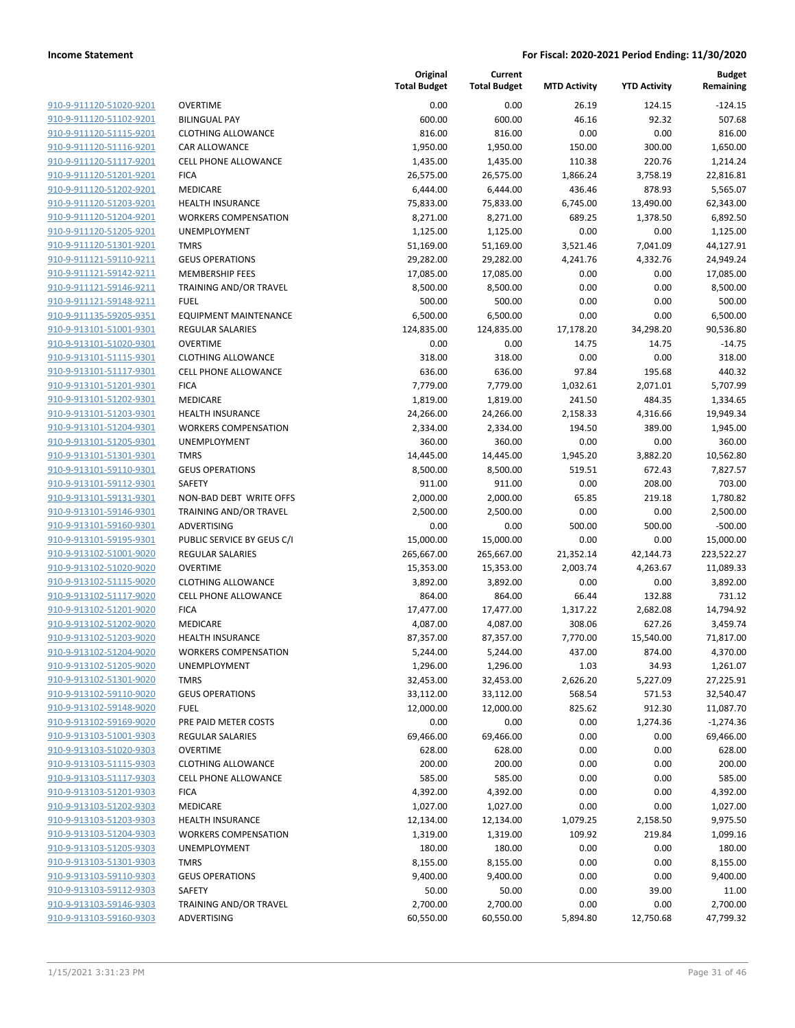| | | Original Total Budget | Current Total Budget | MTD Activity | YTD Activity | Budget Remaining |
|---|---|---|---|---|---|---|
| 910-9-911120-51020-9201 | OVERTIME | 0.00 | 0.00 | 26.19 | 124.15 | -124.15 |
| 910-9-911120-51102-9201 | BILINGUAL PAY | 600.00 | 600.00 | 46.16 | 92.32 | 507.68 |
| 910-9-911120-51115-9201 | CLOTHING ALLOWANCE | 816.00 | 816.00 | 0.00 | 0.00 | 816.00 |
| 910-9-911120-51116-9201 | CAR ALLOWANCE | 1,950.00 | 1,950.00 | 150.00 | 300.00 | 1,650.00 |
| 910-9-911120-51117-9201 | CELL PHONE ALLOWANCE | 1,435.00 | 1,435.00 | 110.38 | 220.76 | 1,214.24 |
| 910-9-911120-51201-9201 | FICA | 26,575.00 | 26,575.00 | 1,866.24 | 3,758.19 | 22,816.81 |
| 910-9-911120-51202-9201 | MEDICARE | 6,444.00 | 6,444.00 | 436.46 | 878.93 | 5,565.07 |
| 910-9-911120-51203-9201 | HEALTH INSURANCE | 75,833.00 | 75,833.00 | 6,745.00 | 13,490.00 | 62,343.00 |
| 910-9-911120-51204-9201 | WORKERS COMPENSATION | 8,271.00 | 8,271.00 | 689.25 | 1,378.50 | 6,892.50 |
| 910-9-911120-51205-9201 | UNEMPLOYMENT | 1,125.00 | 1,125.00 | 0.00 | 0.00 | 1,125.00 |
| 910-9-911120-51301-9201 | TMRS | 51,169.00 | 51,169.00 | 3,521.46 | 7,041.09 | 44,127.91 |
| 910-9-911121-59110-9211 | GEUS OPERATIONS | 29,282.00 | 29,282.00 | 4,241.76 | 4,332.76 | 24,949.24 |
| 910-9-911121-59142-9211 | MEMBERSHIP FEES | 17,085.00 | 17,085.00 | 0.00 | 0.00 | 17,085.00 |
| 910-9-911121-59146-9211 | TRAINING AND/OR TRAVEL | 8,500.00 | 8,500.00 | 0.00 | 0.00 | 8,500.00 |
| 910-9-911121-59148-9211 | FUEL | 500.00 | 500.00 | 0.00 | 0.00 | 500.00 |
| 910-9-911135-59205-9351 | EQUIPMENT MAINTENANCE | 6,500.00 | 6,500.00 | 0.00 | 0.00 | 6,500.00 |
| 910-9-913101-51001-9301 | REGULAR SALARIES | 124,835.00 | 124,835.00 | 17,178.20 | 34,298.20 | 90,536.80 |
| 910-9-913101-51020-9301 | OVERTIME | 0.00 | 0.00 | 14.75 | 14.75 | -14.75 |
| 910-9-913101-51115-9301 | CLOTHING ALLOWANCE | 318.00 | 318.00 | 0.00 | 0.00 | 318.00 |
| 910-9-913101-51117-9301 | CELL PHONE ALLOWANCE | 636.00 | 636.00 | 97.84 | 195.68 | 440.32 |
| 910-9-913101-51201-9301 | FICA | 7,779.00 | 7,779.00 | 1,032.61 | 2,071.01 | 5,707.99 |
| 910-9-913101-51202-9301 | MEDICARE | 1,819.00 | 1,819.00 | 241.50 | 484.35 | 1,334.65 |
| 910-9-913101-51203-9301 | HEALTH INSURANCE | 24,266.00 | 24,266.00 | 2,158.33 | 4,316.66 | 19,949.34 |
| 910-9-913101-51204-9301 | WORKERS COMPENSATION | 2,334.00 | 2,334.00 | 194.50 | 389.00 | 1,945.00 |
| 910-9-913101-51205-9301 | UNEMPLOYMENT | 360.00 | 360.00 | 0.00 | 0.00 | 360.00 |
| 910-9-913101-51301-9301 | TMRS | 14,445.00 | 14,445.00 | 1,945.20 | 3,882.20 | 10,562.80 |
| 910-9-913101-59110-9301 | GEUS OPERATIONS | 8,500.00 | 8,500.00 | 519.51 | 672.43 | 7,827.57 |
| 910-9-913101-59112-9301 | SAFETY | 911.00 | 911.00 | 0.00 | 208.00 | 703.00 |
| 910-9-913101-59131-9301 | NON-BAD DEBT WRITE OFFS | 2,000.00 | 2,000.00 | 65.85 | 219.18 | 1,780.82 |
| 910-9-913101-59146-9301 | TRAINING AND/OR TRAVEL | 2,500.00 | 2,500.00 | 0.00 | 0.00 | 2,500.00 |
| 910-9-913101-59160-9301 | ADVERTISING | 0.00 | 0.00 | 500.00 | 500.00 | -500.00 |
| 910-9-913101-59195-9301 | PUBLIC SERVICE BY GEUS C/I | 15,000.00 | 15,000.00 | 0.00 | 0.00 | 15,000.00 |
| 910-9-913102-51001-9020 | REGULAR SALARIES | 265,667.00 | 265,667.00 | 21,352.14 | 42,144.73 | 223,522.27 |
| 910-9-913102-51020-9020 | OVERTIME | 15,353.00 | 15,353.00 | 2,003.74 | 4,263.67 | 11,089.33 |
| 910-9-913102-51115-9020 | CLOTHING ALLOWANCE | 3,892.00 | 3,892.00 | 0.00 | 0.00 | 3,892.00 |
| 910-9-913102-51117-9020 | CELL PHONE ALLOWANCE | 864.00 | 864.00 | 66.44 | 132.88 | 731.12 |
| 910-9-913102-51201-9020 | FICA | 17,477.00 | 17,477.00 | 1,317.22 | 2,682.08 | 14,794.92 |
| 910-9-913102-51202-9020 | MEDICARE | 4,087.00 | 4,087.00 | 308.06 | 627.26 | 3,459.74 |
| 910-9-913102-51203-9020 | HEALTH INSURANCE | 87,357.00 | 87,357.00 | 7,770.00 | 15,540.00 | 71,817.00 |
| 910-9-913102-51204-9020 | WORKERS COMPENSATION | 5,244.00 | 5,244.00 | 437.00 | 874.00 | 4,370.00 |
| 910-9-913102-51205-9020 | UNEMPLOYMENT | 1,296.00 | 1,296.00 | 1.03 | 34.93 | 1,261.07 |
| 910-9-913102-51301-9020 | TMRS | 32,453.00 | 32,453.00 | 2,626.20 | 5,227.09 | 27,225.91 |
| 910-9-913102-59110-9020 | GEUS OPERATIONS | 33,112.00 | 33,112.00 | 568.54 | 571.53 | 32,540.47 |
| 910-9-913102-59148-9020 | FUEL | 12,000.00 | 12,000.00 | 825.62 | 912.30 | 11,087.70 |
| 910-9-913102-59169-9020 | PRE PAID METER COSTS | 0.00 | 0.00 | 0.00 | 1,274.36 | -1,274.36 |
| 910-9-913103-51001-9303 | REGULAR SALARIES | 69,466.00 | 69,466.00 | 0.00 | 0.00 | 69,466.00 |
| 910-9-913103-51020-9303 | OVERTIME | 628.00 | 628.00 | 0.00 | 0.00 | 628.00 |
| 910-9-913103-51115-9303 | CLOTHING ALLOWANCE | 200.00 | 200.00 | 0.00 | 0.00 | 200.00 |
| 910-9-913103-51117-9303 | CELL PHONE ALLOWANCE | 585.00 | 585.00 | 0.00 | 0.00 | 585.00 |
| 910-9-913103-51201-9303 | FICA | 4,392.00 | 4,392.00 | 0.00 | 0.00 | 4,392.00 |
| 910-9-913103-51202-9303 | MEDICARE | 1,027.00 | 1,027.00 | 0.00 | 0.00 | 1,027.00 |
| 910-9-913103-51203-9303 | HEALTH INSURANCE | 12,134.00 | 12,134.00 | 1,079.25 | 2,158.50 | 9,975.50 |
| 910-9-913103-51204-9303 | WORKERS COMPENSATION | 1,319.00 | 1,319.00 | 109.92 | 219.84 | 1,099.16 |
| 910-9-913103-51205-9303 | UNEMPLOYMENT | 180.00 | 180.00 | 0.00 | 0.00 | 180.00 |
| 910-9-913103-51301-9303 | TMRS | 8,155.00 | 8,155.00 | 0.00 | 0.00 | 8,155.00 |
| 910-9-913103-59110-9303 | GEUS OPERATIONS | 9,400.00 | 9,400.00 | 0.00 | 0.00 | 9,400.00 |
| 910-9-913103-59112-9303 | SAFETY | 50.00 | 50.00 | 0.00 | 39.00 | 11.00 |
| 910-9-913103-59146-9303 | TRAINING AND/OR TRAVEL | 2,700.00 | 2,700.00 | 0.00 | 0.00 | 2,700.00 |
| 910-9-913103-59160-9303 | ADVERTISING | 60,550.00 | 60,550.00 | 5,894.80 | 12,750.68 | 47,799.32 |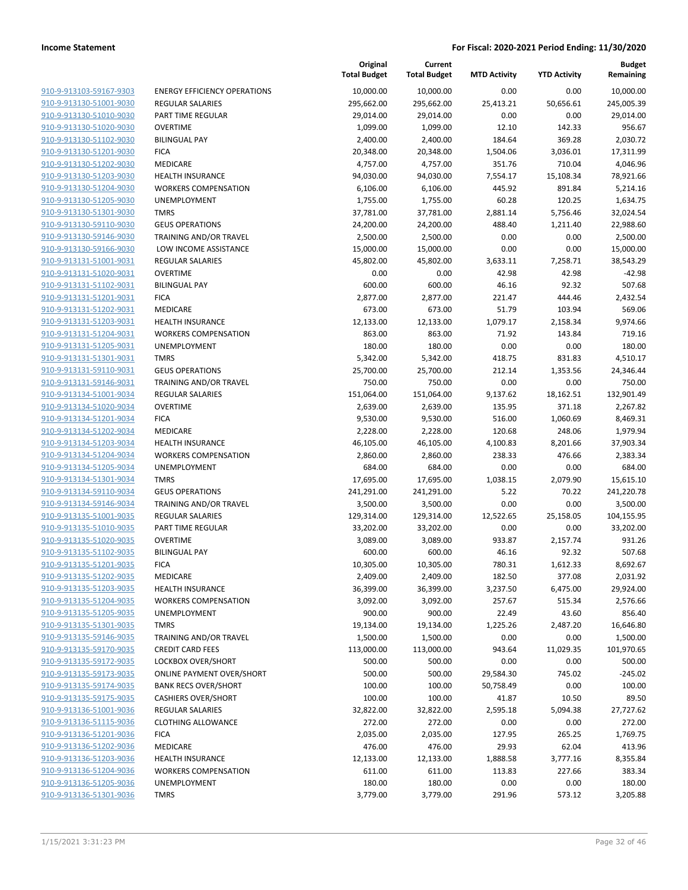| | | Original Total Budget | Current Total Budget | MTD Activity | YTD Activity | Budget Remaining |
|---|---|---|---|---|---|---|
| 910-9-913103-59167-9303 | ENERGY EFFICIENCY OPERATIONS | 10,000.00 | 10,000.00 | 0.00 | 0.00 | 10,000.00 |
| 910-9-913130-51001-9030 | REGULAR SALARIES | 295,662.00 | 295,662.00 | 25,413.21 | 50,656.61 | 245,005.39 |
| 910-9-913130-51010-9030 | PART TIME REGULAR | 29,014.00 | 29,014.00 | 0.00 | 0.00 | 29,014.00 |
| 910-9-913130-51020-9030 | OVERTIME | 1,099.00 | 1,099.00 | 12.10 | 142.33 | 956.67 |
| 910-9-913130-51102-9030 | BILINGUAL PAY | 2,400.00 | 2,400.00 | 184.64 | 369.28 | 2,030.72 |
| 910-9-913130-51201-9030 | FICA | 20,348.00 | 20,348.00 | 1,504.06 | 3,036.01 | 17,311.99 |
| 910-9-913130-51202-9030 | MEDICARE | 4,757.00 | 4,757.00 | 351.76 | 710.04 | 4,046.96 |
| 910-9-913130-51203-9030 | HEALTH INSURANCE | 94,030.00 | 94,030.00 | 7,554.17 | 15,108.34 | 78,921.66 |
| 910-9-913130-51204-9030 | WORKERS COMPENSATION | 6,106.00 | 6,106.00 | 445.92 | 891.84 | 5,214.16 |
| 910-9-913130-51205-9030 | UNEMPLOYMENT | 1,755.00 | 1,755.00 | 60.28 | 120.25 | 1,634.75 |
| 910-9-913130-51301-9030 | TMRS | 37,781.00 | 37,781.00 | 2,881.14 | 5,756.46 | 32,024.54 |
| 910-9-913130-59110-9030 | GEUS OPERATIONS | 24,200.00 | 24,200.00 | 488.40 | 1,211.40 | 22,988.60 |
| 910-9-913130-59146-9030 | TRAINING AND/OR TRAVEL | 2,500.00 | 2,500.00 | 0.00 | 0.00 | 2,500.00 |
| 910-9-913130-59166-9030 | LOW INCOME ASSISTANCE | 15,000.00 | 15,000.00 | 0.00 | 0.00 | 15,000.00 |
| 910-9-913131-51001-9031 | REGULAR SALARIES | 45,802.00 | 45,802.00 | 3,633.11 | 7,258.71 | 38,543.29 |
| 910-9-913131-51020-9031 | OVERTIME | 0.00 | 0.00 | 42.98 | 42.98 | -42.98 |
| 910-9-913131-51102-9031 | BILINGUAL PAY | 600.00 | 600.00 | 46.16 | 92.32 | 507.68 |
| 910-9-913131-51201-9031 | FICA | 2,877.00 | 2,877.00 | 221.47 | 444.46 | 2,432.54 |
| 910-9-913131-51202-9031 | MEDICARE | 673.00 | 673.00 | 51.79 | 103.94 | 569.06 |
| 910-9-913131-51203-9031 | HEALTH INSURANCE | 12,133.00 | 12,133.00 | 1,079.17 | 2,158.34 | 9,974.66 |
| 910-9-913131-51204-9031 | WORKERS COMPENSATION | 863.00 | 863.00 | 71.92 | 143.84 | 719.16 |
| 910-9-913131-51205-9031 | UNEMPLOYMENT | 180.00 | 180.00 | 0.00 | 0.00 | 180.00 |
| 910-9-913131-51301-9031 | TMRS | 5,342.00 | 5,342.00 | 418.75 | 831.83 | 4,510.17 |
| 910-9-913131-59110-9031 | GEUS OPERATIONS | 25,700.00 | 25,700.00 | 212.14 | 1,353.56 | 24,346.44 |
| 910-9-913131-59146-9031 | TRAINING AND/OR TRAVEL | 750.00 | 750.00 | 0.00 | 0.00 | 750.00 |
| 910-9-913134-51001-9034 | REGULAR SALARIES | 151,064.00 | 151,064.00 | 9,137.62 | 18,162.51 | 132,901.49 |
| 910-9-913134-51020-9034 | OVERTIME | 2,639.00 | 2,639.00 | 135.95 | 371.18 | 2,267.82 |
| 910-9-913134-51201-9034 | FICA | 9,530.00 | 9,530.00 | 516.00 | 1,060.69 | 8,469.31 |
| 910-9-913134-51202-9034 | MEDICARE | 2,228.00 | 2,228.00 | 120.68 | 248.06 | 1,979.94 |
| 910-9-913134-51203-9034 | HEALTH INSURANCE | 46,105.00 | 46,105.00 | 4,100.83 | 8,201.66 | 37,903.34 |
| 910-9-913134-51204-9034 | WORKERS COMPENSATION | 2,860.00 | 2,860.00 | 238.33 | 476.66 | 2,383.34 |
| 910-9-913134-51205-9034 | UNEMPLOYMENT | 684.00 | 684.00 | 0.00 | 0.00 | 684.00 |
| 910-9-913134-51301-9034 | TMRS | 17,695.00 | 17,695.00 | 1,038.15 | 2,079.90 | 15,615.10 |
| 910-9-913134-59110-9034 | GEUS OPERATIONS | 241,291.00 | 241,291.00 | 5.22 | 70.22 | 241,220.78 |
| 910-9-913134-59146-9034 | TRAINING AND/OR TRAVEL | 3,500.00 | 3,500.00 | 0.00 | 0.00 | 3,500.00 |
| 910-9-913135-51001-9035 | REGULAR SALARIES | 129,314.00 | 129,314.00 | 12,522.65 | 25,158.05 | 104,155.95 |
| 910-9-913135-51010-9035 | PART TIME REGULAR | 33,202.00 | 33,202.00 | 0.00 | 0.00 | 33,202.00 |
| 910-9-913135-51020-9035 | OVERTIME | 3,089.00 | 3,089.00 | 933.87 | 2,157.74 | 931.26 |
| 910-9-913135-51102-9035 | BILINGUAL PAY | 600.00 | 600.00 | 46.16 | 92.32 | 507.68 |
| 910-9-913135-51201-9035 | FICA | 10,305.00 | 10,305.00 | 780.31 | 1,612.33 | 8,692.67 |
| 910-9-913135-51202-9035 | MEDICARE | 2,409.00 | 2,409.00 | 182.50 | 377.08 | 2,031.92 |
| 910-9-913135-51203-9035 | HEALTH INSURANCE | 36,399.00 | 36,399.00 | 3,237.50 | 6,475.00 | 29,924.00 |
| 910-9-913135-51204-9035 | WORKERS COMPENSATION | 3,092.00 | 3,092.00 | 257.67 | 515.34 | 2,576.66 |
| 910-9-913135-51205-9035 | UNEMPLOYMENT | 900.00 | 900.00 | 22.49 | 43.60 | 856.40 |
| 910-9-913135-51301-9035 | TMRS | 19,134.00 | 19,134.00 | 1,225.26 | 2,487.20 | 16,646.80 |
| 910-9-913135-59146-9035 | TRAINING AND/OR TRAVEL | 1,500.00 | 1,500.00 | 0.00 | 0.00 | 1,500.00 |
| 910-9-913135-59170-9035 | CREDIT CARD FEES | 113,000.00 | 113,000.00 | 943.64 | 11,029.35 | 101,970.65 |
| 910-9-913135-59172-9035 | LOCKBOX OVER/SHORT | 500.00 | 500.00 | 0.00 | 0.00 | 500.00 |
| 910-9-913135-59173-9035 | ONLINE PAYMENT OVER/SHORT | 500.00 | 500.00 | 29,584.30 | 745.02 | -245.02 |
| 910-9-913135-59174-9035 | BANK RECS OVER/SHORT | 100.00 | 100.00 | 50,758.49 | 0.00 | 100.00 |
| 910-9-913135-59175-9035 | CASHIERS OVER/SHORT | 100.00 | 100.00 | 41.87 | 10.50 | 89.50 |
| 910-9-913136-51001-9036 | REGULAR SALARIES | 32,822.00 | 32,822.00 | 2,595.18 | 5,094.38 | 27,727.62 |
| 910-9-913136-51115-9036 | CLOTHING ALLOWANCE | 272.00 | 272.00 | 0.00 | 0.00 | 272.00 |
| 910-9-913136-51201-9036 | FICA | 2,035.00 | 2,035.00 | 127.95 | 265.25 | 1,769.75 |
| 910-9-913136-51202-9036 | MEDICARE | 476.00 | 476.00 | 29.93 | 62.04 | 413.96 |
| 910-9-913136-51203-9036 | HEALTH INSURANCE | 12,133.00 | 12,133.00 | 1,888.58 | 3,777.16 | 8,355.84 |
| 910-9-913136-51204-9036 | WORKERS COMPENSATION | 611.00 | 611.00 | 113.83 | 227.66 | 383.34 |
| 910-9-913136-51205-9036 | UNEMPLOYMENT | 180.00 | 180.00 | 0.00 | 0.00 | 180.00 |
| 910-9-913136-51301-9036 | TMRS | 3,779.00 | 3,779.00 | 291.96 | 573.12 | 3,205.88 |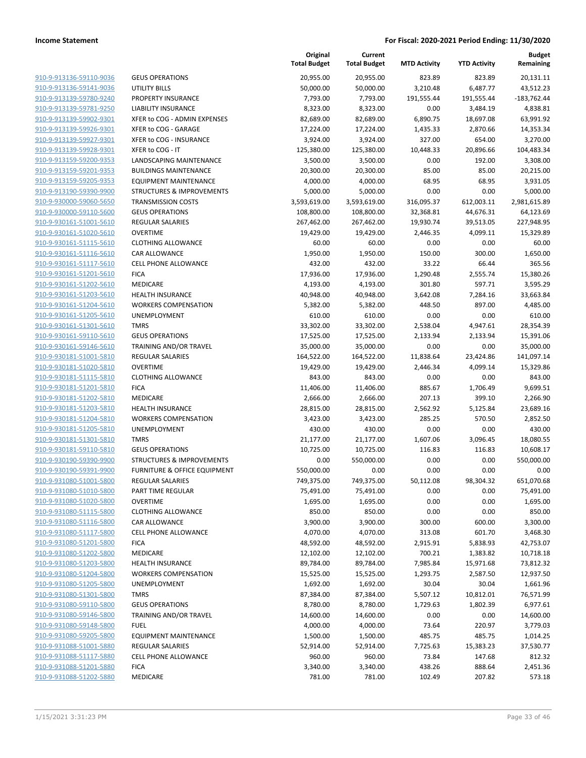| | | Original Total Budget | Current Total Budget | MTD Activity | YTD Activity | Budget Remaining |
|---|---|---|---|---|---|---|
| 910-9-913136-59110-9036 | GEUS OPERATIONS | 20,955.00 | 20,955.00 | 823.89 | 823.89 | 20,131.11 |
| 910-9-913136-59141-9036 | UTILITY BILLS | 50,000.00 | 50,000.00 | 3,210.48 | 6,487.77 | 43,512.23 |
| 910-9-913139-59780-9240 | PROPERTY INSURANCE | 7,793.00 | 7,793.00 | 191,555.44 | 191,555.44 | -183,762.44 |
| 910-9-913139-59781-9250 | LIABILITY INSURANCE | 8,323.00 | 8,323.00 | 0.00 | 3,484.19 | 4,838.81 |
| 910-9-913139-59902-9301 | XFER to COG - ADMIN EXPENSES | 82,689.00 | 82,689.00 | 6,890.75 | 18,697.08 | 63,991.92 |
| 910-9-913139-59926-9301 | XFER to COG - GARAGE | 17,224.00 | 17,224.00 | 1,435.33 | 2,870.66 | 14,353.34 |
| 910-9-913139-59927-9301 | XFER to COG - INSURANCE | 3,924.00 | 3,924.00 | 327.00 | 654.00 | 3,270.00 |
| 910-9-913139-59928-9301 | XFER to COG - IT | 125,380.00 | 125,380.00 | 10,448.33 | 20,896.66 | 104,483.34 |
| 910-9-913159-59200-9353 | LANDSCAPING MAINTENANCE | 3,500.00 | 3,500.00 | 0.00 | 192.00 | 3,308.00 |
| 910-9-913159-59201-9353 | BUILDINGS MAINTENANCE | 20,300.00 | 20,300.00 | 85.00 | 85.00 | 20,215.00 |
| 910-9-913159-59205-9353 | EQUIPMENT MAINTENANCE | 4,000.00 | 4,000.00 | 68.95 | 68.95 | 3,931.05 |
| 910-9-913190-59390-9900 | STRUCTURES & IMPROVEMENTS | 5,000.00 | 5,000.00 | 0.00 | 0.00 | 5,000.00 |
| 910-9-930000-59060-5650 | TRANSMISSION COSTS | 3,593,619.00 | 3,593,619.00 | 316,095.37 | 612,003.11 | 2,981,615.89 |
| 910-9-930000-59110-5600 | GEUS OPERATIONS | 108,800.00 | 108,800.00 | 32,368.81 | 44,676.31 | 64,123.69 |
| 910-9-930161-51001-5610 | REGULAR SALARIES | 267,462.00 | 267,462.00 | 19,930.74 | 39,513.05 | 227,948.95 |
| 910-9-930161-51020-5610 | OVERTIME | 19,429.00 | 19,429.00 | 2,446.35 | 4,099.11 | 15,329.89 |
| 910-9-930161-51115-5610 | CLOTHING ALLOWANCE | 60.00 | 60.00 | 0.00 | 0.00 | 60.00 |
| 910-9-930161-51116-5610 | CAR ALLOWANCE | 1,950.00 | 1,950.00 | 150.00 | 300.00 | 1,650.00 |
| 910-9-930161-51117-5610 | CELL PHONE ALLOWANCE | 432.00 | 432.00 | 33.22 | 66.44 | 365.56 |
| 910-9-930161-51201-5610 | FICA | 17,936.00 | 17,936.00 | 1,290.48 | 2,555.74 | 15,380.26 |
| 910-9-930161-51202-5610 | MEDICARE | 4,193.00 | 4,193.00 | 301.80 | 597.71 | 3,595.29 |
| 910-9-930161-51203-5610 | HEALTH INSURANCE | 40,948.00 | 40,948.00 | 3,642.08 | 7,284.16 | 33,663.84 |
| 910-9-930161-51204-5610 | WORKERS COMPENSATION | 5,382.00 | 5,382.00 | 448.50 | 897.00 | 4,485.00 |
| 910-9-930161-51205-5610 | UNEMPLOYMENT | 610.00 | 610.00 | 0.00 | 0.00 | 610.00 |
| 910-9-930161-51301-5610 | TMRS | 33,302.00 | 33,302.00 | 2,538.04 | 4,947.61 | 28,354.39 |
| 910-9-930161-59110-5610 | GEUS OPERATIONS | 17,525.00 | 17,525.00 | 2,133.94 | 2,133.94 | 15,391.06 |
| 910-9-930161-59146-5610 | TRAINING AND/OR TRAVEL | 35,000.00 | 35,000.00 | 0.00 | 0.00 | 35,000.00 |
| 910-9-930181-51001-5810 | REGULAR SALARIES | 164,522.00 | 164,522.00 | 11,838.64 | 23,424.86 | 141,097.14 |
| 910-9-930181-51020-5810 | OVERTIME | 19,429.00 | 19,429.00 | 2,446.34 | 4,099.14 | 15,329.86 |
| 910-9-930181-51115-5810 | CLOTHING ALLOWANCE | 843.00 | 843.00 | 0.00 | 0.00 | 843.00 |
| 910-9-930181-51201-5810 | FICA | 11,406.00 | 11,406.00 | 885.67 | 1,706.49 | 9,699.51 |
| 910-9-930181-51202-5810 | MEDICARE | 2,666.00 | 2,666.00 | 207.13 | 399.10 | 2,266.90 |
| 910-9-930181-51203-5810 | HEALTH INSURANCE | 28,815.00 | 28,815.00 | 2,562.92 | 5,125.84 | 23,689.16 |
| 910-9-930181-51204-5810 | WORKERS COMPENSATION | 3,423.00 | 3,423.00 | 285.25 | 570.50 | 2,852.50 |
| 910-9-930181-51205-5810 | UNEMPLOYMENT | 430.00 | 430.00 | 0.00 | 0.00 | 430.00 |
| 910-9-930181-51301-5810 | TMRS | 21,177.00 | 21,177.00 | 1,607.06 | 3,096.45 | 18,080.55 |
| 910-9-930181-59110-5810 | GEUS OPERATIONS | 10,725.00 | 10,725.00 | 116.83 | 116.83 | 10,608.17 |
| 910-9-930190-59390-9900 | STRUCTURES & IMPROVEMENTS | 0.00 | 550,000.00 | 0.00 | 0.00 | 550,000.00 |
| 910-9-930190-59391-9900 | FURNITURE & OFFICE EQUIPMENT | 550,000.00 | 0.00 | 0.00 | 0.00 | 0.00 |
| 910-9-931080-51001-5800 | REGULAR SALARIES | 749,375.00 | 749,375.00 | 50,112.08 | 98,304.32 | 651,070.68 |
| 910-9-931080-51010-5800 | PART TIME REGULAR | 75,491.00 | 75,491.00 | 0.00 | 0.00 | 75,491.00 |
| 910-9-931080-51020-5800 | OVERTIME | 1,695.00 | 1,695.00 | 0.00 | 0.00 | 1,695.00 |
| 910-9-931080-51115-5800 | CLOTHING ALLOWANCE | 850.00 | 850.00 | 0.00 | 0.00 | 850.00 |
| 910-9-931080-51116-5800 | CAR ALLOWANCE | 3,900.00 | 3,900.00 | 300.00 | 600.00 | 3,300.00 |
| 910-9-931080-51117-5800 | CELL PHONE ALLOWANCE | 4,070.00 | 4,070.00 | 313.08 | 601.70 | 3,468.30 |
| 910-9-931080-51201-5800 | FICA | 48,592.00 | 48,592.00 | 2,915.91 | 5,838.93 | 42,753.07 |
| 910-9-931080-51202-5800 | MEDICARE | 12,102.00 | 12,102.00 | 700.21 | 1,383.82 | 10,718.18 |
| 910-9-931080-51203-5800 | HEALTH INSURANCE | 89,784.00 | 89,784.00 | 7,985.84 | 15,971.68 | 73,812.32 |
| 910-9-931080-51204-5800 | WORKERS COMPENSATION | 15,525.00 | 15,525.00 | 1,293.75 | 2,587.50 | 12,937.50 |
| 910-9-931080-51205-5800 | UNEMPLOYMENT | 1,692.00 | 1,692.00 | 30.04 | 30.04 | 1,661.96 |
| 910-9-931080-51301-5800 | TMRS | 87,384.00 | 87,384.00 | 5,507.12 | 10,812.01 | 76,571.99 |
| 910-9-931080-59110-5800 | GEUS OPERATIONS | 8,780.00 | 8,780.00 | 1,729.63 | 1,802.39 | 6,977.61 |
| 910-9-931080-59146-5800 | TRAINING AND/OR TRAVEL | 14,600.00 | 14,600.00 | 0.00 | 0.00 | 14,600.00 |
| 910-9-931080-59148-5800 | FUEL | 4,000.00 | 4,000.00 | 73.64 | 220.97 | 3,779.03 |
| 910-9-931080-59205-5800 | EQUIPMENT MAINTENANCE | 1,500.00 | 1,500.00 | 485.75 | 485.75 | 1,014.25 |
| 910-9-931088-51001-5880 | REGULAR SALARIES | 52,914.00 | 52,914.00 | 7,725.63 | 15,383.23 | 37,530.77 |
| 910-9-931088-51117-5880 | CELL PHONE ALLOWANCE | 960.00 | 960.00 | 73.84 | 147.68 | 812.32 |
| 910-9-931088-51201-5880 | FICA | 3,340.00 | 3,340.00 | 438.26 | 888.64 | 2,451.36 |
| 910-9-931088-51202-5880 | MEDICARE | 781.00 | 781.00 | 102.49 | 207.82 | 573.18 |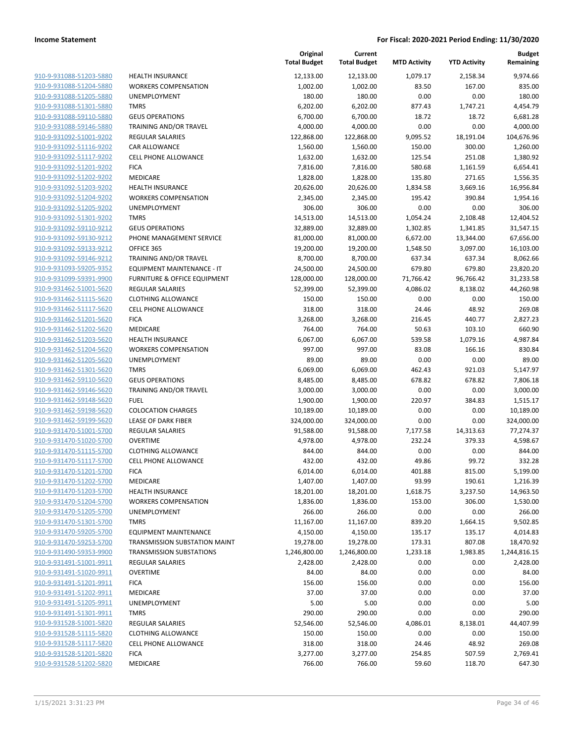| | | Original Total Budget | Current Total Budget | MTD Activity | YTD Activity | Budget Remaining |
|---|---|---|---|---|---|---|
| 910-9-931088-51203-5880 | HEALTH INSURANCE | 12,133.00 | 12,133.00 | 1,079.17 | 2,158.34 | 9,974.66 |
| 910-9-931088-51204-5880 | WORKERS COMPENSATION | 1,002.00 | 1,002.00 | 83.50 | 167.00 | 835.00 |
| 910-9-931088-51205-5880 | UNEMPLOYMENT | 180.00 | 180.00 | 0.00 | 0.00 | 180.00 |
| 910-9-931088-51301-5880 | TMRS | 6,202.00 | 6,202.00 | 877.43 | 1,747.21 | 4,454.79 |
| 910-9-931088-59110-5880 | GEUS OPERATIONS | 6,700.00 | 6,700.00 | 18.72 | 18.72 | 6,681.28 |
| 910-9-931088-59146-5880 | TRAINING AND/OR TRAVEL | 4,000.00 | 4,000.00 | 0.00 | 0.00 | 4,000.00 |
| 910-9-931092-51001-9202 | REGULAR SALARIES | 122,868.00 | 122,868.00 | 9,095.52 | 18,191.04 | 104,676.96 |
| 910-9-931092-51116-9202 | CAR ALLOWANCE | 1,560.00 | 1,560.00 | 150.00 | 300.00 | 1,260.00 |
| 910-9-931092-51117-9202 | CELL PHONE ALLOWANCE | 1,632.00 | 1,632.00 | 125.54 | 251.08 | 1,380.92 |
| 910-9-931092-51201-9202 | FICA | 7,816.00 | 7,816.00 | 580.68 | 1,161.59 | 6,654.41 |
| 910-9-931092-51202-9202 | MEDICARE | 1,828.00 | 1,828.00 | 135.80 | 271.65 | 1,556.35 |
| 910-9-931092-51203-9202 | HEALTH INSURANCE | 20,626.00 | 20,626.00 | 1,834.58 | 3,669.16 | 16,956.84 |
| 910-9-931092-51204-9202 | WORKERS COMPENSATION | 2,345.00 | 2,345.00 | 195.42 | 390.84 | 1,954.16 |
| 910-9-931092-51205-9202 | UNEMPLOYMENT | 306.00 | 306.00 | 0.00 | 0.00 | 306.00 |
| 910-9-931092-51301-9202 | TMRS | 14,513.00 | 14,513.00 | 1,054.24 | 2,108.48 | 12,404.52 |
| 910-9-931092-59110-9212 | GEUS OPERATIONS | 32,889.00 | 32,889.00 | 1,302.85 | 1,341.85 | 31,547.15 |
| 910-9-931092-59130-9212 | PHONE MANAGEMENT SERVICE | 81,000.00 | 81,000.00 | 6,672.00 | 13,344.00 | 67,656.00 |
| 910-9-931092-59133-9212 | OFFICE 365 | 19,200.00 | 19,200.00 | 1,548.50 | 3,097.00 | 16,103.00 |
| 910-9-931092-59146-9212 | TRAINING AND/OR TRAVEL | 8,700.00 | 8,700.00 | 637.34 | 637.34 | 8,062.66 |
| 910-9-931093-59205-9352 | EQUIPMENT MAINTENANCE - IT | 24,500.00 | 24,500.00 | 679.80 | 679.80 | 23,820.20 |
| 910-9-931099-59391-9900 | FURNITURE & OFFICE EQUIPMENT | 128,000.00 | 128,000.00 | 71,766.42 | 96,766.42 | 31,233.58 |
| 910-9-931462-51001-5620 | REGULAR SALARIES | 52,399.00 | 52,399.00 | 4,086.02 | 8,138.02 | 44,260.98 |
| 910-9-931462-51115-5620 | CLOTHING ALLOWANCE | 150.00 | 150.00 | 0.00 | 0.00 | 150.00 |
| 910-9-931462-51117-5620 | CELL PHONE ALLOWANCE | 318.00 | 318.00 | 24.46 | 48.92 | 269.08 |
| 910-9-931462-51201-5620 | FICA | 3,268.00 | 3,268.00 | 216.45 | 440.77 | 2,827.23 |
| 910-9-931462-51202-5620 | MEDICARE | 764.00 | 764.00 | 50.63 | 103.10 | 660.90 |
| 910-9-931462-51203-5620 | HEALTH INSURANCE | 6,067.00 | 6,067.00 | 539.58 | 1,079.16 | 4,987.84 |
| 910-9-931462-51204-5620 | WORKERS COMPENSATION | 997.00 | 997.00 | 83.08 | 166.16 | 830.84 |
| 910-9-931462-51205-5620 | UNEMPLOYMENT | 89.00 | 89.00 | 0.00 | 0.00 | 89.00 |
| 910-9-931462-51301-5620 | TMRS | 6,069.00 | 6,069.00 | 462.43 | 921.03 | 5,147.97 |
| 910-9-931462-59110-5620 | GEUS OPERATIONS | 8,485.00 | 8,485.00 | 678.82 | 678.82 | 7,806.18 |
| 910-9-931462-59146-5620 | TRAINING AND/OR TRAVEL | 3,000.00 | 3,000.00 | 0.00 | 0.00 | 3,000.00 |
| 910-9-931462-59148-5620 | FUEL | 1,900.00 | 1,900.00 | 220.97 | 384.83 | 1,515.17 |
| 910-9-931462-59198-5620 | COLOCATION CHARGES | 10,189.00 | 10,189.00 | 0.00 | 0.00 | 10,189.00 |
| 910-9-931462-59199-5620 | LEASE OF DARK FIBER | 324,000.00 | 324,000.00 | 0.00 | 0.00 | 324,000.00 |
| 910-9-931470-51001-5700 | REGULAR SALARIES | 91,588.00 | 91,588.00 | 7,177.58 | 14,313.63 | 77,274.37 |
| 910-9-931470-51020-5700 | OVERTIME | 4,978.00 | 4,978.00 | 232.24 | 379.33 | 4,598.67 |
| 910-9-931470-51115-5700 | CLOTHING ALLOWANCE | 844.00 | 844.00 | 0.00 | 0.00 | 844.00 |
| 910-9-931470-51117-5700 | CELL PHONE ALLOWANCE | 432.00 | 432.00 | 49.86 | 99.72 | 332.28 |
| 910-9-931470-51201-5700 | FICA | 6,014.00 | 6,014.00 | 401.88 | 815.00 | 5,199.00 |
| 910-9-931470-51202-5700 | MEDICARE | 1,407.00 | 1,407.00 | 93.99 | 190.61 | 1,216.39 |
| 910-9-931470-51203-5700 | HEALTH INSURANCE | 18,201.00 | 18,201.00 | 1,618.75 | 3,237.50 | 14,963.50 |
| 910-9-931470-51204-5700 | WORKERS COMPENSATION | 1,836.00 | 1,836.00 | 153.00 | 306.00 | 1,530.00 |
| 910-9-931470-51205-5700 | UNEMPLOYMENT | 266.00 | 266.00 | 0.00 | 0.00 | 266.00 |
| 910-9-931470-51301-5700 | TMRS | 11,167.00 | 11,167.00 | 839.20 | 1,664.15 | 9,502.85 |
| 910-9-931470-59205-5700 | EQUIPMENT MAINTENANCE | 4,150.00 | 4,150.00 | 135.17 | 135.17 | 4,014.83 |
| 910-9-931470-59253-5700 | TRANSMISSION SUBSTATION MAINT | 19,278.00 | 19,278.00 | 173.31 | 807.08 | 18,470.92 |
| 910-9-931490-59353-9900 | TRANSMISSION SUBSTATIONS | 1,246,800.00 | 1,246,800.00 | 1,233.18 | 1,983.85 | 1,244,816.15 |
| 910-9-931491-51001-9911 | REGULAR SALARIES | 2,428.00 | 2,428.00 | 0.00 | 0.00 | 2,428.00 |
| 910-9-931491-51020-9911 | OVERTIME | 84.00 | 84.00 | 0.00 | 0.00 | 84.00 |
| 910-9-931491-51201-9911 | FICA | 156.00 | 156.00 | 0.00 | 0.00 | 156.00 |
| 910-9-931491-51202-9911 | MEDICARE | 37.00 | 37.00 | 0.00 | 0.00 | 37.00 |
| 910-9-931491-51205-9911 | UNEMPLOYMENT | 5.00 | 5.00 | 0.00 | 0.00 | 5.00 |
| 910-9-931491-51301-9911 | TMRS | 290.00 | 290.00 | 0.00 | 0.00 | 290.00 |
| 910-9-931528-51001-5820 | REGULAR SALARIES | 52,546.00 | 52,546.00 | 4,086.01 | 8,138.01 | 44,407.99 |
| 910-9-931528-51115-5820 | CLOTHING ALLOWANCE | 150.00 | 150.00 | 0.00 | 0.00 | 150.00 |
| 910-9-931528-51117-5820 | CELL PHONE ALLOWANCE | 318.00 | 318.00 | 24.46 | 48.92 | 269.08 |
| 910-9-931528-51201-5820 | FICA | 3,277.00 | 3,277.00 | 254.85 | 507.59 | 2,769.41 |
| 910-9-931528-51202-5820 | MEDICARE | 766.00 | 766.00 | 59.60 | 118.70 | 647.30 |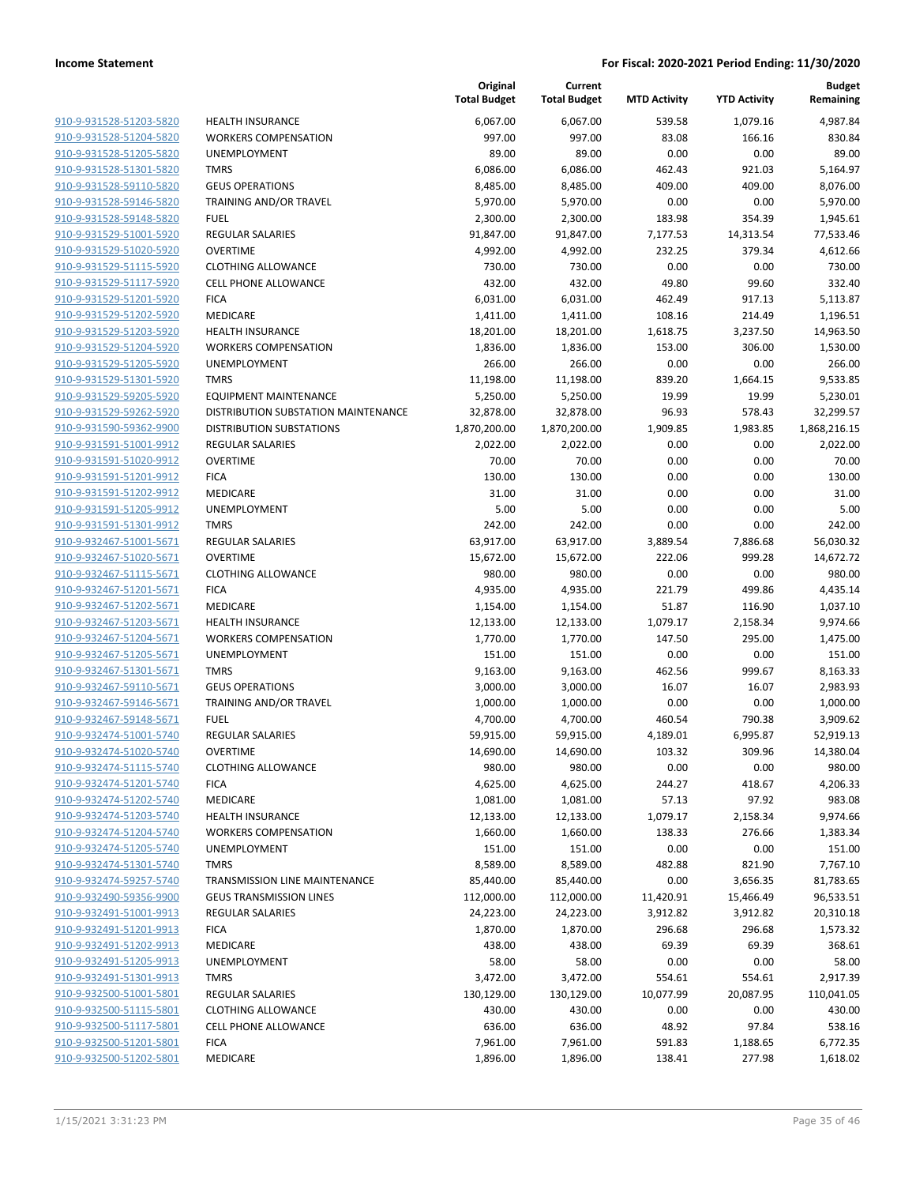| | | Original Total Budget | Current Total Budget | MTD Activity | YTD Activity | Budget Remaining |
|---|---|---|---|---|---|---|
| 910-9-931528-51203-5820 | HEALTH INSURANCE | 6,067.00 | 6,067.00 | 539.58 | 1,079.16 | 4,987.84 |
| 910-9-931528-51204-5820 | WORKERS COMPENSATION | 997.00 | 997.00 | 83.08 | 166.16 | 830.84 |
| 910-9-931528-51205-5820 | UNEMPLOYMENT | 89.00 | 89.00 | 0.00 | 0.00 | 89.00 |
| 910-9-931528-51301-5820 | TMRS | 6,086.00 | 6,086.00 | 462.43 | 921.03 | 5,164.97 |
| 910-9-931528-59110-5820 | GEUS OPERATIONS | 8,485.00 | 8,485.00 | 409.00 | 409.00 | 8,076.00 |
| 910-9-931528-59146-5820 | TRAINING AND/OR TRAVEL | 5,970.00 | 5,970.00 | 0.00 | 0.00 | 5,970.00 |
| 910-9-931528-59148-5820 | FUEL | 2,300.00 | 2,300.00 | 183.98 | 354.39 | 1,945.61 |
| 910-9-931529-51001-5920 | REGULAR SALARIES | 91,847.00 | 91,847.00 | 7,177.53 | 14,313.54 | 77,533.46 |
| 910-9-931529-51020-5920 | OVERTIME | 4,992.00 | 4,992.00 | 232.25 | 379.34 | 4,612.66 |
| 910-9-931529-51115-5920 | CLOTHING ALLOWANCE | 730.00 | 730.00 | 0.00 | 0.00 | 730.00 |
| 910-9-931529-51117-5920 | CELL PHONE ALLOWANCE | 432.00 | 432.00 | 49.80 | 99.60 | 332.40 |
| 910-9-931529-51201-5920 | FICA | 6,031.00 | 6,031.00 | 462.49 | 917.13 | 5,113.87 |
| 910-9-931529-51202-5920 | MEDICARE | 1,411.00 | 1,411.00 | 108.16 | 214.49 | 1,196.51 |
| 910-9-931529-51203-5920 | HEALTH INSURANCE | 18,201.00 | 18,201.00 | 1,618.75 | 3,237.50 | 14,963.50 |
| 910-9-931529-51204-5920 | WORKERS COMPENSATION | 1,836.00 | 1,836.00 | 153.00 | 306.00 | 1,530.00 |
| 910-9-931529-51205-5920 | UNEMPLOYMENT | 266.00 | 266.00 | 0.00 | 0.00 | 266.00 |
| 910-9-931529-51301-5920 | TMRS | 11,198.00 | 11,198.00 | 839.20 | 1,664.15 | 9,533.85 |
| 910-9-931529-59205-5920 | EQUIPMENT MAINTENANCE | 5,250.00 | 5,250.00 | 19.99 | 19.99 | 5,230.01 |
| 910-9-931529-59262-5920 | DISTRIBUTION SUBSTATION MAINTENANCE | 32,878.00 | 32,878.00 | 96.93 | 578.43 | 32,299.57 |
| 910-9-931590-59362-9900 | DISTRIBUTION SUBSTATIONS | 1,870,200.00 | 1,870,200.00 | 1,909.85 | 1,983.85 | 1,868,216.15 |
| 910-9-931591-51001-9912 | REGULAR SALARIES | 2,022.00 | 2,022.00 | 0.00 | 0.00 | 2,022.00 |
| 910-9-931591-51020-9912 | OVERTIME | 70.00 | 70.00 | 0.00 | 0.00 | 70.00 |
| 910-9-931591-51201-9912 | FICA | 130.00 | 130.00 | 0.00 | 0.00 | 130.00 |
| 910-9-931591-51202-9912 | MEDICARE | 31.00 | 31.00 | 0.00 | 0.00 | 31.00 |
| 910-9-931591-51205-9912 | UNEMPLOYMENT | 5.00 | 5.00 | 0.00 | 0.00 | 5.00 |
| 910-9-931591-51301-9912 | TMRS | 242.00 | 242.00 | 0.00 | 0.00 | 242.00 |
| 910-9-932467-51001-5671 | REGULAR SALARIES | 63,917.00 | 63,917.00 | 3,889.54 | 7,886.68 | 56,030.32 |
| 910-9-932467-51020-5671 | OVERTIME | 15,672.00 | 15,672.00 | 222.06 | 999.28 | 14,672.72 |
| 910-9-932467-51115-5671 | CLOTHING ALLOWANCE | 980.00 | 980.00 | 0.00 | 0.00 | 980.00 |
| 910-9-932467-51201-5671 | FICA | 4,935.00 | 4,935.00 | 221.79 | 499.86 | 4,435.14 |
| 910-9-932467-51202-5671 | MEDICARE | 1,154.00 | 1,154.00 | 51.87 | 116.90 | 1,037.10 |
| 910-9-932467-51203-5671 | HEALTH INSURANCE | 12,133.00 | 12,133.00 | 1,079.17 | 2,158.34 | 9,974.66 |
| 910-9-932467-51204-5671 | WORKERS COMPENSATION | 1,770.00 | 1,770.00 | 147.50 | 295.00 | 1,475.00 |
| 910-9-932467-51205-5671 | UNEMPLOYMENT | 151.00 | 151.00 | 0.00 | 0.00 | 151.00 |
| 910-9-932467-51301-5671 | TMRS | 9,163.00 | 9,163.00 | 462.56 | 999.67 | 8,163.33 |
| 910-9-932467-59110-5671 | GEUS OPERATIONS | 3,000.00 | 3,000.00 | 16.07 | 16.07 | 2,983.93 |
| 910-9-932467-59146-5671 | TRAINING AND/OR TRAVEL | 1,000.00 | 1,000.00 | 0.00 | 0.00 | 1,000.00 |
| 910-9-932467-59148-5671 | FUEL | 4,700.00 | 4,700.00 | 460.54 | 790.38 | 3,909.62 |
| 910-9-932474-51001-5740 | REGULAR SALARIES | 59,915.00 | 59,915.00 | 4,189.01 | 6,995.87 | 52,919.13 |
| 910-9-932474-51020-5740 | OVERTIME | 14,690.00 | 14,690.00 | 103.32 | 309.96 | 14,380.04 |
| 910-9-932474-51115-5740 | CLOTHING ALLOWANCE | 980.00 | 980.00 | 0.00 | 0.00 | 980.00 |
| 910-9-932474-51201-5740 | FICA | 4,625.00 | 4,625.00 | 244.27 | 418.67 | 4,206.33 |
| 910-9-932474-51202-5740 | MEDICARE | 1,081.00 | 1,081.00 | 57.13 | 97.92 | 983.08 |
| 910-9-932474-51203-5740 | HEALTH INSURANCE | 12,133.00 | 12,133.00 | 1,079.17 | 2,158.34 | 9,974.66 |
| 910-9-932474-51204-5740 | WORKERS COMPENSATION | 1,660.00 | 1,660.00 | 138.33 | 276.66 | 1,383.34 |
| 910-9-932474-51205-5740 | UNEMPLOYMENT | 151.00 | 151.00 | 0.00 | 0.00 | 151.00 |
| 910-9-932474-51301-5740 | TMRS | 8,589.00 | 8,589.00 | 482.88 | 821.90 | 7,767.10 |
| 910-9-932474-59257-5740 | TRANSMISSION LINE MAINTENANCE | 85,440.00 | 85,440.00 | 0.00 | 3,656.35 | 81,783.65 |
| 910-9-932490-59356-9900 | GEUS TRANSMISSION LINES | 112,000.00 | 112,000.00 | 11,420.91 | 15,466.49 | 96,533.51 |
| 910-9-932491-51001-9913 | REGULAR SALARIES | 24,223.00 | 24,223.00 | 3,912.82 | 3,912.82 | 20,310.18 |
| 910-9-932491-51201-9913 | FICA | 1,870.00 | 1,870.00 | 296.68 | 296.68 | 1,573.32 |
| 910-9-932491-51202-9913 | MEDICARE | 438.00 | 438.00 | 69.39 | 69.39 | 368.61 |
| 910-9-932491-51205-9913 | UNEMPLOYMENT | 58.00 | 58.00 | 0.00 | 0.00 | 58.00 |
| 910-9-932491-51301-9913 | TMRS | 3,472.00 | 3,472.00 | 554.61 | 554.61 | 2,917.39 |
| 910-9-932500-51001-5801 | REGULAR SALARIES | 130,129.00 | 130,129.00 | 10,077.99 | 20,087.95 | 110,041.05 |
| 910-9-932500-51115-5801 | CLOTHING ALLOWANCE | 430.00 | 430.00 | 0.00 | 0.00 | 430.00 |
| 910-9-932500-51117-5801 | CELL PHONE ALLOWANCE | 636.00 | 636.00 | 48.92 | 97.84 | 538.16 |
| 910-9-932500-51201-5801 | FICA | 7,961.00 | 7,961.00 | 591.83 | 1,188.65 | 6,772.35 |
| 910-9-932500-51202-5801 | MEDICARE | 1,896.00 | 1,896.00 | 138.41 | 277.98 | 1,618.02 |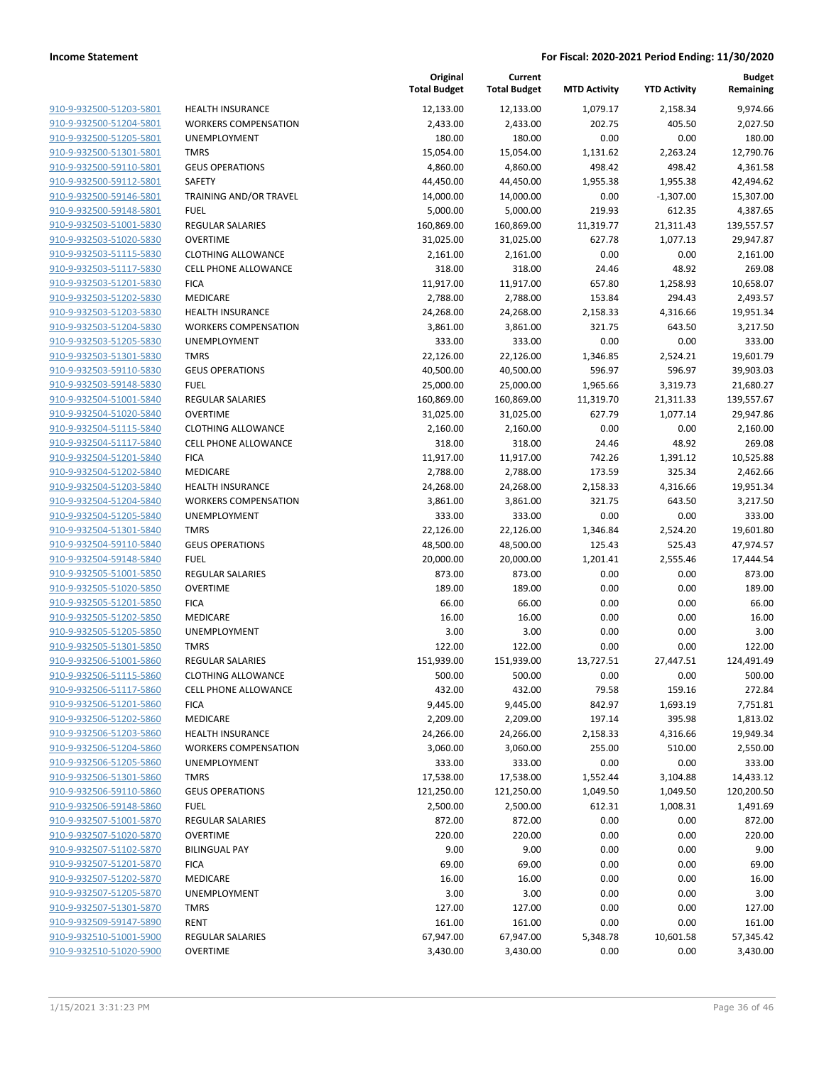| | | Original Total Budget | Current Total Budget | MTD Activity | YTD Activity | Budget Remaining |
|---|---|---|---|---|---|---|
| 910-9-932500-51203-5801 | HEALTH INSURANCE | 12,133.00 | 12,133.00 | 1,079.17 | 2,158.34 | 9,974.66 |
| 910-9-932500-51204-5801 | WORKERS COMPENSATION | 2,433.00 | 2,433.00 | 202.75 | 405.50 | 2,027.50 |
| 910-9-932500-51205-5801 | UNEMPLOYMENT | 180.00 | 180.00 | 0.00 | 0.00 | 180.00 |
| 910-9-932500-51301-5801 | TMRS | 15,054.00 | 15,054.00 | 1,131.62 | 2,263.24 | 12,790.76 |
| 910-9-932500-59110-5801 | GEUS OPERATIONS | 4,860.00 | 4,860.00 | 498.42 | 498.42 | 4,361.58 |
| 910-9-932500-59112-5801 | SAFETY | 44,450.00 | 44,450.00 | 1,955.38 | 1,955.38 | 42,494.62 |
| 910-9-932500-59146-5801 | TRAINING AND/OR TRAVEL | 14,000.00 | 14,000.00 | 0.00 | -1,307.00 | 15,307.00 |
| 910-9-932500-59148-5801 | FUEL | 5,000.00 | 5,000.00 | 219.93 | 612.35 | 4,387.65 |
| 910-9-932503-51001-5830 | REGULAR SALARIES | 160,869.00 | 160,869.00 | 11,319.77 | 21,311.43 | 139,557.57 |
| 910-9-932503-51020-5830 | OVERTIME | 31,025.00 | 31,025.00 | 627.78 | 1,077.13 | 29,947.87 |
| 910-9-932503-51115-5830 | CLOTHING ALLOWANCE | 2,161.00 | 2,161.00 | 0.00 | 0.00 | 2,161.00 |
| 910-9-932503-51117-5830 | CELL PHONE ALLOWANCE | 318.00 | 318.00 | 24.46 | 48.92 | 269.08 |
| 910-9-932503-51201-5830 | FICA | 11,917.00 | 11,917.00 | 657.80 | 1,258.93 | 10,658.07 |
| 910-9-932503-51202-5830 | MEDICARE | 2,788.00 | 2,788.00 | 153.84 | 294.43 | 2,493.57 |
| 910-9-932503-51203-5830 | HEALTH INSURANCE | 24,268.00 | 24,268.00 | 2,158.33 | 4,316.66 | 19,951.34 |
| 910-9-932503-51204-5830 | WORKERS COMPENSATION | 3,861.00 | 3,861.00 | 321.75 | 643.50 | 3,217.50 |
| 910-9-932503-51205-5830 | UNEMPLOYMENT | 333.00 | 333.00 | 0.00 | 0.00 | 333.00 |
| 910-9-932503-51301-5830 | TMRS | 22,126.00 | 22,126.00 | 1,346.85 | 2,524.21 | 19,601.79 |
| 910-9-932503-59110-5830 | GEUS OPERATIONS | 40,500.00 | 40,500.00 | 596.97 | 596.97 | 39,903.03 |
| 910-9-932503-59148-5830 | FUEL | 25,000.00 | 25,000.00 | 1,965.66 | 3,319.73 | 21,680.27 |
| 910-9-932504-51001-5840 | REGULAR SALARIES | 160,869.00 | 160,869.00 | 11,319.70 | 21,311.33 | 139,557.67 |
| 910-9-932504-51020-5840 | OVERTIME | 31,025.00 | 31,025.00 | 627.79 | 1,077.14 | 29,947.86 |
| 910-9-932504-51115-5840 | CLOTHING ALLOWANCE | 2,160.00 | 2,160.00 | 0.00 | 0.00 | 2,160.00 |
| 910-9-932504-51117-5840 | CELL PHONE ALLOWANCE | 318.00 | 318.00 | 24.46 | 48.92 | 269.08 |
| 910-9-932504-51201-5840 | FICA | 11,917.00 | 11,917.00 | 742.26 | 1,391.12 | 10,525.88 |
| 910-9-932504-51202-5840 | MEDICARE | 2,788.00 | 2,788.00 | 173.59 | 325.34 | 2,462.66 |
| 910-9-932504-51203-5840 | HEALTH INSURANCE | 24,268.00 | 24,268.00 | 2,158.33 | 4,316.66 | 19,951.34 |
| 910-9-932504-51204-5840 | WORKERS COMPENSATION | 3,861.00 | 3,861.00 | 321.75 | 643.50 | 3,217.50 |
| 910-9-932504-51205-5840 | UNEMPLOYMENT | 333.00 | 333.00 | 0.00 | 0.00 | 333.00 |
| 910-9-932504-51301-5840 | TMRS | 22,126.00 | 22,126.00 | 1,346.84 | 2,524.20 | 19,601.80 |
| 910-9-932504-59110-5840 | GEUS OPERATIONS | 48,500.00 | 48,500.00 | 125.43 | 525.43 | 47,974.57 |
| 910-9-932504-59148-5840 | FUEL | 20,000.00 | 20,000.00 | 1,201.41 | 2,555.46 | 17,444.54 |
| 910-9-932505-51001-5850 | REGULAR SALARIES | 873.00 | 873.00 | 0.00 | 0.00 | 873.00 |
| 910-9-932505-51020-5850 | OVERTIME | 189.00 | 189.00 | 0.00 | 0.00 | 189.00 |
| 910-9-932505-51201-5850 | FICA | 66.00 | 66.00 | 0.00 | 0.00 | 66.00 |
| 910-9-932505-51202-5850 | MEDICARE | 16.00 | 16.00 | 0.00 | 0.00 | 16.00 |
| 910-9-932505-51205-5850 | UNEMPLOYMENT | 3.00 | 3.00 | 0.00 | 0.00 | 3.00 |
| 910-9-932505-51301-5850 | TMRS | 122.00 | 122.00 | 0.00 | 0.00 | 122.00 |
| 910-9-932506-51001-5860 | REGULAR SALARIES | 151,939.00 | 151,939.00 | 13,727.51 | 27,447.51 | 124,491.49 |
| 910-9-932506-51115-5860 | CLOTHING ALLOWANCE | 500.00 | 500.00 | 0.00 | 0.00 | 500.00 |
| 910-9-932506-51117-5860 | CELL PHONE ALLOWANCE | 432.00 | 432.00 | 79.58 | 159.16 | 272.84 |
| 910-9-932506-51201-5860 | FICA | 9,445.00 | 9,445.00 | 842.97 | 1,693.19 | 7,751.81 |
| 910-9-932506-51202-5860 | MEDICARE | 2,209.00 | 2,209.00 | 197.14 | 395.98 | 1,813.02 |
| 910-9-932506-51203-5860 | HEALTH INSURANCE | 24,266.00 | 24,266.00 | 2,158.33 | 4,316.66 | 19,949.34 |
| 910-9-932506-51204-5860 | WORKERS COMPENSATION | 3,060.00 | 3,060.00 | 255.00 | 510.00 | 2,550.00 |
| 910-9-932506-51205-5860 | UNEMPLOYMENT | 333.00 | 333.00 | 0.00 | 0.00 | 333.00 |
| 910-9-932506-51301-5860 | TMRS | 17,538.00 | 17,538.00 | 1,552.44 | 3,104.88 | 14,433.12 |
| 910-9-932506-59110-5860 | GEUS OPERATIONS | 121,250.00 | 121,250.00 | 1,049.50 | 1,049.50 | 120,200.50 |
| 910-9-932506-59148-5860 | FUEL | 2,500.00 | 2,500.00 | 612.31 | 1,008.31 | 1,491.69 |
| 910-9-932507-51001-5870 | REGULAR SALARIES | 872.00 | 872.00 | 0.00 | 0.00 | 872.00 |
| 910-9-932507-51020-5870 | OVERTIME | 220.00 | 220.00 | 0.00 | 0.00 | 220.00 |
| 910-9-932507-51102-5870 | BILINGUAL PAY | 9.00 | 9.00 | 0.00 | 0.00 | 9.00 |
| 910-9-932507-51201-5870 | FICA | 69.00 | 69.00 | 0.00 | 0.00 | 69.00 |
| 910-9-932507-51202-5870 | MEDICARE | 16.00 | 16.00 | 0.00 | 0.00 | 16.00 |
| 910-9-932507-51205-5870 | UNEMPLOYMENT | 3.00 | 3.00 | 0.00 | 0.00 | 3.00 |
| 910-9-932507-51301-5870 | TMRS | 127.00 | 127.00 | 0.00 | 0.00 | 127.00 |
| 910-9-932509-59147-5890 | RENT | 161.00 | 161.00 | 0.00 | 0.00 | 161.00 |
| 910-9-932510-51001-5900 | REGULAR SALARIES | 67,947.00 | 67,947.00 | 5,348.78 | 10,601.58 | 57,345.42 |
| 910-9-932510-51020-5900 | OVERTIME | 3,430.00 | 3,430.00 | 0.00 | 0.00 | 3,430.00 |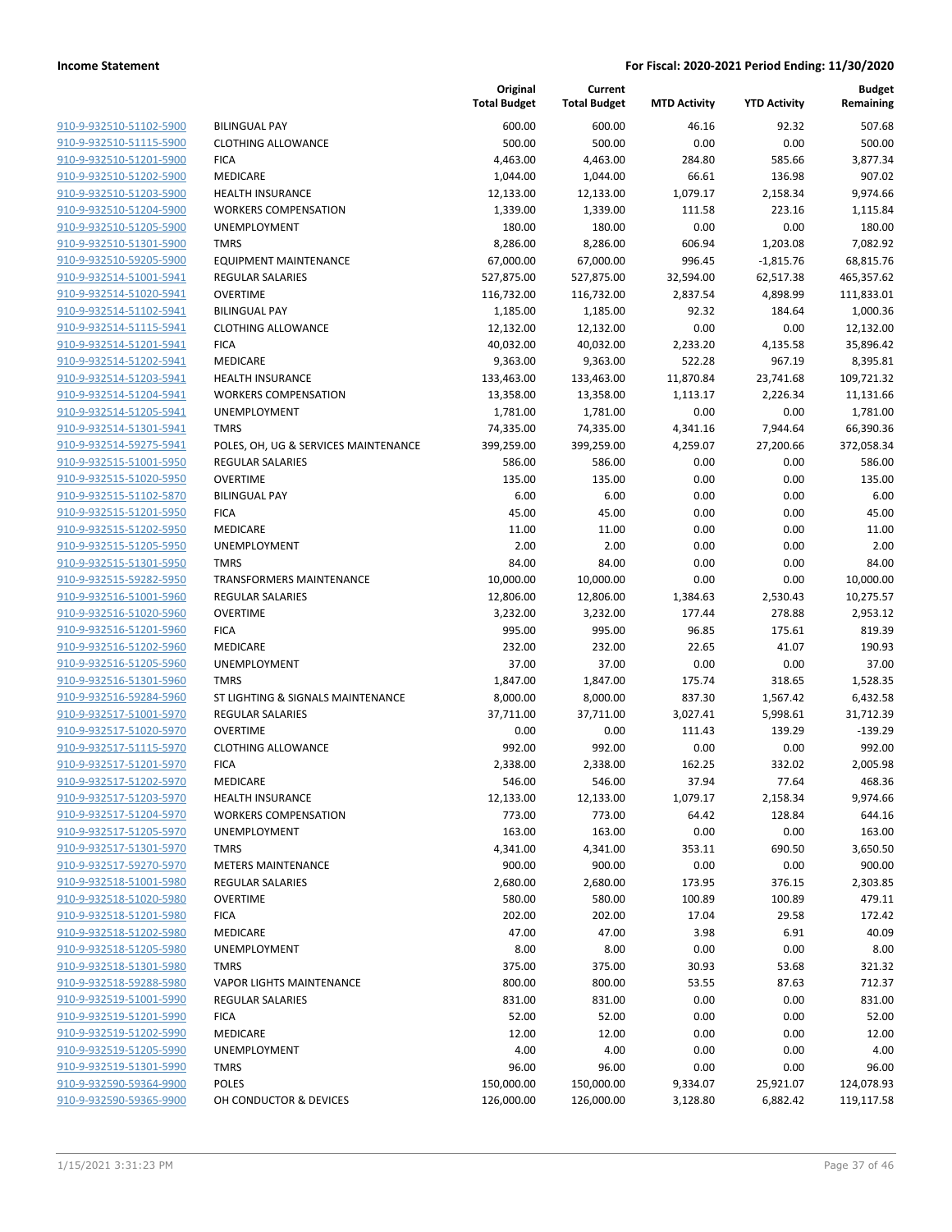| | | Original Total Budget | Current Total Budget | MTD Activity | YTD Activity | Budget Remaining |
|---|---|---|---|---|---|---|
| 910-9-932510-51102-5900 | BILINGUAL PAY | 600.00 | 600.00 | 46.16 | 92.32 | 507.68 |
| 910-9-932510-51115-5900 | CLOTHING ALLOWANCE | 500.00 | 500.00 | 0.00 | 0.00 | 500.00 |
| 910-9-932510-51201-5900 | FICA | 4,463.00 | 4,463.00 | 284.80 | 585.66 | 3,877.34 |
| 910-9-932510-51202-5900 | MEDICARE | 1,044.00 | 1,044.00 | 66.61 | 136.98 | 907.02 |
| 910-9-932510-51203-5900 | HEALTH INSURANCE | 12,133.00 | 12,133.00 | 1,079.17 | 2,158.34 | 9,974.66 |
| 910-9-932510-51204-5900 | WORKERS COMPENSATION | 1,339.00 | 1,339.00 | 111.58 | 223.16 | 1,115.84 |
| 910-9-932510-51205-5900 | UNEMPLOYMENT | 180.00 | 180.00 | 0.00 | 0.00 | 180.00 |
| 910-9-932510-51301-5900 | TMRS | 8,286.00 | 8,286.00 | 606.94 | 1,203.08 | 7,082.92 |
| 910-9-932510-59205-5900 | EQUIPMENT MAINTENANCE | 67,000.00 | 67,000.00 | 996.45 | -1,815.76 | 68,815.76 |
| 910-9-932514-51001-5941 | REGULAR SALARIES | 527,875.00 | 527,875.00 | 32,594.00 | 62,517.38 | 465,357.62 |
| 910-9-932514-51020-5941 | OVERTIME | 116,732.00 | 116,732.00 | 2,837.54 | 4,898.99 | 111,833.01 |
| 910-9-932514-51102-5941 | BILINGUAL PAY | 1,185.00 | 1,185.00 | 92.32 | 184.64 | 1,000.36 |
| 910-9-932514-51115-5941 | CLOTHING ALLOWANCE | 12,132.00 | 12,132.00 | 0.00 | 0.00 | 12,132.00 |
| 910-9-932514-51201-5941 | FICA | 40,032.00 | 40,032.00 | 2,233.20 | 4,135.58 | 35,896.42 |
| 910-9-932514-51202-5941 | MEDICARE | 9,363.00 | 9,363.00 | 522.28 | 967.19 | 8,395.81 |
| 910-9-932514-51203-5941 | HEALTH INSURANCE | 133,463.00 | 133,463.00 | 11,870.84 | 23,741.68 | 109,721.32 |
| 910-9-932514-51204-5941 | WORKERS COMPENSATION | 13,358.00 | 13,358.00 | 1,113.17 | 2,226.34 | 11,131.66 |
| 910-9-932514-51205-5941 | UNEMPLOYMENT | 1,781.00 | 1,781.00 | 0.00 | 0.00 | 1,781.00 |
| 910-9-932514-51301-5941 | TMRS | 74,335.00 | 74,335.00 | 4,341.16 | 7,944.64 | 66,390.36 |
| 910-9-932514-59275-5941 | POLES, OH, UG & SERVICES MAINTENANCE | 399,259.00 | 399,259.00 | 4,259.07 | 27,200.66 | 372,058.34 |
| 910-9-932515-51001-5950 | REGULAR SALARIES | 586.00 | 586.00 | 0.00 | 0.00 | 586.00 |
| 910-9-932515-51020-5950 | OVERTIME | 135.00 | 135.00 | 0.00 | 0.00 | 135.00 |
| 910-9-932515-51102-5870 | BILINGUAL PAY | 6.00 | 6.00 | 0.00 | 0.00 | 6.00 |
| 910-9-932515-51201-5950 | FICA | 45.00 | 45.00 | 0.00 | 0.00 | 45.00 |
| 910-9-932515-51202-5950 | MEDICARE | 11.00 | 11.00 | 0.00 | 0.00 | 11.00 |
| 910-9-932515-51205-5950 | UNEMPLOYMENT | 2.00 | 2.00 | 0.00 | 0.00 | 2.00 |
| 910-9-932515-51301-5950 | TMRS | 84.00 | 84.00 | 0.00 | 0.00 | 84.00 |
| 910-9-932515-59282-5950 | TRANSFORMERS MAINTENANCE | 10,000.00 | 10,000.00 | 0.00 | 0.00 | 10,000.00 |
| 910-9-932516-51001-5960 | REGULAR SALARIES | 12,806.00 | 12,806.00 | 1,384.63 | 2,530.43 | 10,275.57 |
| 910-9-932516-51020-5960 | OVERTIME | 3,232.00 | 3,232.00 | 177.44 | 278.88 | 2,953.12 |
| 910-9-932516-51201-5960 | FICA | 995.00 | 995.00 | 96.85 | 175.61 | 819.39 |
| 910-9-932516-51202-5960 | MEDICARE | 232.00 | 232.00 | 22.65 | 41.07 | 190.93 |
| 910-9-932516-51205-5960 | UNEMPLOYMENT | 37.00 | 37.00 | 0.00 | 0.00 | 37.00 |
| 910-9-932516-51301-5960 | TMRS | 1,847.00 | 1,847.00 | 175.74 | 318.65 | 1,528.35 |
| 910-9-932516-59284-5960 | ST LIGHTING & SIGNALS MAINTENANCE | 8,000.00 | 8,000.00 | 837.30 | 1,567.42 | 6,432.58 |
| 910-9-932517-51001-5970 | REGULAR SALARIES | 37,711.00 | 37,711.00 | 3,027.41 | 5,998.61 | 31,712.39 |
| 910-9-932517-51020-5970 | OVERTIME | 0.00 | 0.00 | 111.43 | 139.29 | -139.29 |
| 910-9-932517-51115-5970 | CLOTHING ALLOWANCE | 992.00 | 992.00 | 0.00 | 0.00 | 992.00 |
| 910-9-932517-51201-5970 | FICA | 2,338.00 | 2,338.00 | 162.25 | 332.02 | 2,005.98 |
| 910-9-932517-51202-5970 | MEDICARE | 546.00 | 546.00 | 37.94 | 77.64 | 468.36 |
| 910-9-932517-51203-5970 | HEALTH INSURANCE | 12,133.00 | 12,133.00 | 1,079.17 | 2,158.34 | 9,974.66 |
| 910-9-932517-51204-5970 | WORKERS COMPENSATION | 773.00 | 773.00 | 64.42 | 128.84 | 644.16 |
| 910-9-932517-51205-5970 | UNEMPLOYMENT | 163.00 | 163.00 | 0.00 | 0.00 | 163.00 |
| 910-9-932517-51301-5970 | TMRS | 4,341.00 | 4,341.00 | 353.11 | 690.50 | 3,650.50 |
| 910-9-932517-59270-5970 | METERS MAINTENANCE | 900.00 | 900.00 | 0.00 | 0.00 | 900.00 |
| 910-9-932518-51001-5980 | REGULAR SALARIES | 2,680.00 | 2,680.00 | 173.95 | 376.15 | 2,303.85 |
| 910-9-932518-51020-5980 | OVERTIME | 580.00 | 580.00 | 100.89 | 100.89 | 479.11 |
| 910-9-932518-51201-5980 | FICA | 202.00 | 202.00 | 17.04 | 29.58 | 172.42 |
| 910-9-932518-51202-5980 | MEDICARE | 47.00 | 47.00 | 3.98 | 6.91 | 40.09 |
| 910-9-932518-51205-5980 | UNEMPLOYMENT | 8.00 | 8.00 | 0.00 | 0.00 | 8.00 |
| 910-9-932518-51301-5980 | TMRS | 375.00 | 375.00 | 30.93 | 53.68 | 321.32 |
| 910-9-932518-59288-5980 | VAPOR LIGHTS MAINTENANCE | 800.00 | 800.00 | 53.55 | 87.63 | 712.37 |
| 910-9-932519-51001-5990 | REGULAR SALARIES | 831.00 | 831.00 | 0.00 | 0.00 | 831.00 |
| 910-9-932519-51201-5990 | FICA | 52.00 | 52.00 | 0.00 | 0.00 | 52.00 |
| 910-9-932519-51202-5990 | MEDICARE | 12.00 | 12.00 | 0.00 | 0.00 | 12.00 |
| 910-9-932519-51205-5990 | UNEMPLOYMENT | 4.00 | 4.00 | 0.00 | 0.00 | 4.00 |
| 910-9-932519-51301-5990 | TMRS | 96.00 | 96.00 | 0.00 | 0.00 | 96.00 |
| 910-9-932590-59364-9900 | POLES | 150,000.00 | 150,000.00 | 9,334.07 | 25,921.07 | 124,078.93 |
| 910-9-932590-59365-9900 | OH CONDUCTOR & DEVICES | 126,000.00 | 126,000.00 | 3,128.80 | 6,882.42 | 119,117.58 |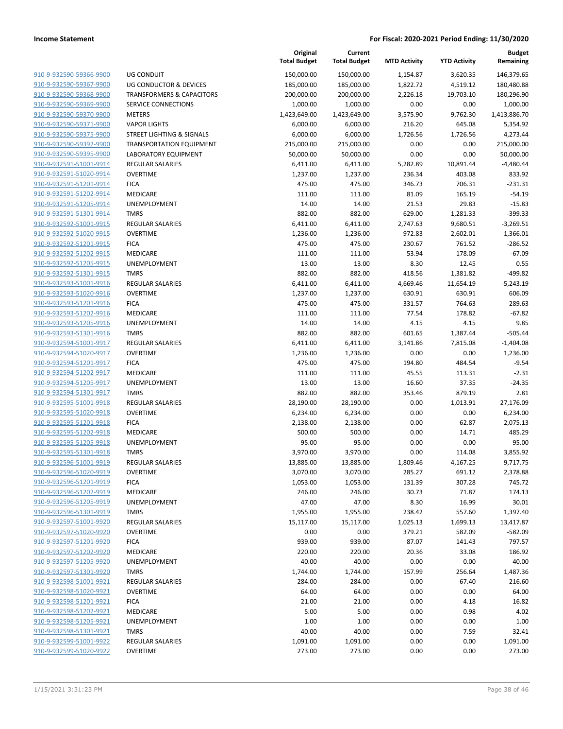| | | Original Total Budget | Current Total Budget | MTD Activity | YTD Activity | Budget Remaining |
|---|---|---|---|---|---|---|
| 910-9-932590-59366-9900 | UG CONDUIT | 150,000.00 | 150,000.00 | 1,154.87 | 3,620.35 | 146,379.65 |
| 910-9-932590-59367-9900 | UG CONDUCTOR & DEVICES | 185,000.00 | 185,000.00 | 1,822.72 | 4,519.12 | 180,480.88 |
| 910-9-932590-59368-9900 | TRANSFORMERS & CAPACITORS | 200,000.00 | 200,000.00 | 2,226.18 | 19,703.10 | 180,296.90 |
| 910-9-932590-59369-9900 | SERVICE CONNECTIONS | 1,000.00 | 1,000.00 | 0.00 | 0.00 | 1,000.00 |
| 910-9-932590-59370-9900 | METERS | 1,423,649.00 | 1,423,649.00 | 3,575.90 | 9,762.30 | 1,413,886.70 |
| 910-9-932590-59371-9900 | VAPOR LIGHTS | 6,000.00 | 6,000.00 | 216.20 | 645.08 | 5,354.92 |
| 910-9-932590-59375-9900 | STREET LIGHTING & SIGNALS | 6,000.00 | 6,000.00 | 1,726.56 | 1,726.56 | 4,273.44 |
| 910-9-932590-59392-9900 | TRANSPORTATION EQUIPMENT | 215,000.00 | 215,000.00 | 0.00 | 0.00 | 215,000.00 |
| 910-9-932590-59395-9900 | LABORATORY EQUIPMENT | 50,000.00 | 50,000.00 | 0.00 | 0.00 | 50,000.00 |
| 910-9-932591-51001-9914 | REGULAR SALARIES | 6,411.00 | 6,411.00 | 5,282.89 | 10,891.44 | -4,480.44 |
| 910-9-932591-51020-9914 | OVERTIME | 1,237.00 | 1,237.00 | 236.34 | 403.08 | 833.92 |
| 910-9-932591-51201-9914 | FICA | 475.00 | 475.00 | 346.73 | 706.31 | -231.31 |
| 910-9-932591-51202-9914 | MEDICARE | 111.00 | 111.00 | 81.09 | 165.19 | -54.19 |
| 910-9-932591-51205-9914 | UNEMPLOYMENT | 14.00 | 14.00 | 21.53 | 29.83 | -15.83 |
| 910-9-932591-51301-9914 | TMRS | 882.00 | 882.00 | 629.00 | 1,281.33 | -399.33 |
| 910-9-932592-51001-9915 | REGULAR SALARIES | 6,411.00 | 6,411.00 | 2,747.63 | 9,680.51 | -3,269.51 |
| 910-9-932592-51020-9915 | OVERTIME | 1,236.00 | 1,236.00 | 972.83 | 2,602.01 | -1,366.01 |
| 910-9-932592-51201-9915 | FICA | 475.00 | 475.00 | 230.67 | 761.52 | -286.52 |
| 910-9-932592-51202-9915 | MEDICARE | 111.00 | 111.00 | 53.94 | 178.09 | -67.09 |
| 910-9-932592-51205-9915 | UNEMPLOYMENT | 13.00 | 13.00 | 8.30 | 12.45 | 0.55 |
| 910-9-932592-51301-9915 | TMRS | 882.00 | 882.00 | 418.56 | 1,381.82 | -499.82 |
| 910-9-932593-51001-9916 | REGULAR SALARIES | 6,411.00 | 6,411.00 | 4,669.46 | 11,654.19 | -5,243.19 |
| 910-9-932593-51020-9916 | OVERTIME | 1,237.00 | 1,237.00 | 630.91 | 630.91 | 606.09 |
| 910-9-932593-51201-9916 | FICA | 475.00 | 475.00 | 331.57 | 764.63 | -289.63 |
| 910-9-932593-51202-9916 | MEDICARE | 111.00 | 111.00 | 77.54 | 178.82 | -67.82 |
| 910-9-932593-51205-9916 | UNEMPLOYMENT | 14.00 | 14.00 | 4.15 | 4.15 | 9.85 |
| 910-9-932593-51301-9916 | TMRS | 882.00 | 882.00 | 601.65 | 1,387.44 | -505.44 |
| 910-9-932594-51001-9917 | REGULAR SALARIES | 6,411.00 | 6,411.00 | 3,141.86 | 7,815.08 | -1,404.08 |
| 910-9-932594-51020-9917 | OVERTIME | 1,236.00 | 1,236.00 | 0.00 | 0.00 | 1,236.00 |
| 910-9-932594-51201-9917 | FICA | 475.00 | 475.00 | 194.80 | 484.54 | -9.54 |
| 910-9-932594-51202-9917 | MEDICARE | 111.00 | 111.00 | 45.55 | 113.31 | -2.31 |
| 910-9-932594-51205-9917 | UNEMPLOYMENT | 13.00 | 13.00 | 16.60 | 37.35 | -24.35 |
| 910-9-932594-51301-9917 | TMRS | 882.00 | 882.00 | 353.46 | 879.19 | 2.81 |
| 910-9-932595-51001-9918 | REGULAR SALARIES | 28,190.00 | 28,190.00 | 0.00 | 1,013.91 | 27,176.09 |
| 910-9-932595-51020-9918 | OVERTIME | 6,234.00 | 6,234.00 | 0.00 | 0.00 | 6,234.00 |
| 910-9-932595-51201-9918 | FICA | 2,138.00 | 2,138.00 | 0.00 | 62.87 | 2,075.13 |
| 910-9-932595-51202-9918 | MEDICARE | 500.00 | 500.00 | 0.00 | 14.71 | 485.29 |
| 910-9-932595-51205-9918 | UNEMPLOYMENT | 95.00 | 95.00 | 0.00 | 0.00 | 95.00 |
| 910-9-932595-51301-9918 | TMRS | 3,970.00 | 3,970.00 | 0.00 | 114.08 | 3,855.92 |
| 910-9-932596-51001-9919 | REGULAR SALARIES | 13,885.00 | 13,885.00 | 1,809.46 | 4,167.25 | 9,717.75 |
| 910-9-932596-51020-9919 | OVERTIME | 3,070.00 | 3,070.00 | 285.27 | 691.12 | 2,378.88 |
| 910-9-932596-51201-9919 | FICA | 1,053.00 | 1,053.00 | 131.39 | 307.28 | 745.72 |
| 910-9-932596-51202-9919 | MEDICARE | 246.00 | 246.00 | 30.73 | 71.87 | 174.13 |
| 910-9-932596-51205-9919 | UNEMPLOYMENT | 47.00 | 47.00 | 8.30 | 16.99 | 30.01 |
| 910-9-932596-51301-9919 | TMRS | 1,955.00 | 1,955.00 | 238.42 | 557.60 | 1,397.40 |
| 910-9-932597-51001-9920 | REGULAR SALARIES | 15,117.00 | 15,117.00 | 1,025.13 | 1,699.13 | 13,417.87 |
| 910-9-932597-51020-9920 | OVERTIME | 0.00 | 0.00 | 379.21 | 582.09 | -582.09 |
| 910-9-932597-51201-9920 | FICA | 939.00 | 939.00 | 87.07 | 141.43 | 797.57 |
| 910-9-932597-51202-9920 | MEDICARE | 220.00 | 220.00 | 20.36 | 33.08 | 186.92 |
| 910-9-932597-51205-9920 | UNEMPLOYMENT | 40.00 | 40.00 | 0.00 | 0.00 | 40.00 |
| 910-9-932597-51301-9920 | TMRS | 1,744.00 | 1,744.00 | 157.99 | 256.64 | 1,487.36 |
| 910-9-932598-51001-9921 | REGULAR SALARIES | 284.00 | 284.00 | 0.00 | 67.40 | 216.60 |
| 910-9-932598-51020-9921 | OVERTIME | 64.00 | 64.00 | 0.00 | 0.00 | 64.00 |
| 910-9-932598-51201-9921 | FICA | 21.00 | 21.00 | 0.00 | 4.18 | 16.82 |
| 910-9-932598-51202-9921 | MEDICARE | 5.00 | 5.00 | 0.00 | 0.98 | 4.02 |
| 910-9-932598-51205-9921 | UNEMPLOYMENT | 1.00 | 1.00 | 0.00 | 0.00 | 1.00 |
| 910-9-932598-51301-9921 | TMRS | 40.00 | 40.00 | 0.00 | 7.59 | 32.41 |
| 910-9-932599-51001-9922 | REGULAR SALARIES | 1,091.00 | 1,091.00 | 0.00 | 0.00 | 1,091.00 |
| 910-9-932599-51020-9922 | OVERTIME | 273.00 | 273.00 | 0.00 | 0.00 | 273.00 |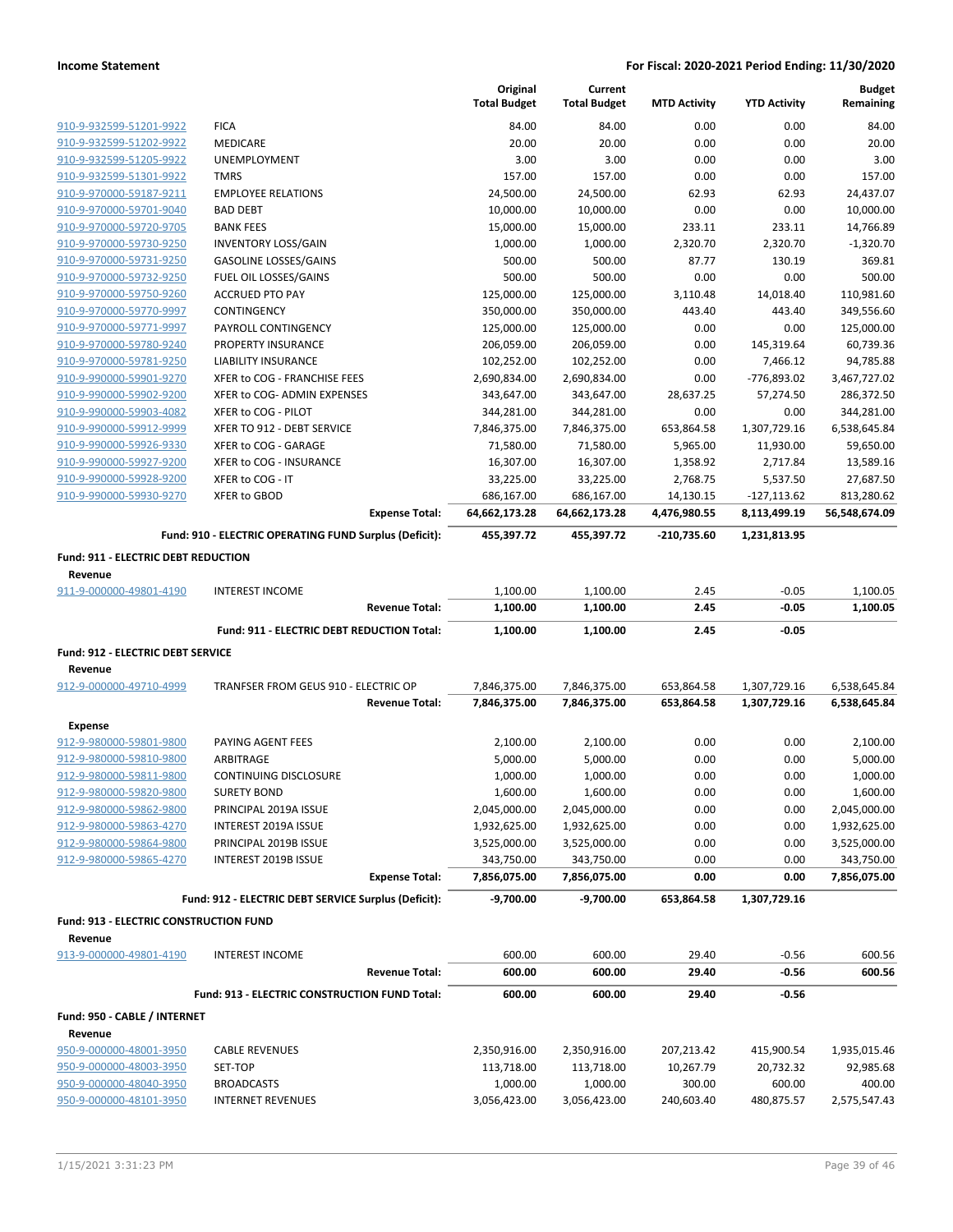**Income Statement** — **For Fiscal: 2020-2021 Period Ending: 11/30/2020**

| | | Original Total Budget | Current Total Budget | MTD Activity | YTD Activity | Budget Remaining |
|---|---|---|---|---|---|---|
| 910-9-932599-51201-9922 | FICA | 84.00 | 84.00 | 0.00 | 0.00 | 84.00 |
| 910-9-932599-51202-9922 | MEDICARE | 20.00 | 20.00 | 0.00 | 0.00 | 20.00 |
| 910-9-932599-51205-9922 | UNEMPLOYMENT | 3.00 | 3.00 | 0.00 | 0.00 | 3.00 |
| 910-9-932599-51301-9922 | TMRS | 157.00 | 157.00 | 0.00 | 0.00 | 157.00 |
| 910-9-970000-59187-9211 | EMPLOYEE RELATIONS | 24,500.00 | 24,500.00 | 62.93 | 62.93 | 24,437.07 |
| 910-9-970000-59701-9040 | BAD DEBT | 10,000.00 | 10,000.00 | 0.00 | 0.00 | 10,000.00 |
| 910-9-970000-59720-9705 | BANK FEES | 15,000.00 | 15,000.00 | 233.11 | 233.11 | 14,766.89 |
| 910-9-970000-59730-9250 | INVENTORY LOSS/GAIN | 1,000.00 | 1,000.00 | 2,320.70 | 2,320.70 | -1,320.70 |
| 910-9-970000-59731-9250 | GASOLINE LOSSES/GAINS | 500.00 | 500.00 | 87.77 | 130.19 | 369.81 |
| 910-9-970000-59732-9250 | FUEL OIL LOSSES/GAINS | 500.00 | 500.00 | 0.00 | 0.00 | 500.00 |
| 910-9-970000-59750-9260 | ACCRUED PTO PAY | 125,000.00 | 125,000.00 | 3,110.48 | 14,018.40 | 110,981.60 |
| 910-9-970000-59770-9997 | CONTINGENCY | 350,000.00 | 350,000.00 | 443.40 | 443.40 | 349,556.60 |
| 910-9-970000-59771-9997 | PAYROLL CONTINGENCY | 125,000.00 | 125,000.00 | 0.00 | 0.00 | 125,000.00 |
| 910-9-970000-59780-9240 | PROPERTY INSURANCE | 206,059.00 | 206,059.00 | 0.00 | 145,319.64 | 60,739.36 |
| 910-9-970000-59781-9250 | LIABILITY INSURANCE | 102,252.00 | 102,252.00 | 0.00 | 7,466.12 | 94,785.88 |
| 910-9-990000-59901-9270 | XFER to COG - FRANCHISE FEES | 2,690,834.00 | 2,690,834.00 | 0.00 | -776,893.02 | 3,467,727.02 |
| 910-9-990000-59902-9200 | XFER to COG- ADMIN EXPENSES | 343,647.00 | 343,647.00 | 28,637.25 | 57,274.50 | 286,372.50 |
| 910-9-990000-59903-4082 | XFER to COG - PILOT | 344,281.00 | 344,281.00 | 0.00 | 0.00 | 344,281.00 |
| 910-9-990000-59912-9999 | XFER TO 912 - DEBT SERVICE | 7,846,375.00 | 7,846,375.00 | 653,864.58 | 1,307,729.16 | 6,538,645.84 |
| 910-9-990000-59926-9330 | XFER to COG - GARAGE | 71,580.00 | 71,580.00 | 5,965.00 | 11,930.00 | 59,650.00 |
| 910-9-990000-59927-9200 | XFER to COG - INSURANCE | 16,307.00 | 16,307.00 | 1,358.92 | 2,717.84 | 13,589.16 |
| 910-9-990000-59928-9200 | XFER to COG - IT | 33,225.00 | 33,225.00 | 2,768.75 | 5,537.50 | 27,687.50 |
| 910-9-990000-59930-9270 | XFER to GBOD | 686,167.00 | 686,167.00 | 14,130.15 | -127,113.62 | 813,280.62 |
| | **Expense Total:** | **64,662,173.28** | **64,662,173.28** | **4,476,980.55** | **8,113,499.19** | **56,548,674.09** |
| | **Fund: 910 - ELECTRIC OPERATING FUND Surplus (Deficit):** | **455,397.72** | **455,397.72** | **-210,735.60** | **1,231,813.95** | |
| **Fund: 911 - ELECTRIC DEBT REDUCTION** | | | | | | |
| **Revenue** | | | | | | |
| 911-9-000000-49801-4190 | INTEREST INCOME | 1,100.00 | 1,100.00 | 2.45 | -0.05 | 1,100.05 |
| | **Revenue Total:** | **1,100.00** | **1,100.00** | **2.45** | **-0.05** | **1,100.05** |
| | **Fund: 911 - ELECTRIC DEBT REDUCTION Total:** | **1,100.00** | **1,100.00** | **2.45** | **-0.05** | |
| **Fund: 912 - ELECTRIC DEBT SERVICE** | | | | | | |
| **Revenue** | | | | | | |
| 912-9-000000-49710-4999 | TRANFSER FROM GEUS 910 - ELECTRIC OP | 7,846,375.00 | 7,846,375.00 | 653,864.58 | 1,307,729.16 | 6,538,645.84 |
| | **Revenue Total:** | **7,846,375.00** | **7,846,375.00** | **653,864.58** | **1,307,729.16** | **6,538,645.84** |
| **Expense** | | | | | | |
| 912-9-980000-59801-9800 | PAYING AGENT FEES | 2,100.00 | 2,100.00 | 0.00 | 0.00 | 2,100.00 |
| 912-9-980000-59810-9800 | ARBITRAGE | 5,000.00 | 5,000.00 | 0.00 | 0.00 | 5,000.00 |
| 912-9-980000-59811-9800 | CONTINUING DISCLOSURE | 1,000.00 | 1,000.00 | 0.00 | 0.00 | 1,000.00 |
| 912-9-980000-59820-9800 | SURETY BOND | 1,600.00 | 1,600.00 | 0.00 | 0.00 | 1,600.00 |
| 912-9-980000-59862-9800 | PRINCIPAL 2019A ISSUE | 2,045,000.00 | 2,045,000.00 | 0.00 | 0.00 | 2,045,000.00 |
| 912-9-980000-59863-4270 | INTEREST 2019A ISSUE | 1,932,625.00 | 1,932,625.00 | 0.00 | 0.00 | 1,932,625.00 |
| 912-9-980000-59864-9800 | PRINCIPAL 2019B ISSUE | 3,525,000.00 | 3,525,000.00 | 0.00 | 0.00 | 3,525,000.00 |
| 912-9-980000-59865-4270 | INTEREST 2019B ISSUE | 343,750.00 | 343,750.00 | 0.00 | 0.00 | 343,750.00 |
| | **Expense Total:** | **7,856,075.00** | **7,856,075.00** | **0.00** | **0.00** | **7,856,075.00** |
| | **Fund: 912 - ELECTRIC DEBT SERVICE Surplus (Deficit):** | **-9,700.00** | **-9,700.00** | **653,864.58** | **1,307,729.16** | |
| **Fund: 913 - ELECTRIC CONSTRUCTION FUND** | | | | | | |
| **Revenue** | | | | | | |
| 913-9-000000-49801-4190 | INTEREST INCOME | 600.00 | 600.00 | 29.40 | -0.56 | 600.56 |
| | **Revenue Total:** | **600.00** | **600.00** | **29.40** | **-0.56** | **600.56** |
| | **Fund: 913 - ELECTRIC CONSTRUCTION FUND Total:** | **600.00** | **600.00** | **29.40** | **-0.56** | |
| **Fund: 950 - CABLE / INTERNET** | | | | | | |
| **Revenue** | | | | | | |
| 950-9-000000-48001-3950 | CABLE REVENUES | 2,350,916.00 | 2,350,916.00 | 207,213.42 | 415,900.54 | 1,935,015.46 |
| 950-9-000000-48003-3950 | SET-TOP | 113,718.00 | 113,718.00 | 10,267.79 | 20,732.32 | 92,985.68 |
| 950-9-000000-48040-3950 | BROADCASTS | 1,000.00 | 1,000.00 | 300.00 | 600.00 | 400.00 |
| 950-9-000000-48101-3950 | INTERNET REVENUES | 3,056,423.00 | 3,056,423.00 | 240,603.40 | 480,875.57 | 2,575,547.43 |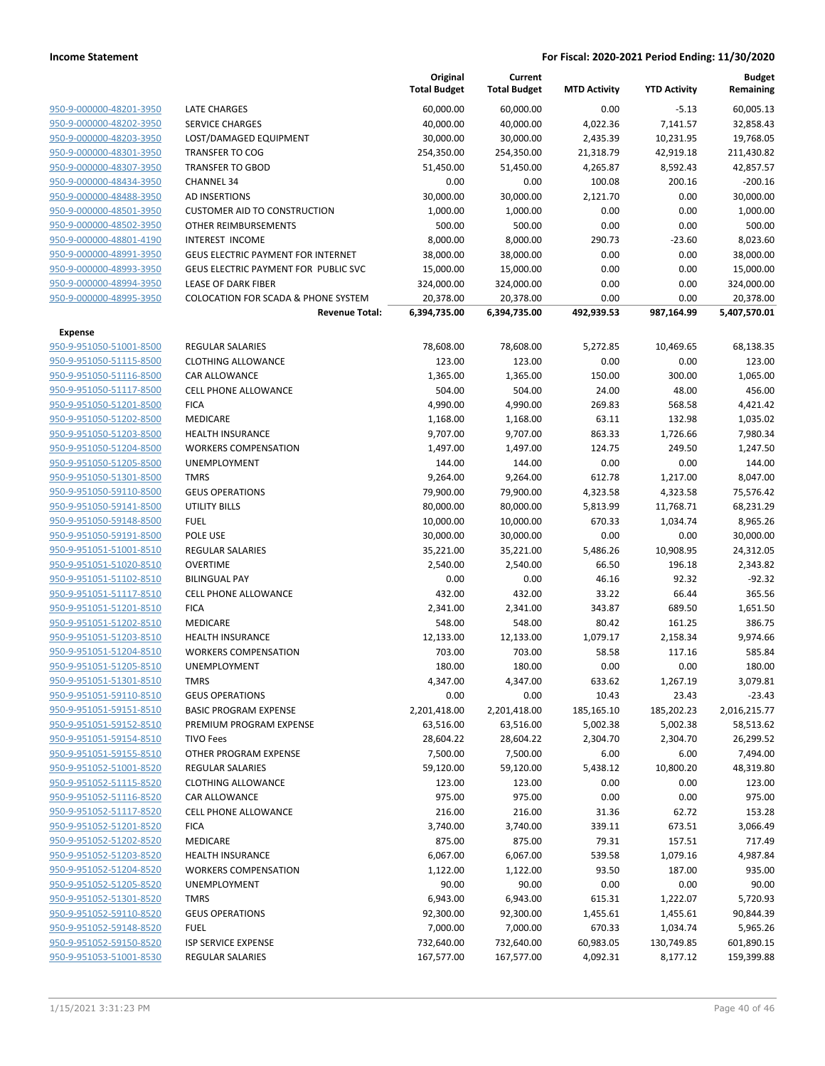| | | Original Total Budget | Current Total Budget | MTD Activity | YTD Activity | Budget Remaining |
|---|---|---|---|---|---|---|
| 950-9-000000-48201-3950 | LATE CHARGES | 60,000.00 | 60,000.00 | 0.00 | -5.13 | 60,005.13 |
| 950-9-000000-48202-3950 | SERVICE CHARGES | 40,000.00 | 40,000.00 | 4,022.36 | 7,141.57 | 32,858.43 |
| 950-9-000000-48203-3950 | LOST/DAMAGED EQUIPMENT | 30,000.00 | 30,000.00 | 2,435.39 | 10,231.95 | 19,768.05 |
| 950-9-000000-48301-3950 | TRANSFER TO COG | 254,350.00 | 254,350.00 | 21,318.79 | 42,919.18 | 211,430.82 |
| 950-9-000000-48307-3950 | TRANSFER TO GBOD | 51,450.00 | 51,450.00 | 4,265.87 | 8,592.43 | 42,857.57 |
| 950-9-000000-48434-3950 | CHANNEL 34 | 0.00 | 0.00 | 100.08 | 200.16 | -200.16 |
| 950-9-000000-48488-3950 | AD INSERTIONS | 30,000.00 | 30,000.00 | 2,121.70 | 0.00 | 30,000.00 |
| 950-9-000000-48501-3950 | CUSTOMER AID TO CONSTRUCTION | 1,000.00 | 1,000.00 | 0.00 | 0.00 | 1,000.00 |
| 950-9-000000-48502-3950 | OTHER REIMBURSEMENTS | 500.00 | 500.00 | 0.00 | 0.00 | 500.00 |
| 950-9-000000-48801-4190 | INTEREST INCOME | 8,000.00 | 8,000.00 | 290.73 | -23.60 | 8,023.60 |
| 950-9-000000-48991-3950 | GEUS ELECTRIC PAYMENT FOR INTERNET | 38,000.00 | 38,000.00 | 0.00 | 0.00 | 38,000.00 |
| 950-9-000000-48993-3950 | GEUS ELECTRIC PAYMENT FOR PUBLIC SVC | 15,000.00 | 15,000.00 | 0.00 | 0.00 | 15,000.00 |
| 950-9-000000-48994-3950 | LEASE OF DARK FIBER | 324,000.00 | 324,000.00 | 0.00 | 0.00 | 324,000.00 |
| 950-9-000000-48995-3950 | COLOCATION FOR SCADA & PHONE SYSTEM | 20,378.00 | 20,378.00 | 0.00 | 0.00 | 20,378.00 |
| | **Revenue Total:** | **6,394,735.00** | **6,394,735.00** | **492,939.53** | **987,164.99** | **5,407,570.01** |
| **Expense** | | | | | | |
| 950-9-951050-51001-8500 | REGULAR SALARIES | 78,608.00 | 78,608.00 | 5,272.85 | 10,469.65 | 68,138.35 |
| 950-9-951050-51115-8500 | CLOTHING ALLOWANCE | 123.00 | 123.00 | 0.00 | 0.00 | 123.00 |
| 950-9-951050-51116-8500 | CAR ALLOWANCE | 1,365.00 | 1,365.00 | 150.00 | 300.00 | 1,065.00 |
| 950-9-951050-51117-8500 | CELL PHONE ALLOWANCE | 504.00 | 504.00 | 24.00 | 48.00 | 456.00 |
| 950-9-951050-51201-8500 | FICA | 4,990.00 | 4,990.00 | 269.83 | 568.58 | 4,421.42 |
| 950-9-951050-51202-8500 | MEDICARE | 1,168.00 | 1,168.00 | 63.11 | 132.98 | 1,035.02 |
| 950-9-951050-51203-8500 | HEALTH INSURANCE | 9,707.00 | 9,707.00 | 863.33 | 1,726.66 | 7,980.34 |
| 950-9-951050-51204-8500 | WORKERS COMPENSATION | 1,497.00 | 1,497.00 | 124.75 | 249.50 | 1,247.50 |
| 950-9-951050-51205-8500 | UNEMPLOYMENT | 144.00 | 144.00 | 0.00 | 0.00 | 144.00 |
| 950-9-951050-51301-8500 | TMRS | 9,264.00 | 9,264.00 | 612.78 | 1,217.00 | 8,047.00 |
| 950-9-951050-59110-8500 | GEUS OPERATIONS | 79,900.00 | 79,900.00 | 4,323.58 | 4,323.58 | 75,576.42 |
| 950-9-951050-59141-8500 | UTILITY BILLS | 80,000.00 | 80,000.00 | 5,813.99 | 11,768.71 | 68,231.29 |
| 950-9-951050-59148-8500 | FUEL | 10,000.00 | 10,000.00 | 670.33 | 1,034.74 | 8,965.26 |
| 950-9-951050-59191-8500 | POLE USE | 30,000.00 | 30,000.00 | 0.00 | 0.00 | 30,000.00 |
| 950-9-951051-51001-8510 | REGULAR SALARIES | 35,221.00 | 35,221.00 | 5,486.26 | 10,908.95 | 24,312.05 |
| 950-9-951051-51020-8510 | OVERTIME | 2,540.00 | 2,540.00 | 66.50 | 196.18 | 2,343.82 |
| 950-9-951051-51102-8510 | BILINGUAL PAY | 0.00 | 0.00 | 46.16 | 92.32 | -92.32 |
| 950-9-951051-51117-8510 | CELL PHONE ALLOWANCE | 432.00 | 432.00 | 33.22 | 66.44 | 365.56 |
| 950-9-951051-51201-8510 | FICA | 2,341.00 | 2,341.00 | 343.87 | 689.50 | 1,651.50 |
| 950-9-951051-51202-8510 | MEDICARE | 548.00 | 548.00 | 80.42 | 161.25 | 386.75 |
| 950-9-951051-51203-8510 | HEALTH INSURANCE | 12,133.00 | 12,133.00 | 1,079.17 | 2,158.34 | 9,974.66 |
| 950-9-951051-51204-8510 | WORKERS COMPENSATION | 703.00 | 703.00 | 58.58 | 117.16 | 585.84 |
| 950-9-951051-51205-8510 | UNEMPLOYMENT | 180.00 | 180.00 | 0.00 | 0.00 | 180.00 |
| 950-9-951051-51301-8510 | TMRS | 4,347.00 | 4,347.00 | 633.62 | 1,267.19 | 3,079.81 |
| 950-9-951051-59110-8510 | GEUS OPERATIONS | 0.00 | 0.00 | 10.43 | 23.43 | -23.43 |
| 950-9-951051-59151-8510 | BASIC PROGRAM EXPENSE | 2,201,418.00 | 2,201,418.00 | 185,165.10 | 185,202.23 | 2,016,215.77 |
| 950-9-951051-59152-8510 | PREMIUM PROGRAM EXPENSE | 63,516.00 | 63,516.00 | 5,002.38 | 5,002.38 | 58,513.62 |
| 950-9-951051-59154-8510 | TIVO Fees | 28,604.22 | 28,604.22 | 2,304.70 | 2,304.70 | 26,299.52 |
| 950-9-951051-59155-8510 | OTHER PROGRAM EXPENSE | 7,500.00 | 7,500.00 | 6.00 | 6.00 | 7,494.00 |
| 950-9-951052-51001-8520 | REGULAR SALARIES | 59,120.00 | 59,120.00 | 5,438.12 | 10,800.20 | 48,319.80 |
| 950-9-951052-51115-8520 | CLOTHING ALLOWANCE | 123.00 | 123.00 | 0.00 | 0.00 | 123.00 |
| 950-9-951052-51116-8520 | CAR ALLOWANCE | 975.00 | 975.00 | 0.00 | 0.00 | 975.00 |
| 950-9-951052-51117-8520 | CELL PHONE ALLOWANCE | 216.00 | 216.00 | 31.36 | 62.72 | 153.28 |
| 950-9-951052-51201-8520 | FICA | 3,740.00 | 3,740.00 | 339.11 | 673.51 | 3,066.49 |
| 950-9-951052-51202-8520 | MEDICARE | 875.00 | 875.00 | 79.31 | 157.51 | 717.49 |
| 950-9-951052-51203-8520 | HEALTH INSURANCE | 6,067.00 | 6,067.00 | 539.58 | 1,079.16 | 4,987.84 |
| 950-9-951052-51204-8520 | WORKERS COMPENSATION | 1,122.00 | 1,122.00 | 93.50 | 187.00 | 935.00 |
| 950-9-951052-51205-8520 | UNEMPLOYMENT | 90.00 | 90.00 | 0.00 | 0.00 | 90.00 |
| 950-9-951052-51301-8520 | TMRS | 6,943.00 | 6,943.00 | 615.31 | 1,222.07 | 5,720.93 |
| 950-9-951052-59110-8520 | GEUS OPERATIONS | 92,300.00 | 92,300.00 | 1,455.61 | 1,455.61 | 90,844.39 |
| 950-9-951052-59148-8520 | FUEL | 7,000.00 | 7,000.00 | 670.33 | 1,034.74 | 5,965.26 |
| 950-9-951052-59150-8520 | ISP SERVICE EXPENSE | 732,640.00 | 732,640.00 | 60,983.05 | 130,749.85 | 601,890.15 |
| 950-9-951053-51001-8530 | REGULAR SALARIES | 167,577.00 | 167,577.00 | 4,092.31 | 8,177.12 | 159,399.88 |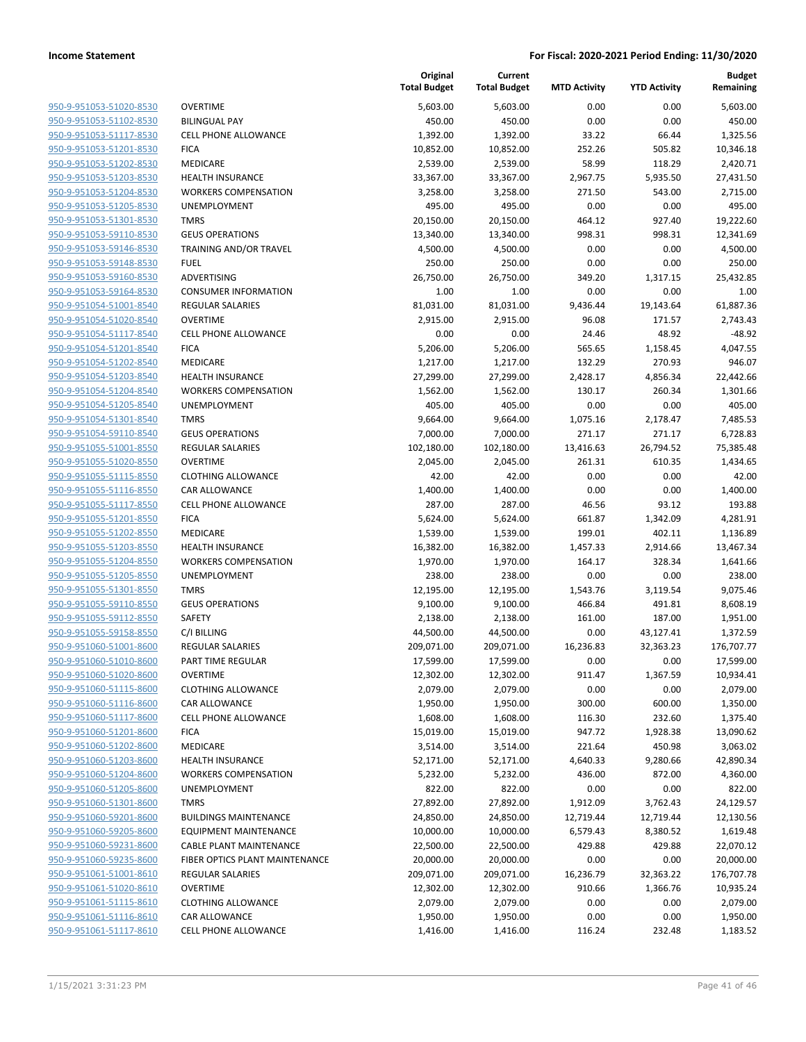| | | Original Total Budget | Current Total Budget | MTD Activity | YTD Activity | Budget Remaining |
|---|---|---|---|---|---|---|
| 950-9-951053-51020-8530 | OVERTIME | 5,603.00 | 5,603.00 | 0.00 | 0.00 | 5,603.00 |
| 950-9-951053-51102-8530 | BILINGUAL PAY | 450.00 | 450.00 | 0.00 | 0.00 | 450.00 |
| 950-9-951053-51117-8530 | CELL PHONE ALLOWANCE | 1,392.00 | 1,392.00 | 33.22 | 66.44 | 1,325.56 |
| 950-9-951053-51201-8530 | FICA | 10,852.00 | 10,852.00 | 252.26 | 505.82 | 10,346.18 |
| 950-9-951053-51202-8530 | MEDICARE | 2,539.00 | 2,539.00 | 58.99 | 118.29 | 2,420.71 |
| 950-9-951053-51203-8530 | HEALTH INSURANCE | 33,367.00 | 33,367.00 | 2,967.75 | 5,935.50 | 27,431.50 |
| 950-9-951053-51204-8530 | WORKERS COMPENSATION | 3,258.00 | 3,258.00 | 271.50 | 543.00 | 2,715.00 |
| 950-9-951053-51205-8530 | UNEMPLOYMENT | 495.00 | 495.00 | 0.00 | 0.00 | 495.00 |
| 950-9-951053-51301-8530 | TMRS | 20,150.00 | 20,150.00 | 464.12 | 927.40 | 19,222.60 |
| 950-9-951053-59110-8530 | GEUS OPERATIONS | 13,340.00 | 13,340.00 | 998.31 | 998.31 | 12,341.69 |
| 950-9-951053-59146-8530 | TRAINING AND/OR TRAVEL | 4,500.00 | 4,500.00 | 0.00 | 0.00 | 4,500.00 |
| 950-9-951053-59148-8530 | FUEL | 250.00 | 250.00 | 0.00 | 0.00 | 250.00 |
| 950-9-951053-59160-8530 | ADVERTISING | 26,750.00 | 26,750.00 | 349.20 | 1,317.15 | 25,432.85 |
| 950-9-951053-59164-8530 | CONSUMER INFORMATION | 1.00 | 1.00 | 0.00 | 0.00 | 1.00 |
| 950-9-951054-51001-8540 | REGULAR SALARIES | 81,031.00 | 81,031.00 | 9,436.44 | 19,143.64 | 61,887.36 |
| 950-9-951054-51020-8540 | OVERTIME | 2,915.00 | 2,915.00 | 96.08 | 171.57 | 2,743.43 |
| 950-9-951054-51117-8540 | CELL PHONE ALLOWANCE | 0.00 | 0.00 | 24.46 | 48.92 | -48.92 |
| 950-9-951054-51201-8540 | FICA | 5,206.00 | 5,206.00 | 565.65 | 1,158.45 | 4,047.55 |
| 950-9-951054-51202-8540 | MEDICARE | 1,217.00 | 1,217.00 | 132.29 | 270.93 | 946.07 |
| 950-9-951054-51203-8540 | HEALTH INSURANCE | 27,299.00 | 27,299.00 | 2,428.17 | 4,856.34 | 22,442.66 |
| 950-9-951054-51204-8540 | WORKERS COMPENSATION | 1,562.00 | 1,562.00 | 130.17 | 260.34 | 1,301.66 |
| 950-9-951054-51205-8540 | UNEMPLOYMENT | 405.00 | 405.00 | 0.00 | 0.00 | 405.00 |
| 950-9-951054-51301-8540 | TMRS | 9,664.00 | 9,664.00 | 1,075.16 | 2,178.47 | 7,485.53 |
| 950-9-951054-59110-8540 | GEUS OPERATIONS | 7,000.00 | 7,000.00 | 271.17 | 271.17 | 6,728.83 |
| 950-9-951055-51001-8550 | REGULAR SALARIES | 102,180.00 | 102,180.00 | 13,416.63 | 26,794.52 | 75,385.48 |
| 950-9-951055-51020-8550 | OVERTIME | 2,045.00 | 2,045.00 | 261.31 | 610.35 | 1,434.65 |
| 950-9-951055-51115-8550 | CLOTHING ALLOWANCE | 42.00 | 42.00 | 0.00 | 0.00 | 42.00 |
| 950-9-951055-51116-8550 | CAR ALLOWANCE | 1,400.00 | 1,400.00 | 0.00 | 0.00 | 1,400.00 |
| 950-9-951055-51117-8550 | CELL PHONE ALLOWANCE | 287.00 | 287.00 | 46.56 | 93.12 | 193.88 |
| 950-9-951055-51201-8550 | FICA | 5,624.00 | 5,624.00 | 661.87 | 1,342.09 | 4,281.91 |
| 950-9-951055-51202-8550 | MEDICARE | 1,539.00 | 1,539.00 | 199.01 | 402.11 | 1,136.89 |
| 950-9-951055-51203-8550 | HEALTH INSURANCE | 16,382.00 | 16,382.00 | 1,457.33 | 2,914.66 | 13,467.34 |
| 950-9-951055-51204-8550 | WORKERS COMPENSATION | 1,970.00 | 1,970.00 | 164.17 | 328.34 | 1,641.66 |
| 950-9-951055-51205-8550 | UNEMPLOYMENT | 238.00 | 238.00 | 0.00 | 0.00 | 238.00 |
| 950-9-951055-51301-8550 | TMRS | 12,195.00 | 12,195.00 | 1,543.76 | 3,119.54 | 9,075.46 |
| 950-9-951055-59110-8550 | GEUS OPERATIONS | 9,100.00 | 9,100.00 | 466.84 | 491.81 | 8,608.19 |
| 950-9-951055-59112-8550 | SAFETY | 2,138.00 | 2,138.00 | 161.00 | 187.00 | 1,951.00 |
| 950-9-951055-59158-8550 | C/I BILLING | 44,500.00 | 44,500.00 | 0.00 | 43,127.41 | 1,372.59 |
| 950-9-951060-51001-8600 | REGULAR SALARIES | 209,071.00 | 209,071.00 | 16,236.83 | 32,363.23 | 176,707.77 |
| 950-9-951060-51010-8600 | PART TIME REGULAR | 17,599.00 | 17,599.00 | 0.00 | 0.00 | 17,599.00 |
| 950-9-951060-51020-8600 | OVERTIME | 12,302.00 | 12,302.00 | 911.47 | 1,367.59 | 10,934.41 |
| 950-9-951060-51115-8600 | CLOTHING ALLOWANCE | 2,079.00 | 2,079.00 | 0.00 | 0.00 | 2,079.00 |
| 950-9-951060-51116-8600 | CAR ALLOWANCE | 1,950.00 | 1,950.00 | 300.00 | 600.00 | 1,350.00 |
| 950-9-951060-51117-8600 | CELL PHONE ALLOWANCE | 1,608.00 | 1,608.00 | 116.30 | 232.60 | 1,375.40 |
| 950-9-951060-51201-8600 | FICA | 15,019.00 | 15,019.00 | 947.72 | 1,928.38 | 13,090.62 |
| 950-9-951060-51202-8600 | MEDICARE | 3,514.00 | 3,514.00 | 221.64 | 450.98 | 3,063.02 |
| 950-9-951060-51203-8600 | HEALTH INSURANCE | 52,171.00 | 52,171.00 | 4,640.33 | 9,280.66 | 42,890.34 |
| 950-9-951060-51204-8600 | WORKERS COMPENSATION | 5,232.00 | 5,232.00 | 436.00 | 872.00 | 4,360.00 |
| 950-9-951060-51205-8600 | UNEMPLOYMENT | 822.00 | 822.00 | 0.00 | 0.00 | 822.00 |
| 950-9-951060-51301-8600 | TMRS | 27,892.00 | 27,892.00 | 1,912.09 | 3,762.43 | 24,129.57 |
| 950-9-951060-59201-8600 | BUILDINGS MAINTENANCE | 24,850.00 | 24,850.00 | 12,719.44 | 12,719.44 | 12,130.56 |
| 950-9-951060-59205-8600 | EQUIPMENT MAINTENANCE | 10,000.00 | 10,000.00 | 6,579.43 | 8,380.52 | 1,619.48 |
| 950-9-951060-59231-8600 | CABLE PLANT MAINTENANCE | 22,500.00 | 22,500.00 | 429.88 | 429.88 | 22,070.12 |
| 950-9-951060-59235-8600 | FIBER OPTICS PLANT MAINTENANCE | 20,000.00 | 20,000.00 | 0.00 | 0.00 | 20,000.00 |
| 950-9-951061-51001-8610 | REGULAR SALARIES | 209,071.00 | 209,071.00 | 16,236.79 | 32,363.22 | 176,707.78 |
| 950-9-951061-51020-8610 | OVERTIME | 12,302.00 | 12,302.00 | 910.66 | 1,366.76 | 10,935.24 |
| 950-9-951061-51115-8610 | CLOTHING ALLOWANCE | 2,079.00 | 2,079.00 | 0.00 | 0.00 | 2,079.00 |
| 950-9-951061-51116-8610 | CAR ALLOWANCE | 1,950.00 | 1,950.00 | 0.00 | 0.00 | 1,950.00 |
| 950-9-951061-51117-8610 | CELL PHONE ALLOWANCE | 1,416.00 | 1,416.00 | 116.24 | 232.48 | 1,183.52 |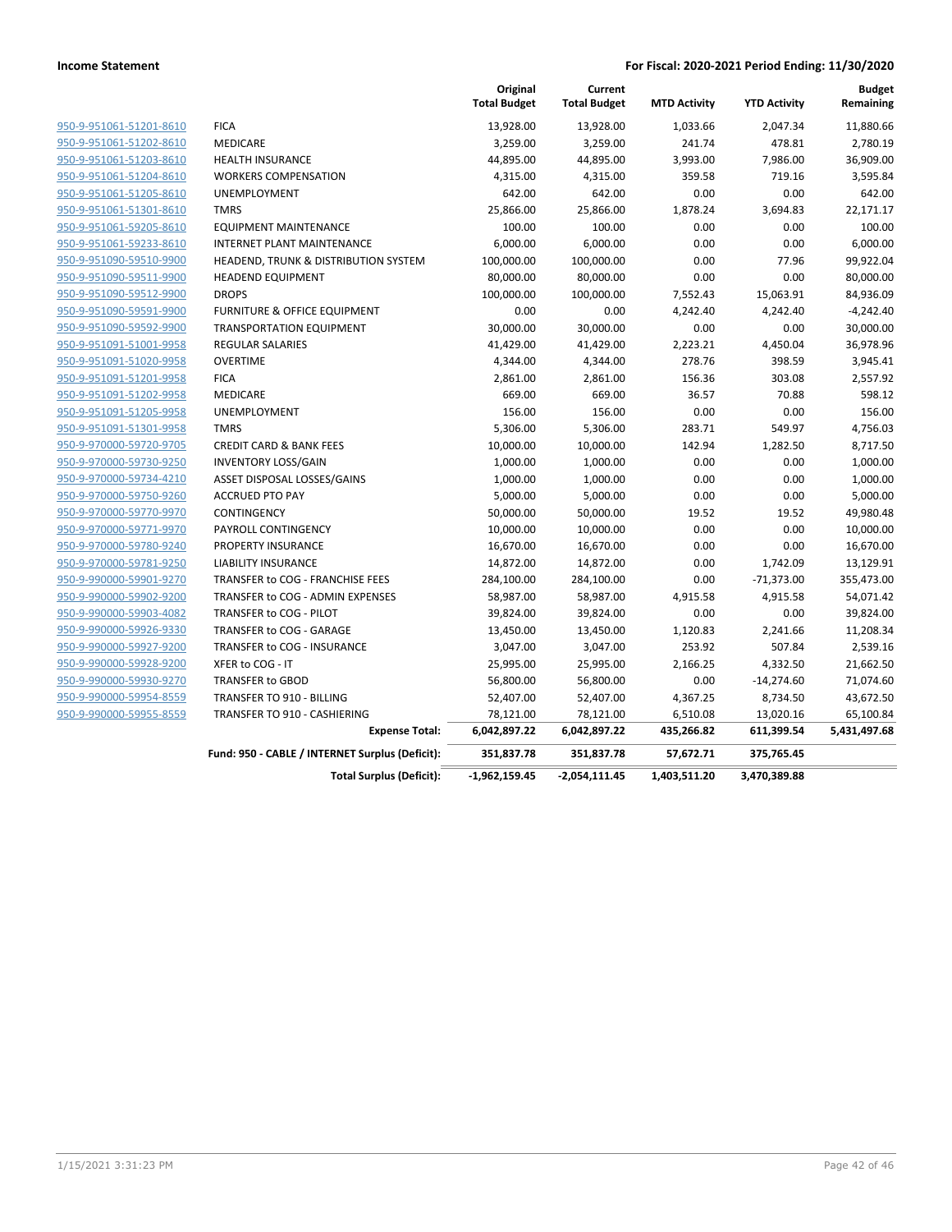| | | Original Total Budget | Current Total Budget | MTD Activity | YTD Activity | Budget Remaining |
|---|---|---|---|---|---|---|
| 950-9-951061-51201-8610 | FICA | 13,928.00 | 13,928.00 | 1,033.66 | 2,047.34 | 11,880.66 |
| 950-9-951061-51202-8610 | MEDICARE | 3,259.00 | 3,259.00 | 241.74 | 478.81 | 2,780.19 |
| 950-9-951061-51203-8610 | HEALTH INSURANCE | 44,895.00 | 44,895.00 | 3,993.00 | 7,986.00 | 36,909.00 |
| 950-9-951061-51204-8610 | WORKERS COMPENSATION | 4,315.00 | 4,315.00 | 359.58 | 719.16 | 3,595.84 |
| 950-9-951061-51205-8610 | UNEMPLOYMENT | 642.00 | 642.00 | 0.00 | 0.00 | 642.00 |
| 950-9-951061-51301-8610 | TMRS | 25,866.00 | 25,866.00 | 1,878.24 | 3,694.83 | 22,171.17 |
| 950-9-951061-59205-8610 | EQUIPMENT MAINTENANCE | 100.00 | 100.00 | 0.00 | 0.00 | 100.00 |
| 950-9-951061-59233-8610 | INTERNET PLANT MAINTENANCE | 6,000.00 | 6,000.00 | 0.00 | 0.00 | 6,000.00 |
| 950-9-951090-59510-9900 | HEADEND, TRUNK & DISTRIBUTION SYSTEM | 100,000.00 | 100,000.00 | 0.00 | 77.96 | 99,922.04 |
| 950-9-951090-59511-9900 | HEADEND EQUIPMENT | 80,000.00 | 80,000.00 | 0.00 | 0.00 | 80,000.00 |
| 950-9-951090-59512-9900 | DROPS | 100,000.00 | 100,000.00 | 7,552.43 | 15,063.91 | 84,936.09 |
| 950-9-951090-59591-9900 | FURNITURE & OFFICE EQUIPMENT | 0.00 | 0.00 | 4,242.40 | 4,242.40 | -4,242.40 |
| 950-9-951090-59592-9900 | TRANSPORTATION EQUIPMENT | 30,000.00 | 30,000.00 | 0.00 | 0.00 | 30,000.00 |
| 950-9-951091-51001-9958 | REGULAR SALARIES | 41,429.00 | 41,429.00 | 2,223.21 | 4,450.04 | 36,978.96 |
| 950-9-951091-51020-9958 | OVERTIME | 4,344.00 | 4,344.00 | 278.76 | 398.59 | 3,945.41 |
| 950-9-951091-51201-9958 | FICA | 2,861.00 | 2,861.00 | 156.36 | 303.08 | 2,557.92 |
| 950-9-951091-51202-9958 | MEDICARE | 669.00 | 669.00 | 36.57 | 70.88 | 598.12 |
| 950-9-951091-51205-9958 | UNEMPLOYMENT | 156.00 | 156.00 | 0.00 | 0.00 | 156.00 |
| 950-9-951091-51301-9958 | TMRS | 5,306.00 | 5,306.00 | 283.71 | 549.97 | 4,756.03 |
| 950-9-970000-59720-9705 | CREDIT CARD & BANK FEES | 10,000.00 | 10,000.00 | 142.94 | 1,282.50 | 8,717.50 |
| 950-9-970000-59730-9250 | INVENTORY LOSS/GAIN | 1,000.00 | 1,000.00 | 0.00 | 0.00 | 1,000.00 |
| 950-9-970000-59734-4210 | ASSET DISPOSAL LOSSES/GAINS | 1,000.00 | 1,000.00 | 0.00 | 0.00 | 1,000.00 |
| 950-9-970000-59750-9260 | ACCRUED PTO PAY | 5,000.00 | 5,000.00 | 0.00 | 0.00 | 5,000.00 |
| 950-9-970000-59770-9970 | CONTINGENCY | 50,000.00 | 50,000.00 | 19.52 | 19.52 | 49,980.48 |
| 950-9-970000-59771-9970 | PAYROLL CONTINGENCY | 10,000.00 | 10,000.00 | 0.00 | 0.00 | 10,000.00 |
| 950-9-970000-59780-9240 | PROPERTY INSURANCE | 16,670.00 | 16,670.00 | 0.00 | 0.00 | 16,670.00 |
| 950-9-970000-59781-9250 | LIABILITY INSURANCE | 14,872.00 | 14,872.00 | 0.00 | 1,742.09 | 13,129.91 |
| 950-9-990000-59901-9270 | TRANSFER to COG - FRANCHISE FEES | 284,100.00 | 284,100.00 | 0.00 | -71,373.00 | 355,473.00 |
| 950-9-990000-59902-9200 | TRANSFER to COG - ADMIN EXPENSES | 58,987.00 | 58,987.00 | 4,915.58 | 4,915.58 | 54,071.42 |
| 950-9-990000-59903-4082 | TRANSFER to COG - PILOT | 39,824.00 | 39,824.00 | 0.00 | 0.00 | 39,824.00 |
| 950-9-990000-59926-9330 | TRANSFER to COG - GARAGE | 13,450.00 | 13,450.00 | 1,120.83 | 2,241.66 | 11,208.34 |
| 950-9-990000-59927-9200 | TRANSFER to COG - INSURANCE | 3,047.00 | 3,047.00 | 253.92 | 507.84 | 2,539.16 |
| 950-9-990000-59928-9200 | XFER to COG - IT | 25,995.00 | 25,995.00 | 2,166.25 | 4,332.50 | 21,662.50 |
| 950-9-990000-59930-9270 | TRANSFER to GBOD | 56,800.00 | 56,800.00 | 0.00 | -14,274.60 | 71,074.60 |
| 950-9-990000-59954-8559 | TRANSFER TO 910 - BILLING | 52,407.00 | 52,407.00 | 4,367.25 | 8,734.50 | 43,672.50 |
| 950-9-990000-59955-8559 | TRANSFER TO 910 - CASHIERING | 78,121.00 | 78,121.00 | 6,510.08 | 13,020.16 | 65,100.84 |
| | **Expense Total:** | **6,042,897.22** | **6,042,897.22** | **435,266.82** | **611,399.54** | **5,431,497.68** |
| | **Fund: 950 - CABLE / INTERNET Surplus (Deficit):** | **351,837.78** | **351,837.78** | **57,672.71** | **375,765.45** | |
| | **Total Surplus (Deficit):** | **-1,962,159.45** | **-2,054,111.45** | **1,403,511.20** | **3,470,389.88** | |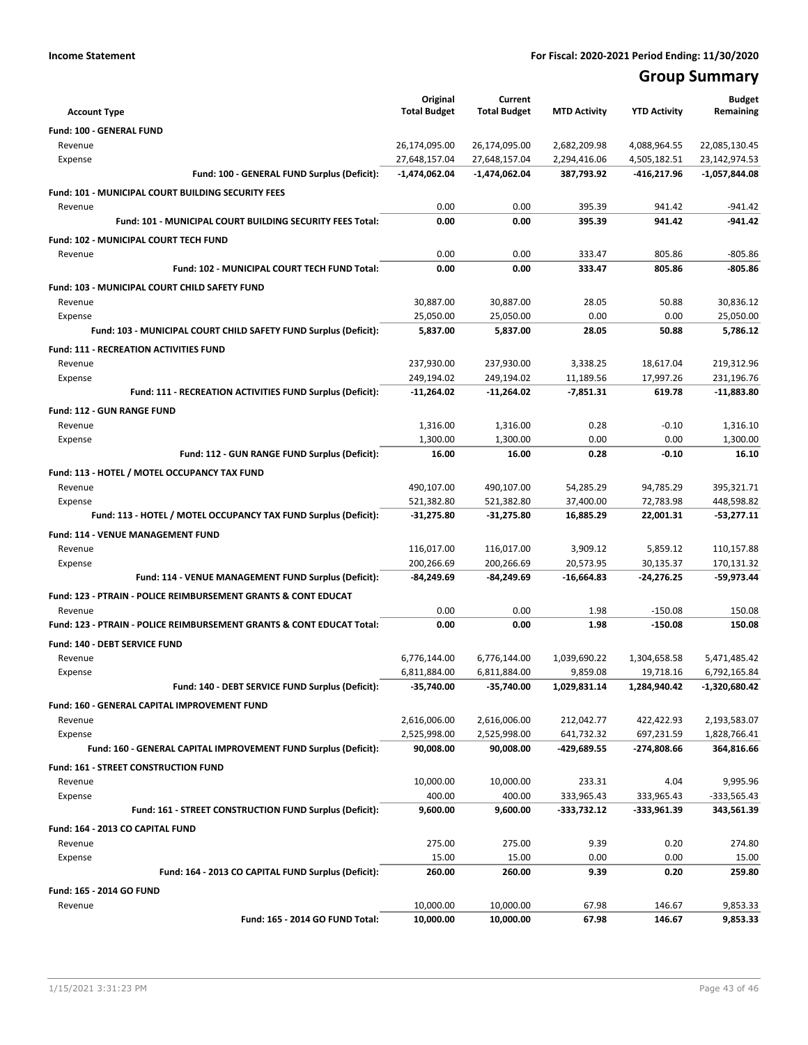**Income Statement** | **For Fiscal: 2020-2021 Period Ending: 11/30/2020**

# Group Summary

| Account Type | Original Total Budget | Current Total Budget | MTD Activity | YTD Activity | Budget Remaining |
|---|---|---|---|---|---|
| **Fund: 100 - GENERAL FUND** | | | | | |
| Revenue | 26,174,095.00 | 26,174,095.00 | 2,682,209.98 | 4,088,964.55 | 22,085,130.45 |
| Expense | 27,648,157.04 | 27,648,157.04 | 2,294,416.06 | 4,505,182.51 | 23,142,974.53 |
| **Fund: 100 - GENERAL FUND Surplus (Deficit):** | **-1,474,062.04** | **-1,474,062.04** | **387,793.92** | **-416,217.96** | **-1,057,844.08** |
| **Fund: 101 - MUNICIPAL COURT BUILDING SECURITY FEES** | | | | | |
| Revenue | 0.00 | 0.00 | 395.39 | 941.42 | -941.42 |
| **Fund: 101 - MUNICIPAL COURT BUILDING SECURITY FEES Total:** | **0.00** | **0.00** | **395.39** | **941.42** | **-941.42** |
| **Fund: 102 - MUNICIPAL COURT TECH FUND** | | | | | |
| Revenue | 0.00 | 0.00 | 333.47 | 805.86 | -805.86 |
| **Fund: 102 - MUNICIPAL COURT TECH FUND Total:** | **0.00** | **0.00** | **333.47** | **805.86** | **-805.86** |
| **Fund: 103 - MUNICIPAL COURT CHILD SAFETY FUND** | | | | | |
| Revenue | 30,887.00 | 30,887.00 | 28.05 | 50.88 | 30,836.12 |
| Expense | 25,050.00 | 25,050.00 | 0.00 | 0.00 | 25,050.00 |
| **Fund: 103 - MUNICIPAL COURT CHILD SAFETY FUND Surplus (Deficit):** | **5,837.00** | **5,837.00** | **28.05** | **50.88** | **5,786.12** |
| **Fund: 111 - RECREATION ACTIVITIES FUND** | | | | | |
| Revenue | 237,930.00 | 237,930.00 | 3,338.25 | 18,617.04 | 219,312.96 |
| Expense | 249,194.02 | 249,194.02 | 11,189.56 | 17,997.26 | 231,196.76 |
| **Fund: 111 - RECREATION ACTIVITIES FUND Surplus (Deficit):** | **-11,264.02** | **-11,264.02** | **-7,851.31** | **619.78** | **-11,883.80** |
| **Fund: 112 - GUN RANGE FUND** | | | | | |
| Revenue | 1,316.00 | 1,316.00 | 0.28 | -0.10 | 1,316.10 |
| Expense | 1,300.00 | 1,300.00 | 0.00 | 0.00 | 1,300.00 |
| **Fund: 112 - GUN RANGE FUND Surplus (Deficit):** | **16.00** | **16.00** | **0.28** | **-0.10** | **16.10** |
| **Fund: 113 - HOTEL / MOTEL OCCUPANCY TAX FUND** | | | | | |
| Revenue | 490,107.00 | 490,107.00 | 54,285.29 | 94,785.29 | 395,321.71 |
| Expense | 521,382.80 | 521,382.80 | 37,400.00 | 72,783.98 | 448,598.82 |
| **Fund: 113 - HOTEL / MOTEL OCCUPANCY TAX FUND Surplus (Deficit):** | **-31,275.80** | **-31,275.80** | **16,885.29** | **22,001.31** | **-53,277.11** |
| **Fund: 114 - VENUE MANAGEMENT FUND** | | | | | |
| Revenue | 116,017.00 | 116,017.00 | 3,909.12 | 5,859.12 | 110,157.88 |
| Expense | 200,266.69 | 200,266.69 | 20,573.95 | 30,135.37 | 170,131.32 |
| **Fund: 114 - VENUE MANAGEMENT FUND Surplus (Deficit):** | **-84,249.69** | **-84,249.69** | **-16,664.83** | **-24,276.25** | **-59,973.44** |
| **Fund: 123 - PTRAIN - POLICE REIMBURSEMENT GRANTS & CONT EDUCAT** | | | | | |
| Revenue | 0.00 | 0.00 | 1.98 | -150.08 | 150.08 |
| **Fund: 123 - PTRAIN - POLICE REIMBURSEMENT GRANTS & CONT EDUCAT Total:** | **0.00** | **0.00** | **1.98** | **-150.08** | **150.08** |
| **Fund: 140 - DEBT SERVICE FUND** | | | | | |
| Revenue | 6,776,144.00 | 6,776,144.00 | 1,039,690.22 | 1,304,658.58 | 5,471,485.42 |
| Expense | 6,811,884.00 | 6,811,884.00 | 9,859.08 | 19,718.16 | 6,792,165.84 |
| **Fund: 140 - DEBT SERVICE FUND Surplus (Deficit):** | **-35,740.00** | **-35,740.00** | **1,029,831.14** | **1,284,940.42** | **-1,320,680.42** |
| **Fund: 160 - GENERAL CAPITAL IMPROVEMENT FUND** | | | | | |
| Revenue | 2,616,006.00 | 2,616,006.00 | 212,042.77 | 422,422.93 | 2,193,583.07 |
| Expense | 2,525,998.00 | 2,525,998.00 | 641,732.32 | 697,231.59 | 1,828,766.41 |
| **Fund: 160 - GENERAL CAPITAL IMPROVEMENT FUND Surplus (Deficit):** | **90,008.00** | **90,008.00** | **-429,689.55** | **-274,808.66** | **364,816.66** |
| **Fund: 161 - STREET CONSTRUCTION FUND** | | | | | |
| Revenue | 10,000.00 | 10,000.00 | 233.31 | 4.04 | 9,995.96 |
| Expense | 400.00 | 400.00 | 333,965.43 | 333,965.43 | -333,565.43 |
| **Fund: 161 - STREET CONSTRUCTION FUND Surplus (Deficit):** | **9,600.00** | **9,600.00** | **-333,732.12** | **-333,961.39** | **343,561.39** |
| **Fund: 164 - 2013 CO CAPITAL FUND** | | | | | |
| Revenue | 275.00 | 275.00 | 9.39 | 0.20 | 274.80 |
| Expense | 15.00 | 15.00 | 0.00 | 0.00 | 15.00 |
| **Fund: 164 - 2013 CO CAPITAL FUND Surplus (Deficit):** | **260.00** | **260.00** | **9.39** | **0.20** | **259.80** |
| **Fund: 165 - 2014 GO FUND** | | | | | |
| Revenue | 10,000.00 | 10,000.00 | 67.98 | 146.67 | 9,853.33 |
| **Fund: 165 - 2014 GO FUND Total:** | **10,000.00** | **10,000.00** | **67.98** | **146.67** | **9,853.33** |

1/15/2021 3:31:23 PM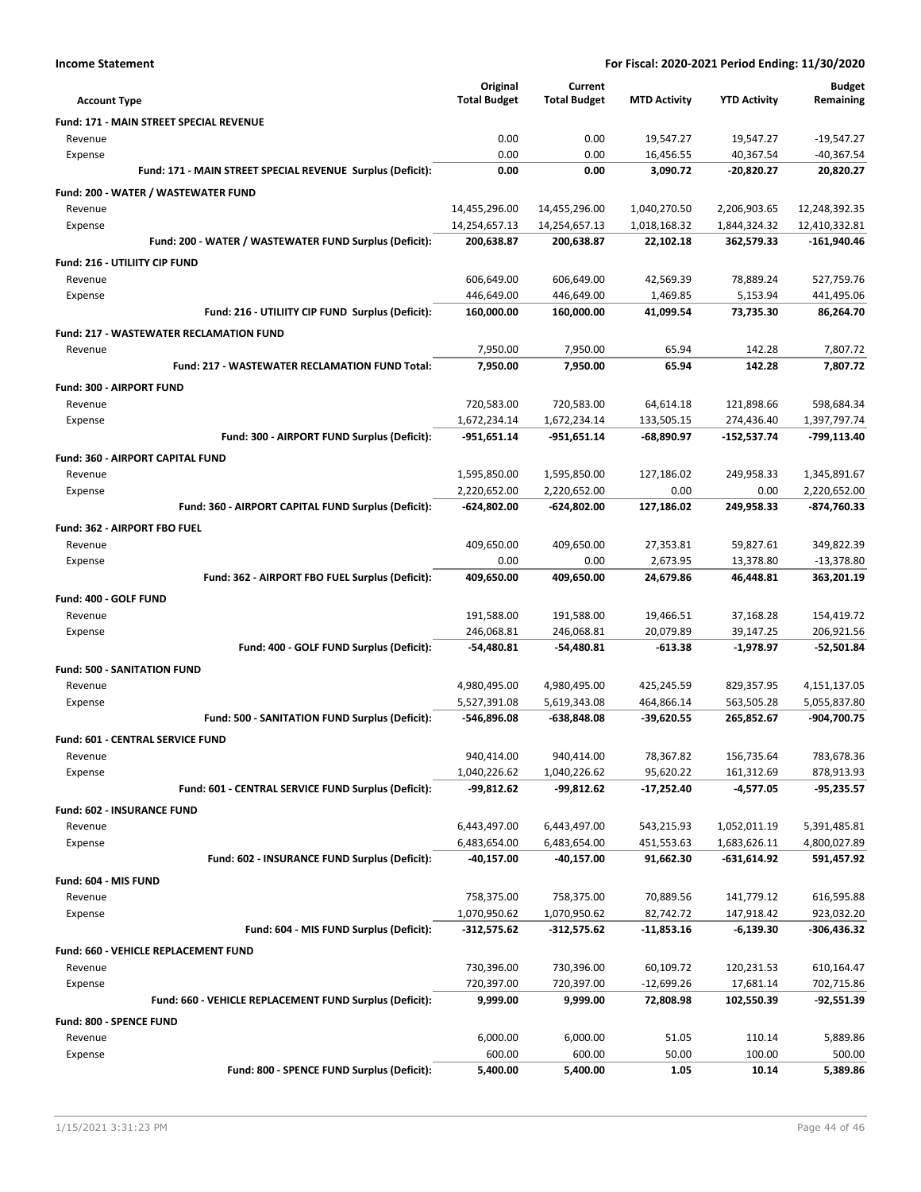**Income Statement** **For Fiscal: 2020-2021 Period Ending: 11/30/2020**

| Account Type | Original Total Budget | Current Total Budget | MTD Activity | YTD Activity | Budget Remaining |
|---|---|---|---|---|---|
| **Fund: 171 - MAIN STREET SPECIAL REVENUE** | | | | | |
| Revenue | 0.00 | 0.00 | 19,547.27 | 19,547.27 | -19,547.27 |
| Expense | 0.00 | 0.00 | 16,456.55 | 40,367.54 | -40,367.54 |
| **Fund: 171 - MAIN STREET SPECIAL REVENUE Surplus (Deficit):** | **0.00** | **0.00** | **3,090.72** | **-20,820.27** | **20,820.27** |
| **Fund: 200 - WATER / WASTEWATER FUND** | | | | | |
| Revenue | 14,455,296.00 | 14,455,296.00 | 1,040,270.50 | 2,206,903.65 | 12,248,392.35 |
| Expense | 14,254,657.13 | 14,254,657.13 | 1,018,168.32 | 1,844,324.32 | 12,410,332.81 |
| **Fund: 200 - WATER / WASTEWATER FUND Surplus (Deficit):** | **200,638.87** | **200,638.87** | **22,102.18** | **362,579.33** | **-161,940.46** |
| **Fund: 216 - UTILIITY CIP FUND** | | | | | |
| Revenue | 606,649.00 | 606,649.00 | 42,569.39 | 78,889.24 | 527,759.76 |
| Expense | 446,649.00 | 446,649.00 | 1,469.85 | 5,153.94 | 441,495.06 |
| **Fund: 216 - UTILIITY CIP FUND Surplus (Deficit):** | **160,000.00** | **160,000.00** | **41,099.54** | **73,735.30** | **86,264.70** |
| **Fund: 217 - WASTEWATER RECLAMATION FUND** | | | | | |
| Revenue | 7,950.00 | 7,950.00 | 65.94 | 142.28 | 7,807.72 |
| **Fund: 217 - WASTEWATER RECLAMATION FUND Total:** | **7,950.00** | **7,950.00** | **65.94** | **142.28** | **7,807.72** |
| **Fund: 300 - AIRPORT FUND** | | | | | |
| Revenue | 720,583.00 | 720,583.00 | 64,614.18 | 121,898.66 | 598,684.34 |
| Expense | 1,672,234.14 | 1,672,234.14 | 133,505.15 | 274,436.40 | 1,397,797.74 |
| **Fund: 300 - AIRPORT FUND Surplus (Deficit):** | **-951,651.14** | **-951,651.14** | **-68,890.97** | **-152,537.74** | **-799,113.40** |
| **Fund: 360 - AIRPORT CAPITAL FUND** | | | | | |
| Revenue | 1,595,850.00 | 1,595,850.00 | 127,186.02 | 249,958.33 | 1,345,891.67 |
| Expense | 2,220,652.00 | 2,220,652.00 | 0.00 | 0.00 | 2,220,652.00 |
| **Fund: 360 - AIRPORT CAPITAL FUND Surplus (Deficit):** | **-624,802.00** | **-624,802.00** | **127,186.02** | **249,958.33** | **-874,760.33** |
| **Fund: 362 - AIRPORT FBO FUEL** | | | | | |
| Revenue | 409,650.00 | 409,650.00 | 27,353.81 | 59,827.61 | 349,822.39 |
| Expense | 0.00 | 0.00 | 2,673.95 | 13,378.80 | -13,378.80 |
| **Fund: 362 - AIRPORT FBO FUEL Surplus (Deficit):** | **409,650.00** | **409,650.00** | **24,679.86** | **46,448.81** | **363,201.19** |
| **Fund: 400 - GOLF FUND** | | | | | |
| Revenue | 191,588.00 | 191,588.00 | 19,466.51 | 37,168.28 | 154,419.72 |
| Expense | 246,068.81 | 246,068.81 | 20,079.89 | 39,147.25 | 206,921.56 |
| **Fund: 400 - GOLF FUND Surplus (Deficit):** | **-54,480.81** | **-54,480.81** | **-613.38** | **-1,978.97** | **-52,501.84** |
| **Fund: 500 - SANITATION FUND** | | | | | |
| Revenue | 4,980,495.00 | 4,980,495.00 | 425,245.59 | 829,357.95 | 4,151,137.05 |
| Expense | 5,527,391.08 | 5,619,343.08 | 464,866.14 | 563,505.28 | 5,055,837.80 |
| **Fund: 500 - SANITATION FUND Surplus (Deficit):** | **-546,896.08** | **-638,848.08** | **-39,620.55** | **265,852.67** | **-904,700.75** |
| **Fund: 601 - CENTRAL SERVICE FUND** | | | | | |
| Revenue | 940,414.00 | 940,414.00 | 78,367.82 | 156,735.64 | 783,678.36 |
| Expense | 1,040,226.62 | 1,040,226.62 | 95,620.22 | 161,312.69 | 878,913.93 |
| **Fund: 601 - CENTRAL SERVICE FUND Surplus (Deficit):** | **-99,812.62** | **-99,812.62** | **-17,252.40** | **-4,577.05** | **-95,235.57** |
| **Fund: 602 - INSURANCE FUND** | | | | | |
| Revenue | 6,443,497.00 | 6,443,497.00 | 543,215.93 | 1,052,011.19 | 5,391,485.81 |
| Expense | 6,483,654.00 | 6,483,654.00 | 451,553.63 | 1,683,626.11 | 4,800,027.89 |
| **Fund: 602 - INSURANCE FUND Surplus (Deficit):** | **-40,157.00** | **-40,157.00** | **91,662.30** | **-631,614.92** | **591,457.92** |
| **Fund: 604 - MIS FUND** | | | | | |
| Revenue | 758,375.00 | 758,375.00 | 70,889.56 | 141,779.12 | 616,595.88 |
| Expense | 1,070,950.62 | 1,070,950.62 | 82,742.72 | 147,918.42 | 923,032.20 |
| **Fund: 604 - MIS FUND Surplus (Deficit):** | **-312,575.62** | **-312,575.62** | **-11,853.16** | **-6,139.30** | **-306,436.32** |
| **Fund: 660 - VEHICLE REPLACEMENT FUND** | | | | | |
| Revenue | 730,396.00 | 730,396.00 | 60,109.72 | 120,231.53 | 610,164.47 |
| Expense | 720,397.00 | 720,397.00 | -12,699.26 | 17,681.14 | 702,715.86 |
| **Fund: 660 - VEHICLE REPLACEMENT FUND Surplus (Deficit):** | **9,999.00** | **9,999.00** | **72,808.98** | **102,550.39** | **-92,551.39** |
| **Fund: 800 - SPENCE FUND** | | | | | |
| Revenue | 6,000.00 | 6,000.00 | 51.05 | 110.14 | 5,889.86 |
| Expense | 600.00 | 600.00 | 50.00 | 100.00 | 500.00 |
| **Fund: 800 - SPENCE FUND Surplus (Deficit):** | **5,400.00** | **5,400.00** | **1.05** | **10.14** | **5,389.86** |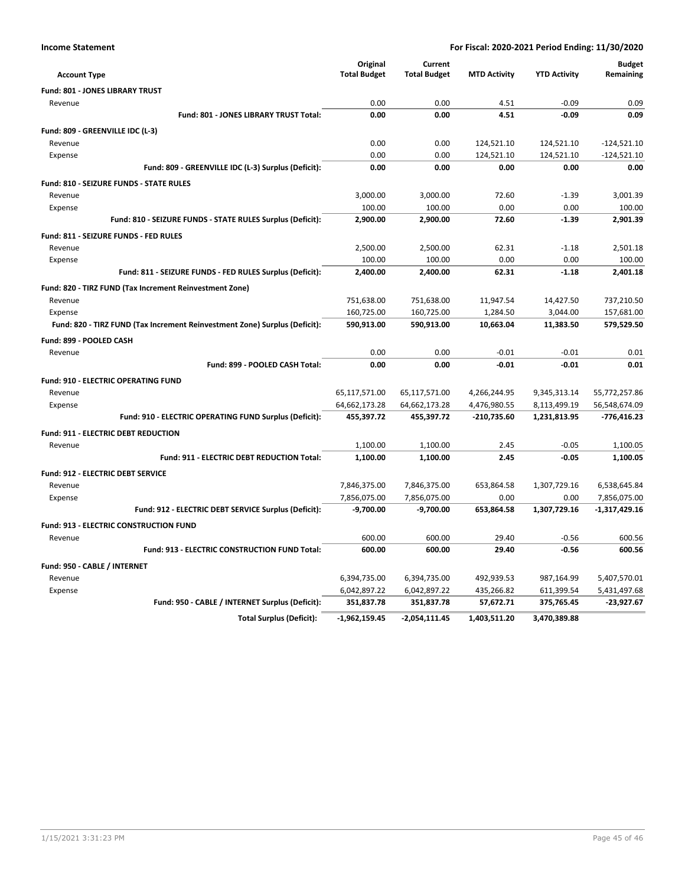**Income Statement** — **For Fiscal: 2020-2021 Period Ending: 11/30/2020**

| Account Type | Original Total Budget | Current Total Budget | MTD Activity | YTD Activity | Budget Remaining |
|---|---|---|---|---|---|
| **Fund: 801 - JONES LIBRARY TRUST** | | | | | |
| Revenue | 0.00 | 0.00 | 4.51 | -0.09 | 0.09 |
| **Fund: 801 - JONES LIBRARY TRUST Total:** | **0.00** | **0.00** | **4.51** | **-0.09** | **0.09** |
| **Fund: 809 - GREENVILLE IDC (L-3)** | | | | | |
| Revenue | 0.00 | 0.00 | 124,521.10 | 124,521.10 | -124,521.10 |
| Expense | 0.00 | 0.00 | 124,521.10 | 124,521.10 | -124,521.10 |
| **Fund: 809 - GREENVILLE IDC (L-3) Surplus (Deficit):** | **0.00** | **0.00** | **0.00** | **0.00** | **0.00** |
| **Fund: 810 - SEIZURE FUNDS - STATE RULES** | | | | | |
| Revenue | 3,000.00 | 3,000.00 | 72.60 | -1.39 | 3,001.39 |
| Expense | 100.00 | 100.00 | 0.00 | 0.00 | 100.00 |
| **Fund: 810 - SEIZURE FUNDS - STATE RULES Surplus (Deficit):** | **2,900.00** | **2,900.00** | **72.60** | **-1.39** | **2,901.39** |
| **Fund: 811 - SEIZURE FUNDS - FED RULES** | | | | | |
| Revenue | 2,500.00 | 2,500.00 | 62.31 | -1.18 | 2,501.18 |
| Expense | 100.00 | 100.00 | 0.00 | 0.00 | 100.00 |
| **Fund: 811 - SEIZURE FUNDS - FED RULES Surplus (Deficit):** | **2,400.00** | **2,400.00** | **62.31** | **-1.18** | **2,401.18** |
| **Fund: 820 - TIRZ FUND (Tax Increment Reinvestment Zone)** | | | | | |
| Revenue | 751,638.00 | 751,638.00 | 11,947.54 | 14,427.50 | 737,210.50 |
| Expense | 160,725.00 | 160,725.00 | 1,284.50 | 3,044.00 | 157,681.00 |
| **Fund: 820 - TIRZ FUND (Tax Increment Reinvestment Zone) Surplus (Deficit):** | **590,913.00** | **590,913.00** | **10,663.04** | **11,383.50** | **579,529.50** |
| **Fund: 899 - POOLED CASH** | | | | | |
| Revenue | 0.00 | 0.00 | -0.01 | -0.01 | 0.01 |
| **Fund: 899 - POOLED CASH Total:** | **0.00** | **0.00** | **-0.01** | **-0.01** | **0.01** |
| **Fund: 910 - ELECTRIC OPERATING FUND** | | | | | |
| Revenue | 65,117,571.00 | 65,117,571.00 | 4,266,244.95 | 9,345,313.14 | 55,772,257.86 |
| Expense | 64,662,173.28 | 64,662,173.28 | 4,476,980.55 | 8,113,499.19 | 56,548,674.09 |
| **Fund: 910 - ELECTRIC OPERATING FUND Surplus (Deficit):** | **455,397.72** | **455,397.72** | **-210,735.60** | **1,231,813.95** | **-776,416.23** |
| **Fund: 911 - ELECTRIC DEBT REDUCTION** | | | | | |
| Revenue | 1,100.00 | 1,100.00 | 2.45 | -0.05 | 1,100.05 |
| **Fund: 911 - ELECTRIC DEBT REDUCTION Total:** | **1,100.00** | **1,100.00** | **2.45** | **-0.05** | **1,100.05** |
| **Fund: 912 - ELECTRIC DEBT SERVICE** | | | | | |
| Revenue | 7,846,375.00 | 7,846,375.00 | 653,864.58 | 1,307,729.16 | 6,538,645.84 |
| Expense | 7,856,075.00 | 7,856,075.00 | 0.00 | 0.00 | 7,856,075.00 |
| **Fund: 912 - ELECTRIC DEBT SERVICE Surplus (Deficit):** | **-9,700.00** | **-9,700.00** | **653,864.58** | **1,307,729.16** | **-1,317,429.16** |
| **Fund: 913 - ELECTRIC CONSTRUCTION FUND** | | | | | |
| Revenue | 600.00 | 600.00 | 29.40 | -0.56 | 600.56 |
| **Fund: 913 - ELECTRIC CONSTRUCTION FUND Total:** | **600.00** | **600.00** | **29.40** | **-0.56** | **600.56** |
| **Fund: 950 - CABLE / INTERNET** | | | | | |
| Revenue | 6,394,735.00 | 6,394,735.00 | 492,939.53 | 987,164.99 | 5,407,570.01 |
| Expense | 6,042,897.22 | 6,042,897.22 | 435,266.82 | 611,399.54 | 5,431,497.68 |
| **Fund: 950 - CABLE / INTERNET Surplus (Deficit):** | **351,837.78** | **351,837.78** | **57,672.71** | **375,765.45** | **-23,927.67** |
| **Total Surplus (Deficit):** | **-1,962,159.45** | **-2,054,111.45** | **1,403,511.20** | **3,470,389.88** | |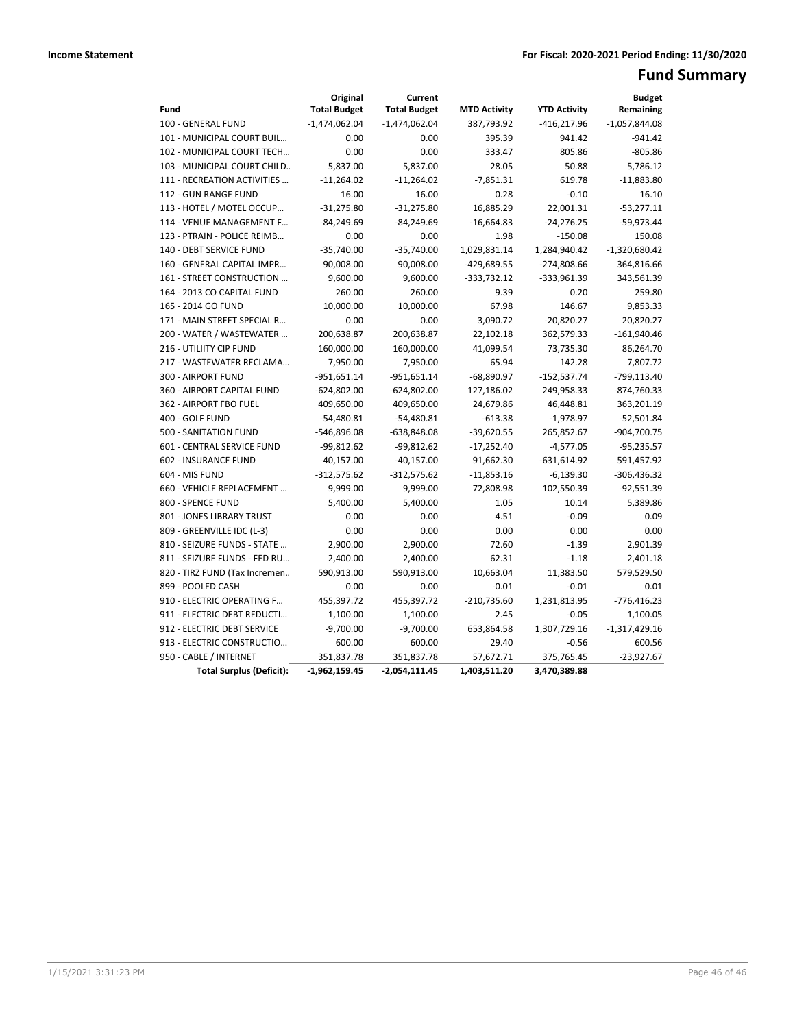**Income Statement** **For Fiscal: 2020-2021 Period Ending: 11/30/2020**

# Fund Summary

| Fund | Original Total Budget | Current Total Budget | MTD Activity | YTD Activity | Budget Remaining |
|---|---|---|---|---|---|
| 100 - GENERAL FUND | -1,474,062.04 | -1,474,062.04 | 387,793.92 | -416,217.96 | -1,057,844.08 |
| 101 - MUNICIPAL COURT BUIL… | 0.00 | 0.00 | 395.39 | 941.42 | -941.42 |
| 102 - MUNICIPAL COURT TECH… | 0.00 | 0.00 | 333.47 | 805.86 | -805.86 |
| 103 - MUNICIPAL COURT CHILD.. | 5,837.00 | 5,837.00 | 28.05 | 50.88 | 5,786.12 |
| 111 - RECREATION ACTIVITIES … | -11,264.02 | -11,264.02 | -7,851.31 | 619.78 | -11,883.80 |
| 112 - GUN RANGE FUND | 16.00 | 16.00 | 0.28 | -0.10 | 16.10 |
| 113 - HOTEL / MOTEL OCCUP… | -31,275.80 | -31,275.80 | 16,885.29 | 22,001.31 | -53,277.11 |
| 114 - VENUE MANAGEMENT F… | -84,249.69 | -84,249.69 | -16,664.83 | -24,276.25 | -59,973.44 |
| 123 - PTRAIN - POLICE REIMB… | 0.00 | 0.00 | 1.98 | -150.08 | 150.08 |
| 140 - DEBT SERVICE FUND | -35,740.00 | -35,740.00 | 1,029,831.14 | 1,284,940.42 | -1,320,680.42 |
| 160 - GENERAL CAPITAL IMPR… | 90,008.00 | 90,008.00 | -429,689.55 | -274,808.66 | 364,816.66 |
| 161 - STREET CONSTRUCTION … | 9,600.00 | 9,600.00 | -333,732.12 | -333,961.39 | 343,561.39 |
| 164 - 2013 CO CAPITAL FUND | 260.00 | 260.00 | 9.39 | 0.20 | 259.80 |
| 165 - 2014 GO FUND | 10,000.00 | 10,000.00 | 67.98 | 146.67 | 9,853.33 |
| 171 - MAIN STREET SPECIAL R… | 0.00 | 0.00 | 3,090.72 | -20,820.27 | 20,820.27 |
| 200 - WATER / WASTEWATER … | 200,638.87 | 200,638.87 | 22,102.18 | 362,579.33 | -161,940.46 |
| 216 - UTILIITY CIP FUND | 160,000.00 | 160,000.00 | 41,099.54 | 73,735.30 | 86,264.70 |
| 217 - WASTEWATER RECLAMA… | 7,950.00 | 7,950.00 | 65.94 | 142.28 | 7,807.72 |
| 300 - AIRPORT FUND | -951,651.14 | -951,651.14 | -68,890.97 | -152,537.74 | -799,113.40 |
| 360 - AIRPORT CAPITAL FUND | -624,802.00 | -624,802.00 | 127,186.02 | 249,958.33 | -874,760.33 |
| 362 - AIRPORT FBO FUEL | 409,650.00 | 409,650.00 | 24,679.86 | 46,448.81 | 363,201.19 |
| 400 - GOLF FUND | -54,480.81 | -54,480.81 | -613.38 | -1,978.97 | -52,501.84 |
| 500 - SANITATION FUND | -546,896.08 | -638,848.08 | -39,620.55 | 265,852.67 | -904,700.75 |
| 601 - CENTRAL SERVICE FUND | -99,812.62 | -99,812.62 | -17,252.40 | -4,577.05 | -95,235.57 |
| 602 - INSURANCE FUND | -40,157.00 | -40,157.00 | 91,662.30 | -631,614.92 | 591,457.92 |
| 604 - MIS FUND | -312,575.62 | -312,575.62 | -11,853.16 | -6,139.30 | -306,436.32 |
| 660 - VEHICLE REPLACEMENT … | 9,999.00 | 9,999.00 | 72,808.98 | 102,550.39 | -92,551.39 |
| 800 - SPENCE FUND | 5,400.00 | 5,400.00 | 1.05 | 10.14 | 5,389.86 |
| 801 - JONES LIBRARY TRUST | 0.00 | 0.00 | 4.51 | -0.09 | 0.09 |
| 809 - GREENVILLE IDC (L-3) | 0.00 | 0.00 | 0.00 | 0.00 | 0.00 |
| 810 - SEIZURE FUNDS - STATE … | 2,900.00 | 2,900.00 | 72.60 | -1.39 | 2,901.39 |
| 811 - SEIZURE FUNDS - FED RU… | 2,400.00 | 2,400.00 | 62.31 | -1.18 | 2,401.18 |
| 820 - TIRZ FUND (Tax Incremen.. | 590,913.00 | 590,913.00 | 10,663.04 | 11,383.50 | 579,529.50 |
| 899 - POOLED CASH | 0.00 | 0.00 | -0.01 | -0.01 | 0.01 |
| 910 - ELECTRIC OPERATING F… | 455,397.72 | 455,397.72 | -210,735.60 | 1,231,813.95 | -776,416.23 |
| 911 - ELECTRIC DEBT REDUCTI… | 1,100.00 | 1,100.00 | 2.45 | -0.05 | 1,100.05 |
| 912 - ELECTRIC DEBT SERVICE | -9,700.00 | -9,700.00 | 653,864.58 | 1,307,729.16 | -1,317,429.16 |
| 913 - ELECTRIC CONSTRUCTIO… | 600.00 | 600.00 | 29.40 | -0.56 | 600.56 |
| 950 - CABLE / INTERNET | 351,837.78 | 351,837.78 | 57,672.71 | 375,765.45 | -23,927.67 |
| **Total Surplus (Deficit):** | **-1,962,159.45** | **-2,054,111.45** | **1,403,511.20** | **3,470,389.88** | |